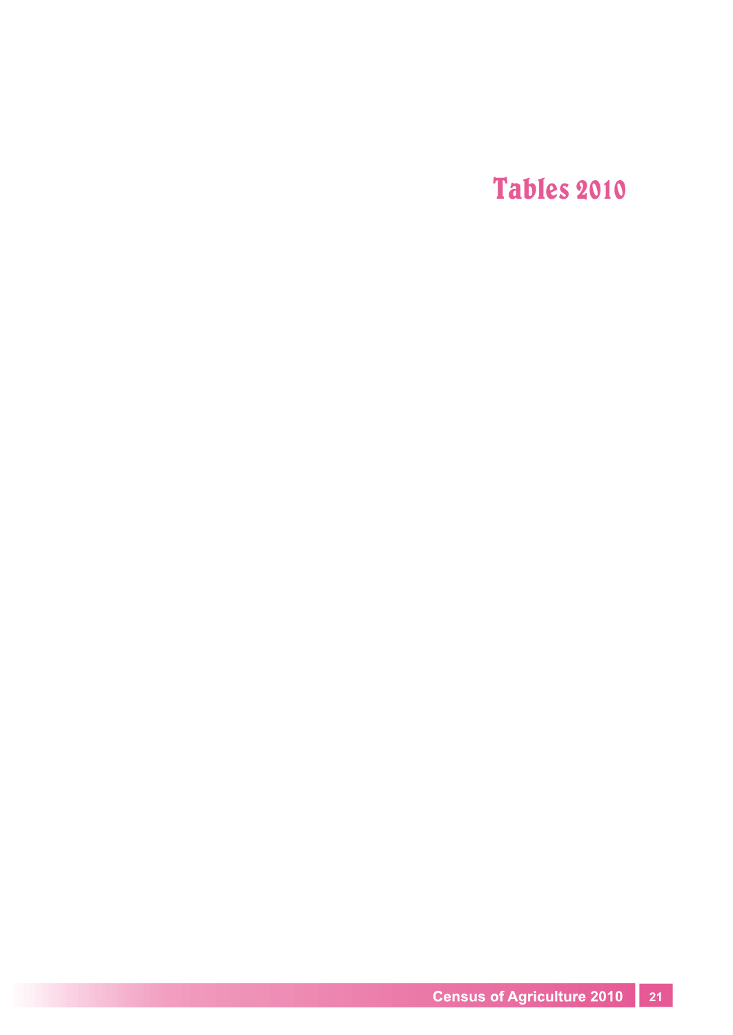# Tables 2010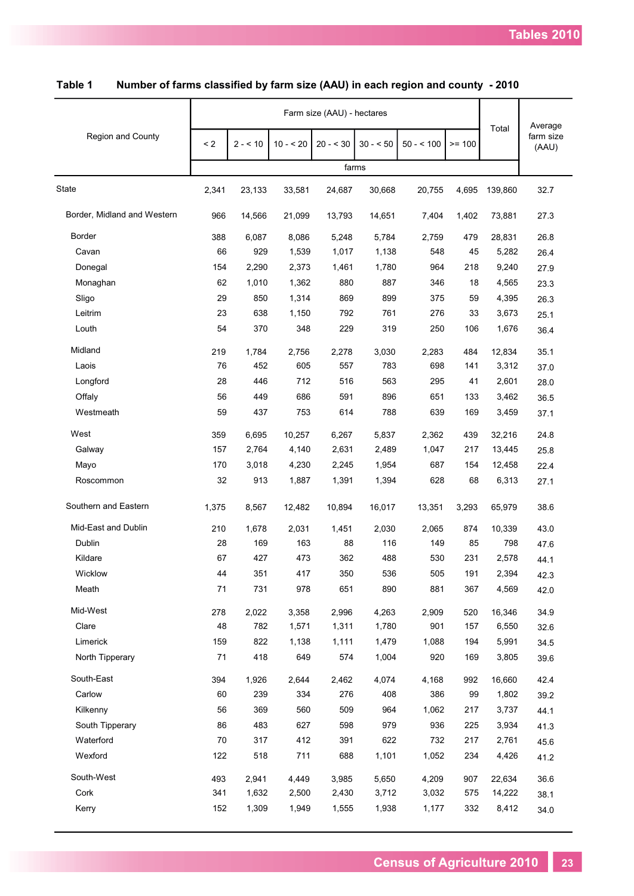**Table 1 Number of farms classified by farm size (AAU) in each region and county - 2010**

| Region and County | Farm size (AAU) - hectares | | | | | | | Total | Average farm size (AAU) |
|---|---|---|---|---|---|---|---|---|---|
| | < 2 | 2 - < 10 | 10 - < 20 | 20 - < 30 | 30 - < 50 | 50 - < 100 | >= 100 | | |
| | farms | | | | | | | | |
| State | 2,341 | 23,133 | 33,581 | 24,687 | 30,668 | 20,755 | 4,695 | 139,860 | 32.7 |
| Border, Midland and Western | 966 | 14,566 | 21,099 | 13,793 | 14,651 | 7,404 | 1,402 | 73,881 | 27.3 |
| Border | 388 | 6,087 | 8,086 | 5,248 | 5,784 | 2,759 | 479 | 28,831 | 26.8 |
| Cavan | 66 | 929 | 1,539 | 1,017 | 1,138 | 548 | 45 | 5,282 | 26.4 |
| Donegal | 154 | 2,290 | 2,373 | 1,461 | 1,780 | 964 | 218 | 9,240 | 27.9 |
| Monaghan | 62 | 1,010 | 1,362 | 880 | 887 | 346 | 18 | 4,565 | 23.3 |
| Sligo | 29 | 850 | 1,314 | 869 | 899 | 375 | 59 | 4,395 | 26.3 |
| Leitrim | 23 | 638 | 1,150 | 792 | 761 | 276 | 33 | 3,673 | 25.1 |
| Louth | 54 | 370 | 348 | 229 | 319 | 250 | 106 | 1,676 | 36.4 |
| Midland | 219 | 1,784 | 2,756 | 2,278 | 3,030 | 2,283 | 484 | 12,834 | 35.1 |
| Laois | 76 | 452 | 605 | 557 | 783 | 698 | 141 | 3,312 | 37.0 |
| Longford | 28 | 446 | 712 | 516 | 563 | 295 | 41 | 2,601 | 28.0 |
| Offaly | 56 | 449 | 686 | 591 | 896 | 651 | 133 | 3,462 | 36.5 |
| Westmeath | 59 | 437 | 753 | 614 | 788 | 639 | 169 | 3,459 | 37.1 |
| West | 359 | 6,695 | 10,257 | 6,267 | 5,837 | 2,362 | 439 | 32,216 | 24.8 |
| Galway | 157 | 2,764 | 4,140 | 2,631 | 2,489 | 1,047 | 217 | 13,445 | 25.8 |
| Mayo | 170 | 3,018 | 4,230 | 2,245 | 1,954 | 687 | 154 | 12,458 | 22.4 |
| Roscommon | 32 | 913 | 1,887 | 1,391 | 1,394 | 628 | 68 | 6,313 | 27.1 |
| Southern and Eastern | 1,375 | 8,567 | 12,482 | 10,894 | 16,017 | 13,351 | 3,293 | 65,979 | 38.6 |
| Mid-East and Dublin | 210 | 1,678 | 2,031 | 1,451 | 2,030 | 2,065 | 874 | 10,339 | 43.0 |
| Dublin | 28 | 169 | 163 | 88 | 116 | 149 | 85 | 798 | 47.6 |
| Kildare | 67 | 427 | 473 | 362 | 488 | 530 | 231 | 2,578 | 44.1 |
| Wicklow | 44 | 351 | 417 | 350 | 536 | 505 | 191 | 2,394 | 42.3 |
| Meath | 71 | 731 | 978 | 651 | 890 | 881 | 367 | 4,569 | 42.0 |
| Mid-West | 278 | 2,022 | 3,358 | 2,996 | 4,263 | 2,909 | 520 | 16,346 | 34.9 |
| Clare | 48 | 782 | 1,571 | 1,311 | 1,780 | 901 | 157 | 6,550 | 32.6 |
| Limerick | 159 | 822 | 1,138 | 1,111 | 1,479 | 1,088 | 194 | 5,991 | 34.5 |
| North Tipperary | 71 | 418 | 649 | 574 | 1,004 | 920 | 169 | 3,805 | 39.6 |
| South-East | 394 | 1,926 | 2,644 | 2,462 | 4,074 | 4,168 | 992 | 16,660 | 42.4 |
| Carlow | 60 | 239 | 334 | 276 | 408 | 386 | 99 | 1,802 | 39.2 |
| Kilkenny | 56 | 369 | 560 | 509 | 964 | 1,062 | 217 | 3,737 | 44.1 |
| South Tipperary | 86 | 483 | 627 | 598 | 979 | 936 | 225 | 3,934 | 41.3 |
| Waterford | 70 | 317 | 412 | 391 | 622 | 732 | 217 | 2,761 | 45.6 |
| Wexford | 122 | 518 | 711 | 688 | 1,101 | 1,052 | 234 | 4,426 | 41.2 |
| South-West | 493 | 2,941 | 4,449 | 3,985 | 5,650 | 4,209 | 907 | 22,634 | 36.6 |
| Cork | 341 | 1,632 | 2,500 | 2,430 | 3,712 | 3,032 | 575 | 14,222 | 38.1 |
| Kerry | 152 | 1,309 | 1,949 | 1,555 | 1,938 | 1,177 | 332 | 8,412 | 34.0 |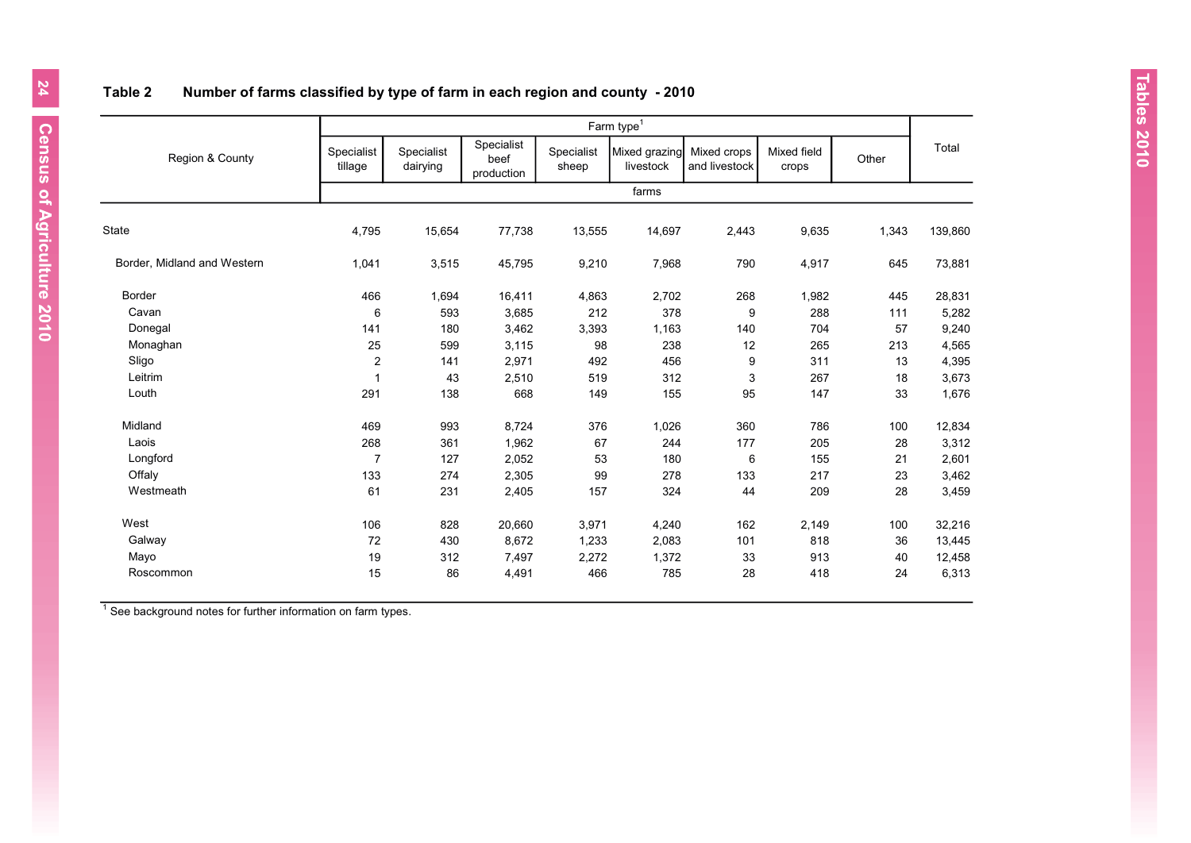## Table 2 Number of farms classified by type of farm in each region and county - 2010

| Region & County | Farm type[1] | | | | | | | | Total |
|---|---|---|---|---|---|---|---|---|---|
| | Specialist tillage | Specialist dairying | Specialist beef production | Specialist sheep | Mixed grazing livestock | Mixed crops and livestock | Mixed field crops | Other | |
| | farms | | | | | | | | |
| State | 4,795 | 15,654 | 77,738 | 13,555 | 14,697 | 2,443 | 9,635 | 1,343 | 139,860 |
| Border, Midland and Western | 1,041 | 3,515 | 45,795 | 9,210 | 7,968 | 790 | 4,917 | 645 | 73,881 |
| Border | 466 | 1,694 | 16,411 | 4,863 | 2,702 | 268 | 1,982 | 445 | 28,831 |
| Cavan | 6 | 593 | 3,685 | 212 | 378 | 9 | 288 | 111 | 5,282 |
| Donegal | 141 | 180 | 3,462 | 3,393 | 1,163 | 140 | 704 | 57 | 9,240 |
| Monaghan | 25 | 599 | 3,115 | 98 | 238 | 12 | 265 | 213 | 4,565 |
| Sligo | 2 | 141 | 2,971 | 492 | 456 | 9 | 311 | 13 | 4,395 |
| Leitrim | 1 | 43 | 2,510 | 519 | 312 | 3 | 267 | 18 | 3,673 |
| Louth | 291 | 138 | 668 | 149 | 155 | 95 | 147 | 33 | 1,676 |
| Midland | 469 | 993 | 8,724 | 376 | 1,026 | 360 | 786 | 100 | 12,834 |
| Laois | 268 | 361 | 1,962 | 67 | 244 | 177 | 205 | 28 | 3,312 |
| Longford | 7 | 127 | 2,052 | 53 | 180 | 6 | 155 | 21 | 2,601 |
| Offaly | 133 | 274 | 2,305 | 99 | 278 | 133 | 217 | 23 | 3,462 |
| Westmeath | 61 | 231 | 2,405 | 157 | 324 | 44 | 209 | 28 | 3,459 |
| West | 106 | 828 | 20,660 | 3,971 | 4,240 | 162 | 2,149 | 100 | 32,216 |
| Galway | 72 | 430 | 8,672 | 1,233 | 2,083 | 101 | 818 | 36 | 13,445 |
| Mayo | 19 | 312 | 7,497 | 2,272 | 1,372 | 33 | 913 | 40 | 12,458 |
| Roscommon | 15 | 86 | 4,491 | 466 | 785 | 28 | 418 | 24 | 6,313 |

[1] See background notes for further information on farm types.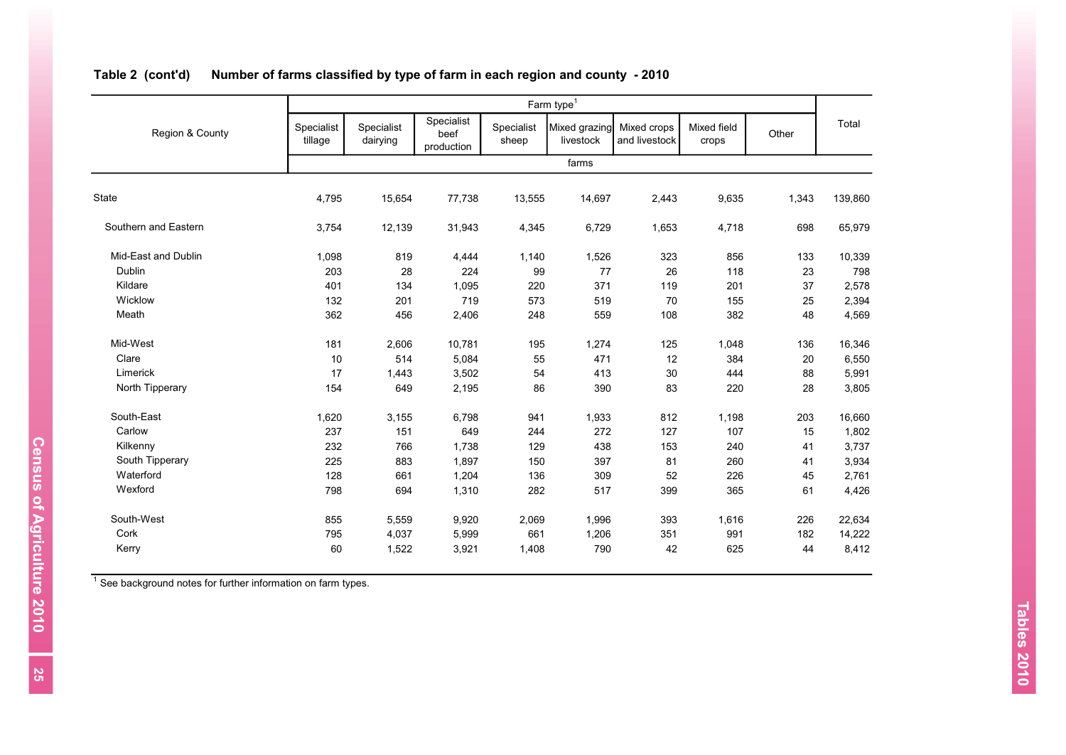**Table 2 (cont'd) Number of farms classified by type of farm in each region and county - 2010**

| Region & County | Farm type[1] | | | | | | | | Total |
|---|---|---|---|---|---|---|---|---|---|
| | Specialist tillage | Specialist dairying | Specialist beef production | Specialist sheep | Mixed grazing livestock | Mixed crops and livestock | Mixed field crops | Other | |
| | farms | | | | | | | | |
| State | 4,795 | 15,654 | 77,738 | 13,555 | 14,697 | 2,443 | 9,635 | 1,343 | 139,860 |
| Southern and Eastern | 3,754 | 12,139 | 31,943 | 4,345 | 6,729 | 1,653 | 4,718 | 698 | 65,979 |
| Mid-East and Dublin | 1,098 | 819 | 4,444 | 1,140 | 1,526 | 323 | 856 | 133 | 10,339 |
| Dublin | 203 | 28 | 224 | 99 | 77 | 26 | 118 | 23 | 798 |
| Kildare | 401 | 134 | 1,095 | 220 | 371 | 119 | 201 | 37 | 2,578 |
| Wicklow | 132 | 201 | 719 | 573 | 519 | 70 | 155 | 25 | 2,394 |
| Meath | 362 | 456 | 2,406 | 248 | 559 | 108 | 382 | 48 | 4,569 |
| Mid-West | 181 | 2,606 | 10,781 | 195 | 1,274 | 125 | 1,048 | 136 | 16,346 |
| Clare | 10 | 514 | 5,084 | 55 | 471 | 12 | 384 | 20 | 6,550 |
| Limerick | 17 | 1,443 | 3,502 | 54 | 413 | 30 | 444 | 88 | 5,991 |
| North Tipperary | 154 | 649 | 2,195 | 86 | 390 | 83 | 220 | 28 | 3,805 |
| South-East | 1,620 | 3,155 | 6,798 | 941 | 1,933 | 812 | 1,198 | 203 | 16,660 |
| Carlow | 237 | 151 | 649 | 244 | 272 | 127 | 107 | 15 | 1,802 |
| Kilkenny | 232 | 766 | 1,738 | 129 | 438 | 153 | 240 | 41 | 3,737 |
| South Tipperary | 225 | 883 | 1,897 | 150 | 397 | 81 | 260 | 41 | 3,934 |
| Waterford | 128 | 661 | 1,204 | 136 | 309 | 52 | 226 | 45 | 2,761 |
| Wexford | 798 | 694 | 1,310 | 282 | 517 | 399 | 365 | 61 | 4,426 |
| South-West | 855 | 5,559 | 9,920 | 2,069 | 1,996 | 393 | 1,616 | 226 | 22,634 |
| Cork | 795 | 4,037 | 5,999 | 661 | 1,206 | 351 | 991 | 182 | 14,222 |
| Kerry | 60 | 1,522 | 3,921 | 1,408 | 790 | 42 | 625 | 44 | 8,412 |

[1] See background notes for further information on farm types.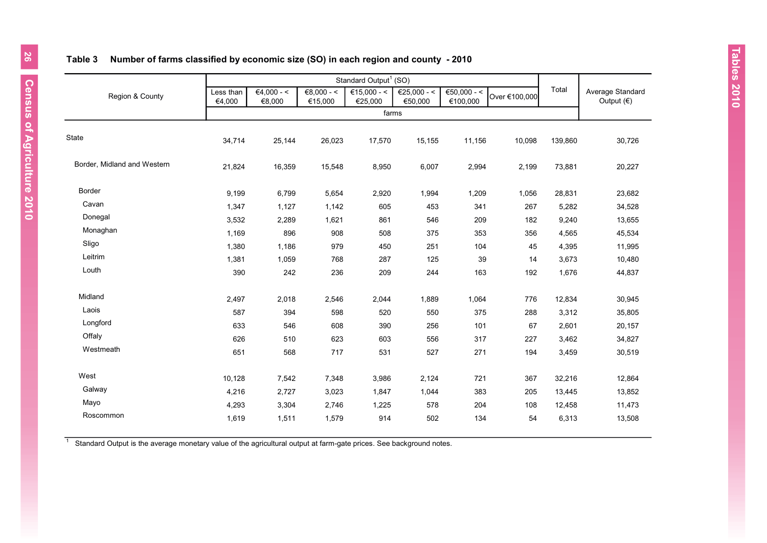## Table 3 Number of farms classified by economic size (SO) in each region and county - 2010

| Region & County | Standard Output[1] (SO) | | | | | | | Total | Average Standard Output (€) |
|---|---|---|---|---|---|---|---|---|---|
| | Less than €4,000 | €4,000 - < €8,000 | €8,000 - < €15,000 | €15,000 - < €25,000 | €25,000 - < €50,000 | €50,000 - < €100,000 | Over €100,000 | | |
| | farms | | | | | | | | |
| State | 34,714 | 25,144 | 26,023 | 17,570 | 15,155 | 11,156 | 10,098 | 139,860 | 30,726 |
| Border, Midland and Western | 21,824 | 16,359 | 15,548 | 8,950 | 6,007 | 2,994 | 2,199 | 73,881 | 20,227 |
| Border | 9,199 | 6,799 | 5,654 | 2,920 | 1,994 | 1,209 | 1,056 | 28,831 | 23,682 |
| Cavan | 1,347 | 1,127 | 1,142 | 605 | 453 | 341 | 267 | 5,282 | 34,528 |
| Donegal | 3,532 | 2,289 | 1,621 | 861 | 546 | 209 | 182 | 9,240 | 13,655 |
| Monaghan | 1,169 | 896 | 908 | 508 | 375 | 353 | 356 | 4,565 | 45,534 |
| Sligo | 1,380 | 1,186 | 979 | 450 | 251 | 104 | 45 | 4,395 | 11,995 |
| Leitrim | 1,381 | 1,059 | 768 | 287 | 125 | 39 | 14 | 3,673 | 10,480 |
| Louth | 390 | 242 | 236 | 209 | 244 | 163 | 192 | 1,676 | 44,837 |
| Midland | 2,497 | 2,018 | 2,546 | 2,044 | 1,889 | 1,064 | 776 | 12,834 | 30,945 |
| Laois | 587 | 394 | 598 | 520 | 550 | 375 | 288 | 3,312 | 35,805 |
| Longford | 633 | 546 | 608 | 390 | 256 | 101 | 67 | 2,601 | 20,157 |
| Offaly | 626 | 510 | 623 | 603 | 556 | 317 | 227 | 3,462 | 34,827 |
| Westmeath | 651 | 568 | 717 | 531 | 527 | 271 | 194 | 3,459 | 30,519 |
| West | 10,128 | 7,542 | 7,348 | 3,986 | 2,124 | 721 | 367 | 32,216 | 12,864 |
| Galway | 4,216 | 2,727 | 3,023 | 1,847 | 1,044 | 383 | 205 | 13,445 | 13,852 |
| Mayo | 4,293 | 3,304 | 2,746 | 1,225 | 578 | 204 | 108 | 12,458 | 11,473 |
| Roscommon | 1,619 | 1,511 | 1,579 | 914 | 502 | 134 | 54 | 6,313 | 13,508 |

[1] Standard Output is the average monetary value of the agricultural output at farm-gate prices. See background notes.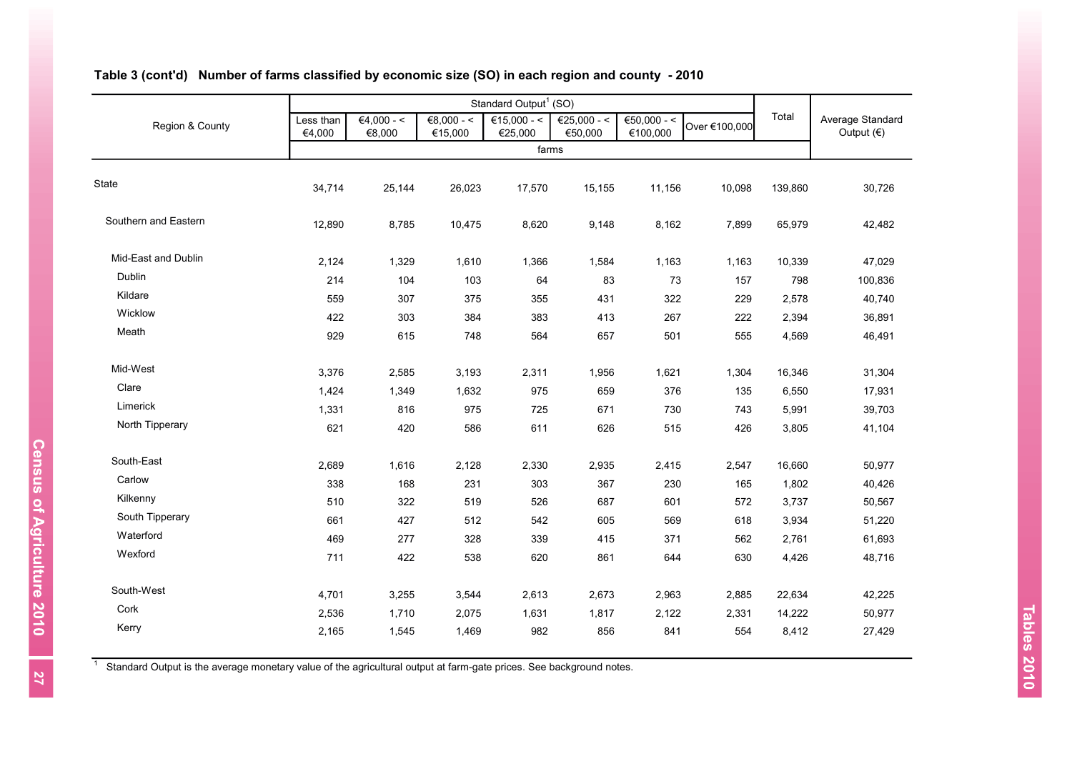## Table 3 (cont'd) Number of farms classified by economic size (SO) in each region and county - 2010

| Region & County | Standard Output[1] (SO) | | | | | | | Total | Average Standard Output (€) |
|---|---|---|---|---|---|---|---|---|---|
| | Less than €4,000 | €4,000 - < €8,000 | €8,000 - < €15,000 | €15,000 - < €25,000 | €25,000 - < €50,000 | €50,000 - < €100,000 | Over €100,000 | | |
| | farms | | | | | | | | |
| State | 34,714 | 25,144 | 26,023 | 17,570 | 15,155 | 11,156 | 10,098 | 139,860 | 30,726 |
| Southern and Eastern | 12,890 | 8,785 | 10,475 | 8,620 | 9,148 | 8,162 | 7,899 | 65,979 | 42,482 |
| Mid-East and Dublin | 2,124 | 1,329 | 1,610 | 1,366 | 1,584 | 1,163 | 1,163 | 10,339 | 47,029 |
| Dublin | 214 | 104 | 103 | 64 | 83 | 73 | 157 | 798 | 100,836 |
| Kildare | 559 | 307 | 375 | 355 | 431 | 322 | 229 | 2,578 | 40,740 |
| Wicklow | 422 | 303 | 384 | 383 | 413 | 267 | 222 | 2,394 | 36,891 |
| Meath | 929 | 615 | 748 | 564 | 657 | 501 | 555 | 4,569 | 46,491 |
| Mid-West | 3,376 | 2,585 | 3,193 | 2,311 | 1,956 | 1,621 | 1,304 | 16,346 | 31,304 |
| Clare | 1,424 | 1,349 | 1,632 | 975 | 659 | 376 | 135 | 6,550 | 17,931 |
| Limerick | 1,331 | 816 | 975 | 725 | 671 | 730 | 743 | 5,991 | 39,703 |
| North Tipperary | 621 | 420 | 586 | 611 | 626 | 515 | 426 | 3,805 | 41,104 |
| South-East | 2,689 | 1,616 | 2,128 | 2,330 | 2,935 | 2,415 | 2,547 | 16,660 | 50,977 |
| Carlow | 338 | 168 | 231 | 303 | 367 | 230 | 165 | 1,802 | 40,426 |
| Kilkenny | 510 | 322 | 519 | 526 | 687 | 601 | 572 | 3,737 | 50,567 |
| South Tipperary | 661 | 427 | 512 | 542 | 605 | 569 | 618 | 3,934 | 51,220 |
| Waterford | 469 | 277 | 328 | 339 | 415 | 371 | 562 | 2,761 | 61,693 |
| Wexford | 711 | 422 | 538 | 620 | 861 | 644 | 630 | 4,426 | 48,716 |
| South-West | 4,701 | 3,255 | 3,544 | 2,613 | 2,673 | 2,963 | 2,885 | 22,634 | 42,225 |
| Cork | 2,536 | 1,710 | 2,075 | 1,631 | 1,817 | 2,122 | 2,331 | 14,222 | 50,977 |
| Kerry | 2,165 | 1,545 | 1,469 | 982 | 856 | 841 | 554 | 8,412 | 27,429 |

[1] Standard Output is the average monetary value of the agricultural output at farm-gate prices. See background notes.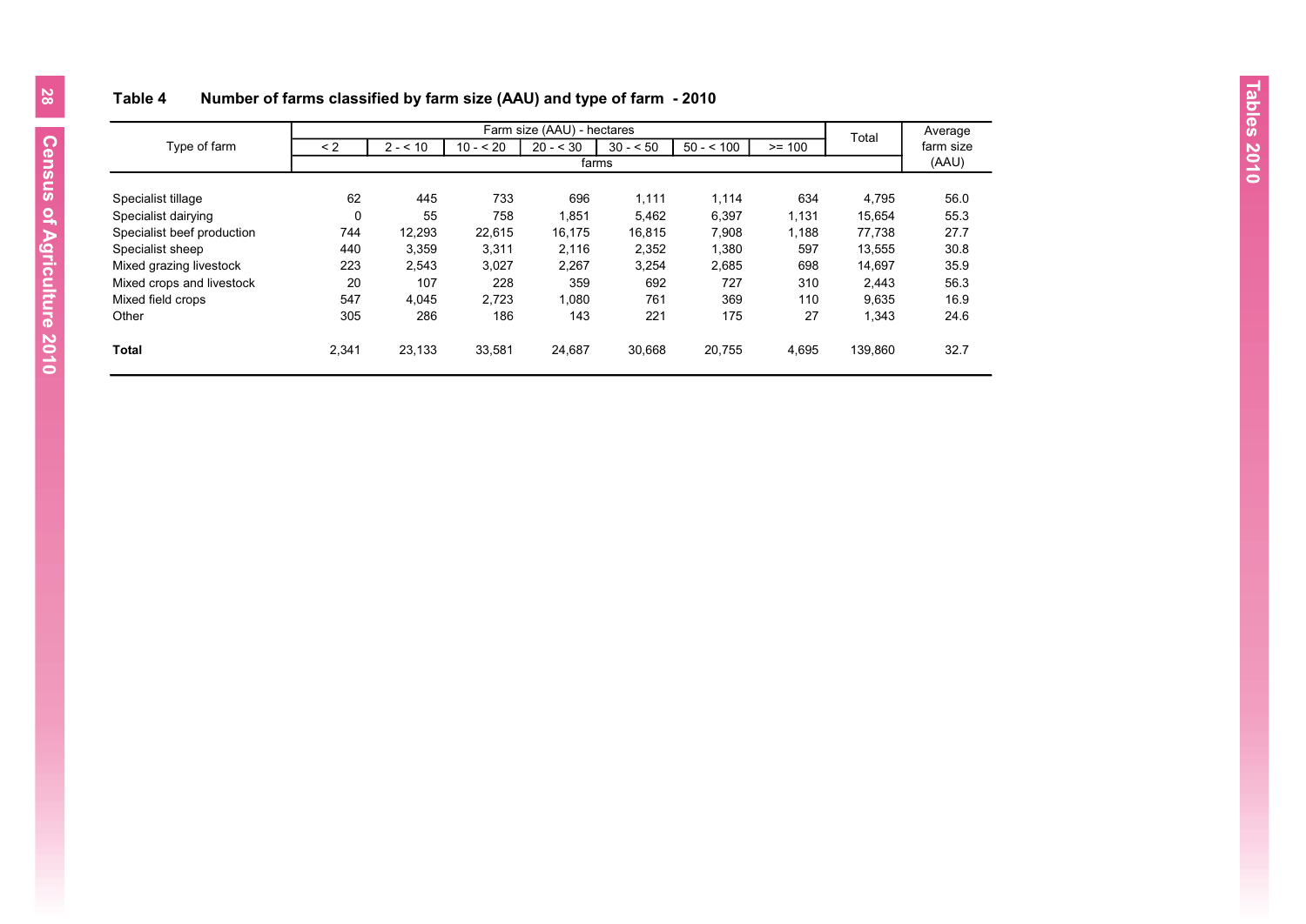## Table 4 Number of farms classified by farm size (AAU) and type of farm - 2010

| Type of farm | Farm size (AAU) - hectares | | | | | | | Total | Average farm size (AAU) |
|---|---|---|---|---|---|---|---|---|---|
| | < 2 | 2 - < 10 | 10 - < 20 | 20 - < 30 | 30 - < 50 | 50 - < 100 | >= 100 | | |
| | farms | | | | | | | | |
| Specialist tillage | 62 | 445 | 733 | 696 | 1,111 | 1,114 | 634 | 4,795 | 56.0 |
| Specialist dairying | 0 | 55 | 758 | 1,851 | 5,462 | 6,397 | 1,131 | 15,654 | 55.3 |
| Specialist beef production | 744 | 12,293 | 22,615 | 16,175 | 16,815 | 7,908 | 1,188 | 77,738 | 27.7 |
| Specialist sheep | 440 | 3,359 | 3,311 | 2,116 | 2,352 | 1,380 | 597 | 13,555 | 30.8 |
| Mixed grazing livestock | 223 | 2,543 | 3,027 | 2,267 | 3,254 | 2,685 | 698 | 14,697 | 35.9 |
| Mixed crops and livestock | 20 | 107 | 228 | 359 | 692 | 727 | 310 | 2,443 | 56.3 |
| Mixed field crops | 547 | 4,045 | 2,723 | 1,080 | 761 | 369 | 110 | 9,635 | 16.9 |
| Other | 305 | 286 | 186 | 143 | 221 | 175 | 27 | 1,343 | 24.6 |
| **Total** | 2,341 | 23,133 | 33,581 | 24,687 | 30,668 | 20,755 | 4,695 | 139,860 | 32.7 |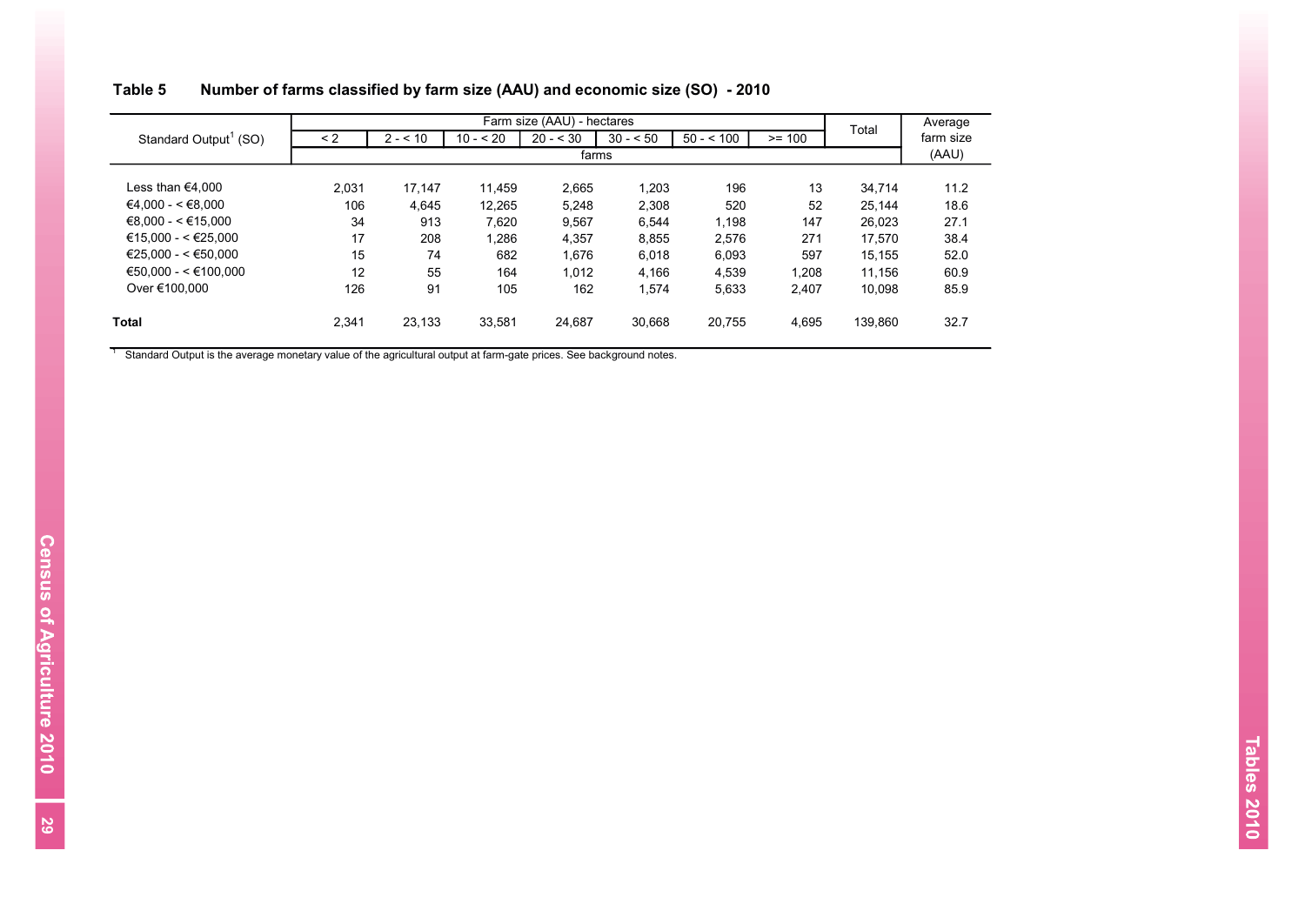## Table 5 Number of farms classified by farm size (AAU) and economic size (SO) - 2010

| Standard Output[1] (SO) | Farm size (AAU) - hectares | | | | | | | Total | Average farm size |
|---|---|---|---|---|---|---|---|---|---|
| | < 2 | 2 - < 10 | 10 - < 20 | 20 - < 30 | 30 - < 50 | 50 - < 100 | >= 100 | | |
| | farms | | | | | | | | (AAU) |
| Less than €4,000 | 2,031 | 17,147 | 11,459 | 2,665 | 1,203 | 196 | 13 | 34,714 | 11.2 |
| €4,000 - < €8,000 | 106 | 4,645 | 12,265 | 5,248 | 2,308 | 520 | 52 | 25,144 | 18.6 |
| €8,000 - < €15,000 | 34 | 913 | 7,620 | 9,567 | 6,544 | 1,198 | 147 | 26,023 | 27.1 |
| €15,000 - < €25,000 | 17 | 208 | 1,286 | 4,357 | 8,855 | 2,576 | 271 | 17,570 | 38.4 |
| €25,000 - < €50,000 | 15 | 74 | 682 | 1,676 | 6,018 | 6,093 | 597 | 15,155 | 52.0 |
| €50,000 - < €100,000 | 12 | 55 | 164 | 1,012 | 4,166 | 4,539 | 1,208 | 11,156 | 60.9 |
| Over €100,000 | 126 | 91 | 105 | 162 | 1,574 | 5,633 | 2,407 | 10,098 | 85.9 |
| **Total** | 2,341 | 23,133 | 33,581 | 24,687 | 30,668 | 20,755 | 4,695 | 139,860 | 32.7 |

[1] Standard Output is the average monetary value of the agricultural output at farm-gate prices. See background notes.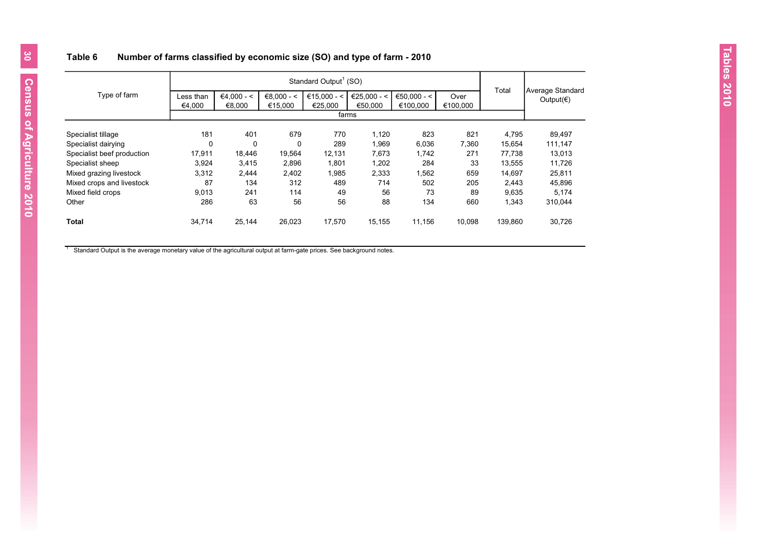### Table 6 Number of farms classified by economic size (SO) and type of farm - 2010

| Type of farm | Standard Output[1] (SO) | | | | | | | Total | Average Standard Output(€) |
|---|---|---|---|---|---|---|---|---|---|
| | Less than €4,000 | €4,000 - < €8,000 | €8,000 - < €15,000 | €15,000 - < €25,000 | €25,000 - < €50,000 | €50,000 - < €100,000 | Over €100,000 | | |
| | farms | | | | | | | | |
| Specialist tillage | 181 | 401 | 679 | 770 | 1,120 | 823 | 821 | 4,795 | 89,497 |
| Specialist dairying | 0 | 0 | 0 | 289 | 1,969 | 6,036 | 7,360 | 15,654 | 111,147 |
| Specialist beef production | 17,911 | 18,446 | 19,564 | 12,131 | 7,673 | 1,742 | 271 | 77,738 | 13,013 |
| Specialist sheep | 3,924 | 3,415 | 2,896 | 1,801 | 1,202 | 284 | 33 | 13,555 | 11,726 |
| Mixed grazing livestock | 3,312 | 2,444 | 2,402 | 1,985 | 2,333 | 1,562 | 659 | 14,697 | 25,811 |
| Mixed crops and livestock | 87 | 134 | 312 | 489 | 714 | 502 | 205 | 2,443 | 45,896 |
| Mixed field crops | 9,013 | 241 | 114 | 49 | 56 | 73 | 89 | 9,635 | 5,174 |
| Other | 286 | 63 | 56 | 56 | 88 | 134 | 660 | 1,343 | 310,044 |
| **Total** | 34,714 | 25,144 | 26,023 | 17,570 | 15,155 | 11,156 | 10,098 | 139,860 | 30,726 |

[1] Standard Output is the average monetary value of the agricultural output at farm-gate prices. See background notes.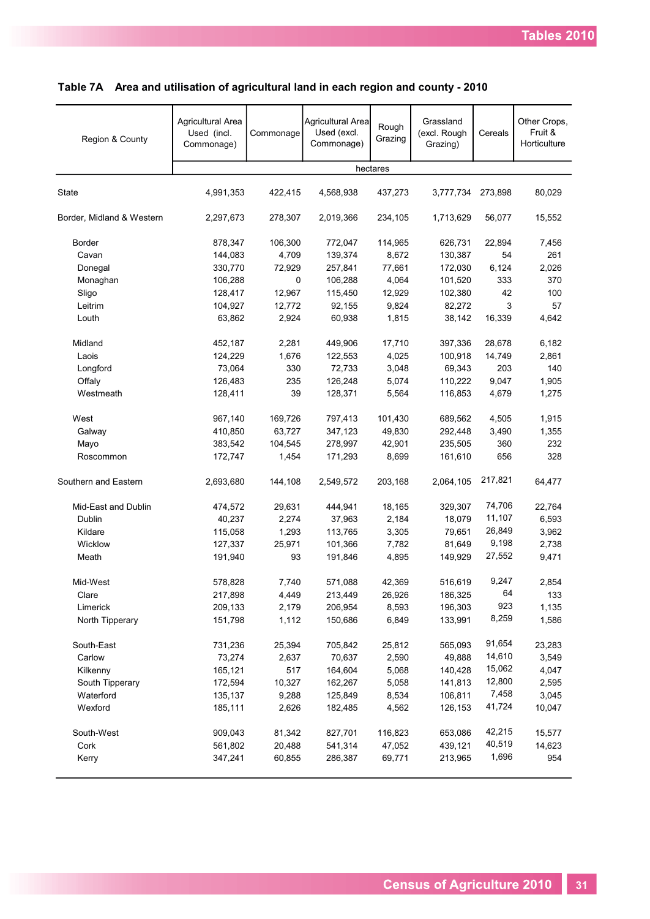## Table 7A Area and utilisation of agricultural land in each region and county - 2010

| Region & County | Agricultural Area Used (incl. Commonage) | Commonage | Agricultural Area Used (excl. Commonage) | Rough Grazing | Grassland (excl. Rough Grazing) | Cereals | Other Crops, Fruit & Horticulture |
|---|---|---|---|---|---|---|---|
| | hectares | | | | | | |
| State | 4,991,353 | 422,415 | 4,568,938 | 437,273 | 3,777,734 | 273,898 | 80,029 |
| Border, Midland & Western | 2,297,673 | 278,307 | 2,019,366 | 234,105 | 1,713,629 | 56,077 | 15,552 |
| Border | 878,347 | 106,300 | 772,047 | 114,965 | 626,731 | 22,894 | 7,456 |
| Cavan | 144,083 | 4,709 | 139,374 | 8,672 | 130,387 | 54 | 261 |
| Donegal | 330,770 | 72,929 | 257,841 | 77,661 | 172,030 | 6,124 | 2,026 |
| Monaghan | 106,288 | 0 | 106,288 | 4,064 | 101,520 | 333 | 370 |
| Sligo | 128,417 | 12,967 | 115,450 | 12,929 | 102,380 | 42 | 100 |
| Leitrim | 104,927 | 12,772 | 92,155 | 9,824 | 82,272 | 3 | 57 |
| Louth | 63,862 | 2,924 | 60,938 | 1,815 | 38,142 | 16,339 | 4,642 |
| Midland | 452,187 | 2,281 | 449,906 | 17,710 | 397,336 | 28,678 | 6,182 |
| Laois | 124,229 | 1,676 | 122,553 | 4,025 | 100,918 | 14,749 | 2,861 |
| Longford | 73,064 | 330 | 72,733 | 3,048 | 69,343 | 203 | 140 |
| Offaly | 126,483 | 235 | 126,248 | 5,074 | 110,222 | 9,047 | 1,905 |
| Westmeath | 128,411 | 39 | 128,371 | 5,564 | 116,853 | 4,679 | 1,275 |
| West | 967,140 | 169,726 | 797,413 | 101,430 | 689,562 | 4,505 | 1,915 |
| Galway | 410,850 | 63,727 | 347,123 | 49,830 | 292,448 | 3,490 | 1,355 |
| Mayo | 383,542 | 104,545 | 278,997 | 42,901 | 235,505 | 360 | 232 |
| Roscommon | 172,747 | 1,454 | 171,293 | 8,699 | 161,610 | 656 | 328 |
| Southern and Eastern | 2,693,680 | 144,108 | 2,549,572 | 203,168 | 2,064,105 | 217,821 | 64,477 |
| Mid-East and Dublin | 474,572 | 29,631 | 444,941 | 18,165 | 329,307 | 74,706 | 22,764 |
| Dublin | 40,237 | 2,274 | 37,963 | 2,184 | 18,079 | 11,107 | 6,593 |
| Kildare | 115,058 | 1,293 | 113,765 | 3,305 | 79,651 | 26,849 | 3,962 |
| Wicklow | 127,337 | 25,971 | 101,366 | 7,782 | 81,649 | 9,198 | 2,738 |
| Meath | 191,940 | 93 | 191,846 | 4,895 | 149,929 | 27,552 | 9,471 |
| Mid-West | 578,828 | 7,740 | 571,088 | 42,369 | 516,619 | 9,247 | 2,854 |
| Clare | 217,898 | 4,449 | 213,449 | 26,926 | 186,325 | 64 | 133 |
| Limerick | 209,133 | 2,179 | 206,954 | 8,593 | 196,303 | 923 | 1,135 |
| North Tipperary | 151,798 | 1,112 | 150,686 | 6,849 | 133,991 | 8,259 | 1,586 |
| South-East | 731,236 | 25,394 | 705,842 | 25,812 | 565,093 | 91,654 | 23,283 |
| Carlow | 73,274 | 2,637 | 70,637 | 2,590 | 49,888 | 14,610 | 3,549 |
| Kilkenny | 165,121 | 517 | 164,604 | 5,068 | 140,428 | 15,062 | 4,047 |
| South Tipperary | 172,594 | 10,327 | 162,267 | 5,058 | 141,813 | 12,800 | 2,595 |
| Waterford | 135,137 | 9,288 | 125,849 | 8,534 | 106,811 | 7,458 | 3,045 |
| Wexford | 185,111 | 2,626 | 182,485 | 4,562 | 126,153 | 41,724 | 10,047 |
| South-West | 909,043 | 81,342 | 827,701 | 116,823 | 653,086 | 42,215 | 15,577 |
| Cork | 561,802 | 20,488 | 541,314 | 47,052 | 439,121 | 40,519 | 14,623 |
| Kerry | 347,241 | 60,855 | 286,387 | 69,771 | 213,965 | 1,696 | 954 |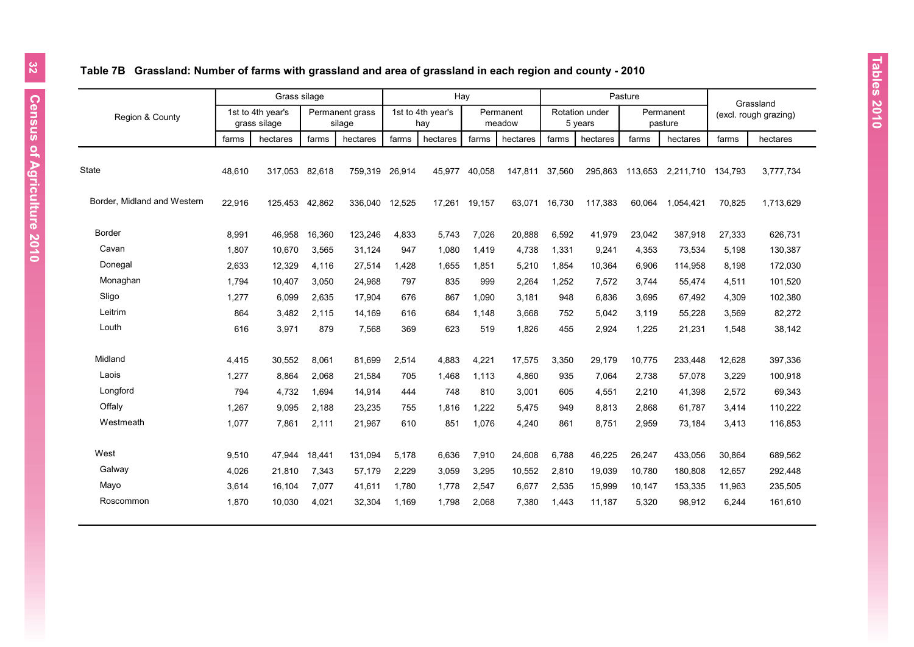## Table 7B Grassland: Number of farms with grassland and area of grassland in each region and county - 2010

| Region & County | Grass silage | | | | Hay | | | | Pasture | | | | Grassland (excl. rough grazing) | |
|---|---|---|---|---|---|---|---|---|---|---|---|---|---|---|
| | 1st to 4th year's grass silage | | Permanent grass silage | | 1st to 4th year's hay | | Permanent meadow | | Rotation under 5 years | | Permanent pasture | | | |
| | farms | hectares | farms | hectares | farms | hectares | farms | hectares | farms | hectares | farms | hectares | farms | hectares |
| State | 48,610 | 317,053 | 82,618 | 759,319 | 26,914 | 45,977 | 40,058 | 147,811 | 37,560 | 295,863 | 113,653 | 2,211,710 | 134,793 | 3,777,734 |
| Border, Midland and Western | 22,916 | 125,453 | 42,862 | 336,040 | 12,525 | 17,261 | 19,157 | 63,071 | 16,730 | 117,383 | 60,064 | 1,054,421 | 70,825 | 1,713,629 |
| Border | 8,991 | 46,958 | 16,360 | 123,246 | 4,833 | 5,743 | 7,026 | 20,888 | 6,592 | 41,979 | 23,042 | 387,918 | 27,333 | 626,731 |
| Cavan | 1,807 | 10,670 | 3,565 | 31,124 | 947 | 1,080 | 1,419 | 4,738 | 1,331 | 9,241 | 4,353 | 73,534 | 5,198 | 130,387 |
| Donegal | 2,633 | 12,329 | 4,116 | 27,514 | 1,428 | 1,655 | 1,851 | 5,210 | 1,854 | 10,364 | 6,906 | 114,958 | 8,198 | 172,030 |
| Monaghan | 1,794 | 10,407 | 3,050 | 24,968 | 797 | 835 | 999 | 2,264 | 1,252 | 7,572 | 3,744 | 55,474 | 4,511 | 101,520 |
| Sligo | 1,277 | 6,099 | 2,635 | 17,904 | 676 | 867 | 1,090 | 3,181 | 948 | 6,836 | 3,695 | 67,492 | 4,309 | 102,380 |
| Leitrim | 864 | 3,482 | 2,115 | 14,169 | 616 | 684 | 1,148 | 3,668 | 752 | 5,042 | 3,119 | 55,228 | 3,569 | 82,272 |
| Louth | 616 | 3,971 | 879 | 7,568 | 369 | 623 | 519 | 1,826 | 455 | 2,924 | 1,225 | 21,231 | 1,548 | 38,142 |
| Midland | 4,415 | 30,552 | 8,061 | 81,699 | 2,514 | 4,883 | 4,221 | 17,575 | 3,350 | 29,179 | 10,775 | 233,448 | 12,628 | 397,336 |
| Laois | 1,277 | 8,864 | 2,068 | 21,584 | 705 | 1,468 | 1,113 | 4,860 | 935 | 7,064 | 2,738 | 57,078 | 3,229 | 100,918 |
| Longford | 794 | 4,732 | 1,694 | 14,914 | 444 | 748 | 810 | 3,001 | 605 | 4,551 | 2,210 | 41,398 | 2,572 | 69,343 |
| Offaly | 1,267 | 9,095 | 2,188 | 23,235 | 755 | 1,816 | 1,222 | 5,475 | 949 | 8,813 | 2,868 | 61,787 | 3,414 | 110,222 |
| Westmeath | 1,077 | 7,861 | 2,111 | 21,967 | 610 | 851 | 1,076 | 4,240 | 861 | 8,751 | 2,959 | 73,184 | 3,413 | 116,853 |
| West | 9,510 | 47,944 | 18,441 | 131,094 | 5,178 | 6,636 | 7,910 | 24,608 | 6,788 | 46,225 | 26,247 | 433,056 | 30,864 | 689,562 |
| Galway | 4,026 | 21,810 | 7,343 | 57,179 | 2,229 | 3,059 | 3,295 | 10,552 | 2,810 | 19,039 | 10,780 | 180,808 | 12,657 | 292,448 |
| Mayo | 3,614 | 16,104 | 7,077 | 41,611 | 1,780 | 1,778 | 2,547 | 6,677 | 2,535 | 15,999 | 10,147 | 153,335 | 11,963 | 235,505 |
| Roscommon | 1,870 | 10,030 | 4,021 | 32,304 | 1,169 | 1,798 | 2,068 | 7,380 | 1,443 | 11,187 | 5,320 | 98,912 | 6,244 | 161,610 |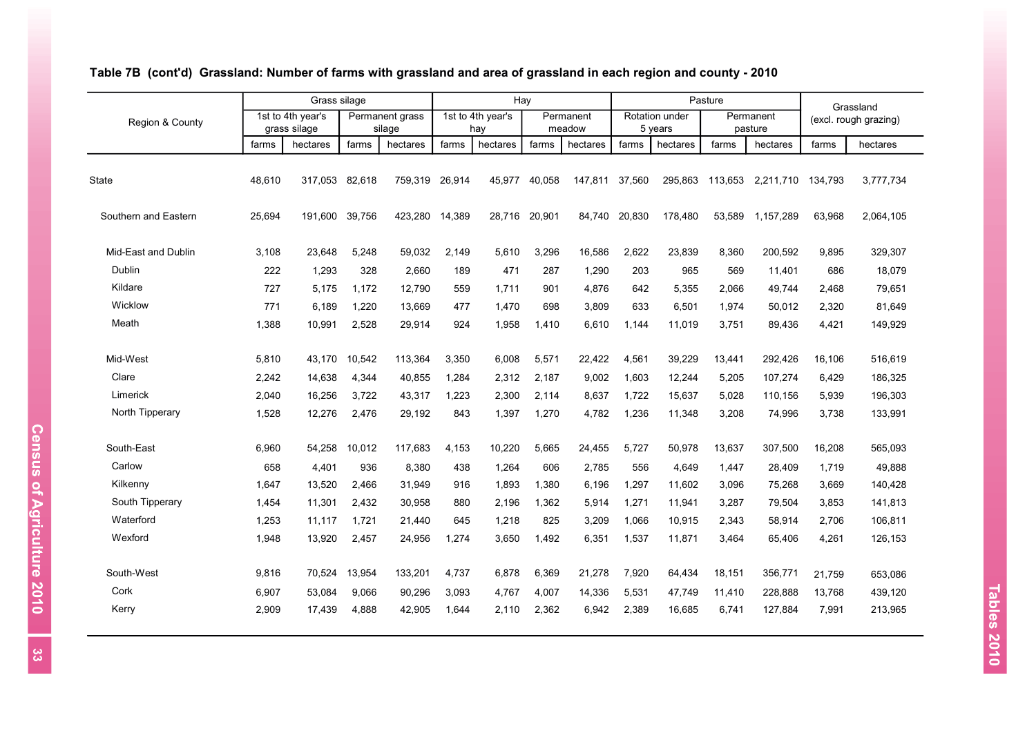## Table 7B (cont'd) Grassland: Number of farms with grassland and area of grassland in each region and county - 2010

| Region & County | Grass silage | | | | Hay | | | | Pasture | | | | Grassland (excl. rough grazing) | |
|---|---|---|---|---|---|---|---|---|---|---|---|---|---|---|
| | 1st to 4th year's grass silage | | Permanent grass silage | | 1st to 4th year's hay | | Permanent meadow | | Rotation under 5 years | | Permanent pasture | | | |
| | farms | hectares | farms | hectares | farms | hectares | farms | hectares | farms | hectares | farms | hectares | farms | hectares |
| State | 48,610 | 317,053 | 82,618 | 759,319 | 26,914 | 45,977 | 40,058 | 147,811 | 37,560 | 295,863 | 113,653 | 2,211,710 | 134,793 | 3,777,734 |
| Southern and Eastern | 25,694 | 191,600 | 39,756 | 423,280 | 14,389 | 28,716 | 20,901 | 84,740 | 20,830 | 178,480 | 53,589 | 1,157,289 | 63,968 | 2,064,105 |
| Mid-East and Dublin | 3,108 | 23,648 | 5,248 | 59,032 | 2,149 | 5,610 | 3,296 | 16,586 | 2,622 | 23,839 | 8,360 | 200,592 | 9,895 | 329,307 |
| Dublin | 222 | 1,293 | 328 | 2,660 | 189 | 471 | 287 | 1,290 | 203 | 965 | 569 | 11,401 | 686 | 18,079 |
| Kildare | 727 | 5,175 | 1,172 | 12,790 | 559 | 1,711 | 901 | 4,876 | 642 | 5,355 | 2,066 | 49,744 | 2,468 | 79,651 |
| Wicklow | 771 | 6,189 | 1,220 | 13,669 | 477 | 1,470 | 698 | 3,809 | 633 | 6,501 | 1,974 | 50,012 | 2,320 | 81,649 |
| Meath | 1,388 | 10,991 | 2,528 | 29,914 | 924 | 1,958 | 1,410 | 6,610 | 1,144 | 11,019 | 3,751 | 89,436 | 4,421 | 149,929 |
| Mid-West | 5,810 | 43,170 | 10,542 | 113,364 | 3,350 | 6,008 | 5,571 | 22,422 | 4,561 | 39,229 | 13,441 | 292,426 | 16,106 | 516,619 |
| Clare | 2,242 | 14,638 | 4,344 | 40,855 | 1,284 | 2,312 | 2,187 | 9,002 | 1,603 | 12,244 | 5,205 | 107,274 | 6,429 | 186,325 |
| Limerick | 2,040 | 16,256 | 3,722 | 43,317 | 1,223 | 2,300 | 2,114 | 8,637 | 1,722 | 15,637 | 5,028 | 110,156 | 5,939 | 196,303 |
| North Tipperary | 1,528 | 12,276 | 2,476 | 29,192 | 843 | 1,397 | 1,270 | 4,782 | 1,236 | 11,348 | 3,208 | 74,996 | 3,738 | 133,991 |
| South-East | 6,960 | 54,258 | 10,012 | 117,683 | 4,153 | 10,220 | 5,665 | 24,455 | 5,727 | 50,978 | 13,637 | 307,500 | 16,208 | 565,093 |
| Carlow | 658 | 4,401 | 936 | 8,380 | 438 | 1,264 | 606 | 2,785 | 556 | 4,649 | 1,447 | 28,409 | 1,719 | 49,888 |
| Kilkenny | 1,647 | 13,520 | 2,466 | 31,949 | 916 | 1,893 | 1,380 | 6,196 | 1,297 | 11,602 | 3,096 | 75,268 | 3,669 | 140,428 |
| South Tipperary | 1,454 | 11,301 | 2,432 | 30,958 | 880 | 2,196 | 1,362 | 5,914 | 1,271 | 11,941 | 3,287 | 79,504 | 3,853 | 141,813 |
| Waterford | 1,253 | 11,117 | 1,721 | 21,440 | 645 | 1,218 | 825 | 3,209 | 1,066 | 10,915 | 2,343 | 58,914 | 2,706 | 106,811 |
| Wexford | 1,948 | 13,920 | 2,457 | 24,956 | 1,274 | 3,650 | 1,492 | 6,351 | 1,537 | 11,871 | 3,464 | 65,406 | 4,261 | 126,153 |
| South-West | 9,816 | 70,524 | 13,954 | 133,201 | 4,737 | 6,878 | 6,369 | 21,278 | 7,920 | 64,434 | 18,151 | 356,771 | 21,759 | 653,086 |
| Cork | 6,907 | 53,084 | 9,066 | 90,296 | 3,093 | 4,767 | 4,007 | 14,336 | 5,531 | 47,749 | 11,410 | 228,888 | 13,768 | 439,120 |
| Kerry | 2,909 | 17,439 | 4,888 | 42,905 | 1,644 | 2,110 | 2,362 | 6,942 | 2,389 | 16,685 | 6,741 | 127,884 | 7,991 | 213,965 |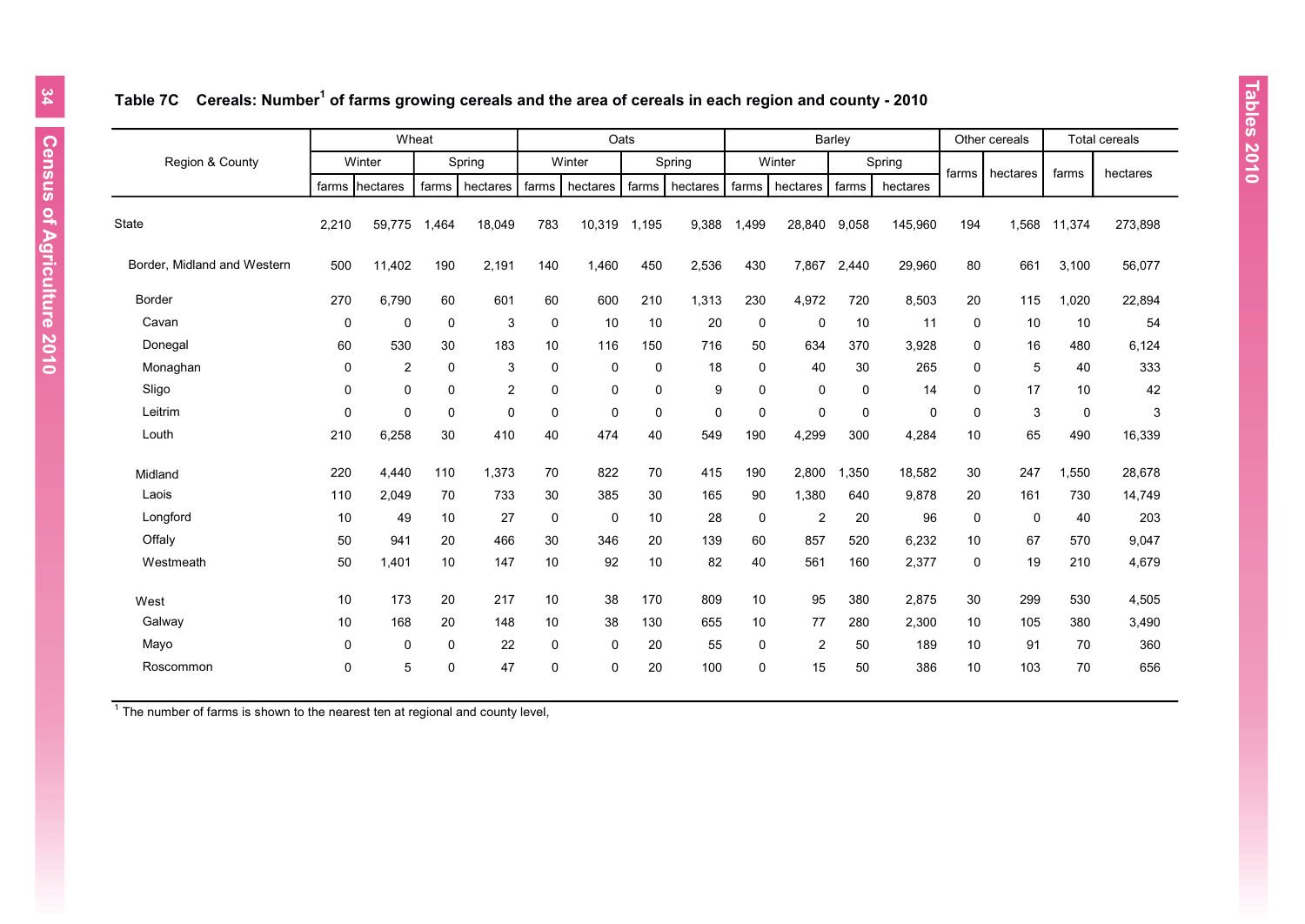### Table 7C Cereals: Number[1] of farms growing cereals and the area of cereals in each region and county - 2010

| Region & County | Wheat | | | | Oats | | | | Barley | | | | Other cereals | | Total cereals | |
|---|---|---|---|---|---|---|---|---|---|---|---|---|---|---|---|---|
| | Winter | | Spring | | Winter | | Spring | | Winter | | Spring | | | | | |
| | farms | hectares | farms | hectares | farms | hectares | farms | hectares | farms | hectares | farms | hectares | farms | hectares | farms | hectares |
| State | 2,210 | 59,775 | 1,464 | 18,049 | 783 | 10,319 | 1,195 | 9,388 | 1,499 | 28,840 | 9,058 | 145,960 | 194 | 1,568 | 11,374 | 273,898 |
| Border, Midland and Western | 500 | 11,402 | 190 | 2,191 | 140 | 1,460 | 450 | 2,536 | 430 | 7,867 | 2,440 | 29,960 | 80 | 661 | 3,100 | 56,077 |
| Border | 270 | 6,790 | 60 | 601 | 60 | 600 | 210 | 1,313 | 230 | 4,972 | 720 | 8,503 | 20 | 115 | 1,020 | 22,894 |
| Cavan | 0 | 0 | 0 | 3 | 0 | 10 | 10 | 20 | 0 | 0 | 10 | 11 | 0 | 10 | 10 | 54 |
| Donegal | 60 | 530 | 30 | 183 | 10 | 116 | 150 | 716 | 50 | 634 | 370 | 3,928 | 0 | 16 | 480 | 6,124 |
| Monaghan | 0 | 2 | 0 | 3 | 0 | 0 | 0 | 18 | 0 | 40 | 30 | 265 | 0 | 5 | 40 | 333 |
| Sligo | 0 | 0 | 0 | 2 | 0 | 0 | 0 | 9 | 0 | 0 | 0 | 14 | 0 | 17 | 10 | 42 |
| Leitrim | 0 | 0 | 0 | 0 | 0 | 0 | 0 | 0 | 0 | 0 | 0 | 0 | 0 | 3 | 0 | 3 |
| Louth | 210 | 6,258 | 30 | 410 | 40 | 474 | 40 | 549 | 190 | 4,299 | 300 | 4,284 | 10 | 65 | 490 | 16,339 |
| Midland | 220 | 4,440 | 110 | 1,373 | 70 | 822 | 70 | 415 | 190 | 2,800 | 1,350 | 18,582 | 30 | 247 | 1,550 | 28,678 |
| Laois | 110 | 2,049 | 70 | 733 | 30 | 385 | 30 | 165 | 90 | 1,380 | 640 | 9,878 | 20 | 161 | 730 | 14,749 |
| Longford | 10 | 49 | 10 | 27 | 0 | 0 | 10 | 28 | 0 | 2 | 20 | 96 | 0 | 0 | 40 | 203 |
| Offaly | 50 | 941 | 20 | 466 | 30 | 346 | 20 | 139 | 60 | 857 | 520 | 6,232 | 10 | 67 | 570 | 9,047 |
| Westmeath | 50 | 1,401 | 10 | 147 | 10 | 92 | 10 | 82 | 40 | 561 | 160 | 2,377 | 0 | 19 | 210 | 4,679 |
| West | 10 | 173 | 20 | 217 | 10 | 38 | 170 | 809 | 10 | 95 | 380 | 2,875 | 30 | 299 | 530 | 4,505 |
| Galway | 10 | 168 | 20 | 148 | 10 | 38 | 130 | 655 | 10 | 77 | 280 | 2,300 | 10 | 105 | 380 | 3,490 |
| Mayo | 0 | 0 | 0 | 22 | 0 | 0 | 20 | 55 | 0 | 2 | 50 | 189 | 10 | 91 | 70 | 360 |
| Roscommon | 0 | 5 | 0 | 47 | 0 | 0 | 20 | 100 | 0 | 15 | 50 | 386 | 10 | 103 | 70 | 656 |

[1] The number of farms is shown to the nearest ten at regional and county level,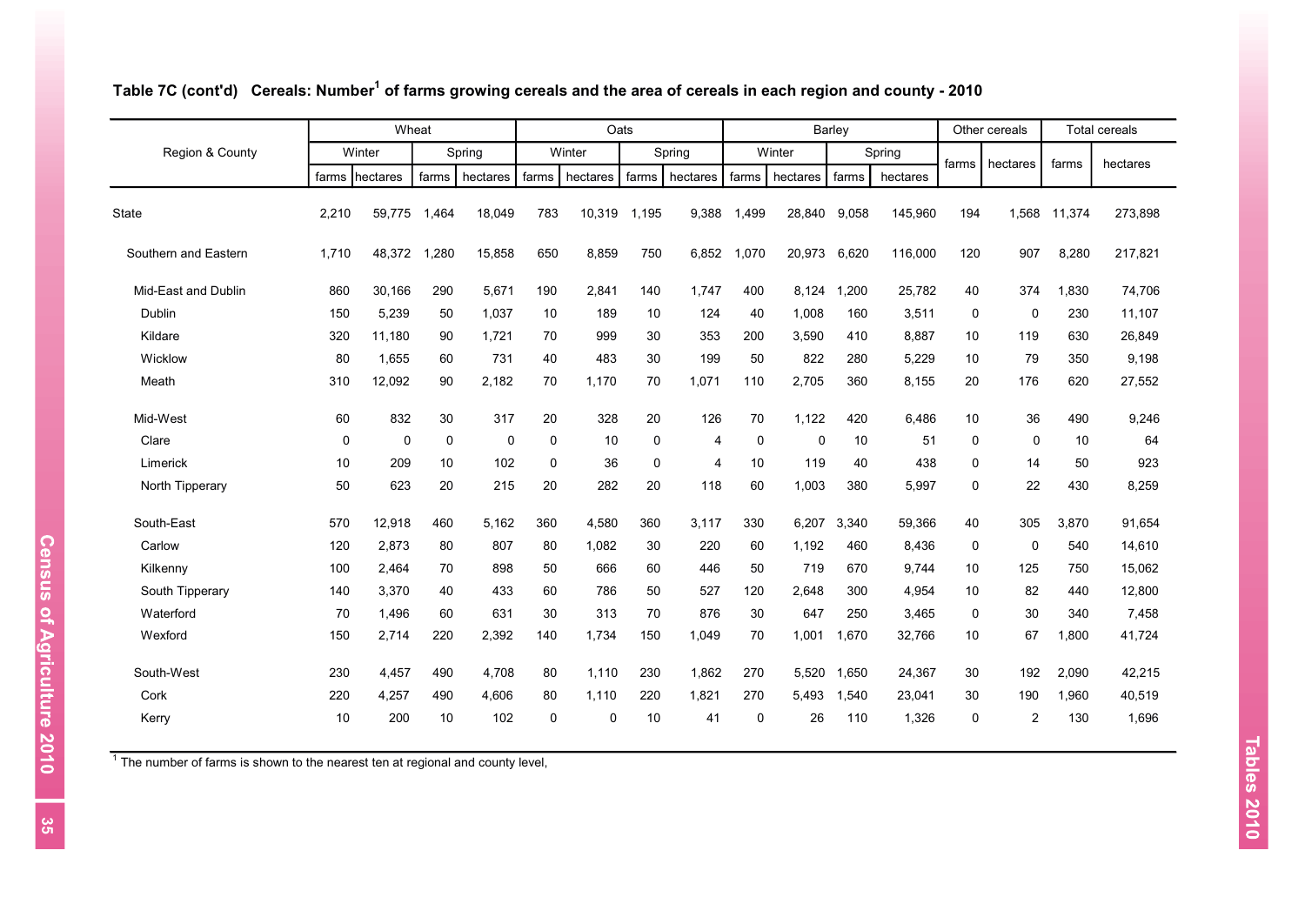### Table 7C (cont'd) Cereals: Number[1] of farms growing cereals and the area of cereals in each region and county - 2010

| Region & County | Wheat | | | | Oats | | | | Barley | | | | Other cereals | | Total cereals | |
|---|---|---|---|---|---|---|---|---|---|---|---|---|---|---|---|---|
| | Winter | | Spring | | Winter | | Spring | | Winter | | Spring | | farms | hectares | farms | hectares |
| | farms | hectares | farms | hectares | farms | hectares | farms | hectares | farms | hectares | farms | hectares | | | | |
| State | 2,210 | 59,775 | 1,464 | 18,049 | 783 | 10,319 | 1,195 | 9,388 | 1,499 | 28,840 | 9,058 | 145,960 | 194 | 1,568 | 11,374 | 273,898 |
| Southern and Eastern | 1,710 | 48,372 | 1,280 | 15,858 | 650 | 8,859 | 750 | 6,852 | 1,070 | 20,973 | 6,620 | 116,000 | 120 | 907 | 8,280 | 217,821 |
| Mid-East and Dublin | 860 | 30,166 | 290 | 5,671 | 190 | 2,841 | 140 | 1,747 | 400 | 8,124 | 1,200 | 25,782 | 40 | 374 | 1,830 | 74,706 |
| Dublin | 150 | 5,239 | 50 | 1,037 | 10 | 189 | 10 | 124 | 40 | 1,008 | 160 | 3,511 | 0 | 0 | 230 | 11,107 |
| Kildare | 320 | 11,180 | 90 | 1,721 | 70 | 999 | 30 | 353 | 200 | 3,590 | 410 | 8,887 | 10 | 119 | 630 | 26,849 |
| Wicklow | 80 | 1,655 | 60 | 731 | 40 | 483 | 30 | 199 | 50 | 822 | 280 | 5,229 | 10 | 79 | 350 | 9,198 |
| Meath | 310 | 12,092 | 90 | 2,182 | 70 | 1,170 | 70 | 1,071 | 110 | 2,705 | 360 | 8,155 | 20 | 176 | 620 | 27,552 |
| Mid-West | 60 | 832 | 30 | 317 | 20 | 328 | 20 | 126 | 70 | 1,122 | 420 | 6,486 | 10 | 36 | 490 | 9,246 |
| Clare | 0 | 0 | 0 | 0 | 0 | 10 | 0 | 4 | 0 | 0 | 10 | 51 | 0 | 0 | 10 | 64 |
| Limerick | 10 | 209 | 10 | 102 | 0 | 36 | 0 | 4 | 10 | 119 | 40 | 438 | 0 | 14 | 50 | 923 |
| North Tipperary | 50 | 623 | 20 | 215 | 20 | 282 | 20 | 118 | 60 | 1,003 | 380 | 5,997 | 0 | 22 | 430 | 8,259 |
| South-East | 570 | 12,918 | 460 | 5,162 | 360 | 4,580 | 360 | 3,117 | 330 | 6,207 | 3,340 | 59,366 | 40 | 305 | 3,870 | 91,654 |
| Carlow | 120 | 2,873 | 80 | 807 | 80 | 1,082 | 30 | 220 | 60 | 1,192 | 460 | 8,436 | 0 | 0 | 540 | 14,610 |
| Kilkenny | 100 | 2,464 | 70 | 898 | 50 | 666 | 60 | 446 | 50 | 719 | 670 | 9,744 | 10 | 125 | 750 | 15,062 |
| South Tipperary | 140 | 3,370 | 40 | 433 | 60 | 786 | 50 | 527 | 120 | 2,648 | 300 | 4,954 | 10 | 82 | 440 | 12,800 |
| Waterford | 70 | 1,496 | 60 | 631 | 30 | 313 | 70 | 876 | 30 | 647 | 250 | 3,465 | 0 | 30 | 340 | 7,458 |
| Wexford | 150 | 2,714 | 220 | 2,392 | 140 | 1,734 | 150 | 1,049 | 70 | 1,001 | 1,670 | 32,766 | 10 | 67 | 1,800 | 41,724 |
| South-West | 230 | 4,457 | 490 | 4,708 | 80 | 1,110 | 230 | 1,862 | 270 | 5,520 | 1,650 | 24,367 | 30 | 192 | 2,090 | 42,215 |
| Cork | 220 | 4,257 | 490 | 4,606 | 80 | 1,110 | 220 | 1,821 | 270 | 5,493 | 1,540 | 23,041 | 30 | 190 | 1,960 | 40,519 |
| Kerry | 10 | 200 | 10 | 102 | 0 | 0 | 10 | 41 | 0 | 26 | 110 | 1,326 | 0 | 2 | 130 | 1,696 |

[1] The number of farms is shown to the nearest ten at regional and county level,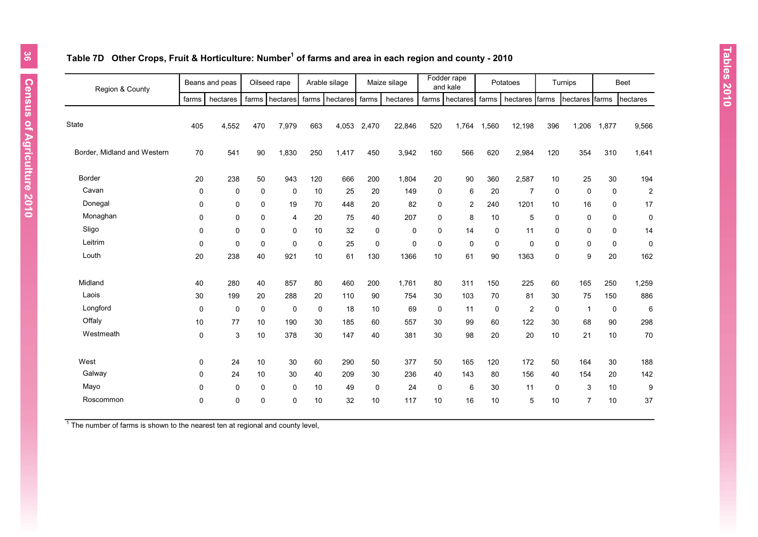## Table 7D Other Crops, Fruit & Horticulture: Number[1] of farms and area in each region and county - 2010

| Region & County | Beans and peas | | Oilseed rape | | Arable silage | | Maize silage | | Fodder rape and kale | | Potatoes | | Turnips | | Beet | |
|---|---|---|---|---|---|---|---|---|---|---|---|---|---|---|---|---|
| | farms | hectares | farms | hectares | farms | hectares | farms | hectares | farms | hectares | farms | hectares | farms | hectares | farms | hectares |
| State | 405 | 4,552 | 470 | 7,979 | 663 | 4,053 | 2,470 | 22,846 | 520 | 1,764 | 1,560 | 12,198 | 396 | 1,206 | 1,877 | 9,566 |
| Border, Midland and Western | 70 | 541 | 90 | 1,830 | 250 | 1,417 | 450 | 3,942 | 160 | 566 | 620 | 2,984 | 120 | 354 | 310 | 1,641 |
| Border | 20 | 238 | 50 | 943 | 120 | 666 | 200 | 1,804 | 20 | 90 | 360 | 2,587 | 10 | 25 | 30 | 194 |
| Cavan | 0 | 0 | 0 | 0 | 10 | 25 | 20 | 149 | 0 | 6 | 20 | 7 | 0 | 0 | 0 | 2 |
| Donegal | 0 | 0 | 0 | 19 | 70 | 448 | 20 | 82 | 0 | 2 | 240 | 1201 | 10 | 16 | 0 | 17 |
| Monaghan | 0 | 0 | 0 | 4 | 20 | 75 | 40 | 207 | 0 | 8 | 10 | 5 | 0 | 0 | 0 | 0 |
| Sligo | 0 | 0 | 0 | 0 | 10 | 32 | 0 | 0 | 0 | 14 | 0 | 11 | 0 | 0 | 0 | 14 |
| Leitrim | 0 | 0 | 0 | 0 | 0 | 25 | 0 | 0 | 0 | 0 | 0 | 0 | 0 | 0 | 0 | 0 |
| Louth | 20 | 238 | 40 | 921 | 10 | 61 | 130 | 1366 | 10 | 61 | 90 | 1363 | 0 | 9 | 20 | 162 |
| Midland | 40 | 280 | 40 | 857 | 80 | 460 | 200 | 1,761 | 80 | 311 | 150 | 225 | 60 | 165 | 250 | 1,259 |
| Laois | 30 | 199 | 20 | 288 | 20 | 110 | 90 | 754 | 30 | 103 | 70 | 81 | 30 | 75 | 150 | 886 |
| Longford | 0 | 0 | 0 | 0 | 0 | 18 | 10 | 69 | 0 | 11 | 0 | 2 | 0 | 1 | 0 | 6 |
| Offaly | 10 | 77 | 10 | 190 | 30 | 185 | 60 | 557 | 30 | 99 | 60 | 122 | 30 | 68 | 90 | 298 |
| Westmeath | 0 | 3 | 10 | 378 | 30 | 147 | 40 | 381 | 30 | 98 | 20 | 20 | 10 | 21 | 10 | 70 |
| West | 0 | 24 | 10 | 30 | 60 | 290 | 50 | 377 | 50 | 165 | 120 | 172 | 50 | 164 | 30 | 188 |
| Galway | 0 | 24 | 10 | 30 | 40 | 209 | 30 | 236 | 40 | 143 | 80 | 156 | 40 | 154 | 20 | 142 |
| Mayo | 0 | 0 | 0 | 0 | 10 | 49 | 0 | 24 | 0 | 6 | 30 | 11 | 0 | 3 | 10 | 9 |
| Roscommon | 0 | 0 | 0 | 0 | 10 | 32 | 10 | 117 | 10 | 16 | 10 | 5 | 10 | 7 | 10 | 37 |

[1] The number of farms is shown to the nearest ten at regional and county level,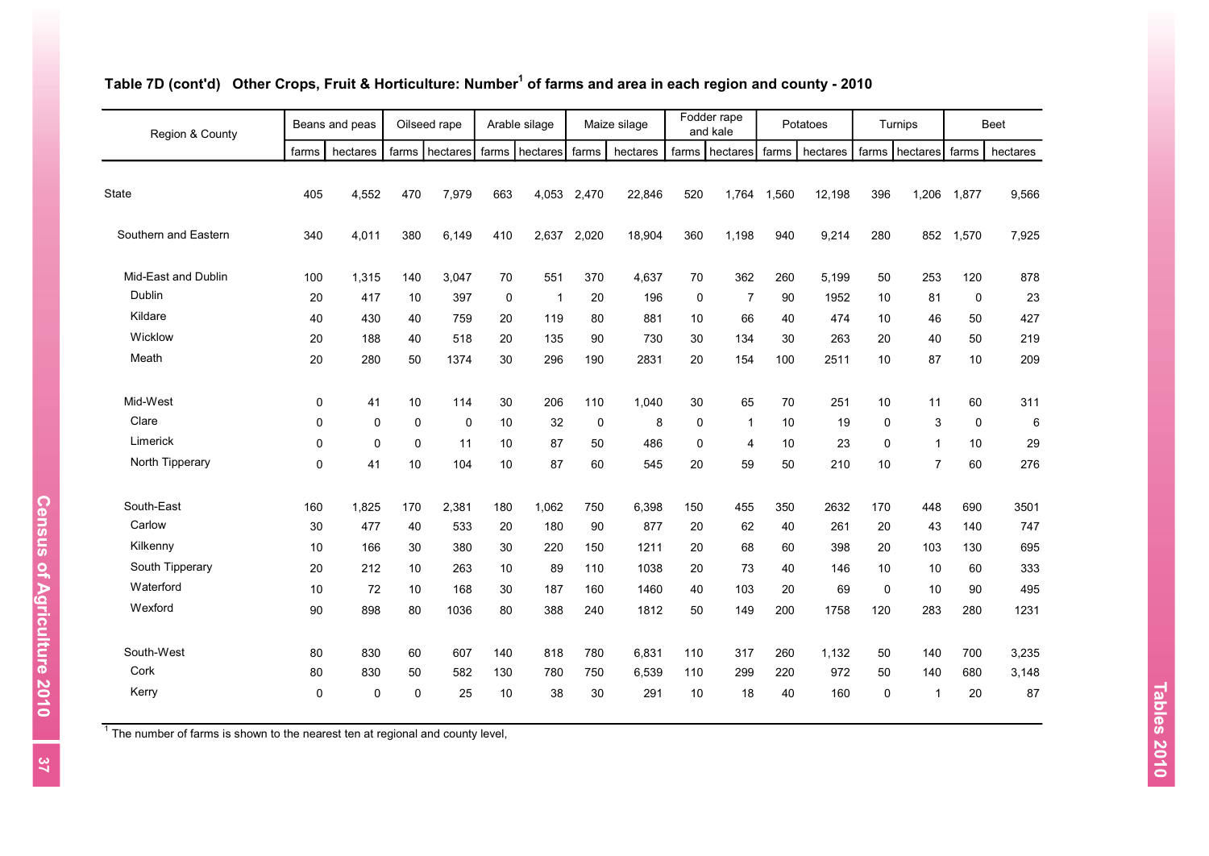### Table 7D (cont'd) Other Crops, Fruit & Horticulture: Number[1] of farms and area in each region and county - 2010

| Region & County | Beans and peas | | Oilseed rape | | Arable silage | | Maize silage | | Fodder rape and kale | | Potatoes | | Turnips | | Beet | |
|---|---|---|---|---|---|---|---|---|---|---|---|---|---|---|---|---|
| | farms | hectares | farms | hectares | farms | hectares | farms | hectares | farms | hectares | farms | hectares | farms | hectares | farms | hectares |
| State | 405 | 4,552 | 470 | 7,979 | 663 | 4,053 | 2,470 | 22,846 | 520 | 1,764 | 1,560 | 12,198 | 396 | 1,206 | 1,877 | 9,566 |
| Southern and Eastern | 340 | 4,011 | 380 | 6,149 | 410 | 2,637 | 2,020 | 18,904 | 360 | 1,198 | 940 | 9,214 | 280 | 852 | 1,570 | 7,925 |
| Mid-East and Dublin | 100 | 1,315 | 140 | 3,047 | 70 | 551 | 370 | 4,637 | 70 | 362 | 260 | 5,199 | 50 | 253 | 120 | 878 |
| Dublin | 20 | 417 | 10 | 397 | 0 | 1 | 20 | 196 | 0 | 7 | 90 | 1952 | 10 | 81 | 0 | 23 |
| Kildare | 40 | 430 | 40 | 759 | 20 | 119 | 80 | 881 | 10 | 66 | 40 | 474 | 10 | 46 | 50 | 427 |
| Wicklow | 20 | 188 | 40 | 518 | 20 | 135 | 90 | 730 | 30 | 134 | 30 | 263 | 20 | 40 | 50 | 219 |
| Meath | 20 | 280 | 50 | 1374 | 30 | 296 | 190 | 2831 | 20 | 154 | 100 | 2511 | 10 | 87 | 10 | 209 |
| Mid-West | 0 | 41 | 10 | 114 | 30 | 206 | 110 | 1,040 | 30 | 65 | 70 | 251 | 10 | 11 | 60 | 311 |
| Clare | 0 | 0 | 0 | 0 | 10 | 32 | 0 | 8 | 0 | 1 | 10 | 19 | 0 | 3 | 0 | 6 |
| Limerick | 0 | 0 | 0 | 11 | 10 | 87 | 50 | 486 | 0 | 4 | 10 | 23 | 0 | 1 | 10 | 29 |
| North Tipperary | 0 | 41 | 10 | 104 | 10 | 87 | 60 | 545 | 20 | 59 | 50 | 210 | 10 | 7 | 60 | 276 |
| South-East | 160 | 1,825 | 170 | 2,381 | 180 | 1,062 | 750 | 6,398 | 150 | 455 | 350 | 2632 | 170 | 448 | 690 | 3501 |
| Carlow | 30 | 477 | 40 | 533 | 20 | 180 | 90 | 877 | 20 | 62 | 40 | 261 | 20 | 43 | 140 | 747 |
| Kilkenny | 10 | 166 | 30 | 380 | 30 | 220 | 150 | 1211 | 20 | 68 | 60 | 398 | 20 | 103 | 130 | 695 |
| South Tipperary | 20 | 212 | 10 | 263 | 10 | 89 | 110 | 1038 | 20 | 73 | 40 | 146 | 10 | 10 | 60 | 333 |
| Waterford | 10 | 72 | 10 | 168 | 30 | 187 | 160 | 1460 | 40 | 103 | 20 | 69 | 0 | 10 | 90 | 495 |
| Wexford | 90 | 898 | 80 | 1036 | 80 | 388 | 240 | 1812 | 50 | 149 | 200 | 1758 | 120 | 283 | 280 | 1231 |
| South-West | 80 | 830 | 60 | 607 | 140 | 818 | 780 | 6,831 | 110 | 317 | 260 | 1,132 | 50 | 140 | 700 | 3,235 |
| Cork | 80 | 830 | 50 | 582 | 130 | 780 | 750 | 6,539 | 110 | 299 | 220 | 972 | 50 | 140 | 680 | 3,148 |
| Kerry | 0 | 0 | 0 | 25 | 10 | 38 | 30 | 291 | 10 | 18 | 40 | 160 | 0 | 1 | 20 | 87 |

[1] The number of farms is shown to the nearest ten at regional and county level,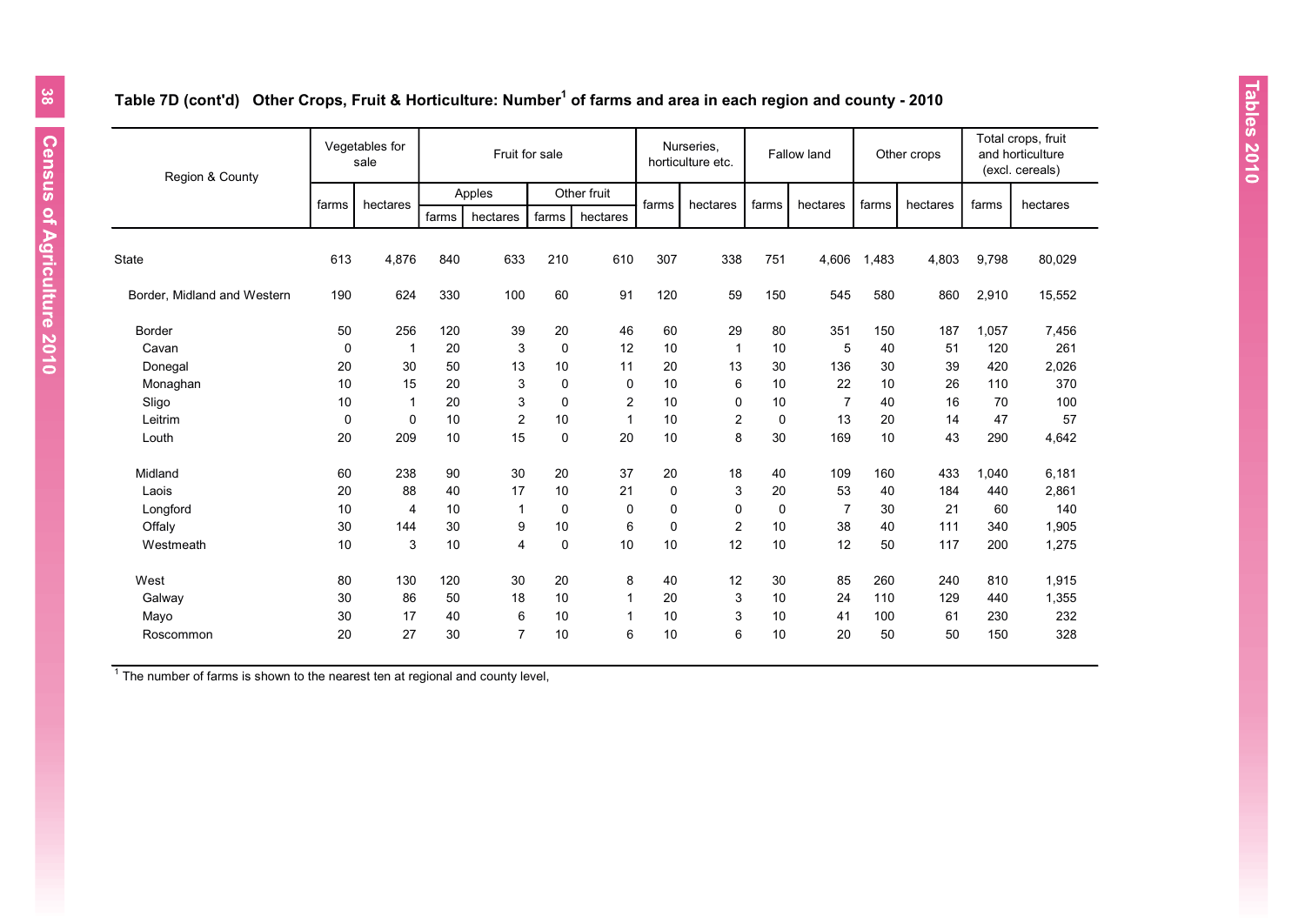### Table 7D (cont'd) Other Crops, Fruit & Horticulture: Number[1] of farms and area in each region and county - 2010

| Region & County | Vegetables for sale | | Fruit for sale | | | | Nurseries, horticulture etc. | | Fallow land | | Other crops | | Total crops, fruit and horticulture (excl. cereals) | |
|---|---|---|---|---|---|---|---|---|---|---|---|---|---|---|
| | | | Apples | | Other fruit | | | | | | | | | |
| | farms | hectares | farms | hectares | farms | hectares | farms | hectares | farms | hectares | farms | hectares | farms | hectares |
| State | 613 | 4,876 | 840 | 633 | 210 | 610 | 307 | 338 | 751 | 4,606 | 1,483 | 4,803 | 9,798 | 80,029 |
| Border, Midland and Western | 190 | 624 | 330 | 100 | 60 | 91 | 120 | 59 | 150 | 545 | 580 | 860 | 2,910 | 15,552 |
| Border | 50 | 256 | 120 | 39 | 20 | 46 | 60 | 29 | 80 | 351 | 150 | 187 | 1,057 | 7,456 |
| Cavan | 0 | 1 | 20 | 3 | 0 | 12 | 10 | 1 | 10 | 5 | 40 | 51 | 120 | 261 |
| Donegal | 20 | 30 | 50 | 13 | 10 | 11 | 20 | 13 | 30 | 136 | 30 | 39 | 420 | 2,026 |
| Monaghan | 10 | 15 | 20 | 3 | 0 | 0 | 10 | 6 | 10 | 22 | 10 | 26 | 110 | 370 |
| Sligo | 10 | 1 | 20 | 3 | 0 | 2 | 10 | 0 | 10 | 7 | 40 | 16 | 70 | 100 |
| Leitrim | 0 | 0 | 10 | 2 | 10 | 1 | 10 | 2 | 0 | 13 | 20 | 14 | 47 | 57 |
| Louth | 20 | 209 | 10 | 15 | 0 | 20 | 10 | 8 | 30 | 169 | 10 | 43 | 290 | 4,642 |
| Midland | 60 | 238 | 90 | 30 | 20 | 37 | 20 | 18 | 40 | 109 | 160 | 433 | 1,040 | 6,181 |
| Laois | 20 | 88 | 40 | 17 | 10 | 21 | 0 | 3 | 20 | 53 | 40 | 184 | 440 | 2,861 |
| Longford | 10 | 4 | 10 | 1 | 0 | 0 | 0 | 0 | 0 | 7 | 30 | 21 | 60 | 140 |
| Offaly | 30 | 144 | 30 | 9 | 10 | 6 | 0 | 2 | 10 | 38 | 40 | 111 | 340 | 1,905 |
| Westmeath | 10 | 3 | 10 | 4 | 0 | 10 | 10 | 12 | 10 | 12 | 50 | 117 | 200 | 1,275 |
| West | 80 | 130 | 120 | 30 | 20 | 8 | 40 | 12 | 30 | 85 | 260 | 240 | 810 | 1,915 |
| Galway | 30 | 86 | 50 | 18 | 10 | 1 | 20 | 3 | 10 | 24 | 110 | 129 | 440 | 1,355 |
| Mayo | 30 | 17 | 40 | 6 | 10 | 1 | 10 | 3 | 10 | 41 | 100 | 61 | 230 | 232 |
| Roscommon | 20 | 27 | 30 | 7 | 10 | 6 | 10 | 6 | 10 | 20 | 50 | 50 | 150 | 328 |

[1] The number of farms is shown to the nearest ten at regional and county level,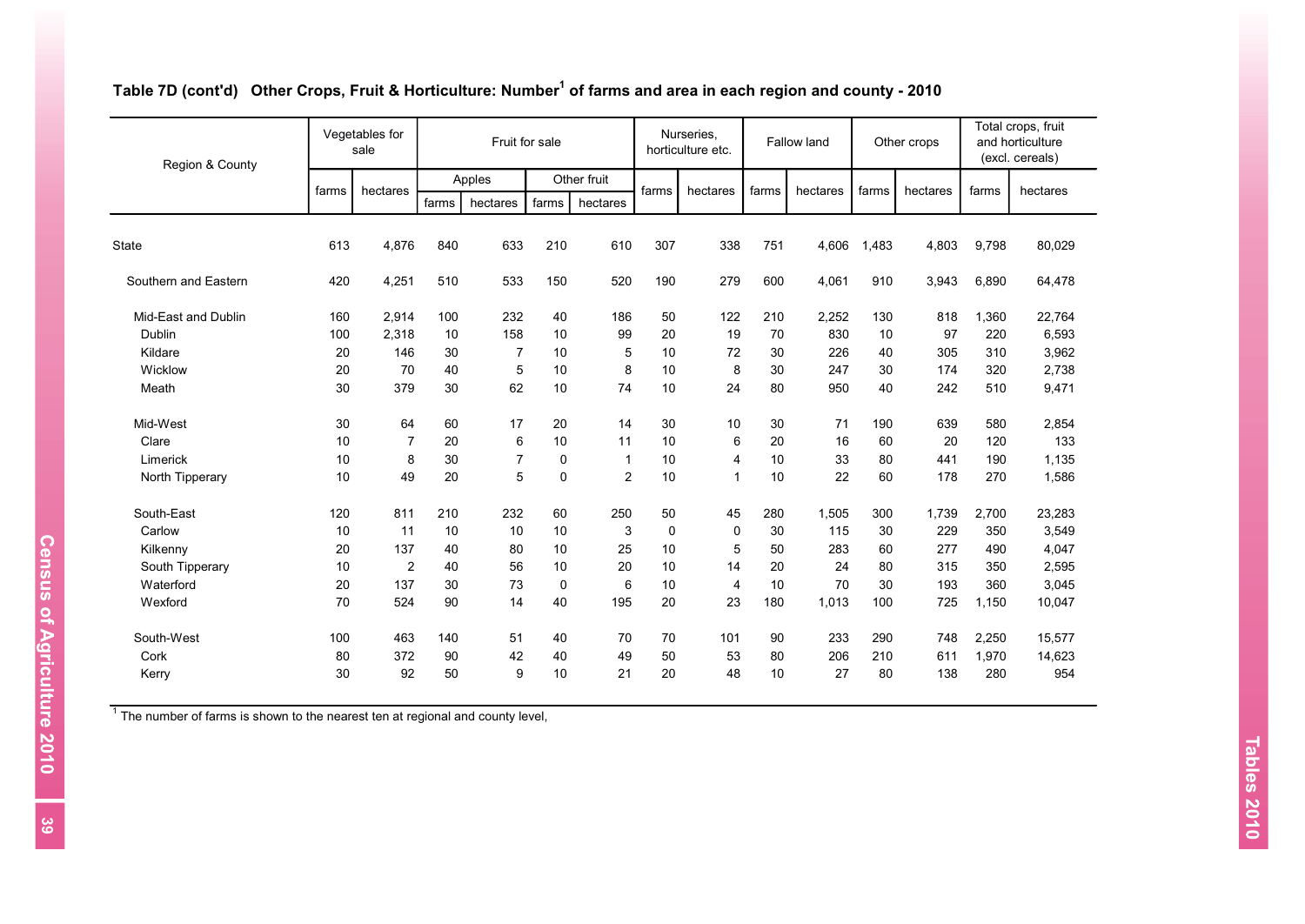## Table 7D (cont'd) Other Crops, Fruit & Horticulture: Number[1] of farms and area in each region and county - 2010

| Region & County | Vegetables for sale | | Fruit for sale | | | | Nurseries, horticulture etc. | | Fallow land | | Other crops | | Total crops, fruit and horticulture (excl. cereals) | |
|---|---|---|---|---|---|---|---|---|---|---|---|---|---|---|
| | | | Apples | | Other fruit | | | | | | | | | |
| | farms | hectares | farms | hectares | farms | hectares | farms | hectares | farms | hectares | farms | hectares | farms | hectares |
| State | 613 | 4,876 | 840 | 633 | 210 | 610 | 307 | 338 | 751 | 4,606 | 1,483 | 4,803 | 9,798 | 80,029 |
| Southern and Eastern | 420 | 4,251 | 510 | 533 | 150 | 520 | 190 | 279 | 600 | 4,061 | 910 | 3,943 | 6,890 | 64,478 |
| Mid-East and Dublin | 160 | 2,914 | 100 | 232 | 40 | 186 | 50 | 122 | 210 | 2,252 | 130 | 818 | 1,360 | 22,764 |
| Dublin | 100 | 2,318 | 10 | 158 | 10 | 99 | 20 | 19 | 70 | 830 | 10 | 97 | 220 | 6,593 |
| Kildare | 20 | 146 | 30 | 7 | 10 | 5 | 10 | 72 | 30 | 226 | 40 | 305 | 310 | 3,962 |
| Wicklow | 20 | 70 | 40 | 5 | 10 | 8 | 10 | 8 | 30 | 247 | 30 | 174 | 320 | 2,738 |
| Meath | 30 | 379 | 30 | 62 | 10 | 74 | 10 | 24 | 80 | 950 | 40 | 242 | 510 | 9,471 |
| Mid-West | 30 | 64 | 60 | 17 | 20 | 14 | 30 | 10 | 30 | 71 | 190 | 639 | 580 | 2,854 |
| Clare | 10 | 7 | 20 | 6 | 10 | 11 | 10 | 6 | 20 | 16 | 60 | 20 | 120 | 133 |
| Limerick | 10 | 8 | 30 | 7 | 0 | 1 | 10 | 4 | 10 | 33 | 80 | 441 | 190 | 1,135 |
| North Tipperary | 10 | 49 | 20 | 5 | 0 | 2 | 10 | 1 | 10 | 22 | 60 | 178 | 270 | 1,586 |
| South-East | 120 | 811 | 210 | 232 | 60 | 250 | 50 | 45 | 280 | 1,505 | 300 | 1,739 | 2,700 | 23,283 |
| Carlow | 10 | 11 | 10 | 10 | 10 | 3 | 0 | 0 | 30 | 115 | 30 | 229 | 350 | 3,549 |
| Kilkenny | 20 | 137 | 40 | 80 | 10 | 25 | 10 | 5 | 50 | 283 | 60 | 277 | 490 | 4,047 |
| South Tipperary | 10 | 2 | 40 | 56 | 10 | 20 | 10 | 14 | 20 | 24 | 80 | 315 | 350 | 2,595 |
| Waterford | 20 | 137 | 30 | 73 | 0 | 6 | 10 | 4 | 10 | 70 | 30 | 193 | 360 | 3,045 |
| Wexford | 70 | 524 | 90 | 14 | 40 | 195 | 20 | 23 | 180 | 1,013 | 100 | 725 | 1,150 | 10,047 |
| South-West | 100 | 463 | 140 | 51 | 40 | 70 | 70 | 101 | 90 | 233 | 290 | 748 | 2,250 | 15,577 |
| Cork | 80 | 372 | 90 | 42 | 40 | 49 | 50 | 53 | 80 | 206 | 210 | 611 | 1,970 | 14,623 |
| Kerry | 30 | 92 | 50 | 9 | 10 | 21 | 20 | 48 | 10 | 27 | 80 | 138 | 280 | 954 |

[1] The number of farms is shown to the nearest ten at regional and county level,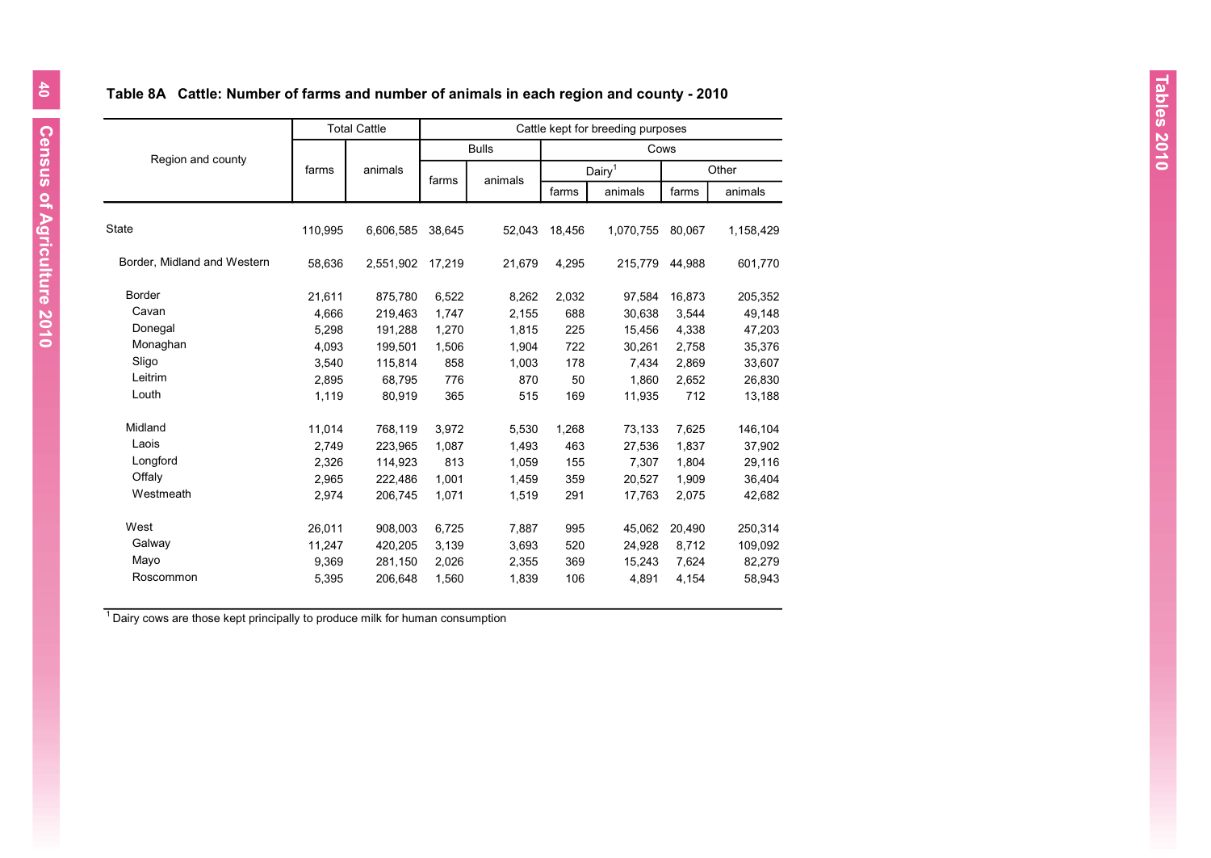### Table 8A Cattle: Number of farms and number of animals in each region and county - 2010

| Region and county | Total Cattle | | Cattle kept for breeding purposes | | | | | |
|---|---|---|---|---|---|---|---|---|
| | | | Bulls | | Cows | | | |
| | | | | | Dairy[1] | | Other | |
| | farms | animals | farms | animals | farms | animals | farms | animals |
| State | 110,995 | 6,606,585 | 38,645 | 52,043 | 18,456 | 1,070,755 | 80,067 | 1,158,429 |
| Border, Midland and Western | 58,636 | 2,551,902 | 17,219 | 21,679 | 4,295 | 215,779 | 44,988 | 601,770 |
| Border | 21,611 | 875,780 | 6,522 | 8,262 | 2,032 | 97,584 | 16,873 | 205,352 |
| Cavan | 4,666 | 219,463 | 1,747 | 2,155 | 688 | 30,638 | 3,544 | 49,148 |
| Donegal | 5,298 | 191,288 | 1,270 | 1,815 | 225 | 15,456 | 4,338 | 47,203 |
| Monaghan | 4,093 | 199,501 | 1,506 | 1,904 | 722 | 30,261 | 2,758 | 35,376 |
| Sligo | 3,540 | 115,814 | 858 | 1,003 | 178 | 7,434 | 2,869 | 33,607 |
| Leitrim | 2,895 | 68,795 | 776 | 870 | 50 | 1,860 | 2,652 | 26,830 |
| Louth | 1,119 | 80,919 | 365 | 515 | 169 | 11,935 | 712 | 13,188 |
| Midland | 11,014 | 768,119 | 3,972 | 5,530 | 1,268 | 73,133 | 7,625 | 146,104 |
| Laois | 2,749 | 223,965 | 1,087 | 1,493 | 463 | 27,536 | 1,837 | 37,902 |
| Longford | 2,326 | 114,923 | 813 | 1,059 | 155 | 7,307 | 1,804 | 29,116 |
| Offaly | 2,965 | 222,486 | 1,001 | 1,459 | 359 | 20,527 | 1,909 | 36,404 |
| Westmeath | 2,974 | 206,745 | 1,071 | 1,519 | 291 | 17,763 | 2,075 | 42,682 |
| West | 26,011 | 908,003 | 6,725 | 7,887 | 995 | 45,062 | 20,490 | 250,314 |
| Galway | 11,247 | 420,205 | 3,139 | 3,693 | 520 | 24,928 | 8,712 | 109,092 |
| Mayo | 9,369 | 281,150 | 2,026 | 2,355 | 369 | 15,243 | 7,624 | 82,279 |
| Roscommon | 5,395 | 206,648 | 1,560 | 1,839 | 106 | 4,891 | 4,154 | 58,943 |

[1] Dairy cows are those kept principally to produce milk for human consumption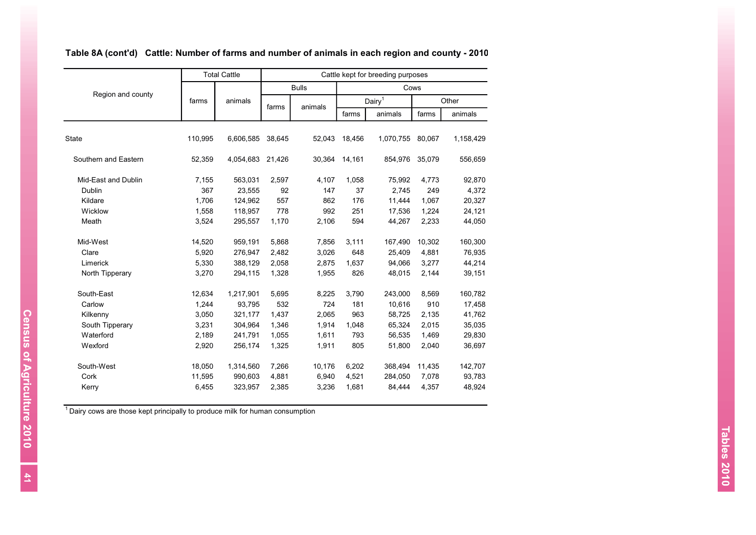## Table 8A (cont'd) Cattle: Number of farms and number of animals in each region and county - 2010

| Region and county | Total Cattle | | Cattle kept for breeding purposes | | | | | |
|---|---|---|---|---|---|---|---|---|
| | | | Bulls | | Cows | | | |
| | | | | | Dairy[1] | | Other | |
| | farms | animals | farms | animals | farms | animals | farms | animals |
| State | 110,995 | 6,606,585 | 38,645 | 52,043 | 18,456 | 1,070,755 | 80,067 | 1,158,429 |
| Southern and Eastern | 52,359 | 4,054,683 | 21,426 | 30,364 | 14,161 | 854,976 | 35,079 | 556,659 |
| Mid-East and Dublin | 7,155 | 563,031 | 2,597 | 4,107 | 1,058 | 75,992 | 4,773 | 92,870 |
| Dublin | 367 | 23,555 | 92 | 147 | 37 | 2,745 | 249 | 4,372 |
| Kildare | 1,706 | 124,962 | 557 | 862 | 176 | 11,444 | 1,067 | 20,327 |
| Wicklow | 1,558 | 118,957 | 778 | 992 | 251 | 17,536 | 1,224 | 24,121 |
| Meath | 3,524 | 295,557 | 1,170 | 2,106 | 594 | 44,267 | 2,233 | 44,050 |
| Mid-West | 14,520 | 959,191 | 5,868 | 7,856 | 3,111 | 167,490 | 10,302 | 160,300 |
| Clare | 5,920 | 276,947 | 2,482 | 3,026 | 648 | 25,409 | 4,881 | 76,935 |
| Limerick | 5,330 | 388,129 | 2,058 | 2,875 | 1,637 | 94,066 | 3,277 | 44,214 |
| North Tipperary | 3,270 | 294,115 | 1,328 | 1,955 | 826 | 48,015 | 2,144 | 39,151 |
| South-East | 12,634 | 1,217,901 | 5,695 | 8,225 | 3,790 | 243,000 | 8,569 | 160,782 |
| Carlow | 1,244 | 93,795 | 532 | 724 | 181 | 10,616 | 910 | 17,458 |
| Kilkenny | 3,050 | 321,177 | 1,437 | 2,065 | 963 | 58,725 | 2,135 | 41,762 |
| South Tipperary | 3,231 | 304,964 | 1,346 | 1,914 | 1,048 | 65,324 | 2,015 | 35,035 |
| Waterford | 2,189 | 241,791 | 1,055 | 1,611 | 793 | 56,535 | 1,469 | 29,830 |
| Wexford | 2,920 | 256,174 | 1,325 | 1,911 | 805 | 51,800 | 2,040 | 36,697 |
| South-West | 18,050 | 1,314,560 | 7,266 | 10,176 | 6,202 | 368,494 | 11,435 | 142,707 |
| Cork | 11,595 | 990,603 | 4,881 | 6,940 | 4,521 | 284,050 | 7,078 | 93,783 |
| Kerry | 6,455 | 323,957 | 2,385 | 3,236 | 1,681 | 84,444 | 4,357 | 48,924 |

[1] Dairy cows are those kept principally to produce milk for human consumption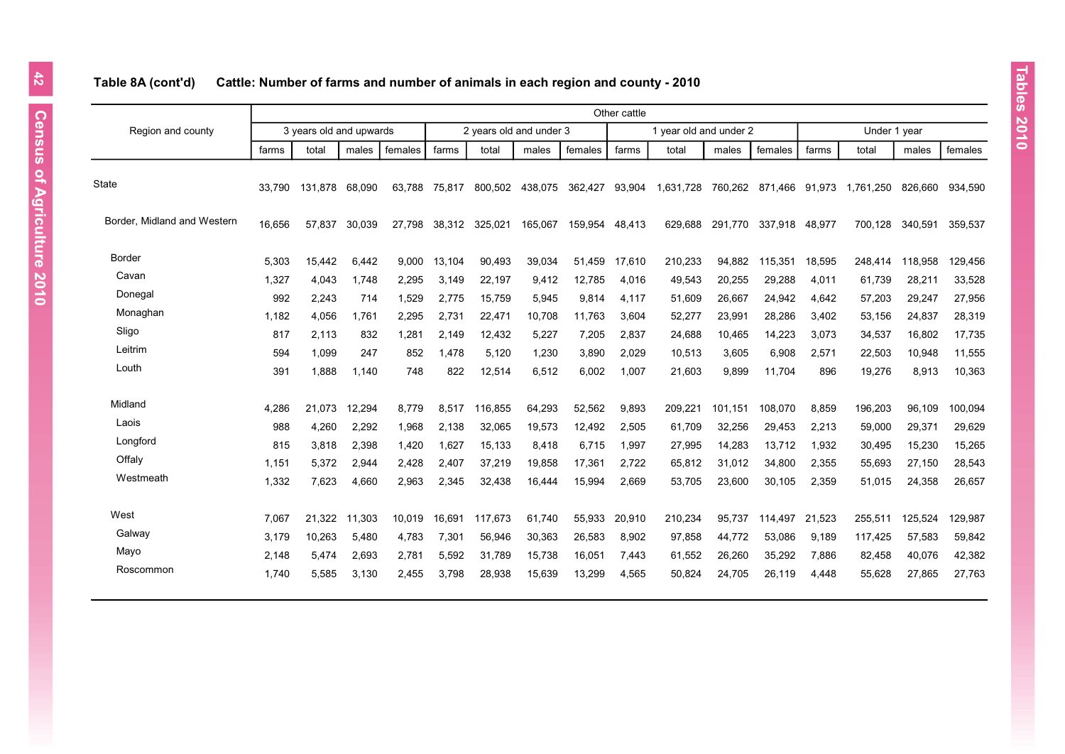**Table 8A (cont'd) Cattle: Number of farms and number of animals in each region and county - 2010**

| Region and county | Other cattle | | | | | | | | | | | | | | | |
|---|---|---|---|---|---|---|---|---|---|---|---|---|---|---|---|---|
| | 3 years old and upwards | | | | 2 years old and under 3 | | | | 1 year old and under 2 | | | | Under 1 year | | | |
| | farms | total | males | females | farms | total | males | females | farms | total | males | females | farms | total | males | females |
| State | 33,790 | 131,878 | 68,090 | 63,788 | 75,817 | 800,502 | 438,075 | 362,427 | 93,904 | 1,631,728 | 760,262 | 871,466 | 91,973 | 1,761,250 | 826,660 | 934,590 |
| Border, Midland and Western | 16,656 | 57,837 | 30,039 | 27,798 | 38,312 | 325,021 | 165,067 | 159,954 | 48,413 | 629,688 | 291,770 | 337,918 | 48,977 | 700,128 | 340,591 | 359,537 |
| Border | 5,303 | 15,442 | 6,442 | 9,000 | 13,104 | 90,493 | 39,034 | 51,459 | 17,610 | 210,233 | 94,882 | 115,351 | 18,595 | 248,414 | 118,958 | 129,456 |
| Cavan | 1,327 | 4,043 | 1,748 | 2,295 | 3,149 | 22,197 | 9,412 | 12,785 | 4,016 | 49,543 | 20,255 | 29,288 | 4,011 | 61,739 | 28,211 | 33,528 |
| Donegal | 992 | 2,243 | 714 | 1,529 | 2,775 | 15,759 | 5,945 | 9,814 | 4,117 | 51,609 | 26,667 | 24,942 | 4,642 | 57,203 | 29,247 | 27,956 |
| Monaghan | 1,182 | 4,056 | 1,761 | 2,295 | 2,731 | 22,471 | 10,708 | 11,763 | 3,604 | 52,277 | 23,991 | 28,286 | 3,402 | 53,156 | 24,837 | 28,319 |
| Sligo | 817 | 2,113 | 832 | 1,281 | 2,149 | 12,432 | 5,227 | 7,205 | 2,837 | 24,688 | 10,465 | 14,223 | 3,073 | 34,537 | 16,802 | 17,735 |
| Leitrim | 594 | 1,099 | 247 | 852 | 1,478 | 5,120 | 1,230 | 3,890 | 2,029 | 10,513 | 3,605 | 6,908 | 2,571 | 22,503 | 10,948 | 11,555 |
| Louth | 391 | 1,888 | 1,140 | 748 | 822 | 12,514 | 6,512 | 6,002 | 1,007 | 21,603 | 9,899 | 11,704 | 896 | 19,276 | 8,913 | 10,363 |
| Midland | 4,286 | 21,073 | 12,294 | 8,779 | 8,517 | 116,855 | 64,293 | 52,562 | 9,893 | 209,221 | 101,151 | 108,070 | 8,859 | 196,203 | 96,109 | 100,094 |
| Laois | 988 | 4,260 | 2,292 | 1,968 | 2,138 | 32,065 | 19,573 | 12,492 | 2,505 | 61,709 | 32,256 | 29,453 | 2,213 | 59,000 | 29,371 | 29,629 |
| Longford | 815 | 3,818 | 2,398 | 1,420 | 1,627 | 15,133 | 8,418 | 6,715 | 1,997 | 27,995 | 14,283 | 13,712 | 1,932 | 30,495 | 15,230 | 15,265 |
| Offaly | 1,151 | 5,372 | 2,944 | 2,428 | 2,407 | 37,219 | 19,858 | 17,361 | 2,722 | 65,812 | 31,012 | 34,800 | 2,355 | 55,693 | 27,150 | 28,543 |
| Westmeath | 1,332 | 7,623 | 4,660 | 2,963 | 2,345 | 32,438 | 16,444 | 15,994 | 2,669 | 53,705 | 23,600 | 30,105 | 2,359 | 51,015 | 24,358 | 26,657 |
| West | 7,067 | 21,322 | 11,303 | 10,019 | 16,691 | 117,673 | 61,740 | 55,933 | 20,910 | 210,234 | 95,737 | 114,497 | 21,523 | 255,511 | 125,524 | 129,987 |
| Galway | 3,179 | 10,263 | 5,480 | 4,783 | 7,301 | 56,946 | 30,363 | 26,583 | 8,902 | 97,858 | 44,772 | 53,086 | 9,189 | 117,425 | 57,583 | 59,842 |
| Mayo | 2,148 | 5,474 | 2,693 | 2,781 | 5,592 | 31,789 | 15,738 | 16,051 | 7,443 | 61,552 | 26,260 | 35,292 | 7,886 | 82,458 | 40,076 | 42,382 |
| Roscommon | 1,740 | 5,585 | 3,130 | 2,455 | 3,798 | 28,938 | 15,639 | 13,299 | 4,565 | 50,824 | 24,705 | 26,119 | 4,448 | 55,628 | 27,865 | 27,763 |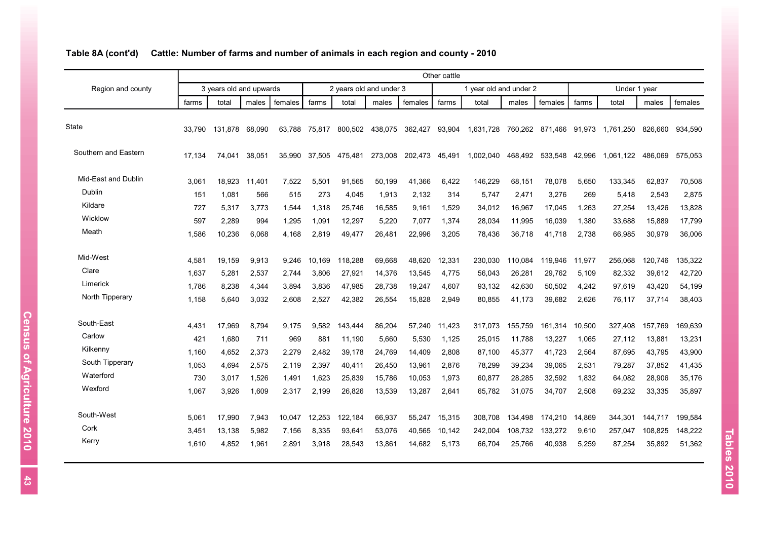**Table 8A (cont'd) Cattle: Number of farms and number of animals in each region and county - 2010**

| Region and county | Other cattle | | | | | | | | | | | | | | | |
|---|---|---|---|---|---|---|---|---|---|---|---|---|---|---|---|---|
| | 3 years old and upwards | | | | 2 years old and under 3 | | | | 1 year old and under 2 | | | | Under 1 year | | | |
| | farms | total | males | females | farms | total | males | females | farms | total | males | females | farms | total | males | females |
| State | 33,790 | 131,878 | 68,090 | 63,788 | 75,817 | 800,502 | 438,075 | 362,427 | 93,904 | 1,631,728 | 760,262 | 871,466 | 91,973 | 1,761,250 | 826,660 | 934,590 |
| Southern and Eastern | 17,134 | 74,041 | 38,051 | 35,990 | 37,505 | 475,481 | 273,008 | 202,473 | 45,491 | 1,002,040 | 468,492 | 533,548 | 42,996 | 1,061,122 | 486,069 | 575,053 |
| Mid-East and Dublin | 3,061 | 18,923 | 11,401 | 7,522 | 5,501 | 91,565 | 50,199 | 41,366 | 6,422 | 146,229 | 68,151 | 78,078 | 5,650 | 133,345 | 62,837 | 70,508 |
| Dublin | 151 | 1,081 | 566 | 515 | 273 | 4,045 | 1,913 | 2,132 | 314 | 5,747 | 2,471 | 3,276 | 269 | 5,418 | 2,543 | 2,875 |
| Kildare | 727 | 5,317 | 3,773 | 1,544 | 1,318 | 25,746 | 16,585 | 9,161 | 1,529 | 34,012 | 16,967 | 17,045 | 1,263 | 27,254 | 13,426 | 13,828 |
| Wicklow | 597 | 2,289 | 994 | 1,295 | 1,091 | 12,297 | 5,220 | 7,077 | 1,374 | 28,034 | 11,995 | 16,039 | 1,380 | 33,688 | 15,889 | 17,799 |
| Meath | 1,586 | 10,236 | 6,068 | 4,168 | 2,819 | 49,477 | 26,481 | 22,996 | 3,205 | 78,436 | 36,718 | 41,718 | 2,738 | 66,985 | 30,979 | 36,006 |
| Mid-West | 4,581 | 19,159 | 9,913 | 9,246 | 10,169 | 118,288 | 69,668 | 48,620 | 12,331 | 230,030 | 110,084 | 119,946 | 11,977 | 256,068 | 120,746 | 135,322 |
| Clare | 1,637 | 5,281 | 2,537 | 2,744 | 3,806 | 27,921 | 14,376 | 13,545 | 4,775 | 56,043 | 26,281 | 29,762 | 5,109 | 82,332 | 39,612 | 42,720 |
| Limerick | 1,786 | 8,238 | 4,344 | 3,894 | 3,836 | 47,985 | 28,738 | 19,247 | 4,607 | 93,132 | 42,630 | 50,502 | 4,242 | 97,619 | 43,420 | 54,199 |
| North Tipperary | 1,158 | 5,640 | 3,032 | 2,608 | 2,527 | 42,382 | 26,554 | 15,828 | 2,949 | 80,855 | 41,173 | 39,682 | 2,626 | 76,117 | 37,714 | 38,403 |
| South-East | 4,431 | 17,969 | 8,794 | 9,175 | 9,582 | 143,444 | 86,204 | 57,240 | 11,423 | 317,073 | 155,759 | 161,314 | 10,500 | 327,408 | 157,769 | 169,639 |
| Carlow | 421 | 1,680 | 711 | 969 | 881 | 11,190 | 5,660 | 5,530 | 1,125 | 25,015 | 11,788 | 13,227 | 1,065 | 27,112 | 13,881 | 13,231 |
| Kilkenny | 1,160 | 4,652 | 2,373 | 2,279 | 2,482 | 39,178 | 24,769 | 14,409 | 2,808 | 87,100 | 45,377 | 41,723 | 2,564 | 87,695 | 43,795 | 43,900 |
| South Tipperary | 1,053 | 4,694 | 2,575 | 2,119 | 2,397 | 40,411 | 26,450 | 13,961 | 2,876 | 78,299 | 39,234 | 39,065 | 2,531 | 79,287 | 37,852 | 41,435 |
| Waterford | 730 | 3,017 | 1,526 | 1,491 | 1,623 | 25,839 | 15,786 | 10,053 | 1,973 | 60,877 | 28,285 | 32,592 | 1,832 | 64,082 | 28,906 | 35,176 |
| Wexford | 1,067 | 3,926 | 1,609 | 2,317 | 2,199 | 26,826 | 13,539 | 13,287 | 2,641 | 65,782 | 31,075 | 34,707 | 2,508 | 69,232 | 33,335 | 35,897 |
| South-West | 5,061 | 17,990 | 7,943 | 10,047 | 12,253 | 122,184 | 66,937 | 55,247 | 15,315 | 308,708 | 134,498 | 174,210 | 14,869 | 344,301 | 144,717 | 199,584 |
| Cork | 3,451 | 13,138 | 5,982 | 7,156 | 8,335 | 93,641 | 53,076 | 40,565 | 10,142 | 242,004 | 108,732 | 133,272 | 9,610 | 257,047 | 108,825 | 148,222 |
| Kerry | 1,610 | 4,852 | 1,961 | 2,891 | 3,918 | 28,543 | 13,861 | 14,682 | 5,173 | 66,704 | 25,766 | 40,938 | 5,259 | 87,254 | 35,892 | 51,362 |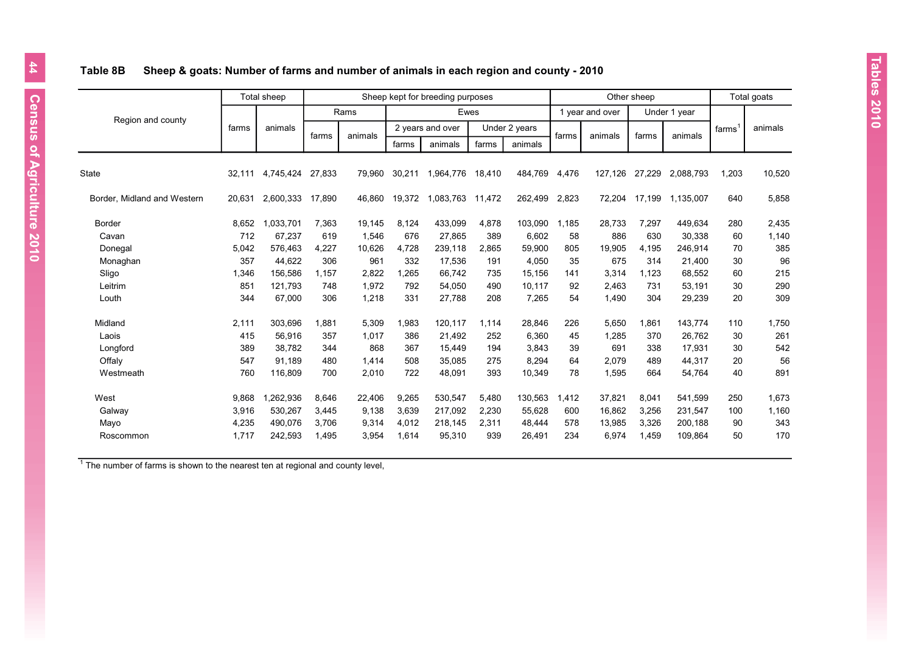## Table 8B Sheep & goats: Number of farms and number of animals in each region and county - 2010

| Region and county | Total sheep | | Sheep kept for breeding purposes | | | | | | Other sheep | | | | Total goats | |
|---|---|---|---|---|---|---|---|---|---|---|---|---|---|---|
| | | | Rams | | Ewes | | | | 1 year and over | | Under 1 year | | | |
| | | | | | 2 years and over | | Under 2 years | | | | | | | |
| | farms | animals | farms | animals | farms | animals | farms | animals | farms | animals | farms | animals | farms[1] | animals |
| State | 32,111 | 4,745,424 | 27,833 | 79,960 | 30,211 | 1,964,776 | 18,410 | 484,769 | 4,476 | 127,126 | 27,229 | 2,088,793 | 1,203 | 10,520 |
| Border, Midland and Western | 20,631 | 2,600,333 | 17,890 | 46,860 | 19,372 | 1,083,763 | 11,472 | 262,499 | 2,823 | 72,204 | 17,199 | 1,135,007 | 640 | 5,858 |
| Border | 8,652 | 1,033,701 | 7,363 | 19,145 | 8,124 | 433,099 | 4,878 | 103,090 | 1,185 | 28,733 | 7,297 | 449,634 | 280 | 2,435 |
| Cavan | 712 | 67,237 | 619 | 1,546 | 676 | 27,865 | 389 | 6,602 | 58 | 886 | 630 | 30,338 | 60 | 1,140 |
| Donegal | 5,042 | 576,463 | 4,227 | 10,626 | 4,728 | 239,118 | 2,865 | 59,900 | 805 | 19,905 | 4,195 | 246,914 | 70 | 385 |
| Monaghan | 357 | 44,622 | 306 | 961 | 332 | 17,536 | 191 | 4,050 | 35 | 675 | 314 | 21,400 | 30 | 96 |
| Sligo | 1,346 | 156,586 | 1,157 | 2,822 | 1,265 | 66,742 | 735 | 15,156 | 141 | 3,314 | 1,123 | 68,552 | 60 | 215 |
| Leitrim | 851 | 121,793 | 748 | 1,972 | 792 | 54,050 | 490 | 10,117 | 92 | 2,463 | 731 | 53,191 | 30 | 290 |
| Louth | 344 | 67,000 | 306 | 1,218 | 331 | 27,788 | 208 | 7,265 | 54 | 1,490 | 304 | 29,239 | 20 | 309 |
| Midland | 2,111 | 303,696 | 1,881 | 5,309 | 1,983 | 120,117 | 1,114 | 28,846 | 226 | 5,650 | 1,861 | 143,774 | 110 | 1,750 |
| Laois | 415 | 56,916 | 357 | 1,017 | 386 | 21,492 | 252 | 6,360 | 45 | 1,285 | 370 | 26,762 | 30 | 261 |
| Longford | 389 | 38,782 | 344 | 868 | 367 | 15,449 | 194 | 3,843 | 39 | 691 | 338 | 17,931 | 30 | 542 |
| Offaly | 547 | 91,189 | 480 | 1,414 | 508 | 35,085 | 275 | 8,294 | 64 | 2,079 | 489 | 44,317 | 20 | 56 |
| Westmeath | 760 | 116,809 | 700 | 2,010 | 722 | 48,091 | 393 | 10,349 | 78 | 1,595 | 664 | 54,764 | 40 | 891 |
| West | 9,868 | 1,262,936 | 8,646 | 22,406 | 9,265 | 530,547 | 5,480 | 130,563 | 1,412 | 37,821 | 8,041 | 541,599 | 250 | 1,673 |
| Galway | 3,916 | 530,267 | 3,445 | 9,138 | 3,639 | 217,092 | 2,230 | 55,628 | 600 | 16,862 | 3,256 | 231,547 | 100 | 1,160 |
| Mayo | 4,235 | 490,076 | 3,706 | 9,314 | 4,012 | 218,145 | 2,311 | 48,444 | 578 | 13,985 | 3,326 | 200,188 | 90 | 343 |
| Roscommon | 1,717 | 242,593 | 1,495 | 3,954 | 1,614 | 95,310 | 939 | 26,491 | 234 | 6,974 | 1,459 | 109,864 | 50 | 170 |

[1] The number of farms is shown to the nearest ten at regional and county level,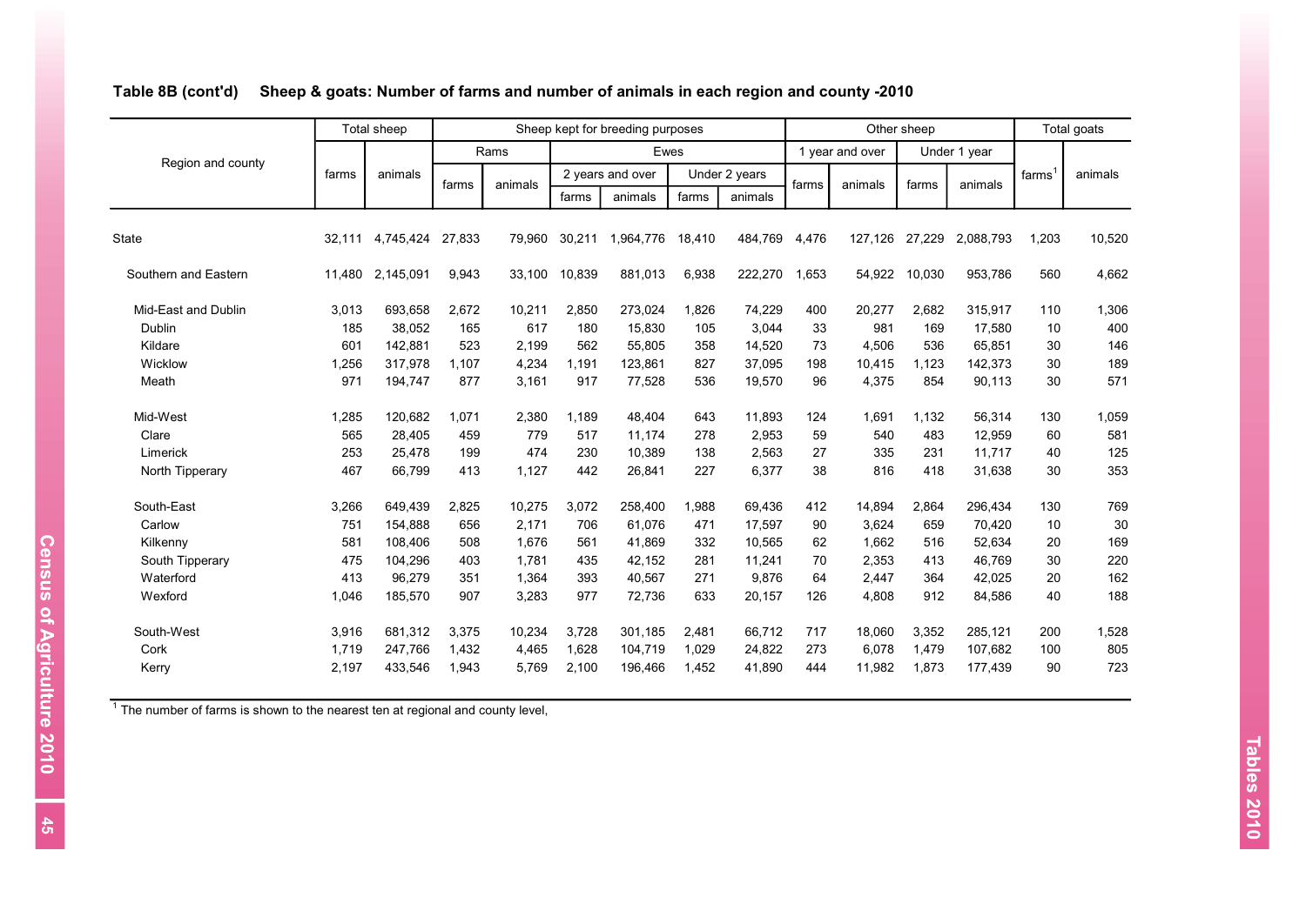**Table 8B (cont'd) Sheep & goats: Number of farms and number of animals in each region and county -2010**

| Region and county | Total sheep | | Sheep kept for breeding purposes | | | | | | Other sheep | | | | Total goats | |
|---|---|---|---|---|---|---|---|---|---|---|---|---|---|---|
| | | | Rams | | Ewes | | | | 1 year and over | | Under 1 year | | | |
| | | | | | 2 years and over | | Under 2 years | | | | | | | |
| | farms | animals | farms | animals | farms | animals | farms | animals | farms | animals | farms | animals | farms[1] | animals |
| State | 32,111 | 4,745,424 | 27,833 | 79,960 | 30,211 | 1,964,776 | 18,410 | 484,769 | 4,476 | 127,126 | 27,229 | 2,088,793 | 1,203 | 10,520 |
| Southern and Eastern | 11,480 | 2,145,091 | 9,943 | 33,100 | 10,839 | 881,013 | 6,938 | 222,270 | 1,653 | 54,922 | 10,030 | 953,786 | 560 | 4,662 |
| Mid-East and Dublin | 3,013 | 693,658 | 2,672 | 10,211 | 2,850 | 273,024 | 1,826 | 74,229 | 400 | 20,277 | 2,682 | 315,917 | 110 | 1,306 |
| Dublin | 185 | 38,052 | 165 | 617 | 180 | 15,830 | 105 | 3,044 | 33 | 981 | 169 | 17,580 | 10 | 400 |
| Kildare | 601 | 142,881 | 523 | 2,199 | 562 | 55,805 | 358 | 14,520 | 73 | 4,506 | 536 | 65,851 | 30 | 146 |
| Wicklow | 1,256 | 317,978 | 1,107 | 4,234 | 1,191 | 123,861 | 827 | 37,095 | 198 | 10,415 | 1,123 | 142,373 | 30 | 189 |
| Meath | 971 | 194,747 | 877 | 3,161 | 917 | 77,528 | 536 | 19,570 | 96 | 4,375 | 854 | 90,113 | 30 | 571 |
| Mid-West | 1,285 | 120,682 | 1,071 | 2,380 | 1,189 | 48,404 | 643 | 11,893 | 124 | 1,691 | 1,132 | 56,314 | 130 | 1,059 |
| Clare | 565 | 28,405 | 459 | 779 | 517 | 11,174 | 278 | 2,953 | 59 | 540 | 483 | 12,959 | 60 | 581 |
| Limerick | 253 | 25,478 | 199 | 474 | 230 | 10,389 | 138 | 2,563 | 27 | 335 | 231 | 11,717 | 40 | 125 |
| North Tipperary | 467 | 66,799 | 413 | 1,127 | 442 | 26,841 | 227 | 6,377 | 38 | 816 | 418 | 31,638 | 30 | 353 |
| South-East | 3,266 | 649,439 | 2,825 | 10,275 | 3,072 | 258,400 | 1,988 | 69,436 | 412 | 14,894 | 2,864 | 296,434 | 130 | 769 |
| Carlow | 751 | 154,888 | 656 | 2,171 | 706 | 61,076 | 471 | 17,597 | 90 | 3,624 | 659 | 70,420 | 10 | 30 |
| Kilkenny | 581 | 108,406 | 508 | 1,676 | 561 | 41,869 | 332 | 10,565 | 62 | 1,662 | 516 | 52,634 | 20 | 169 |
| South Tipperary | 475 | 104,296 | 403 | 1,781 | 435 | 42,152 | 281 | 11,241 | 70 | 2,353 | 413 | 46,769 | 30 | 220 |
| Waterford | 413 | 96,279 | 351 | 1,364 | 393 | 40,567 | 271 | 9,876 | 64 | 2,447 | 364 | 42,025 | 20 | 162 |
| Wexford | 1,046 | 185,570 | 907 | 3,283 | 977 | 72,736 | 633 | 20,157 | 126 | 4,808 | 912 | 84,586 | 40 | 188 |
| South-West | 3,916 | 681,312 | 3,375 | 10,234 | 3,728 | 301,185 | 2,481 | 66,712 | 717 | 18,060 | 3,352 | 285,121 | 200 | 1,528 |
| Cork | 1,719 | 247,766 | 1,432 | 4,465 | 1,628 | 104,719 | 1,029 | 24,822 | 273 | 6,078 | 1,479 | 107,682 | 100 | 805 |
| Kerry | 2,197 | 433,546 | 1,943 | 5,769 | 2,100 | 196,466 | 1,452 | 41,890 | 444 | 11,982 | 1,873 | 177,439 | 90 | 723 |

[1] The number of farms is shown to the nearest ten at regional and county level,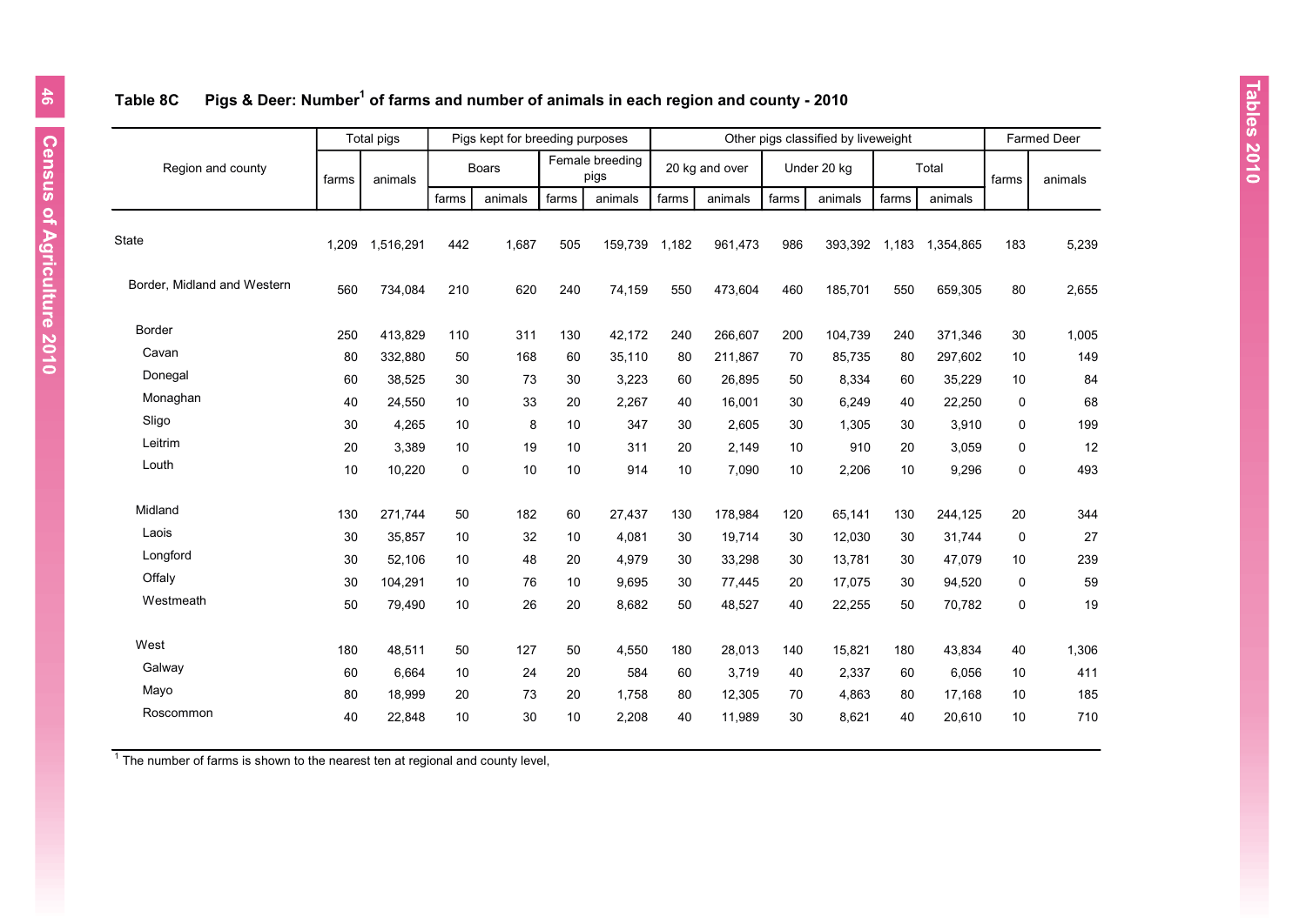### Table 8C Pigs & Deer: Number[1] of farms and number of animals in each region and county - 2010

| Region and county | Total pigs | | Pigs kept for breeding purposes | | | | Other pigs classified by liveweight | | | | | | Farmed Deer | |
|---|---|---|---|---|---|---|---|---|---|---|---|---|---|---|
| | | | Boars | | Female breeding pigs | | 20 kg and over | | Under 20 kg | | Total | | | |
| | farms | animals | farms | animals | farms | animals | farms | animals | farms | animals | farms | animals | farms | animals |
| State | 1,209 | 1,516,291 | 442 | 1,687 | 505 | 159,739 | 1,182 | 961,473 | 986 | 393,392 | 1,183 | 1,354,865 | 183 | 5,239 |
| Border, Midland and Western | 560 | 734,084 | 210 | 620 | 240 | 74,159 | 550 | 473,604 | 460 | 185,701 | 550 | 659,305 | 80 | 2,655 |
| Border | 250 | 413,829 | 110 | 311 | 130 | 42,172 | 240 | 266,607 | 200 | 104,739 | 240 | 371,346 | 30 | 1,005 |
| Cavan | 80 | 332,880 | 50 | 168 | 60 | 35,110 | 80 | 211,867 | 70 | 85,735 | 80 | 297,602 | 10 | 149 |
| Donegal | 60 | 38,525 | 30 | 73 | 30 | 3,223 | 60 | 26,895 | 50 | 8,334 | 60 | 35,229 | 10 | 84 |
| Monaghan | 40 | 24,550 | 10 | 33 | 20 | 2,267 | 40 | 16,001 | 30 | 6,249 | 40 | 22,250 | 0 | 68 |
| Sligo | 30 | 4,265 | 10 | 8 | 10 | 347 | 30 | 2,605 | 30 | 1,305 | 30 | 3,910 | 0 | 199 |
| Leitrim | 20 | 3,389 | 10 | 19 | 10 | 311 | 20 | 2,149 | 10 | 910 | 20 | 3,059 | 0 | 12 |
| Louth | 10 | 10,220 | 0 | 10 | 10 | 914 | 10 | 7,090 | 10 | 2,206 | 10 | 9,296 | 0 | 493 |
| Midland | 130 | 271,744 | 50 | 182 | 60 | 27,437 | 130 | 178,984 | 120 | 65,141 | 130 | 244,125 | 20 | 344 |
| Laois | 30 | 35,857 | 10 | 32 | 10 | 4,081 | 30 | 19,714 | 30 | 12,030 | 30 | 31,744 | 0 | 27 |
| Longford | 30 | 52,106 | 10 | 48 | 20 | 4,979 | 30 | 33,298 | 30 | 13,781 | 30 | 47,079 | 10 | 239 |
| Offaly | 30 | 104,291 | 10 | 76 | 10 | 9,695 | 30 | 77,445 | 20 | 17,075 | 30 | 94,520 | 0 | 59 |
| Westmeath | 50 | 79,490 | 10 | 26 | 20 | 8,682 | 50 | 48,527 | 40 | 22,255 | 50 | 70,782 | 0 | 19 |
| West | 180 | 48,511 | 50 | 127 | 50 | 4,550 | 180 | 28,013 | 140 | 15,821 | 180 | 43,834 | 40 | 1,306 |
| Galway | 60 | 6,664 | 10 | 24 | 20 | 584 | 60 | 3,719 | 40 | 2,337 | 60 | 6,056 | 10 | 411 |
| Mayo | 80 | 18,999 | 20 | 73 | 20 | 1,758 | 80 | 12,305 | 70 | 4,863 | 80 | 17,168 | 10 | 185 |
| Roscommon | 40 | 22,848 | 10 | 30 | 10 | 2,208 | 40 | 11,989 | 30 | 8,621 | 40 | 20,610 | 10 | 710 |

[1] The number of farms is shown to the nearest ten at regional and county level,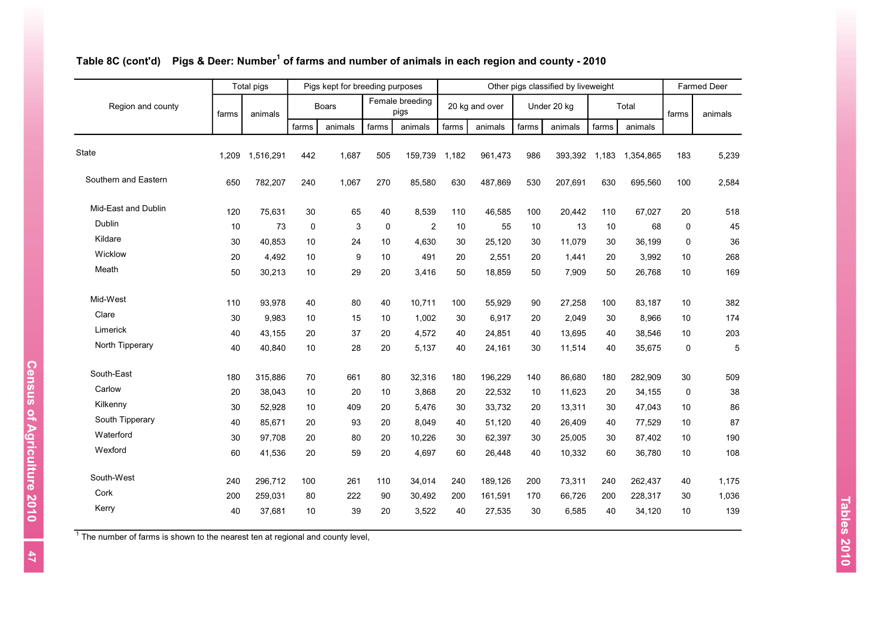## Table 8C (cont'd) Pigs & Deer: Number[1] of farms and number of animals in each region and county - 2010

| Region and county | Total pigs | | Pigs kept for breeding purposes | | | | Other pigs classified by liveweight | | | | | | Farmed Deer | |
|---|---|---|---|---|---|---|---|---|---|---|---|---|---|---|
| | farms | animals | Boars | | Female breeding pigs | | 20 kg and over | | Under 20 kg | | Total | | farms | animals |
| | | | farms | animals | farms | animals | farms | animals | farms | animals | farms | animals | | |
| State | 1,209 | 1,516,291 | 442 | 1,687 | 505 | 159,739 | 1,182 | 961,473 | 986 | 393,392 | 1,183 | 1,354,865 | 183 | 5,239 |
| Southern and Eastern | 650 | 782,207 | 240 | 1,067 | 270 | 85,580 | 630 | 487,869 | 530 | 207,691 | 630 | 695,560 | 100 | 2,584 |
| Mid-East and Dublin | 120 | 75,631 | 30 | 65 | 40 | 8,539 | 110 | 46,585 | 100 | 20,442 | 110 | 67,027 | 20 | 518 |
| Dublin | 10 | 73 | 0 | 3 | 0 | 2 | 10 | 55 | 10 | 13 | 10 | 68 | 0 | 45 |
| Kildare | 30 | 40,853 | 10 | 24 | 10 | 4,630 | 30 | 25,120 | 30 | 11,079 | 30 | 36,199 | 0 | 36 |
| Wicklow | 20 | 4,492 | 10 | 9 | 10 | 491 | 20 | 2,551 | 20 | 1,441 | 20 | 3,992 | 10 | 268 |
| Meath | 50 | 30,213 | 10 | 29 | 20 | 3,416 | 50 | 18,859 | 50 | 7,909 | 50 | 26,768 | 10 | 169 |
| Mid-West | 110 | 93,978 | 40 | 80 | 40 | 10,711 | 100 | 55,929 | 90 | 27,258 | 100 | 83,187 | 10 | 382 |
| Clare | 30 | 9,983 | 10 | 15 | 10 | 1,002 | 30 | 6,917 | 20 | 2,049 | 30 | 8,966 | 10 | 174 |
| Limerick | 40 | 43,155 | 20 | 37 | 20 | 4,572 | 40 | 24,851 | 40 | 13,695 | 40 | 38,546 | 10 | 203 |
| North Tipperary | 40 | 40,840 | 10 | 28 | 20 | 5,137 | 40 | 24,161 | 30 | 11,514 | 40 | 35,675 | 0 | 5 |
| South-East | 180 | 315,886 | 70 | 661 | 80 | 32,316 | 180 | 196,229 | 140 | 86,680 | 180 | 282,909 | 30 | 509 |
| Carlow | 20 | 38,043 | 10 | 20 | 10 | 3,868 | 20 | 22,532 | 10 | 11,623 | 20 | 34,155 | 0 | 38 |
| Kilkenny | 30 | 52,928 | 10 | 409 | 20 | 5,476 | 30 | 33,732 | 20 | 13,311 | 30 | 47,043 | 10 | 86 |
| South Tipperary | 40 | 85,671 | 20 | 93 | 20 | 8,049 | 40 | 51,120 | 40 | 26,409 | 40 | 77,529 | 10 | 87 |
| Waterford | 30 | 97,708 | 20 | 80 | 20 | 10,226 | 30 | 62,397 | 30 | 25,005 | 30 | 87,402 | 10 | 190 |
| Wexford | 60 | 41,536 | 20 | 59 | 20 | 4,697 | 60 | 26,448 | 40 | 10,332 | 60 | 36,780 | 10 | 108 |
| South-West | 240 | 296,712 | 100 | 261 | 110 | 34,014 | 240 | 189,126 | 200 | 73,311 | 240 | 262,437 | 40 | 1,175 |
| Cork | 200 | 259,031 | 80 | 222 | 90 | 30,492 | 200 | 161,591 | 170 | 66,726 | 200 | 228,317 | 30 | 1,036 |
| Kerry | 40 | 37,681 | 10 | 39 | 20 | 3,522 | 40 | 27,535 | 30 | 6,585 | 40 | 34,120 | 10 | 139 |

[1] The number of farms is shown to the nearest ten at regional and county level,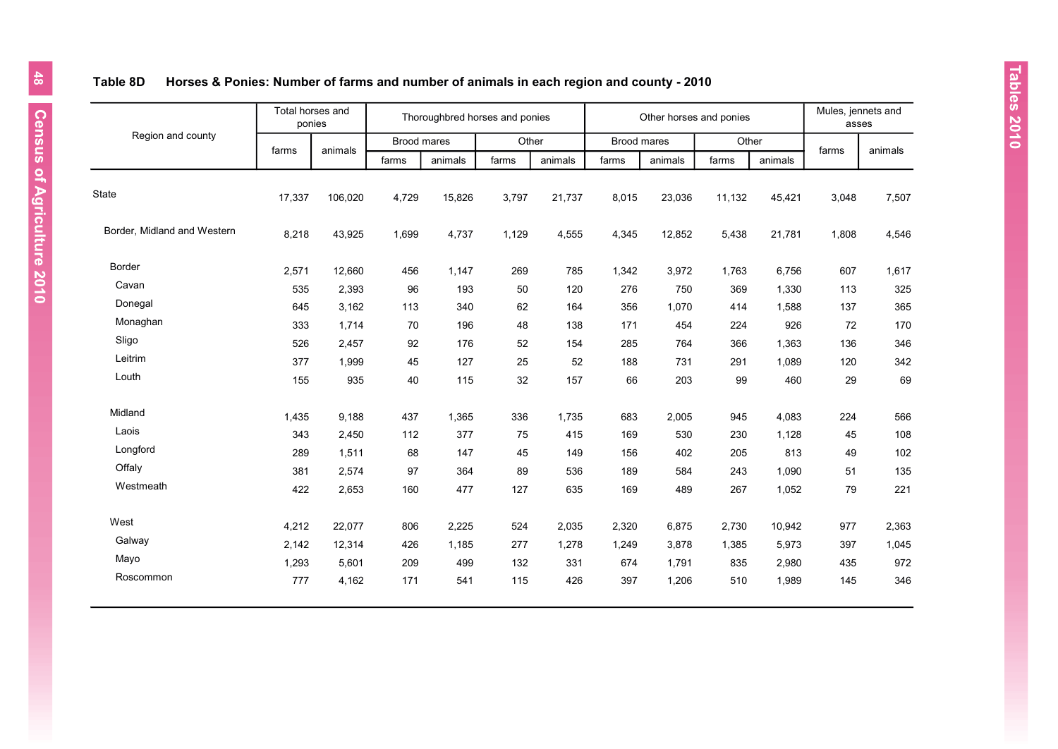## Table 8D Horses & Ponies: Number of farms and number of animals in each region and county - 2010

| Region and county | Total horses and ponies | | Thoroughbred horses and ponies | | | | Other horses and ponies | | | | Mules, jennets and asses | |
|---|---|---|---|---|---|---|---|---|---|---|---|---|
| | | | Brood mares | | Other | | Brood mares | | Other | | | |
| | farms | animals | farms | animals | farms | animals | farms | animals | farms | animals | farms | animals |
| State | 17,337 | 106,020 | 4,729 | 15,826 | 3,797 | 21,737 | 8,015 | 23,036 | 11,132 | 45,421 | 3,048 | 7,507 |
| Border, Midland and Western | 8,218 | 43,925 | 1,699 | 4,737 | 1,129 | 4,555 | 4,345 | 12,852 | 5,438 | 21,781 | 1,808 | 4,546 |
| Border | 2,571 | 12,660 | 456 | 1,147 | 269 | 785 | 1,342 | 3,972 | 1,763 | 6,756 | 607 | 1,617 |
| Cavan | 535 | 2,393 | 96 | 193 | 50 | 120 | 276 | 750 | 369 | 1,330 | 113 | 325 |
| Donegal | 645 | 3,162 | 113 | 340 | 62 | 164 | 356 | 1,070 | 414 | 1,588 | 137 | 365 |
| Monaghan | 333 | 1,714 | 70 | 196 | 48 | 138 | 171 | 454 | 224 | 926 | 72 | 170 |
| Sligo | 526 | 2,457 | 92 | 176 | 52 | 154 | 285 | 764 | 366 | 1,363 | 136 | 346 |
| Leitrim | 377 | 1,999 | 45 | 127 | 25 | 52 | 188 | 731 | 291 | 1,089 | 120 | 342 |
| Louth | 155 | 935 | 40 | 115 | 32 | 157 | 66 | 203 | 99 | 460 | 29 | 69 |
| Midland | 1,435 | 9,188 | 437 | 1,365 | 336 | 1,735 | 683 | 2,005 | 945 | 4,083 | 224 | 566 |
| Laois | 343 | 2,450 | 112 | 377 | 75 | 415 | 169 | 530 | 230 | 1,128 | 45 | 108 |
| Longford | 289 | 1,511 | 68 | 147 | 45 | 149 | 156 | 402 | 205 | 813 | 49 | 102 |
| Offaly | 381 | 2,574 | 97 | 364 | 89 | 536 | 189 | 584 | 243 | 1,090 | 51 | 135 |
| Westmeath | 422 | 2,653 | 160 | 477 | 127 | 635 | 169 | 489 | 267 | 1,052 | 79 | 221 |
| West | 4,212 | 22,077 | 806 | 2,225 | 524 | 2,035 | 2,320 | 6,875 | 2,730 | 10,942 | 977 | 2,363 |
| Galway | 2,142 | 12,314 | 426 | 1,185 | 277 | 1,278 | 1,249 | 3,878 | 1,385 | 5,973 | 397 | 1,045 |
| Mayo | 1,293 | 5,601 | 209 | 499 | 132 | 331 | 674 | 1,791 | 835 | 2,980 | 435 | 972 |
| Roscommon | 777 | 4,162 | 171 | 541 | 115 | 426 | 397 | 1,206 | 510 | 1,989 | 145 | 346 |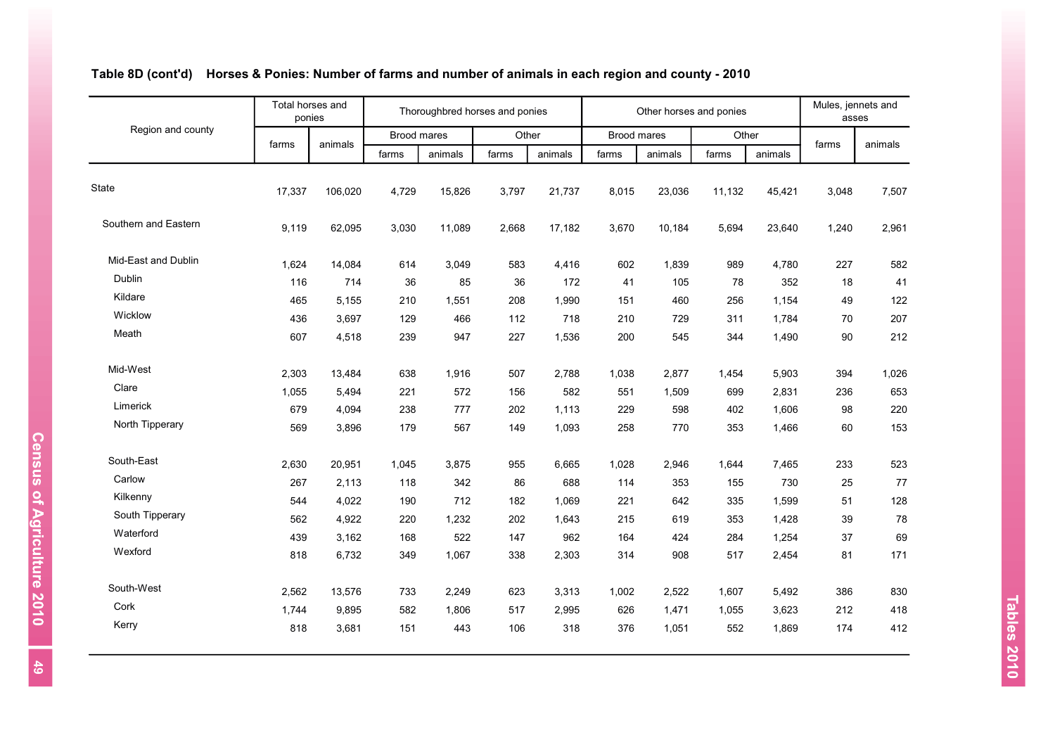**Table 8D (cont'd) Horses & Ponies: Number of farms and number of animals in each region and county - 2010**

| Region and county | Total horses and ponies | | Thoroughbred horses and ponies | | | | Other horses and ponies | | | | Mules, jennets and asses | |
|---|---|---|---|---|---|---|---|---|---|---|---|---|
| | | | Brood mares | | Other | | Brood mares | | Other | | | |
| | farms | animals | farms | animals | farms | animals | farms | animals | farms | animals | farms | animals |
| State | 17,337 | 106,020 | 4,729 | 15,826 | 3,797 | 21,737 | 8,015 | 23,036 | 11,132 | 45,421 | 3,048 | 7,507 |
| Southern and Eastern | 9,119 | 62,095 | 3,030 | 11,089 | 2,668 | 17,182 | 3,670 | 10,184 | 5,694 | 23,640 | 1,240 | 2,961 |
| Mid-East and Dublin | 1,624 | 14,084 | 614 | 3,049 | 583 | 4,416 | 602 | 1,839 | 989 | 4,780 | 227 | 582 |
| Dublin | 116 | 714 | 36 | 85 | 36 | 172 | 41 | 105 | 78 | 352 | 18 | 41 |
| Kildare | 465 | 5,155 | 210 | 1,551 | 208 | 1,990 | 151 | 460 | 256 | 1,154 | 49 | 122 |
| Wicklow | 436 | 3,697 | 129 | 466 | 112 | 718 | 210 | 729 | 311 | 1,784 | 70 | 207 |
| Meath | 607 | 4,518 | 239 | 947 | 227 | 1,536 | 200 | 545 | 344 | 1,490 | 90 | 212 |
| Mid-West | 2,303 | 13,484 | 638 | 1,916 | 507 | 2,788 | 1,038 | 2,877 | 1,454 | 5,903 | 394 | 1,026 |
| Clare | 1,055 | 5,494 | 221 | 572 | 156 | 582 | 551 | 1,509 | 699 | 2,831 | 236 | 653 |
| Limerick | 679 | 4,094 | 238 | 777 | 202 | 1,113 | 229 | 598 | 402 | 1,606 | 98 | 220 |
| North Tipperary | 569 | 3,896 | 179 | 567 | 149 | 1,093 | 258 | 770 | 353 | 1,466 | 60 | 153 |
| South-East | 2,630 | 20,951 | 1,045 | 3,875 | 955 | 6,665 | 1,028 | 2,946 | 1,644 | 7,465 | 233 | 523 |
| Carlow | 267 | 2,113 | 118 | 342 | 86 | 688 | 114 | 353 | 155 | 730 | 25 | 77 |
| Kilkenny | 544 | 4,022 | 190 | 712 | 182 | 1,069 | 221 | 642 | 335 | 1,599 | 51 | 128 |
| South Tipperary | 562 | 4,922 | 220 | 1,232 | 202 | 1,643 | 215 | 619 | 353 | 1,428 | 39 | 78 |
| Waterford | 439 | 3,162 | 168 | 522 | 147 | 962 | 164 | 424 | 284 | 1,254 | 37 | 69 |
| Wexford | 818 | 6,732 | 349 | 1,067 | 338 | 2,303 | 314 | 908 | 517 | 2,454 | 81 | 171 |
| South-West | 2,562 | 13,576 | 733 | 2,249 | 623 | 3,313 | 1,002 | 2,522 | 1,607 | 5,492 | 386 | 830 |
| Cork | 1,744 | 9,895 | 582 | 1,806 | 517 | 2,995 | 626 | 1,471 | 1,055 | 3,623 | 212 | 418 |
| Kerry | 818 | 3,681 | 151 | 443 | 106 | 318 | 376 | 1,051 | 552 | 1,869 | 174 | 412 |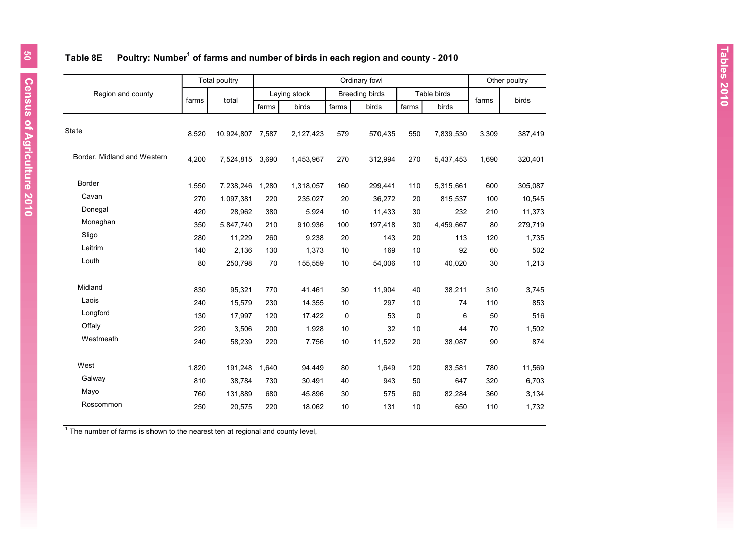**Table 8E Poultry: Number[1] of farms and number of birds in each region and county - 2010**

| Region and county | Total poultry | | Ordinary fowl | | | | | | Other poultry | |
|---|---|---|---|---|---|---|---|---|---|---|
| | | | Laying stock | | Breeding birds | | Table birds | | | |
| | farms | total | farms | birds | farms | birds | farms | birds | farms | birds |
| State | 8,520 | 10,924,807 | 7,587 | 2,127,423 | 579 | 570,435 | 550 | 7,839,530 | 3,309 | 387,419 |
| Border, Midland and Western | 4,200 | 7,524,815 | 3,690 | 1,453,967 | 270 | 312,994 | 270 | 5,437,453 | 1,690 | 320,401 |
| Border | 1,550 | 7,238,246 | 1,280 | 1,318,057 | 160 | 299,441 | 110 | 5,315,661 | 600 | 305,087 |
| Cavan | 270 | 1,097,381 | 220 | 235,027 | 20 | 36,272 | 20 | 815,537 | 100 | 10,545 |
| Donegal | 420 | 28,962 | 380 | 5,924 | 10 | 11,433 | 30 | 232 | 210 | 11,373 |
| Monaghan | 350 | 5,847,740 | 210 | 910,936 | 100 | 197,418 | 30 | 4,459,667 | 80 | 279,719 |
| Sligo | 280 | 11,229 | 260 | 9,238 | 20 | 143 | 20 | 113 | 120 | 1,735 |
| Leitrim | 140 | 2,136 | 130 | 1,373 | 10 | 169 | 10 | 92 | 60 | 502 |
| Louth | 80 | 250,798 | 70 | 155,559 | 10 | 54,006 | 10 | 40,020 | 30 | 1,213 |
| Midland | 830 | 95,321 | 770 | 41,461 | 30 | 11,904 | 40 | 38,211 | 310 | 3,745 |
| Laois | 240 | 15,579 | 230 | 14,355 | 10 | 297 | 10 | 74 | 110 | 853 |
| Longford | 130 | 17,997 | 120 | 17,422 | 0 | 53 | 0 | 6 | 50 | 516 |
| Offaly | 220 | 3,506 | 200 | 1,928 | 10 | 32 | 10 | 44 | 70 | 1,502 |
| Westmeath | 240 | 58,239 | 220 | 7,756 | 10 | 11,522 | 20 | 38,087 | 90 | 874 |
| West | 1,820 | 191,248 | 1,640 | 94,449 | 80 | 1,649 | 120 | 83,581 | 780 | 11,569 |
| Galway | 810 | 38,784 | 730 | 30,491 | 40 | 943 | 50 | 647 | 320 | 6,703 |
| Mayo | 760 | 131,889 | 680 | 45,896 | 30 | 575 | 60 | 82,284 | 360 | 3,134 |
| Roscommon | 250 | 20,575 | 220 | 18,062 | 10 | 131 | 10 | 650 | 110 | 1,732 |

[1] The number of farms is shown to the nearest ten at regional and county level,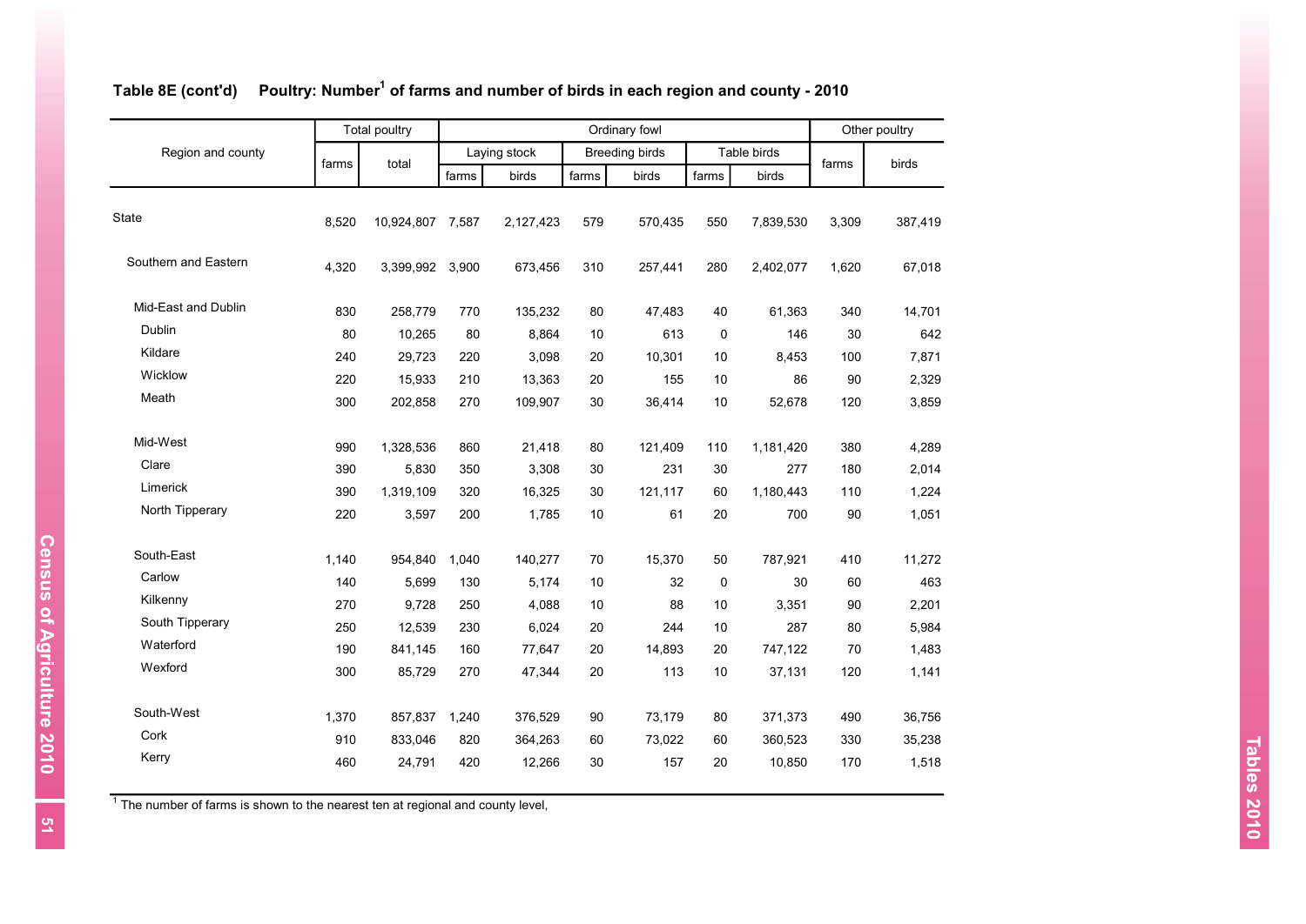**Table 8E (cont'd) Poultry: Number[1] of farms and number of birds in each region and county - 2010**

| Region and county | Total poultry | | Ordinary fowl | | | | | | Other poultry | |
|---|---|---|---|---|---|---|---|---|---|---|
| | farms | total | Laying stock | | Breeding birds | | Table birds | | farms | birds |
| | | | farms | birds | farms | birds | farms | birds | | |
| State | 8,520 | 10,924,807 | 7,587 | 2,127,423 | 579 | 570,435 | 550 | 7,839,530 | 3,309 | 387,419 |
| Southern and Eastern | 4,320 | 3,399,992 | 3,900 | 673,456 | 310 | 257,441 | 280 | 2,402,077 | 1,620 | 67,018 |
| Mid-East and Dublin | 830 | 258,779 | 770 | 135,232 | 80 | 47,483 | 40 | 61,363 | 340 | 14,701 |
| Dublin | 80 | 10,265 | 80 | 8,864 | 10 | 613 | 0 | 146 | 30 | 642 |
| Kildare | 240 | 29,723 | 220 | 3,098 | 20 | 10,301 | 10 | 8,453 | 100 | 7,871 |
| Wicklow | 220 | 15,933 | 210 | 13,363 | 20 | 155 | 10 | 86 | 90 | 2,329 |
| Meath | 300 | 202,858 | 270 | 109,907 | 30 | 36,414 | 10 | 52,678 | 120 | 3,859 |
| Mid-West | 990 | 1,328,536 | 860 | 21,418 | 80 | 121,409 | 110 | 1,181,420 | 380 | 4,289 |
| Clare | 390 | 5,830 | 350 | 3,308 | 30 | 231 | 30 | 277 | 180 | 2,014 |
| Limerick | 390 | 1,319,109 | 320 | 16,325 | 30 | 121,117 | 60 | 1,180,443 | 110 | 1,224 |
| North Tipperary | 220 | 3,597 | 200 | 1,785 | 10 | 61 | 20 | 700 | 90 | 1,051 |
| South-East | 1,140 | 954,840 | 1,040 | 140,277 | 70 | 15,370 | 50 | 787,921 | 410 | 11,272 |
| Carlow | 140 | 5,699 | 130 | 5,174 | 10 | 32 | 0 | 30 | 60 | 463 |
| Kilkenny | 270 | 9,728 | 250 | 4,088 | 10 | 88 | 10 | 3,351 | 90 | 2,201 |
| South Tipperary | 250 | 12,539 | 230 | 6,024 | 20 | 244 | 10 | 287 | 80 | 5,984 |
| Waterford | 190 | 841,145 | 160 | 77,647 | 20 | 14,893 | 20 | 747,122 | 70 | 1,483 |
| Wexford | 300 | 85,729 | 270 | 47,344 | 20 | 113 | 10 | 37,131 | 120 | 1,141 |
| South-West | 1,370 | 857,837 | 1,240 | 376,529 | 90 | 73,179 | 80 | 371,373 | 490 | 36,756 |
| Cork | 910 | 833,046 | 820 | 364,263 | 60 | 73,022 | 60 | 360,523 | 330 | 35,238 |
| Kerry | 460 | 24,791 | 420 | 12,266 | 30 | 157 | 20 | 10,850 | 170 | 1,518 |

[1] The number of farms is shown to the nearest ten at regional and county level,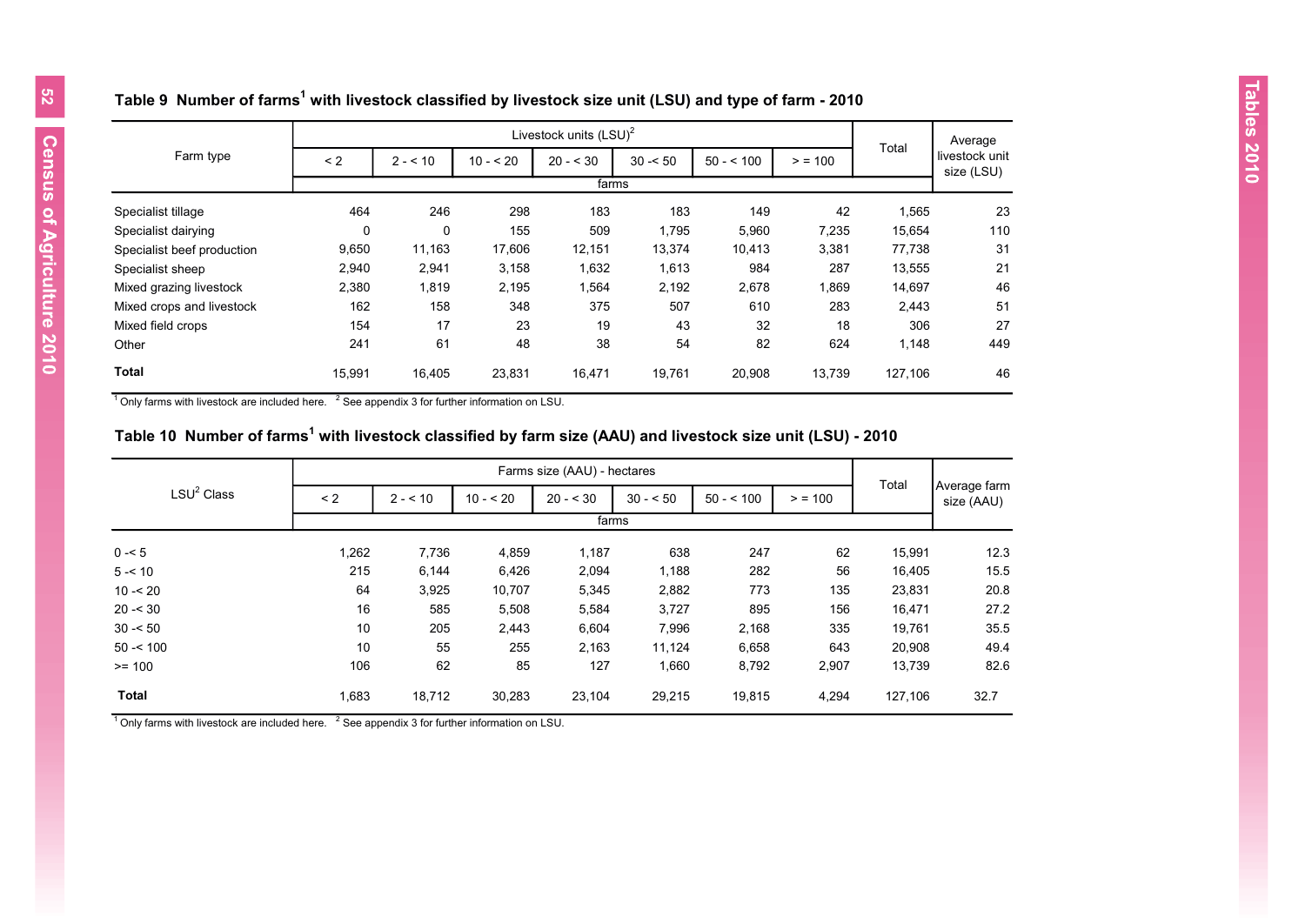## Table 9 Number of farms[1] with livestock classified by livestock size unit (LSU) and type of farm - 2010

| Farm type | Livestock units (LSU)[2] | | | | | | | Total | Average livestock unit size (LSU) |
|---|---|---|---|---|---|---|---|---|---|
| | < 2 | 2 - < 10 | 10 - < 20 | 20 - < 30 | 30 -< 50 | 50 - < 100 | > = 100 | | |
| | farms | | | | | | | | |
| Specialist tillage | 464 | 246 | 298 | 183 | 183 | 149 | 42 | 1,565 | 23 |
| Specialist dairying | 0 | 0 | 155 | 509 | 1,795 | 5,960 | 7,235 | 15,654 | 110 |
| Specialist beef production | 9,650 | 11,163 | 17,606 | 12,151 | 13,374 | 10,413 | 3,381 | 77,738 | 31 |
| Specialist sheep | 2,940 | 2,941 | 3,158 | 1,632 | 1,613 | 984 | 287 | 13,555 | 21 |
| Mixed grazing livestock | 2,380 | 1,819 | 2,195 | 1,564 | 2,192 | 2,678 | 1,869 | 14,697 | 46 |
| Mixed crops and livestock | 162 | 158 | 348 | 375 | 507 | 610 | 283 | 2,443 | 51 |
| Mixed field crops | 154 | 17 | 23 | 19 | 43 | 32 | 18 | 306 | 27 |
| Other | 241 | 61 | 48 | 38 | 54 | 82 | 624 | 1,148 | 449 |
| **Total** | 15,991 | 16,405 | 23,831 | 16,471 | 19,761 | 20,908 | 13,739 | 127,106 | 46 |

[1] Only farms with livestock are included here. [2] See appendix 3 for further information on LSU.

## Table 10 Number of farms[1] with livestock classified by farm size (AAU) and livestock size unit (LSU) - 2010

| LSU[2] Class | Farms size (AAU) - hectares | | | | | | | Total | Average farm size (AAU) |
|---|---|---|---|---|---|---|---|---|---|
| | < 2 | 2 - < 10 | 10 - < 20 | 20 - < 30 | 30 - < 50 | 50 - < 100 | > = 100 | | |
| | farms | | | | | | | | |
| 0 -< 5 | 1,262 | 7,736 | 4,859 | 1,187 | 638 | 247 | 62 | 15,991 | 12.3 |
| 5 -< 10 | 215 | 6,144 | 6,426 | 2,094 | 1,188 | 282 | 56 | 16,405 | 15.5 |
| 10 -< 20 | 64 | 3,925 | 10,707 | 5,345 | 2,882 | 773 | 135 | 23,831 | 20.8 |
| 20 -< 30 | 16 | 585 | 5,508 | 5,584 | 3,727 | 895 | 156 | 16,471 | 27.2 |
| 30 -< 50 | 10 | 205 | 2,443 | 6,604 | 7,996 | 2,168 | 335 | 19,761 | 35.5 |
| 50 -< 100 | 10 | 55 | 255 | 2,163 | 11,124 | 6,658 | 643 | 20,908 | 49.4 |
| >= 100 | 106 | 62 | 85 | 127 | 1,660 | 8,792 | 2,907 | 13,739 | 82.6 |
| **Total** | 1,683 | 18,712 | 30,283 | 23,104 | 29,215 | 19,815 | 4,294 | 127,106 | 32.7 |

[1] Only farms with livestock are included here. [2] See appendix 3 for further information on LSU.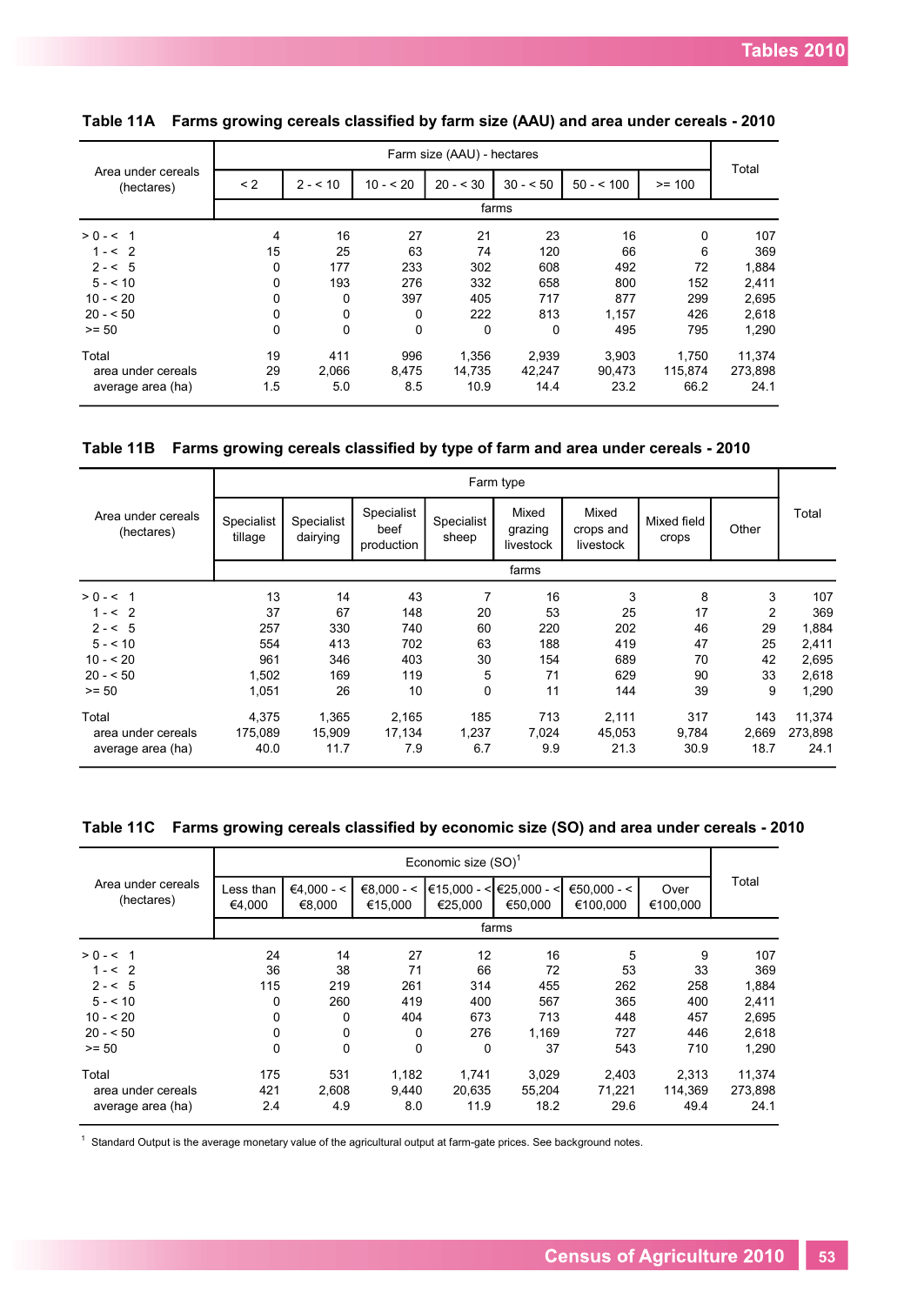## Table 11A Farms growing cereals classified by farm size (AAU) and area under cereals - 2010

| Area under cereals (hectares) | Farm size (AAU) - hectares | | | | | | | Total |
|---|---|---|---|---|---|---|---|---|
| | < 2 | 2 - < 10 | 10 - < 20 | 20 - < 30 | 30 - < 50 | 50 - < 100 | >= 100 | |
| | farms | | | | | | | |
| > 0 - < 1 | 4 | 16 | 27 | 21 | 23 | 16 | 0 | 107 |
| 1 - < 2 | 15 | 25 | 63 | 74 | 120 | 66 | 6 | 369 |
| 2 - < 5 | 0 | 177 | 233 | 302 | 608 | 492 | 72 | 1,884 |
| 5 - < 10 | 0 | 193 | 276 | 332 | 658 | 800 | 152 | 2,411 |
| 10 - < 20 | 0 | 0 | 397 | 405 | 717 | 877 | 299 | 2,695 |
| 20 - < 50 | 0 | 0 | 0 | 222 | 813 | 1,157 | 426 | 2,618 |
| >= 50 | 0 | 0 | 0 | 0 | 0 | 495 | 795 | 1,290 |
| Total | 19 | 411 | 996 | 1,356 | 2,939 | 3,903 | 1,750 | 11,374 |
| area under cereals | 29 | 2,066 | 8,475 | 14,735 | 42,247 | 90,473 | 115,874 | 273,898 |
| average area (ha) | 1.5 | 5.0 | 8.5 | 10.9 | 14.4 | 23.2 | 66.2 | 24.1 |

## Table 11B Farms growing cereals classified by type of farm and area under cereals - 2010

| Area under cereals (hectares) | Farm type | | | | | | | | Total |
|---|---|---|---|---|---|---|---|---|---|
| | Specialist tillage | Specialist dairying | Specialist beef production | Specialist sheep | Mixed grazing livestock | Mixed crops and livestock | Mixed field crops | Other | |
| | farms | | | | | | | | |
| > 0 - < 1 | 13 | 14 | 43 | 7 | 16 | 3 | 8 | 3 | 107 |
| 1 - < 2 | 37 | 67 | 148 | 20 | 53 | 25 | 17 | 2 | 369 |
| 2 - < 5 | 257 | 330 | 740 | 60 | 220 | 202 | 46 | 29 | 1,884 |
| 5 - < 10 | 554 | 413 | 702 | 63 | 188 | 419 | 47 | 25 | 2,411 |
| 10 - < 20 | 961 | 346 | 403 | 30 | 154 | 689 | 70 | 42 | 2,695 |
| 20 - < 50 | 1,502 | 169 | 119 | 5 | 71 | 629 | 90 | 33 | 2,618 |
| >= 50 | 1,051 | 26 | 10 | 0 | 11 | 144 | 39 | 9 | 1,290 |
| Total | 4,375 | 1,365 | 2,165 | 185 | 713 | 2,111 | 317 | 143 | 11,374 |
| area under cereals | 175,089 | 15,909 | 17,134 | 1,237 | 7,024 | 45,053 | 9,784 | 2,669 | 273,898 |
| average area (ha) | 40.0 | 11.7 | 7.9 | 6.7 | 9.9 | 21.3 | 30.9 | 18.7 | 24.1 |

## Table 11C Farms growing cereals classified by economic size (SO) and area under cereals - 2010

| Area under cereals (hectares) | Economic size (SO)[1] | | | | | | | Total |
|---|---|---|---|---|---|---|---|---|
| | Less than €4,000 | €4,000 - < €8,000 | €8,000 - < €15,000 | €15,000 - < €25,000 | €25,000 - < €50,000 | €50,000 - < €100,000 | Over €100,000 | |
| | farms | | | | | | | |
| > 0 - < 1 | 24 | 14 | 27 | 12 | 16 | 5 | 9 | 107 |
| 1 - < 2 | 36 | 38 | 71 | 66 | 72 | 53 | 33 | 369 |
| 2 - < 5 | 115 | 219 | 261 | 314 | 455 | 262 | 258 | 1,884 |
| 5 - < 10 | 0 | 260 | 419 | 400 | 567 | 365 | 400 | 2,411 |
| 10 - < 20 | 0 | 0 | 404 | 673 | 713 | 448 | 457 | 2,695 |
| 20 - < 50 | 0 | 0 | 0 | 276 | 1,169 | 727 | 446 | 2,618 |
| >= 50 | 0 | 0 | 0 | 0 | 37 | 543 | 710 | 1,290 |
| Total | 175 | 531 | 1,182 | 1,741 | 3,029 | 2,403 | 2,313 | 11,374 |
| area under cereals | 421 | 2,608 | 9,440 | 20,635 | 55,204 | 71,221 | 114,369 | 273,898 |
| average area (ha) | 2.4 | 4.9 | 8.0 | 11.9 | 18.2 | 29.6 | 49.4 | 24.1 |

[1] Standard Output is the average monetary value of the agricultural output at farm-gate prices. See background notes.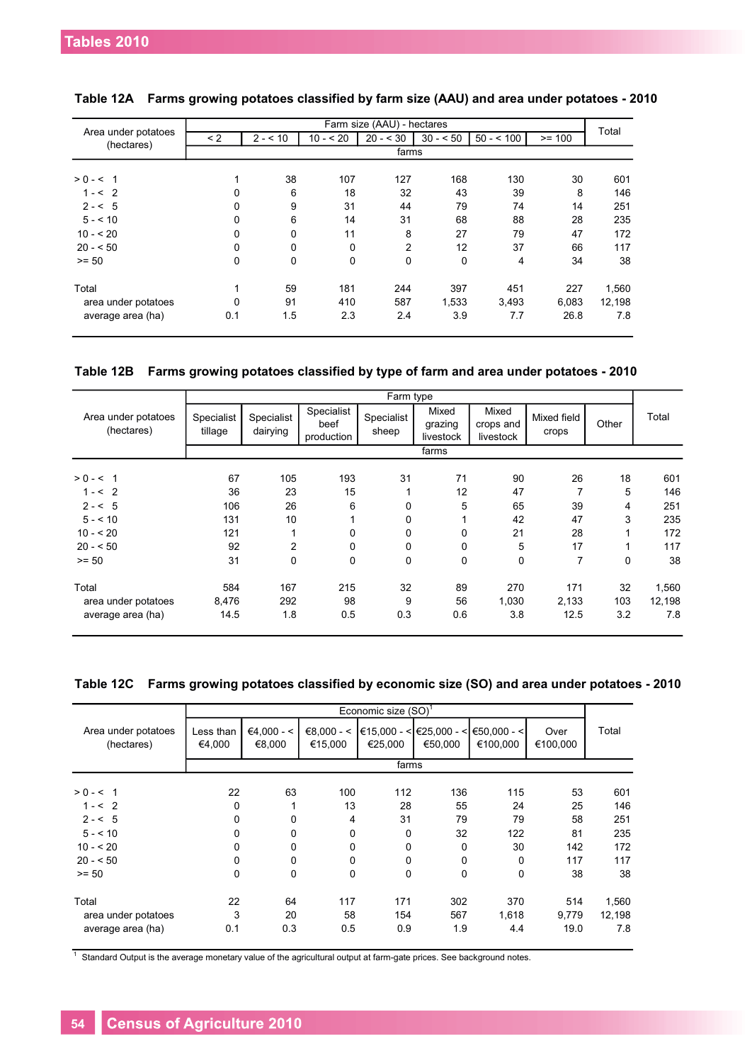## Table 12A Farms growing potatoes classified by farm size (AAU) and area under potatoes - 2010

| Area under potatoes (hectares) | Farm size (AAU) - hectares | | | | | | | Total |
|---|---|---|---|---|---|---|---|---|
| | < 2 | 2 - < 10 | 10 - < 20 | 20 - < 30 | 30 - < 50 | 50 - < 100 | >= 100 | |
| | farms | | | | | | | |
| > 0 - < 1 | 1 | 38 | 107 | 127 | 168 | 130 | 30 | 601 |
| 1 - < 2 | 0 | 6 | 18 | 32 | 43 | 39 | 8 | 146 |
| 2 - < 5 | 0 | 9 | 31 | 44 | 79 | 74 | 14 | 251 |
| 5 - < 10 | 0 | 6 | 14 | 31 | 68 | 88 | 28 | 235 |
| 10 - < 20 | 0 | 0 | 11 | 8 | 27 | 79 | 47 | 172 |
| 20 - < 50 | 0 | 0 | 0 | 2 | 12 | 37 | 66 | 117 |
| >= 50 | 0 | 0 | 0 | 0 | 0 | 4 | 34 | 38 |
| Total | 1 | 59 | 181 | 244 | 397 | 451 | 227 | 1,560 |
| area under potatoes | 0 | 91 | 410 | 587 | 1,533 | 3,493 | 6,083 | 12,198 |
| average area (ha) | 0.1 | 1.5 | 2.3 | 2.4 | 3.9 | 7.7 | 26.8 | 7.8 |

## Table 12B Farms growing potatoes classified by type of farm and area under potatoes - 2010

| Area under potatoes (hectares) | Farm type | | | | | | | | Total |
|---|---|---|---|---|---|---|---|---|---|
| | Specialist tillage | Specialist dairying | Specialist beef production | Specialist sheep | Mixed grazing livestock | Mixed crops and livestock | Mixed field crops | Other | |
| | farms | | | | | | | | |
| > 0 - < 1 | 67 | 105 | 193 | 31 | 71 | 90 | 26 | 18 | 601 |
| 1 - < 2 | 36 | 23 | 15 | 1 | 12 | 47 | 7 | 5 | 146 |
| 2 - < 5 | 106 | 26 | 6 | 0 | 5 | 65 | 39 | 4 | 251 |
| 5 - < 10 | 131 | 10 | 1 | 0 | 1 | 42 | 47 | 3 | 235 |
| 10 - < 20 | 121 | 1 | 0 | 0 | 0 | 21 | 28 | 1 | 172 |
| 20 - < 50 | 92 | 2 | 0 | 0 | 0 | 5 | 17 | 1 | 117 |
| >= 50 | 31 | 0 | 0 | 0 | 0 | 0 | 7 | 0 | 38 |
| Total | 584 | 167 | 215 | 32 | 89 | 270 | 171 | 32 | 1,560 |
| area under potatoes | 8,476 | 292 | 98 | 9 | 56 | 1,030 | 2,133 | 103 | 12,198 |
| average area (ha) | 14.5 | 1.8 | 0.5 | 0.3 | 0.6 | 3.8 | 12.5 | 3.2 | 7.8 |

## Table 12C Farms growing potatoes classified by economic size (SO) and area under potatoes - 2010

| Area under potatoes (hectares) | Economic size (SO)[1] | | | | | | | Total |
|---|---|---|---|---|---|---|---|---|
| | Less than €4,000 | €4,000 - < €8,000 | €8,000 - < €15,000 | €15,000 - < €25,000 | €25,000 - < €50,000 | €50,000 - < €100,000 | Over €100,000 | |
| | farms | | | | | | | |
| > 0 - < 1 | 22 | 63 | 100 | 112 | 136 | 115 | 53 | 601 |
| 1 - < 2 | 0 | 1 | 13 | 28 | 55 | 24 | 25 | 146 |
| 2 - < 5 | 0 | 0 | 4 | 31 | 79 | 79 | 58 | 251 |
| 5 - < 10 | 0 | 0 | 0 | 0 | 32 | 122 | 81 | 235 |
| 10 - < 20 | 0 | 0 | 0 | 0 | 0 | 30 | 142 | 172 |
| 20 - < 50 | 0 | 0 | 0 | 0 | 0 | 0 | 117 | 117 |
| >= 50 | 0 | 0 | 0 | 0 | 0 | 0 | 38 | 38 |
| Total | 22 | 64 | 117 | 171 | 302 | 370 | 514 | 1,560 |
| area under potatoes | 3 | 20 | 58 | 154 | 567 | 1,618 | 9,779 | 12,198 |
| average area (ha) | 0.1 | 0.3 | 0.5 | 0.9 | 1.9 | 4.4 | 19.0 | 7.8 |

[1] Standard Output is the average monetary value of the agricultural output at farm-gate prices. See background notes.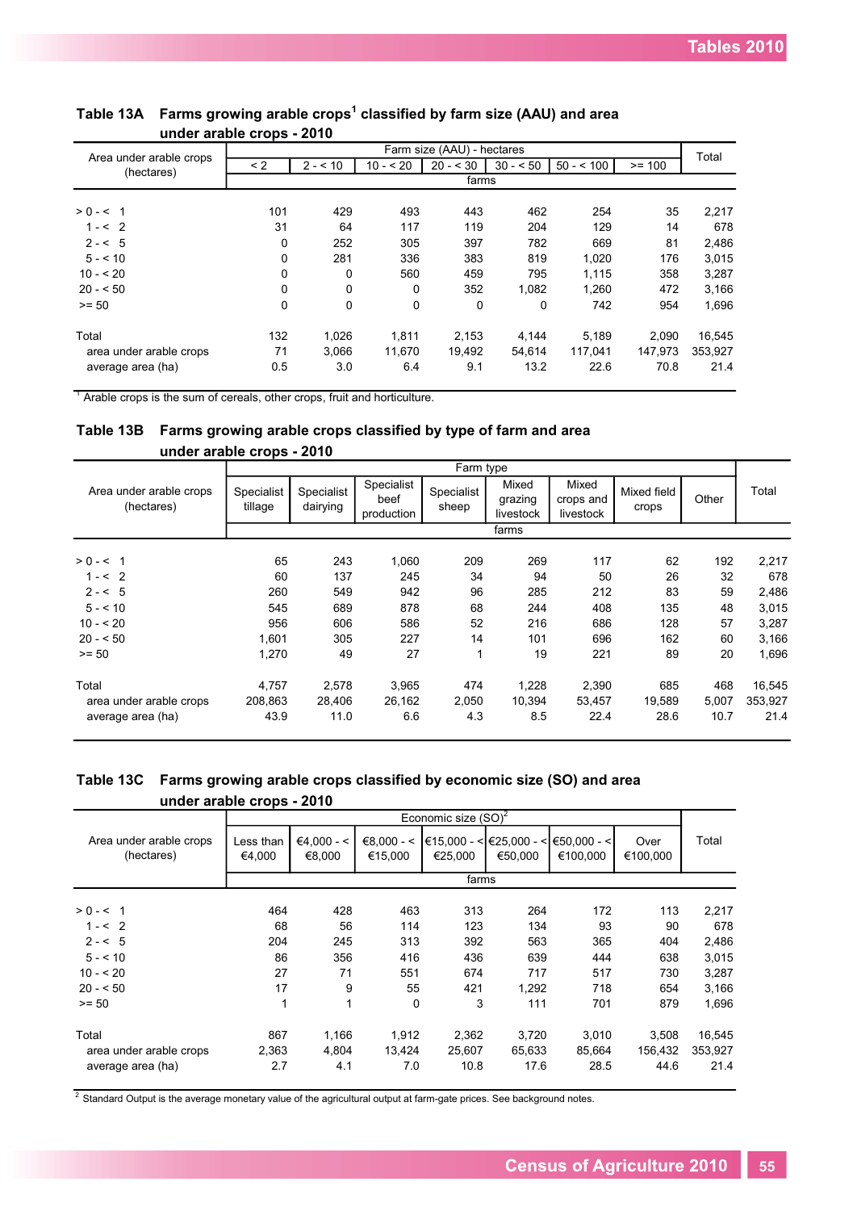## Table 13A Farms growing arable crops[1] classified by farm size (AAU) and area under arable crops - 2010

| Area under arable crops (hectares) | Farm size (AAU) - hectares | | | | | | | Total |
|---|---|---|---|---|---|---|---|---|
| | < 2 | 2 - < 10 | 10 - < 20 | 20 - < 30 | 30 - < 50 | 50 - < 100 | >= 100 | |
| | farms | | | | | | | |
| > 0 - < 1 | 101 | 429 | 493 | 443 | 462 | 254 | 35 | 2,217 |
| 1 - < 2 | 31 | 64 | 117 | 119 | 204 | 129 | 14 | 678 |
| 2 - < 5 | 0 | 252 | 305 | 397 | 782 | 669 | 81 | 2,486 |
| 5 - < 10 | 0 | 281 | 336 | 383 | 819 | 1,020 | 176 | 3,015 |
| 10 - < 20 | 0 | 0 | 560 | 459 | 795 | 1,115 | 358 | 3,287 |
| 20 - < 50 | 0 | 0 | 0 | 352 | 1,082 | 1,260 | 472 | 3,166 |
| >= 50 | 0 | 0 | 0 | 0 | 0 | 742 | 954 | 1,696 |
| Total | 132 | 1,026 | 1,811 | 2,153 | 4,144 | 5,189 | 2,090 | 16,545 |
| area under arable crops | 71 | 3,066 | 11,670 | 19,492 | 54,614 | 117,041 | 147,973 | 353,927 |
| average area (ha) | 0.5 | 3.0 | 6.4 | 9.1 | 13.2 | 22.6 | 70.8 | 21.4 |

[1] Arable crops is the sum of cereals, other crops, fruit and horticulture.

## Table 13B Farms growing arable crops classified by type of farm and area under arable crops - 2010

| Area under arable crops (hectares) | Farm type | | | | | | | | Total |
|---|---|---|---|---|---|---|---|---|---|
| | Specialist tillage | Specialist dairying | Specialist beef production | Specialist sheep | Mixed grazing livestock | Mixed crops and livestock | Mixed field crops | Other | |
| | farms | | | | | | | | |
| > 0 - < 1 | 65 | 243 | 1,060 | 209 | 269 | 117 | 62 | 192 | 2,217 |
| 1 - < 2 | 60 | 137 | 245 | 34 | 94 | 50 | 26 | 32 | 678 |
| 2 - < 5 | 260 | 549 | 942 | 96 | 285 | 212 | 83 | 59 | 2,486 |
| 5 - < 10 | 545 | 689 | 878 | 68 | 244 | 408 | 135 | 48 | 3,015 |
| 10 - < 20 | 956 | 606 | 586 | 52 | 216 | 686 | 128 | 57 | 3,287 |
| 20 - < 50 | 1,601 | 305 | 227 | 14 | 101 | 696 | 162 | 60 | 3,166 |
| >= 50 | 1,270 | 49 | 27 | 1 | 19 | 221 | 89 | 20 | 1,696 |
| Total | 4,757 | 2,578 | 3,965 | 474 | 1,228 | 2,390 | 685 | 468 | 16,545 |
| area under arable crops | 208,863 | 28,406 | 26,162 | 2,050 | 10,394 | 53,457 | 19,589 | 5,007 | 353,927 |
| average area (ha) | 43.9 | 11.0 | 6.6 | 4.3 | 8.5 | 22.4 | 28.6 | 10.7 | 21.4 |

## Table 13C Farms growing arable crops classified by economic size (SO) and area under arable crops - 2010

| Area under arable crops (hectares) | Economic size (SO)[2] | | | | | | | Total |
|---|---|---|---|---|---|---|---|---|
| | Less than €4,000 | €4,000 - < €8,000 | €8,000 - < €15,000 | €15,000 - < €25,000 | €25,000 - < €50,000 | €50,000 - < €100,000 | Over €100,000 | |
| | farms | | | | | | | |
| > 0 - < 1 | 464 | 428 | 463 | 313 | 264 | 172 | 113 | 2,217 |
| 1 - < 2 | 68 | 56 | 114 | 123 | 134 | 93 | 90 | 678 |
| 2 - < 5 | 204 | 245 | 313 | 392 | 563 | 365 | 404 | 2,486 |
| 5 - < 10 | 86 | 356 | 416 | 436 | 639 | 444 | 638 | 3,015 |
| 10 - < 20 | 27 | 71 | 551 | 674 | 717 | 517 | 730 | 3,287 |
| 20 - < 50 | 17 | 9 | 55 | 421 | 1,292 | 718 | 654 | 3,166 |
| >= 50 | 1 | 1 | 0 | 3 | 111 | 701 | 879 | 1,696 |
| Total | 867 | 1,166 | 1,912 | 2,362 | 3,720 | 3,010 | 3,508 | 16,545 |
| area under arable crops | 2,363 | 4,804 | 13,424 | 25,607 | 65,633 | 85,664 | 156,432 | 353,927 |
| average area (ha) | 2.7 | 4.1 | 7.0 | 10.8 | 17.6 | 28.5 | 44.6 | 21.4 |

[2] Standard Output is the average monetary value of the agricultural output at farm-gate prices. See background notes.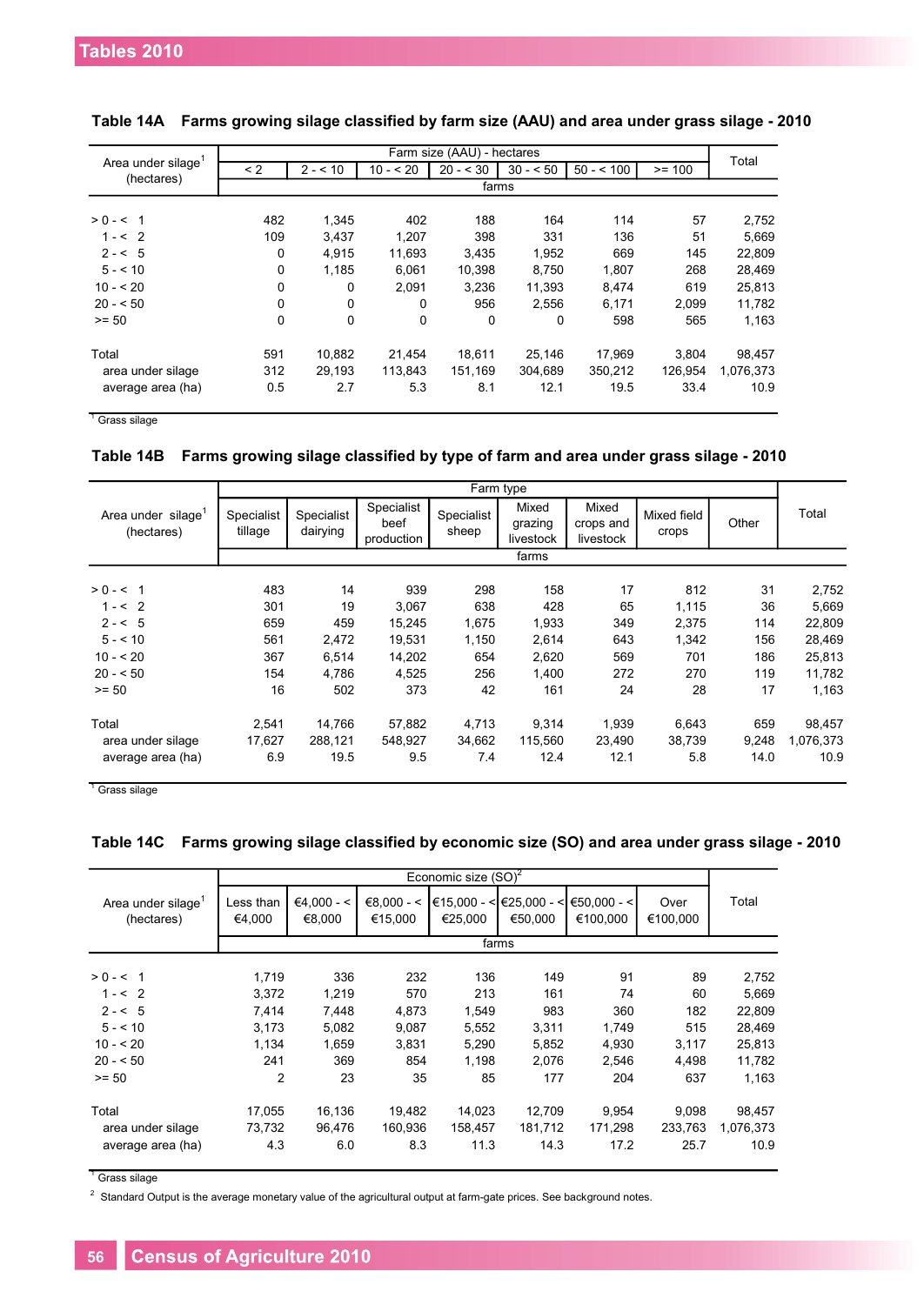### Table 14A Farms growing silage classified by farm size (AAU) and area under grass silage - 2010

| Area under silage[1] (hectares) | Farm size (AAU) - hectares | | | | | | | Total |
|---|---|---|---|---|---|---|---|---|
| | < 2 | 2 - < 10 | 10 - < 20 | 20 - < 30 | 30 - < 50 | 50 - < 100 | >= 100 | |
| | farms | | | | | | | |
| > 0 - < 1 | 482 | 1,345 | 402 | 188 | 164 | 114 | 57 | 2,752 |
| 1 - < 2 | 109 | 3,437 | 1,207 | 398 | 331 | 136 | 51 | 5,669 |
| 2 - < 5 | 0 | 4,915 | 11,693 | 3,435 | 1,952 | 669 | 145 | 22,809 |
| 5 - < 10 | 0 | 1,185 | 6,061 | 10,398 | 8,750 | 1,807 | 268 | 28,469 |
| 10 - < 20 | 0 | 0 | 2,091 | 3,236 | 11,393 | 8,474 | 619 | 25,813 |
| 20 - < 50 | 0 | 0 | 0 | 956 | 2,556 | 6,171 | 2,099 | 11,782 |
| >= 50 | 0 | 0 | 0 | 0 | 0 | 598 | 565 | 1,163 |
| Total | 591 | 10,882 | 21,454 | 18,611 | 25,146 | 17,969 | 3,804 | 98,457 |
| area under silage | 312 | 29,193 | 113,843 | 151,169 | 304,689 | 350,212 | 126,954 | 1,076,373 |
| average area (ha) | 0.5 | 2.7 | 5.3 | 8.1 | 12.1 | 19.5 | 33.4 | 10.9 |

[1] Grass silage

### Table 14B Farms growing silage classified by type of farm and area under grass silage - 2010

| Area under silage[1] (hectares) | Farm type | | | | | | | | Total |
|---|---|---|---|---|---|---|---|---|---|
| | Specialist tillage | Specialist dairying | Specialist beef production | Specialist sheep | Mixed grazing livestock | Mixed crops and livestock | Mixed field crops | Other | |
| | farms | | | | | | | | |
| > 0 - < 1 | 483 | 14 | 939 | 298 | 158 | 17 | 812 | 31 | 2,752 |
| 1 - < 2 | 301 | 19 | 3,067 | 638 | 428 | 65 | 1,115 | 36 | 5,669 |
| 2 - < 5 | 659 | 459 | 15,245 | 1,675 | 1,933 | 349 | 2,375 | 114 | 22,809 |
| 5 - < 10 | 561 | 2,472 | 19,531 | 1,150 | 2,614 | 643 | 1,342 | 156 | 28,469 |
| 10 - < 20 | 367 | 6,514 | 14,202 | 654 | 2,620 | 569 | 701 | 186 | 25,813 |
| 20 - < 50 | 154 | 4,786 | 4,525 | 256 | 1,400 | 272 | 270 | 119 | 11,782 |
| >= 50 | 16 | 502 | 373 | 42 | 161 | 24 | 28 | 17 | 1,163 |
| Total | 2,541 | 14,766 | 57,882 | 4,713 | 9,314 | 1,939 | 6,643 | 659 | 98,457 |
| area under silage | 17,627 | 288,121 | 548,927 | 34,662 | 115,560 | 23,490 | 38,739 | 9,248 | 1,076,373 |
| average area (ha) | 6.9 | 19.5 | 9.5 | 7.4 | 12.4 | 12.1 | 5.8 | 14.0 | 10.9 |

[1] Grass silage

### Table 14C Farms growing silage classified by economic size (SO) and area under grass silage - 2010

| Area under silage[1] (hectares) | Economic size (SO)[2] | | | | | | | Total |
|---|---|---|---|---|---|---|---|---|
| | Less than €4,000 | €4,000 - < €8,000 | €8,000 - < €15,000 | €15,000 - < €25,000 | €25,000 - < €50,000 | €50,000 - < €100,000 | Over €100,000 | |
| | farms | | | | | | | |
| > 0 - < 1 | 1,719 | 336 | 232 | 136 | 149 | 91 | 89 | 2,752 |
| 1 - < 2 | 3,372 | 1,219 | 570 | 213 | 161 | 74 | 60 | 5,669 |
| 2 - < 5 | 7,414 | 7,448 | 4,873 | 1,549 | 983 | 360 | 182 | 22,809 |
| 5 - < 10 | 3,173 | 5,082 | 9,087 | 5,552 | 3,311 | 1,749 | 515 | 28,469 |
| 10 - < 20 | 1,134 | 1,659 | 3,831 | 5,290 | 5,852 | 4,930 | 3,117 | 25,813 |
| 20 - < 50 | 241 | 369 | 854 | 1,198 | 2,076 | 2,546 | 4,498 | 11,782 |
| >= 50 | 2 | 23 | 35 | 85 | 177 | 204 | 637 | 1,163 |
| Total | 17,055 | 16,136 | 19,482 | 14,023 | 12,709 | 9,954 | 9,098 | 98,457 |
| area under silage | 73,732 | 96,476 | 160,936 | 158,457 | 181,712 | 171,298 | 233,763 | 1,076,373 |
| average area (ha) | 4.3 | 6.0 | 8.3 | 11.3 | 14.3 | 17.2 | 25.7 | 10.9 |

[1] Grass silage

[2] Standard Output is the average monetary value of the agricultural output at farm-gate prices. See background notes.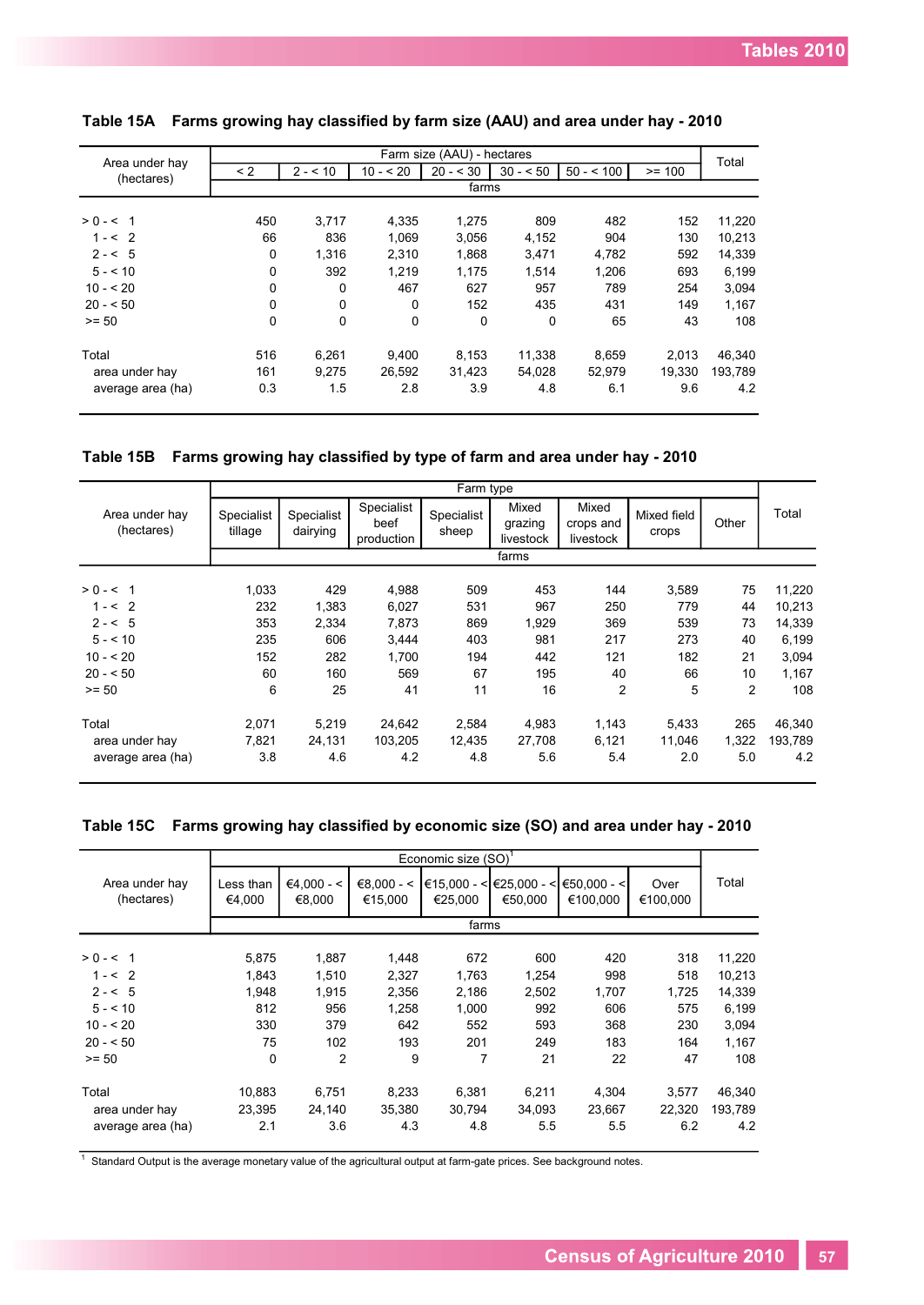### Table 15A Farms growing hay classified by farm size (AAU) and area under hay - 2010

| Area under hay (hectares) | Farm size (AAU) - hectares | | | | | | | Total |
|---|---|---|---|---|---|---|---|---|
| | < 2 | 2 - < 10 | 10 - < 20 | 20 - < 30 | 30 - < 50 | 50 - < 100 | >= 100 | |
| | farms | | | | | | | |
| > 0 - < 1 | 450 | 3,717 | 4,335 | 1,275 | 809 | 482 | 152 | 11,220 |
| 1 - < 2 | 66 | 836 | 1,069 | 3,056 | 4,152 | 904 | 130 | 10,213 |
| 2 - < 5 | 0 | 1,316 | 2,310 | 1,868 | 3,471 | 4,782 | 592 | 14,339 |
| 5 - < 10 | 0 | 392 | 1,219 | 1,175 | 1,514 | 1,206 | 693 | 6,199 |
| 10 - < 20 | 0 | 0 | 467 | 627 | 957 | 789 | 254 | 3,094 |
| 20 - < 50 | 0 | 0 | 0 | 152 | 435 | 431 | 149 | 1,167 |
| >= 50 | 0 | 0 | 0 | 0 | 0 | 65 | 43 | 108 |
| Total | 516 | 6,261 | 9,400 | 8,153 | 11,338 | 8,659 | 2,013 | 46,340 |
| area under hay | 161 | 9,275 | 26,592 | 31,423 | 54,028 | 52,979 | 19,330 | 193,789 |
| average area (ha) | 0.3 | 1.5 | 2.8 | 3.9 | 4.8 | 6.1 | 9.6 | 4.2 |

### Table 15B Farms growing hay classified by type of farm and area under hay - 2010

| Area under hay (hectares) | Farm type | | | | | | | | Total |
|---|---|---|---|---|---|---|---|---|---|
| | Specialist tillage | Specialist dairying | Specialist beef production | Specialist sheep | Mixed grazing livestock | Mixed crops and livestock | Mixed field crops | Other | |
| | farms | | | | | | | | |
| > 0 - < 1 | 1,033 | 429 | 4,988 | 509 | 453 | 144 | 3,589 | 75 | 11,220 |
| 1 - < 2 | 232 | 1,383 | 6,027 | 531 | 967 | 250 | 779 | 44 | 10,213 |
| 2 - < 5 | 353 | 2,334 | 7,873 | 869 | 1,929 | 369 | 539 | 73 | 14,339 |
| 5 - < 10 | 235 | 606 | 3,444 | 403 | 981 | 217 | 273 | 40 | 6,199 |
| 10 - < 20 | 152 | 282 | 1,700 | 194 | 442 | 121 | 182 | 21 | 3,094 |
| 20 - < 50 | 60 | 160 | 569 | 67 | 195 | 40 | 66 | 10 | 1,167 |
| >= 50 | 6 | 25 | 41 | 11 | 16 | 2 | 5 | 2 | 108 |
| Total | 2,071 | 5,219 | 24,642 | 2,584 | 4,983 | 1,143 | 5,433 | 265 | 46,340 |
| area under hay | 7,821 | 24,131 | 103,205 | 12,435 | 27,708 | 6,121 | 11,046 | 1,322 | 193,789 |
| average area (ha) | 3.8 | 4.6 | 4.2 | 4.8 | 5.6 | 5.4 | 2.0 | 5.0 | 4.2 |

### Table 15C Farms growing hay classified by economic size (SO) and area under hay - 2010

| Area under hay (hectares) | Economic size (SO)[1] | | | | | | | Total |
|---|---|---|---|---|---|---|---|---|
| | Less than €4,000 | €4,000 - < €8,000 | €8,000 - < €15,000 | €15,000 - < €25,000 | €25,000 - < €50,000 | €50,000 - < €100,000 | Over €100,000 | |
| | farms | | | | | | | |
| > 0 - < 1 | 5,875 | 1,887 | 1,448 | 672 | 600 | 420 | 318 | 11,220 |
| 1 - < 2 | 1,843 | 1,510 | 2,327 | 1,763 | 1,254 | 998 | 518 | 10,213 |
| 2 - < 5 | 1,948 | 1,915 | 2,356 | 2,186 | 2,502 | 1,707 | 1,725 | 14,339 |
| 5 - < 10 | 812 | 956 | 1,258 | 1,000 | 992 | 606 | 575 | 6,199 |
| 10 - < 20 | 330 | 379 | 642 | 552 | 593 | 368 | 230 | 3,094 |
| 20 - < 50 | 75 | 102 | 193 | 201 | 249 | 183 | 164 | 1,167 |
| >= 50 | 0 | 2 | 9 | 7 | 21 | 22 | 47 | 108 |
| Total | 10,883 | 6,751 | 8,233 | 6,381 | 6,211 | 4,304 | 3,577 | 46,340 |
| area under hay | 23,395 | 24,140 | 35,380 | 30,794 | 34,093 | 23,667 | 22,320 | 193,789 |
| average area (ha) | 2.1 | 3.6 | 4.3 | 4.8 | 5.5 | 5.5 | 6.2 | 4.2 |

[1] Standard Output is the average monetary value of the agricultural output at farm-gate prices. See background notes.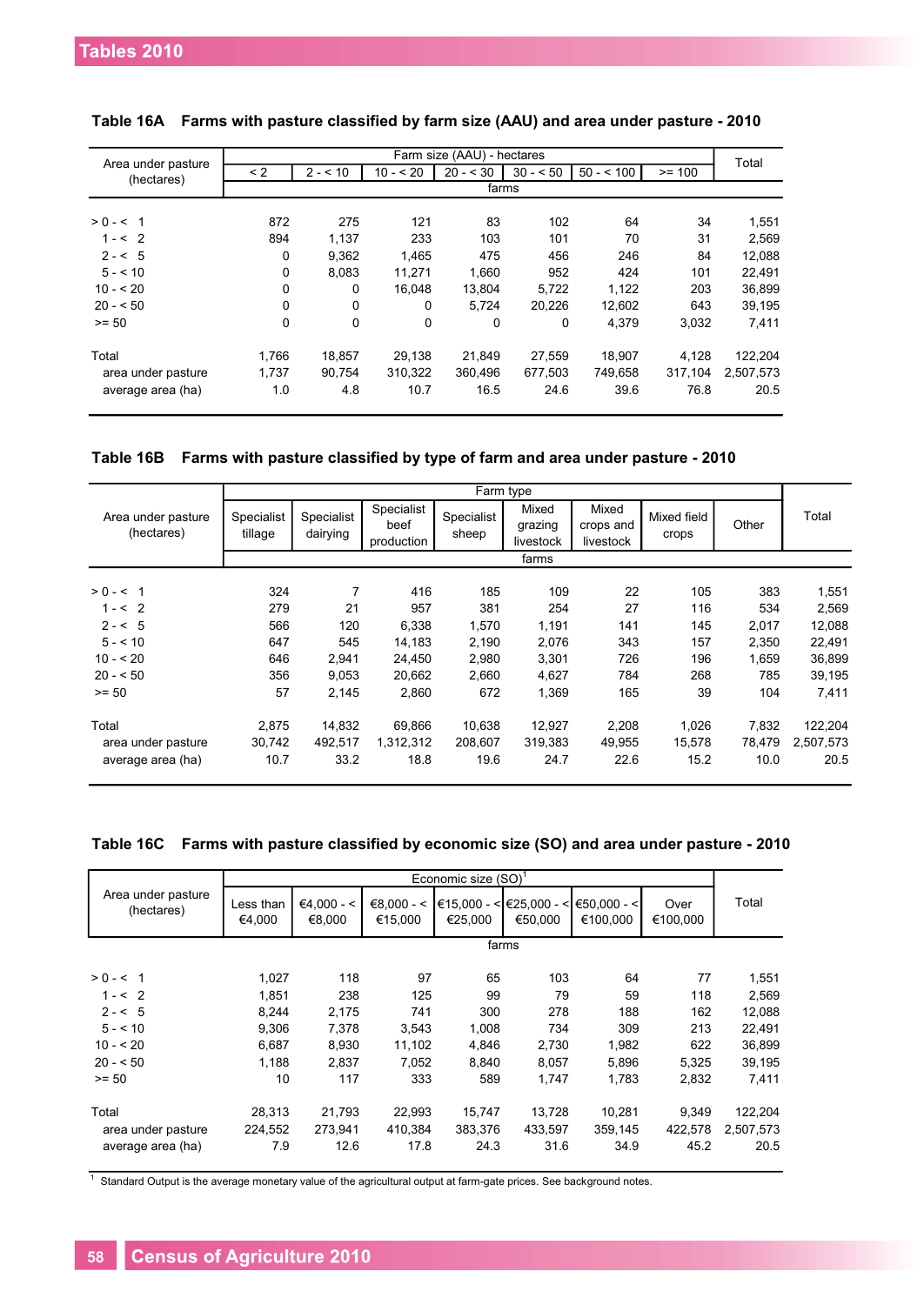### Table 16A Farms with pasture classified by farm size (AAU) and area under pasture - 2010

| Area under pasture (hectares) | Farm size (AAU) - hectares | | | | | | | Total |
|---|---|---|---|---|---|---|---|---|
| | < 2 | 2 - < 10 | 10 - < 20 | 20 - < 30 | 30 - < 50 | 50 - < 100 | >= 100 | |
| | farms | | | | | | | |
| > 0 - < 1 | 872 | 275 | 121 | 83 | 102 | 64 | 34 | 1,551 |
| 1 - < 2 | 894 | 1,137 | 233 | 103 | 101 | 70 | 31 | 2,569 |
| 2 - < 5 | 0 | 9,362 | 1,465 | 475 | 456 | 246 | 84 | 12,088 |
| 5 - < 10 | 0 | 8,083 | 11,271 | 1,660 | 952 | 424 | 101 | 22,491 |
| 10 - < 20 | 0 | 0 | 16,048 | 13,804 | 5,722 | 1,122 | 203 | 36,899 |
| 20 - < 50 | 0 | 0 | 0 | 5,724 | 20,226 | 12,602 | 643 | 39,195 |
| >= 50 | 0 | 0 | 0 | 0 | 0 | 4,379 | 3,032 | 7,411 |
| Total | 1,766 | 18,857 | 29,138 | 21,849 | 27,559 | 18,907 | 4,128 | 122,204 |
| area under pasture | 1,737 | 90,754 | 310,322 | 360,496 | 677,503 | 749,658 | 317,104 | 2,507,573 |
| average area (ha) | 1.0 | 4.8 | 10.7 | 16.5 | 24.6 | 39.6 | 76.8 | 20.5 |

### Table 16B Farms with pasture classified by type of farm and area under pasture - 2010

| Area under pasture (hectares) | Farm type | | | | | | | | Total |
|---|---|---|---|---|---|---|---|---|---|
| | Specialist tillage | Specialist dairying | Specialist beef production | Specialist sheep | Mixed grazing livestock | Mixed crops and livestock | Mixed field crops | Other | |
| | farms | | | | | | | | |
| > 0 - < 1 | 324 | 7 | 416 | 185 | 109 | 22 | 105 | 383 | 1,551 |
| 1 - < 2 | 279 | 21 | 957 | 381 | 254 | 27 | 116 | 534 | 2,569 |
| 2 - < 5 | 566 | 120 | 6,338 | 1,570 | 1,191 | 141 | 145 | 2,017 | 12,088 |
| 5 - < 10 | 647 | 545 | 14,183 | 2,190 | 2,076 | 343 | 157 | 2,350 | 22,491 |
| 10 - < 20 | 646 | 2,941 | 24,450 | 2,980 | 3,301 | 726 | 196 | 1,659 | 36,899 |
| 20 - < 50 | 356 | 9,053 | 20,662 | 2,660 | 4,627 | 784 | 268 | 785 | 39,195 |
| >= 50 | 57 | 2,145 | 2,860 | 672 | 1,369 | 165 | 39 | 104 | 7,411 |
| Total | 2,875 | 14,832 | 69,866 | 10,638 | 12,927 | 2,208 | 1,026 | 7,832 | 122,204 |
| area under pasture | 30,742 | 492,517 | 1,312,312 | 208,607 | 319,383 | 49,955 | 15,578 | 78,479 | 2,507,573 |
| average area (ha) | 10.7 | 33.2 | 18.8 | 19.6 | 24.7 | 22.6 | 15.2 | 10.0 | 20.5 |

### Table 16C Farms with pasture classified by economic size (SO) and area under pasture - 2010

| Area under pasture (hectares) | Economic size (SO)[1] | | | | | | | Total |
|---|---|---|---|---|---|---|---|---|
| | Less than €4,000 | €4,000 - < €8,000 | €8,000 - < €15,000 | €15,000 - < €25,000 | €25,000 - < €50,000 | €50,000 - < €100,000 | Over €100,000 | |
| | farms | | | | | | | |
| > 0 - < 1 | 1,027 | 118 | 97 | 65 | 103 | 64 | 77 | 1,551 |
| 1 - < 2 | 1,851 | 238 | 125 | 99 | 79 | 59 | 118 | 2,569 |
| 2 - < 5 | 8,244 | 2,175 | 741 | 300 | 278 | 188 | 162 | 12,088 |
| 5 - < 10 | 9,306 | 7,378 | 3,543 | 1,008 | 734 | 309 | 213 | 22,491 |
| 10 - < 20 | 6,687 | 8,930 | 11,102 | 4,846 | 2,730 | 1,982 | 622 | 36,899 |
| 20 - < 50 | 1,188 | 2,837 | 7,052 | 8,840 | 8,057 | 5,896 | 5,325 | 39,195 |
| >= 50 | 10 | 117 | 333 | 589 | 1,747 | 1,783 | 2,832 | 7,411 |
| Total | 28,313 | 21,793 | 22,993 | 15,747 | 13,728 | 10,281 | 9,349 | 122,204 |
| area under pasture | 224,552 | 273,941 | 410,384 | 383,376 | 433,597 | 359,145 | 422,578 | 2,507,573 |
| average area (ha) | 7.9 | 12.6 | 17.8 | 24.3 | 31.6 | 34.9 | 45.2 | 20.5 |

[1] Standard Output is the average monetary value of the agricultural output at farm-gate prices. See background notes.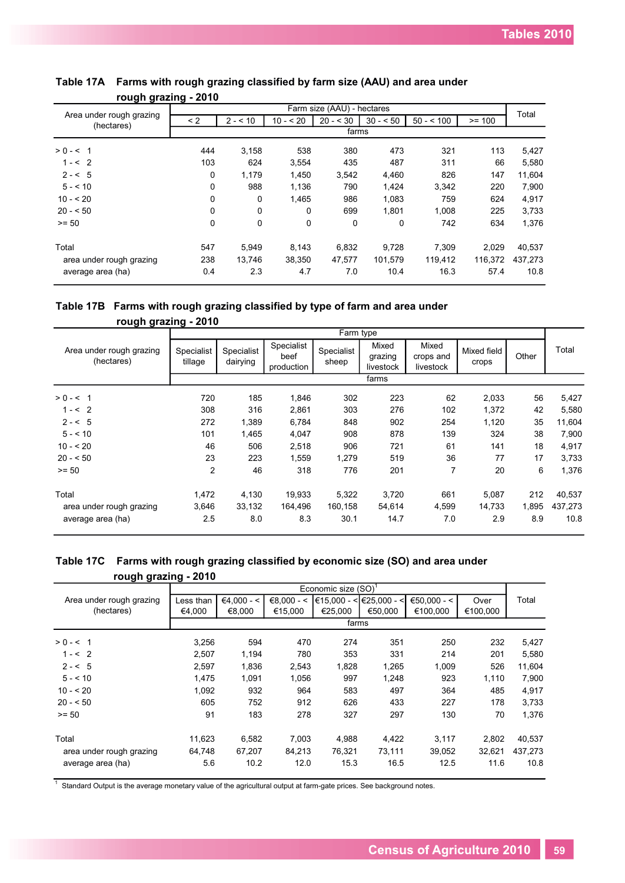## Table 17A Farms with rough grazing classified by farm size (AAU) and area under rough grazing - 2010

| Area under rough grazing (hectares) | Farm size (AAU) - hectares | | | | | | | Total |
|---|---|---|---|---|---|---|---|---|
| | < 2 | 2 - < 10 | 10 - < 20 | 20 - < 30 | 30 - < 50 | 50 - < 100 | >= 100 | |
| | farms | | | | | | | |
| > 0 - < 1 | 444 | 3,158 | 538 | 380 | 473 | 321 | 113 | 5,427 |
| 1 - < 2 | 103 | 624 | 3,554 | 435 | 487 | 311 | 66 | 5,580 |
| 2 - < 5 | 0 | 1,179 | 1,450 | 3,542 | 4,460 | 826 | 147 | 11,604 |
| 5 - < 10 | 0 | 988 | 1,136 | 790 | 1,424 | 3,342 | 220 | 7,900 |
| 10 - < 20 | 0 | 0 | 1,465 | 986 | 1,083 | 759 | 624 | 4,917 |
| 20 - < 50 | 0 | 0 | 0 | 699 | 1,801 | 1,008 | 225 | 3,733 |
| >= 50 | 0 | 0 | 0 | 0 | 0 | 742 | 634 | 1,376 |
| Total | 547 | 5,949 | 8,143 | 6,832 | 9,728 | 7,309 | 2,029 | 40,537 |
| area under rough grazing | 238 | 13,746 | 38,350 | 47,577 | 101,579 | 119,412 | 116,372 | 437,273 |
| average area (ha) | 0.4 | 2.3 | 4.7 | 7.0 | 10.4 | 16.3 | 57.4 | 10.8 |

## Table 17B Farms with rough grazing classified by type of farm and area under rough grazing - 2010

| Area under rough grazing (hectares) | Farm type | | | | | | | | Total |
|---|---|---|---|---|---|---|---|---|---|
| | Specialist tillage | Specialist dairying | Specialist beef production | Specialist sheep | Mixed grazing livestock | Mixed crops and livestock | Mixed field crops | Other | |
| | farms | | | | | | | | |
| > 0 - < 1 | 720 | 185 | 1,846 | 302 | 223 | 62 | 2,033 | 56 | 5,427 |
| 1 - < 2 | 308 | 316 | 2,861 | 303 | 276 | 102 | 1,372 | 42 | 5,580 |
| 2 - < 5 | 272 | 1,389 | 6,784 | 848 | 902 | 254 | 1,120 | 35 | 11,604 |
| 5 - < 10 | 101 | 1,465 | 4,047 | 908 | 878 | 139 | 324 | 38 | 7,900 |
| 10 - < 20 | 46 | 506 | 2,518 | 906 | 721 | 61 | 141 | 18 | 4,917 |
| 20 - < 50 | 23 | 223 | 1,559 | 1,279 | 519 | 36 | 77 | 17 | 3,733 |
| >= 50 | 2 | 46 | 318 | 776 | 201 | 7 | 20 | 6 | 1,376 |
| Total | 1,472 | 4,130 | 19,933 | 5,322 | 3,720 | 661 | 5,087 | 212 | 40,537 |
| area under rough grazing | 3,646 | 33,132 | 164,496 | 160,158 | 54,614 | 4,599 | 14,733 | 1,895 | 437,273 |
| average area (ha) | 2.5 | 8.0 | 8.3 | 30.1 | 14.7 | 7.0 | 2.9 | 8.9 | 10.8 |

## Table 17C Farms with rough grazing classified by economic size (SO) and area under rough grazing - 2010

| Area under rough grazing (hectares) | Economic size (SO)[1] | | | | | | | Total |
|---|---|---|---|---|---|---|---|---|
| | Less than €4,000 | €4,000 - < €8,000 | €8,000 - < €15,000 | €15,000 - < €25,000 | €25,000 - < €50,000 | €50,000 - < €100,000 | Over €100,000 | |
| | farms | | | | | | | |
| > 0 - < 1 | 3,256 | 594 | 470 | 274 | 351 | 250 | 232 | 5,427 |
| 1 - < 2 | 2,507 | 1,194 | 780 | 353 | 331 | 214 | 201 | 5,580 |
| 2 - < 5 | 2,597 | 1,836 | 2,543 | 1,828 | 1,265 | 1,009 | 526 | 11,604 |
| 5 - < 10 | 1,475 | 1,091 | 1,056 | 997 | 1,248 | 923 | 1,110 | 7,900 |
| 10 - < 20 | 1,092 | 932 | 964 | 583 | 497 | 364 | 485 | 4,917 |
| 20 - < 50 | 605 | 752 | 912 | 626 | 433 | 227 | 178 | 3,733 |
| >= 50 | 91 | 183 | 278 | 327 | 297 | 130 | 70 | 1,376 |
| Total | 11,623 | 6,582 | 7,003 | 4,988 | 4,422 | 3,117 | 2,802 | 40,537 |
| area under rough grazing | 64,748 | 67,207 | 84,213 | 76,321 | 73,111 | 39,052 | 32,621 | 437,273 |
| average area (ha) | 5.6 | 10.2 | 12.0 | 15.3 | 16.5 | 12.5 | 11.6 | 10.8 |

[1] Standard Output is the average monetary value of the agricultural output at farm-gate prices. See background notes.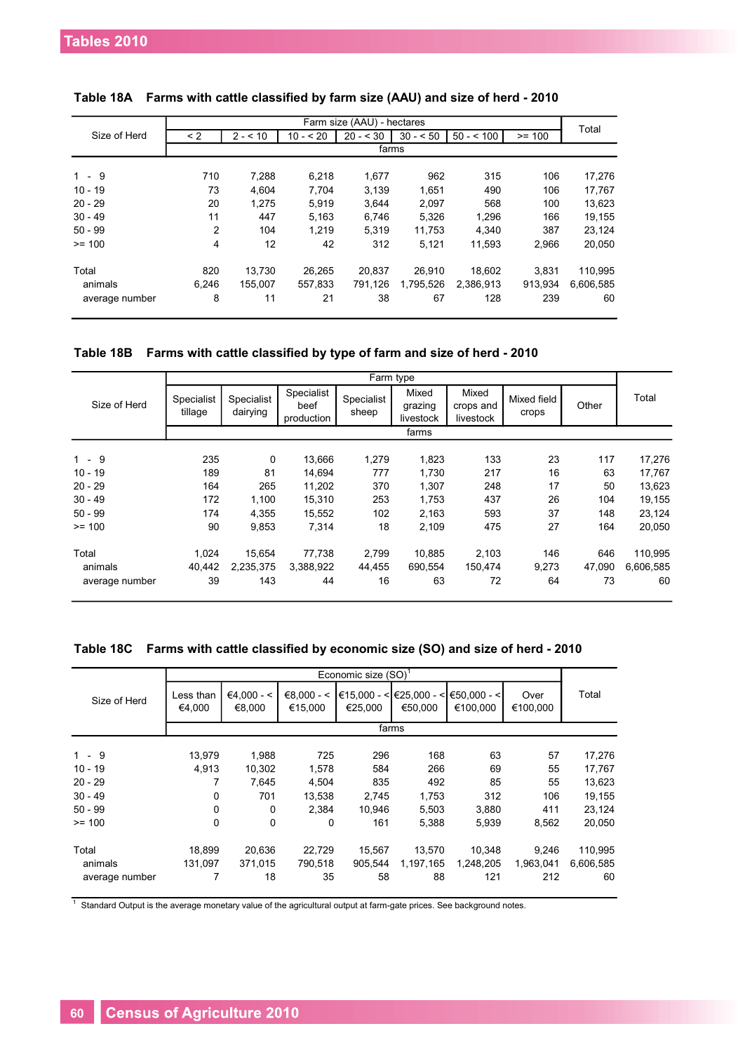### Table 18A Farms with cattle classified by farm size (AAU) and size of herd - 2010

| Size of Herd | Farm size (AAU) - hectares | | | | | | | Total |
|---|---|---|---|---|---|---|---|---|
| | < 2 | 2 - < 10 | 10 - < 20 | 20 - < 30 | 30 - < 50 | 50 - < 100 | >= 100 | |
| | farms | | | | | | | |
| 1 - 9 | 710 | 7,288 | 6,218 | 1,677 | 962 | 315 | 106 | 17,276 |
| 10 - 19 | 73 | 4,604 | 7,704 | 3,139 | 1,651 | 490 | 106 | 17,767 |
| 20 - 29 | 20 | 1,275 | 5,919 | 3,644 | 2,097 | 568 | 100 | 13,623 |
| 30 - 49 | 11 | 447 | 5,163 | 6,746 | 5,326 | 1,296 | 166 | 19,155 |
| 50 - 99 | 2 | 104 | 1,219 | 5,319 | 11,753 | 4,340 | 387 | 23,124 |
| >= 100 | 4 | 12 | 42 | 312 | 5,121 | 11,593 | 2,966 | 20,050 |
| Total | 820 | 13,730 | 26,265 | 20,837 | 26,910 | 18,602 | 3,831 | 110,995 |
| animals | 6,246 | 155,007 | 557,833 | 791,126 | 1,795,526 | 2,386,913 | 913,934 | 6,606,585 |
| average number | 8 | 11 | 21 | 38 | 67 | 128 | 239 | 60 |

### Table 18B Farms with cattle classified by type of farm and size of herd - 2010

| Size of Herd | Farm type | | | | | | | | Total |
|---|---|---|---|---|---|---|---|---|---|
| | Specialist tillage | Specialist dairying | Specialist beef production | Specialist sheep | Mixed grazing livestock | Mixed crops and livestock | Mixed field crops | Other | |
| | farms | | | | | | | | |
| 1 - 9 | 235 | 0 | 13,666 | 1,279 | 1,823 | 133 | 23 | 117 | 17,276 |
| 10 - 19 | 189 | 81 | 14,694 | 777 | 1,730 | 217 | 16 | 63 | 17,767 |
| 20 - 29 | 164 | 265 | 11,202 | 370 | 1,307 | 248 | 17 | 50 | 13,623 |
| 30 - 49 | 172 | 1,100 | 15,310 | 253 | 1,753 | 437 | 26 | 104 | 19,155 |
| 50 - 99 | 174 | 4,355 | 15,552 | 102 | 2,163 | 593 | 37 | 148 | 23,124 |
| >= 100 | 90 | 9,853 | 7,314 | 18 | 2,109 | 475 | 27 | 164 | 20,050 |
| Total | 1,024 | 15,654 | 77,738 | 2,799 | 10,885 | 2,103 | 146 | 646 | 110,995 |
| animals | 40,442 | 2,235,375 | 3,388,922 | 44,455 | 690,554 | 150,474 | 9,273 | 47,090 | 6,606,585 |
| average number | 39 | 143 | 44 | 16 | 63 | 72 | 64 | 73 | 60 |

### Table 18C Farms with cattle classified by economic size (SO) and size of herd - 2010

| Size of Herd | Economic size (SO)[1] | | | | | | | Total |
|---|---|---|---|---|---|---|---|---|
| | Less than €4,000 | €4,000 - < €8,000 | €8,000 - < €15,000 | €15,000 - < €25,000 | €25,000 - < €50,000 | €50,000 - < €100,000 | Over €100,000 | |
| | farms | | | | | | | |
| 1 - 9 | 13,979 | 1,988 | 725 | 296 | 168 | 63 | 57 | 17,276 |
| 10 - 19 | 4,913 | 10,302 | 1,578 | 584 | 266 | 69 | 55 | 17,767 |
| 20 - 29 | 7 | 7,645 | 4,504 | 835 | 492 | 85 | 55 | 13,623 |
| 30 - 49 | 0 | 701 | 13,538 | 2,745 | 1,753 | 312 | 106 | 19,155 |
| 50 - 99 | 0 | 0 | 2,384 | 10,946 | 5,503 | 3,880 | 411 | 23,124 |
| >= 100 | 0 | 0 | 0 | 161 | 5,388 | 5,939 | 8,562 | 20,050 |
| Total | 18,899 | 20,636 | 22,729 | 15,567 | 13,570 | 10,348 | 9,246 | 110,995 |
| animals | 131,097 | 371,015 | 790,518 | 905,544 | 1,197,165 | 1,248,205 | 1,963,041 | 6,606,585 |
| average number | 7 | 18 | 35 | 58 | 88 | 121 | 212 | 60 |

[1] Standard Output is the average monetary value of the agricultural output at farm-gate prices. See background notes.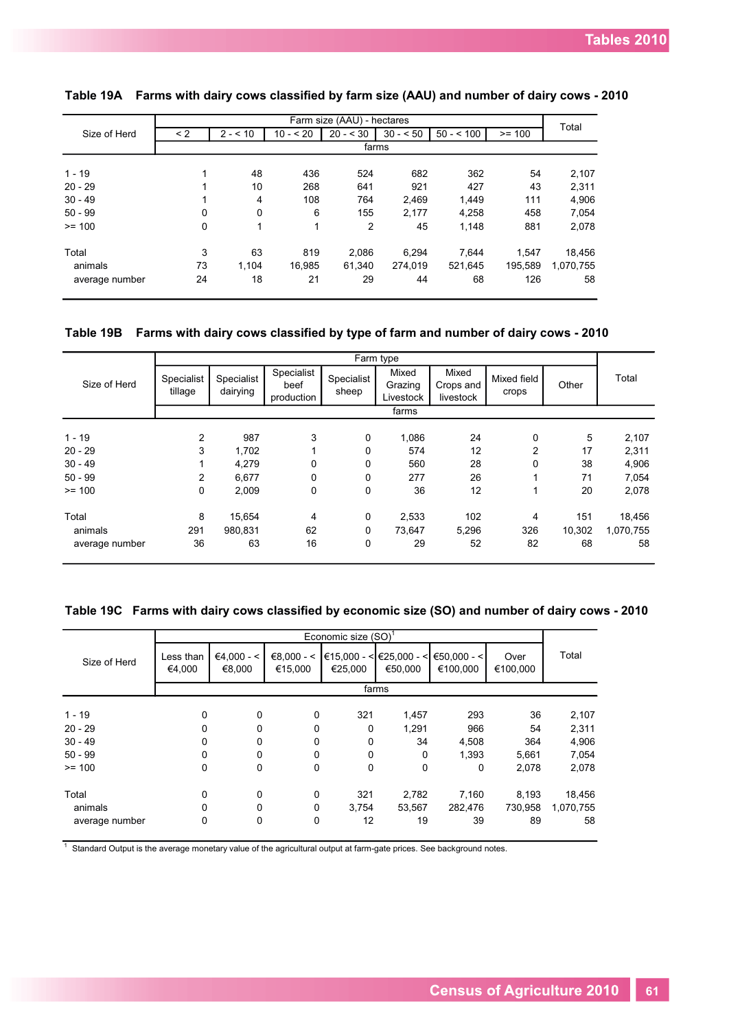### Table 19A Farms with dairy cows classified by farm size (AAU) and number of dairy cows - 2010

| Size of Herd | Farm size (AAU) - hectares | | | | | | | Total |
|---|---|---|---|---|---|---|---|---|
| | < 2 | 2 - < 10 | 10 - < 20 | 20 - < 30 | 30 - < 50 | 50 - < 100 | >= 100 | |
| | farms | | | | | | | |
| 1 - 19 | 1 | 48 | 436 | 524 | 682 | 362 | 54 | 2,107 |
| 20 - 29 | 1 | 10 | 268 | 641 | 921 | 427 | 43 | 2,311 |
| 30 - 49 | 1 | 4 | 108 | 764 | 2,469 | 1,449 | 111 | 4,906 |
| 50 - 99 | 0 | 0 | 6 | 155 | 2,177 | 4,258 | 458 | 7,054 |
| >= 100 | 0 | 1 | 1 | 2 | 45 | 1,148 | 881 | 2,078 |
| Total | 3 | 63 | 819 | 2,086 | 6,294 | 7,644 | 1,547 | 18,456 |
| animals | 73 | 1,104 | 16,985 | 61,340 | 274,019 | 521,645 | 195,589 | 1,070,755 |
| average number | 24 | 18 | 21 | 29 | 44 | 68 | 126 | 58 |

### Table 19B Farms with dairy cows classified by type of farm and number of dairy cows - 2010

| Size of Herd | Farm type | | | | | | | | Total |
|---|---|---|---|---|---|---|---|---|---|
| | Specialist tillage | Specialist dairying | Specialist beef production | Specialist sheep | Mixed Grazing Livestock | Mixed Crops and livestock | Mixed field crops | Other | |
| | farms | | | | | | | | |
| 1 - 19 | 2 | 987 | 3 | 0 | 1,086 | 24 | 0 | 5 | 2,107 |
| 20 - 29 | 3 | 1,702 | 1 | 0 | 574 | 12 | 2 | 17 | 2,311 |
| 30 - 49 | 1 | 4,279 | 0 | 0 | 560 | 28 | 0 | 38 | 4,906 |
| 50 - 99 | 2 | 6,677 | 0 | 0 | 277 | 26 | 1 | 71 | 7,054 |
| >= 100 | 0 | 2,009 | 0 | 0 | 36 | 12 | 1 | 20 | 2,078 |
| Total | 8 | 15,654 | 4 | 0 | 2,533 | 102 | 4 | 151 | 18,456 |
| animals | 291 | 980,831 | 62 | 0 | 73,647 | 5,296 | 326 | 10,302 | 1,070,755 |
| average number | 36 | 63 | 16 | 0 | 29 | 52 | 82 | 68 | 58 |

### Table 19C Farms with dairy cows classified by economic size (SO) and number of dairy cows - 2010

| Size of Herd | Economic size (SO)[1] | | | | | | | Total |
|---|---|---|---|---|---|---|---|---|
| | Less than €4,000 | €4,000 - < €8,000 | €8,000 - < €15,000 | €15,000 - < €25,000 | €25,000 - < €50,000 | €50,000 - < €100,000 | Over €100,000 | |
| | farms | | | | | | | |
| 1 - 19 | 0 | 0 | 0 | 321 | 1,457 | 293 | 36 | 2,107 |
| 20 - 29 | 0 | 0 | 0 | 0 | 1,291 | 966 | 54 | 2,311 |
| 30 - 49 | 0 | 0 | 0 | 0 | 34 | 4,508 | 364 | 4,906 |
| 50 - 99 | 0 | 0 | 0 | 0 | 0 | 1,393 | 5,661 | 7,054 |
| >= 100 | 0 | 0 | 0 | 0 | 0 | 0 | 2,078 | 2,078 |
| Total | 0 | 0 | 0 | 321 | 2,782 | 7,160 | 8,193 | 18,456 |
| animals | 0 | 0 | 0 | 3,754 | 53,567 | 282,476 | 730,958 | 1,070,755 |
| average number | 0 | 0 | 0 | 12 | 19 | 39 | 89 | 58 |

[1] Standard Output is the average monetary value of the agricultural output at farm-gate prices. See background notes.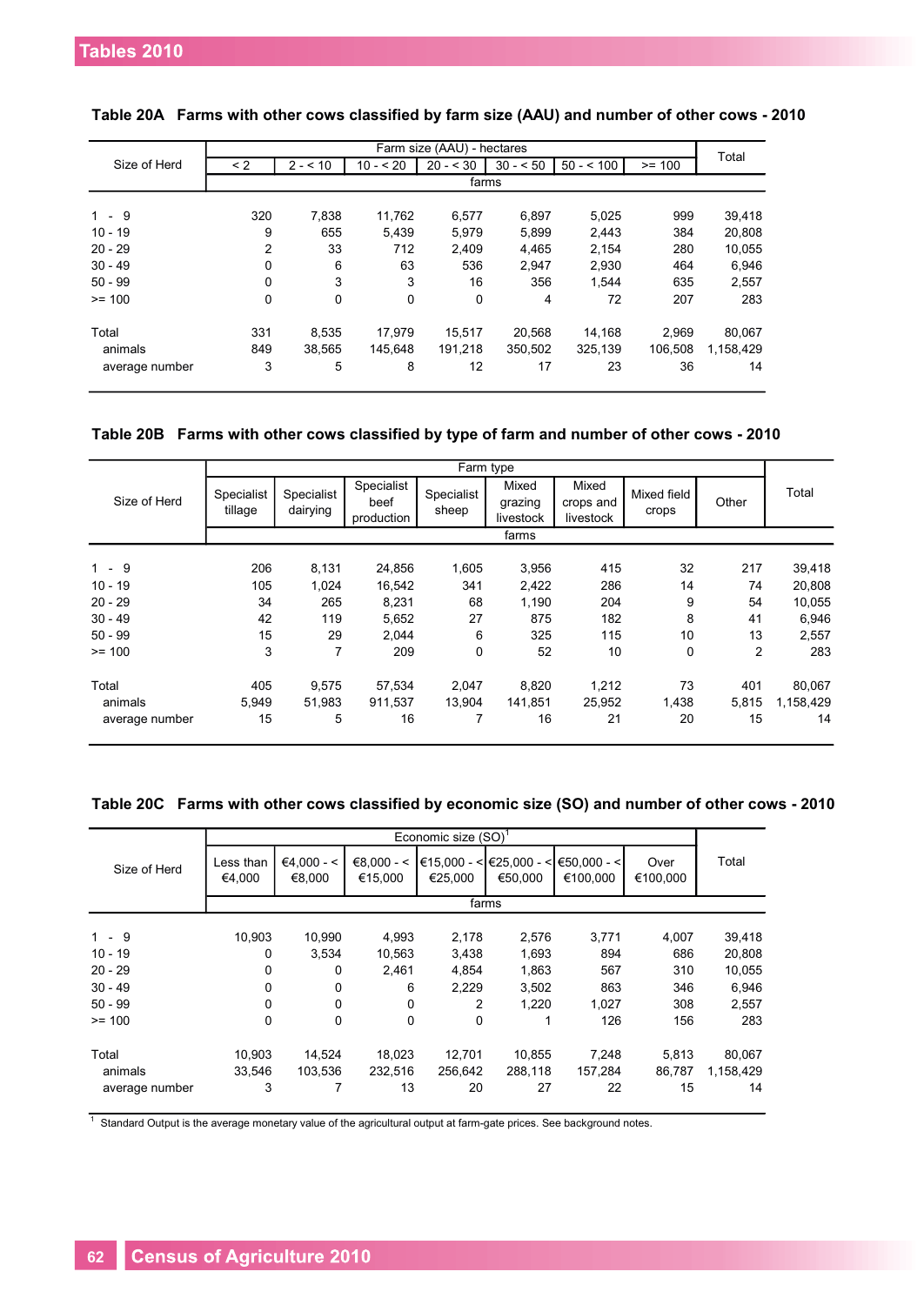### Table 20A Farms with other cows classified by farm size (AAU) and number of other cows - 2010

| Size of Herd | Farm size (AAU) - hectares | | | | | | | Total |
|---|---|---|---|---|---|---|---|---|
| | < 2 | 2 - < 10 | 10 - < 20 | 20 - < 30 | 30 - < 50 | 50 - < 100 | >= 100 | |
| | farms | | | | | | | |
| 1 - 9 | 320 | 7,838 | 11,762 | 6,577 | 6,897 | 5,025 | 999 | 39,418 |
| 10 - 19 | 9 | 655 | 5,439 | 5,979 | 5,899 | 2,443 | 384 | 20,808 |
| 20 - 29 | 2 | 33 | 712 | 2,409 | 4,465 | 2,154 | 280 | 10,055 |
| 30 - 49 | 0 | 6 | 63 | 536 | 2,947 | 2,930 | 464 | 6,946 |
| 50 - 99 | 0 | 3 | 3 | 16 | 356 | 1,544 | 635 | 2,557 |
| >= 100 | 0 | 0 | 0 | 0 | 4 | 72 | 207 | 283 |
| Total | 331 | 8,535 | 17,979 | 15,517 | 20,568 | 14,168 | 2,969 | 80,067 |
| animals | 849 | 38,565 | 145,648 | 191,218 | 350,502 | 325,139 | 106,508 | 1,158,429 |
| average number | 3 | 5 | 8 | 12 | 17 | 23 | 36 | 14 |

### Table 20B Farms with other cows classified by type of farm and number of other cows - 2010

| Size of Herd | Farm type | | | | | | | | Total |
|---|---|---|---|---|---|---|---|---|---|
| | Specialist tillage | Specialist dairying | Specialist beef production | Specialist sheep | Mixed grazing livestock | Mixed crops and livestock | Mixed field crops | Other | |
| | farms | | | | | | | | |
| 1 - 9 | 206 | 8,131 | 24,856 | 1,605 | 3,956 | 415 | 32 | 217 | 39,418 |
| 10 - 19 | 105 | 1,024 | 16,542 | 341 | 2,422 | 286 | 14 | 74 | 20,808 |
| 20 - 29 | 34 | 265 | 8,231 | 68 | 1,190 | 204 | 9 | 54 | 10,055 |
| 30 - 49 | 42 | 119 | 5,652 | 27 | 875 | 182 | 8 | 41 | 6,946 |
| 50 - 99 | 15 | 29 | 2,044 | 6 | 325 | 115 | 10 | 13 | 2,557 |
| >= 100 | 3 | 7 | 209 | 0 | 52 | 10 | 0 | 2 | 283 |
| Total | 405 | 9,575 | 57,534 | 2,047 | 8,820 | 1,212 | 73 | 401 | 80,067 |
| animals | 5,949 | 51,983 | 911,537 | 13,904 | 141,851 | 25,952 | 1,438 | 5,815 | 1,158,429 |
| average number | 15 | 5 | 16 | 7 | 16 | 21 | 20 | 15 | 14 |

### Table 20C Farms with other cows classified by economic size (SO) and number of other cows - 2010

| Size of Herd | Economic size (SO)[1] | | | | | | | Total |
|---|---|---|---|---|---|---|---|---|
| | Less than €4,000 | €4,000 - < €8,000 | €8,000 - < €15,000 | €15,000 - < €25,000 | €25,000 - < €50,000 | €50,000 - < €100,000 | Over €100,000 | |
| | farms | | | | | | | |
| 1 - 9 | 10,903 | 10,990 | 4,993 | 2,178 | 2,576 | 3,771 | 4,007 | 39,418 |
| 10 - 19 | 0 | 3,534 | 10,563 | 3,438 | 1,693 | 894 | 686 | 20,808 |
| 20 - 29 | 0 | 0 | 2,461 | 4,854 | 1,863 | 567 | 310 | 10,055 |
| 30 - 49 | 0 | 0 | 6 | 2,229 | 3,502 | 863 | 346 | 6,946 |
| 50 - 99 | 0 | 0 | 0 | 2 | 1,220 | 1,027 | 308 | 2,557 |
| >= 100 | 0 | 0 | 0 | 0 | 1 | 126 | 156 | 283 |
| Total | 10,903 | 14,524 | 18,023 | 12,701 | 10,855 | 7,248 | 5,813 | 80,067 |
| animals | 33,546 | 103,536 | 232,516 | 256,642 | 288,118 | 157,284 | 86,787 | 1,158,429 |
| average number | 3 | 7 | 13 | 20 | 27 | 22 | 15 | 14 |

[1] Standard Output is the average monetary value of the agricultural output at farm-gate prices. See background notes.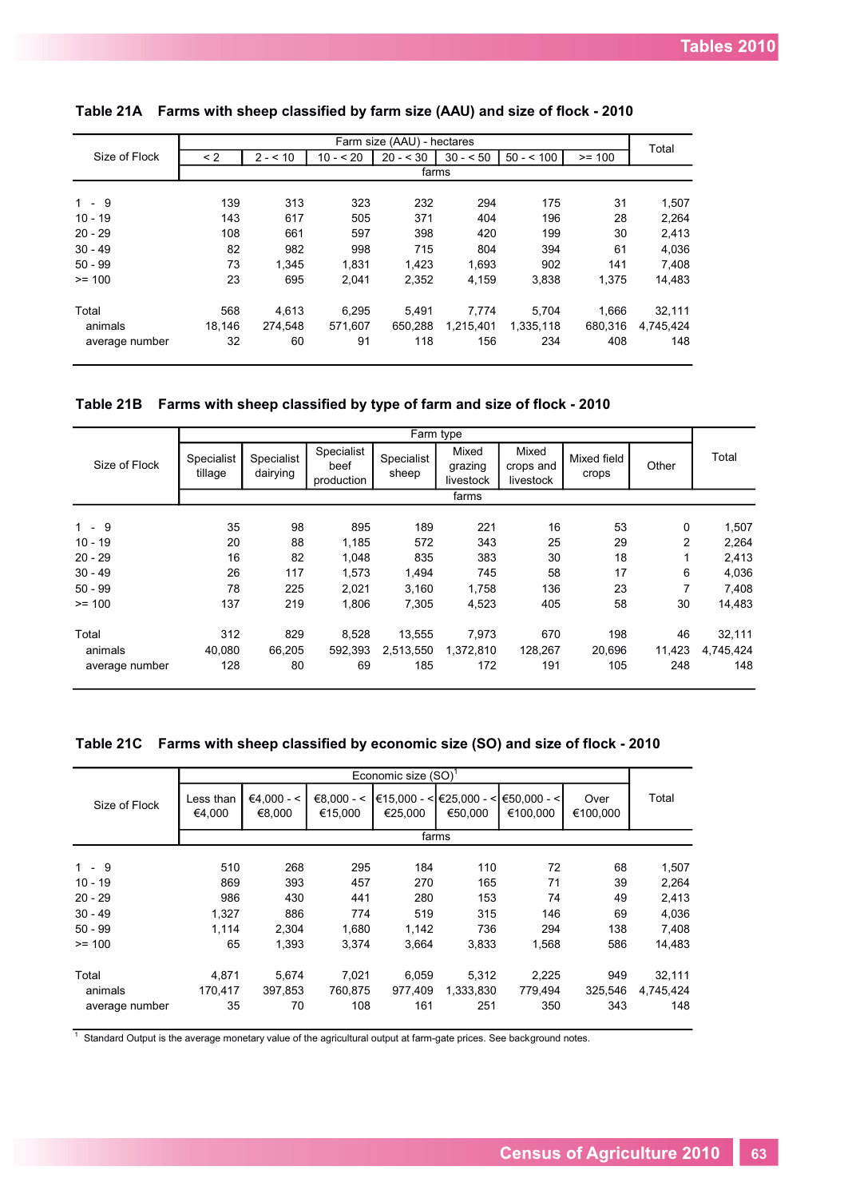## Table 21A Farms with sheep classified by farm size (AAU) and size of flock - 2010

| Size of Flock | Farm size (AAU) - hectares | | | | | | | Total |
|---|---|---|---|---|---|---|---|---|
| | < 2 | 2 - < 10 | 10 - < 20 | 20 - < 30 | 30 - < 50 | 50 - < 100 | >= 100 | |
| | farms | | | | | | | |
| 1 - 9 | 139 | 313 | 323 | 232 | 294 | 175 | 31 | 1,507 |
| 10 - 19 | 143 | 617 | 505 | 371 | 404 | 196 | 28 | 2,264 |
| 20 - 29 | 108 | 661 | 597 | 398 | 420 | 199 | 30 | 2,413 |
| 30 - 49 | 82 | 982 | 998 | 715 | 804 | 394 | 61 | 4,036 |
| 50 - 99 | 73 | 1,345 | 1,831 | 1,423 | 1,693 | 902 | 141 | 7,408 |
| >= 100 | 23 | 695 | 2,041 | 2,352 | 4,159 | 3,838 | 1,375 | 14,483 |
| Total | 568 | 4,613 | 6,295 | 5,491 | 7,774 | 5,704 | 1,666 | 32,111 |
| animals | 18,146 | 274,548 | 571,607 | 650,288 | 1,215,401 | 1,335,118 | 680,316 | 4,745,424 |
| average number | 32 | 60 | 91 | 118 | 156 | 234 | 408 | 148 |

## Table 21B Farms with sheep classified by type of farm and size of flock - 2010

| Size of Flock | Farm type | | | | | | | | Total |
|---|---|---|---|---|---|---|---|---|---|
| | Specialist tillage | Specialist dairying | Specialist beef production | Specialist sheep | Mixed grazing livestock | Mixed crops and livestock | Mixed field crops | Other | |
| | farms | | | | | | | | |
| 1 - 9 | 35 | 98 | 895 | 189 | 221 | 16 | 53 | 0 | 1,507 |
| 10 - 19 | 20 | 88 | 1,185 | 572 | 343 | 25 | 29 | 2 | 2,264 |
| 20 - 29 | 16 | 82 | 1,048 | 835 | 383 | 30 | 18 | 1 | 2,413 |
| 30 - 49 | 26 | 117 | 1,573 | 1,494 | 745 | 58 | 17 | 6 | 4,036 |
| 50 - 99 | 78 | 225 | 2,021 | 3,160 | 1,758 | 136 | 23 | 7 | 7,408 |
| >= 100 | 137 | 219 | 1,806 | 7,305 | 4,523 | 405 | 58 | 30 | 14,483 |
| Total | 312 | 829 | 8,528 | 13,555 | 7,973 | 670 | 198 | 46 | 32,111 |
| animals | 40,080 | 66,205 | 592,393 | 2,513,550 | 1,372,810 | 128,267 | 20,696 | 11,423 | 4,745,424 |
| average number | 128 | 80 | 69 | 185 | 172 | 191 | 105 | 248 | 148 |

## Table 21C Farms with sheep classified by economic size (SO) and size of flock - 2010

| Size of Flock | Economic size (SO)[1] | | | | | | | Total |
|---|---|---|---|---|---|---|---|---|
| | Less than €4,000 | €4,000 - < €8,000 | €8,000 - < €15,000 | €15,000 - < €25,000 | €25,000 - < €50,000 | €50,000 - < €100,000 | Over €100,000 | |
| | farms | | | | | | | |
| 1 - 9 | 510 | 268 | 295 | 184 | 110 | 72 | 68 | 1,507 |
| 10 - 19 | 869 | 393 | 457 | 270 | 165 | 71 | 39 | 2,264 |
| 20 - 29 | 986 | 430 | 441 | 280 | 153 | 74 | 49 | 2,413 |
| 30 - 49 | 1,327 | 886 | 774 | 519 | 315 | 146 | 69 | 4,036 |
| 50 - 99 | 1,114 | 2,304 | 1,680 | 1,142 | 736 | 294 | 138 | 7,408 |
| >= 100 | 65 | 1,393 | 3,374 | 3,664 | 3,833 | 1,568 | 586 | 14,483 |
| Total | 4,871 | 5,674 | 7,021 | 6,059 | 5,312 | 2,225 | 949 | 32,111 |
| animals | 170,417 | 397,853 | 760,875 | 977,409 | 1,333,830 | 779,494 | 325,546 | 4,745,424 |
| average number | 35 | 70 | 108 | 161 | 251 | 350 | 343 | 148 |

[1] Standard Output is the average monetary value of the agricultural output at farm-gate prices. See background notes.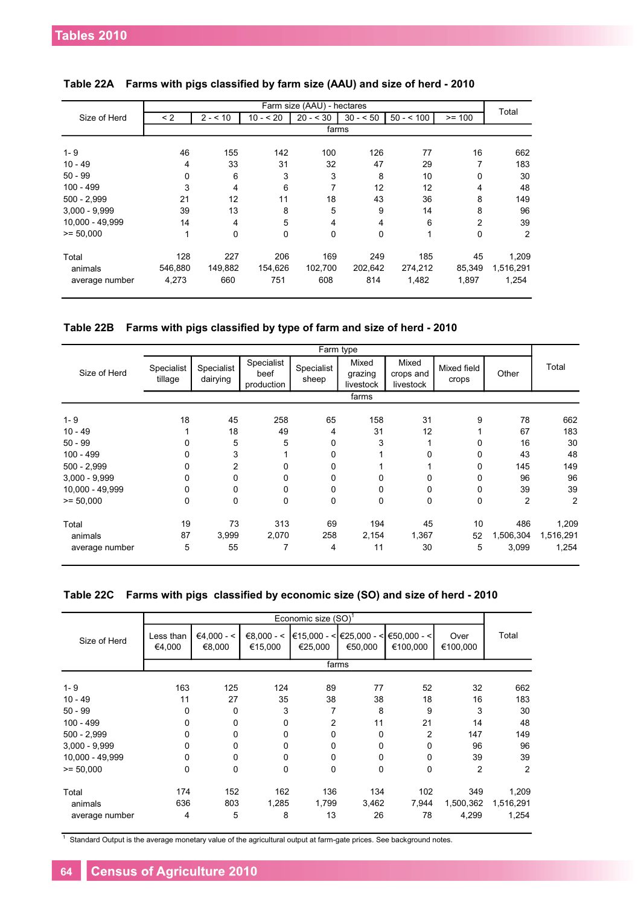**Table 22A Farms with pigs classified by farm size (AAU) and size of herd - 2010**

| Size of Herd | Farm size (AAU) - hectares | | | | | | | Total |
|---|---|---|---|---|---|---|---|---|
| | < 2 | 2 - < 10 | 10 - < 20 | 20 - < 30 | 30 - < 50 | 50 - < 100 | >= 100 | |
| | farms | | | | | | | |
| 1- 9 | 46 | 155 | 142 | 100 | 126 | 77 | 16 | 662 |
| 10 - 49 | 4 | 33 | 31 | 32 | 47 | 29 | 7 | 183 |
| 50 - 99 | 0 | 6 | 3 | 3 | 8 | 10 | 0 | 30 |
| 100 - 499 | 3 | 4 | 6 | 7 | 12 | 12 | 4 | 48 |
| 500 - 2,999 | 21 | 12 | 11 | 18 | 43 | 36 | 8 | 149 |
| 3,000 - 9,999 | 39 | 13 | 8 | 5 | 9 | 14 | 8 | 96 |
| 10,000 - 49,999 | 14 | 4 | 5 | 4 | 4 | 6 | 2 | 39 |
| >= 50,000 | 1 | 0 | 0 | 0 | 0 | 1 | 0 | 2 |
| Total | 128 | 227 | 206 | 169 | 249 | 185 | 45 | 1,209 |
| animals | 546,880 | 149,882 | 154,626 | 102,700 | 202,642 | 274,212 | 85,349 | 1,516,291 |
| average number | 4,273 | 660 | 751 | 608 | 814 | 1,482 | 1,897 | 1,254 |

**Table 22B Farms with pigs classified by type of farm and size of herd - 2010**

| Size of Herd | Farm type | | | | | | | | Total |
|---|---|---|---|---|---|---|---|---|---|
| | Specialist tillage | Specialist dairying | Specialist beef production | Specialist sheep | Mixed grazing livestock | Mixed crops and livestock | Mixed field crops | Other | |
| | farms | | | | | | | | |
| 1- 9 | 18 | 45 | 258 | 65 | 158 | 31 | 9 | 78 | 662 |
| 10 - 49 | 1 | 18 | 49 | 4 | 31 | 12 | 1 | 67 | 183 |
| 50 - 99 | 0 | 5 | 5 | 0 | 3 | 1 | 0 | 16 | 30 |
| 100 - 499 | 0 | 3 | 1 | 0 | 1 | 0 | 0 | 43 | 48 |
| 500 - 2,999 | 0 | 2 | 0 | 0 | 1 | 1 | 0 | 145 | 149 |
| 3,000 - 9,999 | 0 | 0 | 0 | 0 | 0 | 0 | 0 | 96 | 96 |
| 10,000 - 49,999 | 0 | 0 | 0 | 0 | 0 | 0 | 0 | 39 | 39 |
| >= 50,000 | 0 | 0 | 0 | 0 | 0 | 0 | 0 | 2 | 2 |
| Total | 19 | 73 | 313 | 69 | 194 | 45 | 10 | 486 | 1,209 |
| animals | 87 | 3,999 | 2,070 | 258 | 2,154 | 1,367 | 52 | 1,506,304 | 1,516,291 |
| average number | 5 | 55 | 7 | 4 | 11 | 30 | 5 | 3,099 | 1,254 |

**Table 22C Farms with pigs classified by economic size (SO) and size of herd - 2010**

| Size of Herd | Economic size (SO)[1] | | | | | | | Total |
|---|---|---|---|---|---|---|---|---|
| | Less than €4,000 | €4,000 - < €8,000 | €8,000 - < €15,000 | €15,000 - < €25,000 | €25,000 - < €50,000 | €50,000 - < €100,000 | Over €100,000 | |
| | farms | | | | | | | |
| 1- 9 | 163 | 125 | 124 | 89 | 77 | 52 | 32 | 662 |
| 10 - 49 | 11 | 27 | 35 | 38 | 38 | 18 | 16 | 183 |
| 50 - 99 | 0 | 0 | 3 | 7 | 8 | 9 | 3 | 30 |
| 100 - 499 | 0 | 0 | 0 | 2 | 11 | 21 | 14 | 48 |
| 500 - 2,999 | 0 | 0 | 0 | 0 | 0 | 2 | 147 | 149 |
| 3,000 - 9,999 | 0 | 0 | 0 | 0 | 0 | 0 | 96 | 96 |
| 10,000 - 49,999 | 0 | 0 | 0 | 0 | 0 | 0 | 39 | 39 |
| >= 50,000 | 0 | 0 | 0 | 0 | 0 | 0 | 2 | 2 |
| Total | 174 | 152 | 162 | 136 | 134 | 102 | 349 | 1,209 |
| animals | 636 | 803 | 1,285 | 1,799 | 3,462 | 7,944 | 1,500,362 | 1,516,291 |
| average number | 4 | 5 | 8 | 13 | 26 | 78 | 4,299 | 1,254 |

[1] Standard Output is the average monetary value of the agricultural output at farm-gate prices. See background notes.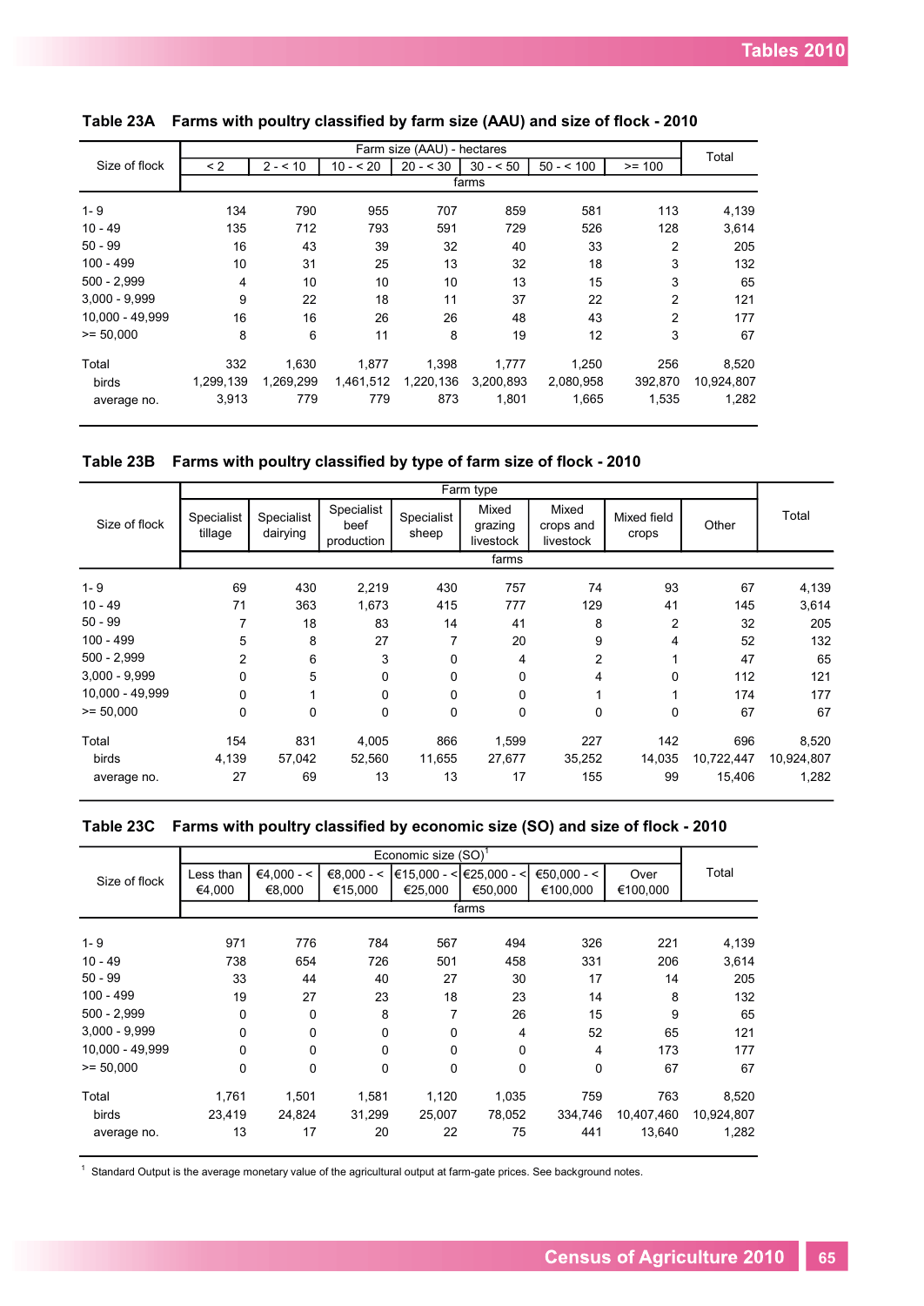### Table 23A Farms with poultry classified by farm size (AAU) and size of flock - 2010

| Size of flock | Farm size (AAU) - hectares | | | | | | | Total |
|---|---|---|---|---|---|---|---|---|
| | < 2 | 2 - < 10 | 10 - < 20 | 20 - < 30 | 30 - < 50 | 50 - < 100 | >= 100 | |
| | farms | | | | | | | |
| 1- 9 | 134 | 790 | 955 | 707 | 859 | 581 | 113 | 4,139 |
| 10 - 49 | 135 | 712 | 793 | 591 | 729 | 526 | 128 | 3,614 |
| 50 - 99 | 16 | 43 | 39 | 32 | 40 | 33 | 2 | 205 |
| 100 - 499 | 10 | 31 | 25 | 13 | 32 | 18 | 3 | 132 |
| 500 - 2,999 | 4 | 10 | 10 | 10 | 13 | 15 | 3 | 65 |
| 3,000 - 9,999 | 9 | 22 | 18 | 11 | 37 | 22 | 2 | 121 |
| 10,000 - 49,999 | 16 | 16 | 26 | 26 | 48 | 43 | 2 | 177 |
| >= 50,000 | 8 | 6 | 11 | 8 | 19 | 12 | 3 | 67 |
| Total | 332 | 1,630 | 1,877 | 1,398 | 1,777 | 1,250 | 256 | 8,520 |
| birds | 1,299,139 | 1,269,299 | 1,461,512 | 1,220,136 | 3,200,893 | 2,080,958 | 392,870 | 10,924,807 |
| average no. | 3,913 | 779 | 779 | 873 | 1,801 | 1,665 | 1,535 | 1,282 |

### Table 23B Farms with poultry classified by type of farm size of flock - 2010

| Size of flock | Farm type | | | | | | | | Total |
|---|---|---|---|---|---|---|---|---|---|
| | Specialist tillage | Specialist dairying | Specialist beef production | Specialist sheep | Mixed grazing livestock | Mixed crops and livestock | Mixed field crops | Other | |
| | farms | | | | | | | | |
| 1- 9 | 69 | 430 | 2,219 | 430 | 757 | 74 | 93 | 67 | 4,139 |
| 10 - 49 | 71 | 363 | 1,673 | 415 | 777 | 129 | 41 | 145 | 3,614 |
| 50 - 99 | 7 | 18 | 83 | 14 | 41 | 8 | 2 | 32 | 205 |
| 100 - 499 | 5 | 8 | 27 | 7 | 20 | 9 | 4 | 52 | 132 |
| 500 - 2,999 | 2 | 6 | 3 | 0 | 4 | 2 | 1 | 47 | 65 |
| 3,000 - 9,999 | 0 | 5 | 0 | 0 | 0 | 4 | 0 | 112 | 121 |
| 10,000 - 49,999 | 0 | 1 | 0 | 0 | 0 | 1 | 1 | 174 | 177 |
| >= 50,000 | 0 | 0 | 0 | 0 | 0 | 0 | 0 | 67 | 67 |
| Total | 154 | 831 | 4,005 | 866 | 1,599 | 227 | 142 | 696 | 8,520 |
| birds | 4,139 | 57,042 | 52,560 | 11,655 | 27,677 | 35,252 | 14,035 | 10,722,447 | 10,924,807 |
| average no. | 27 | 69 | 13 | 13 | 17 | 155 | 99 | 15,406 | 1,282 |

### Table 23C Farms with poultry classified by economic size (SO) and size of flock - 2010

| Size of flock | Economic size (SO)[1] | | | | | | | Total |
|---|---|---|---|---|---|---|---|---|
| | Less than €4,000 | €4,000 - < €8,000 | €8,000 - < €15,000 | €15,000 - < €25,000 | €25,000 - < €50,000 | €50,000 - < €100,000 | Over €100,000 | |
| | farms | | | | | | | |
| 1- 9 | 971 | 776 | 784 | 567 | 494 | 326 | 221 | 4,139 |
| 10 - 49 | 738 | 654 | 726 | 501 | 458 | 331 | 206 | 3,614 |
| 50 - 99 | 33 | 44 | 40 | 27 | 30 | 17 | 14 | 205 |
| 100 - 499 | 19 | 27 | 23 | 18 | 23 | 14 | 8 | 132 |
| 500 - 2,999 | 0 | 0 | 8 | 7 | 26 | 15 | 9 | 65 |
| 3,000 - 9,999 | 0 | 0 | 0 | 0 | 4 | 52 | 65 | 121 |
| 10,000 - 49,999 | 0 | 0 | 0 | 0 | 0 | 4 | 173 | 177 |
| >= 50,000 | 0 | 0 | 0 | 0 | 0 | 0 | 67 | 67 |
| Total | 1,761 | 1,501 | 1,581 | 1,120 | 1,035 | 759 | 763 | 8,520 |
| birds | 23,419 | 24,824 | 31,299 | 25,007 | 78,052 | 334,746 | 10,407,460 | 10,924,807 |
| average no. | 13 | 17 | 20 | 22 | 75 | 441 | 13,640 | 1,282 |

[1] Standard Output is the average monetary value of the agricultural output at farm-gate prices. See background notes.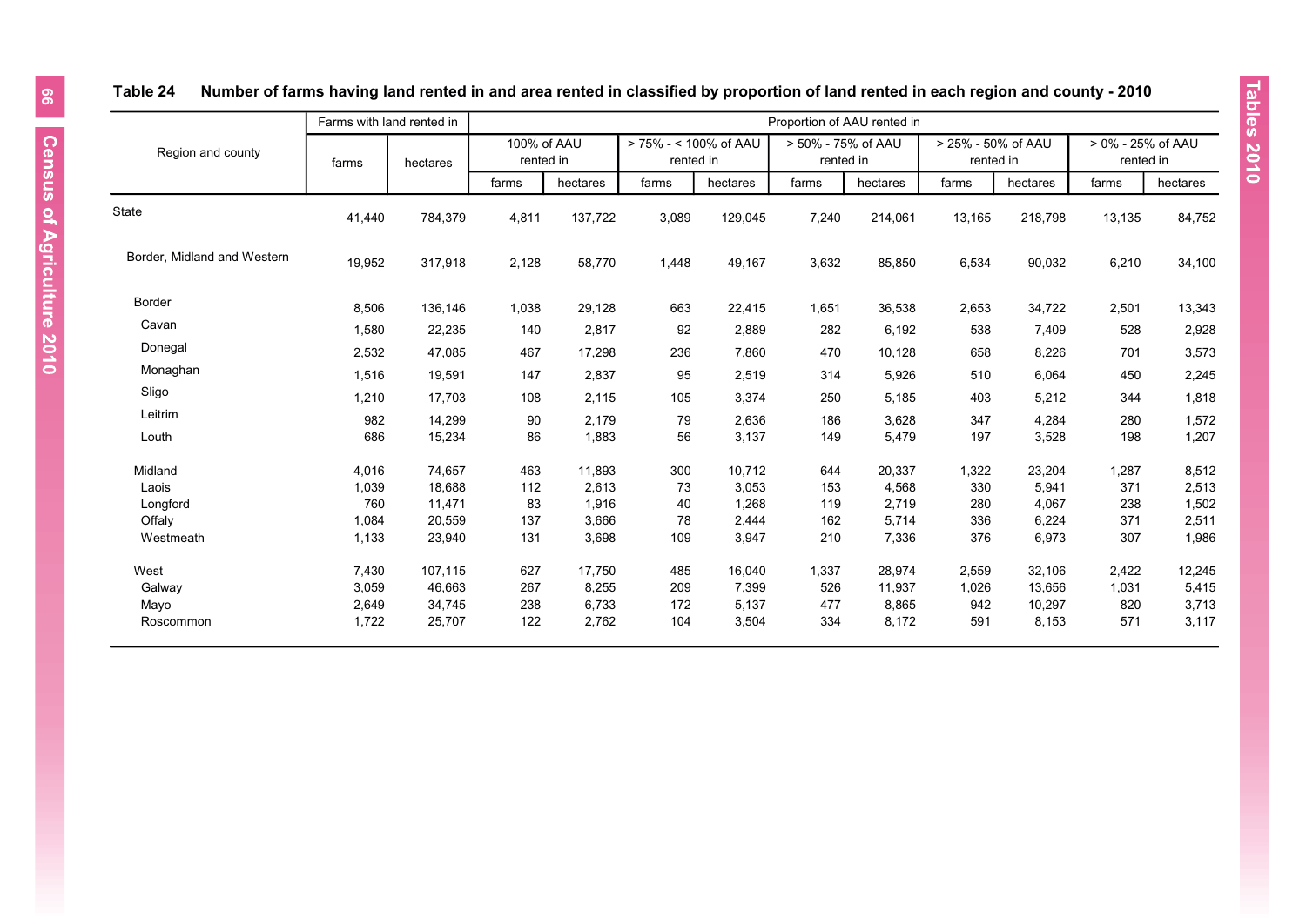**Table 24 Number of farms having land rented in and area rented in classified by proportion of land rented in each region and county - 2010**

| Region and county | Farms with land rented in | | Proportion of AAU rented in | | | | | | | | | |
|---|---|---|---|---|---|---|---|---|---|---|---|---|
| | | | 100% of AAU rented in | | > 75% - < 100% of AAU rented in | | > 50% - 75% of AAU rented in | | > 25% - 50% of AAU rented in | | > 0% - 25% of AAU rented in | |
| | farms | hectares | farms | hectares | farms | hectares | farms | hectares | farms | hectares | farms | hectares |
| State | 41,440 | 784,379 | 4,811 | 137,722 | 3,089 | 129,045 | 7,240 | 214,061 | 13,165 | 218,798 | 13,135 | 84,752 |
| Border, Midland and Western | 19,952 | 317,918 | 2,128 | 58,770 | 1,448 | 49,167 | 3,632 | 85,850 | 6,534 | 90,032 | 6,210 | 34,100 |
| Border | 8,506 | 136,146 | 1,038 | 29,128 | 663 | 22,415 | 1,651 | 36,538 | 2,653 | 34,722 | 2,501 | 13,343 |
| Cavan | 1,580 | 22,235 | 140 | 2,817 | 92 | 2,889 | 282 | 6,192 | 538 | 7,409 | 528 | 2,928 |
| Donegal | 2,532 | 47,085 | 467 | 17,298 | 236 | 7,860 | 470 | 10,128 | 658 | 8,226 | 701 | 3,573 |
| Monaghan | 1,516 | 19,591 | 147 | 2,837 | 95 | 2,519 | 314 | 5,926 | 510 | 6,064 | 450 | 2,245 |
| Sligo | 1,210 | 17,703 | 108 | 2,115 | 105 | 3,374 | 250 | 5,185 | 403 | 5,212 | 344 | 1,818 |
| Leitrim | 982 | 14,299 | 90 | 2,179 | 79 | 2,636 | 186 | 3,628 | 347 | 4,284 | 280 | 1,572 |
| Louth | 686 | 15,234 | 86 | 1,883 | 56 | 3,137 | 149 | 5,479 | 197 | 3,528 | 198 | 1,207 |
| Midland | 4,016 | 74,657 | 463 | 11,893 | 300 | 10,712 | 644 | 20,337 | 1,322 | 23,204 | 1,287 | 8,512 |
| Laois | 1,039 | 18,688 | 112 | 2,613 | 73 | 3,053 | 153 | 4,568 | 330 | 5,941 | 371 | 2,513 |
| Longford | 760 | 11,471 | 83 | 1,916 | 40 | 1,268 | 119 | 2,719 | 280 | 4,067 | 238 | 1,502 |
| Offaly | 1,084 | 20,559 | 137 | 3,666 | 78 | 2,444 | 162 | 5,714 | 336 | 6,224 | 371 | 2,511 |
| Westmeath | 1,133 | 23,940 | 131 | 3,698 | 109 | 3,947 | 210 | 7,336 | 376 | 6,973 | 307 | 1,986 |
| West | 7,430 | 107,115 | 627 | 17,750 | 485 | 16,040 | 1,337 | 28,974 | 2,559 | 32,106 | 2,422 | 12,245 |
| Galway | 3,059 | 46,663 | 267 | 8,255 | 209 | 7,399 | 526 | 11,937 | 1,026 | 13,656 | 1,031 | 5,415 |
| Mayo | 2,649 | 34,745 | 238 | 6,733 | 172 | 5,137 | 477 | 8,865 | 942 | 10,297 | 820 | 3,713 |
| Roscommon | 1,722 | 25,707 | 122 | 2,762 | 104 | 3,504 | 334 | 8,172 | 591 | 8,153 | 571 | 3,117 |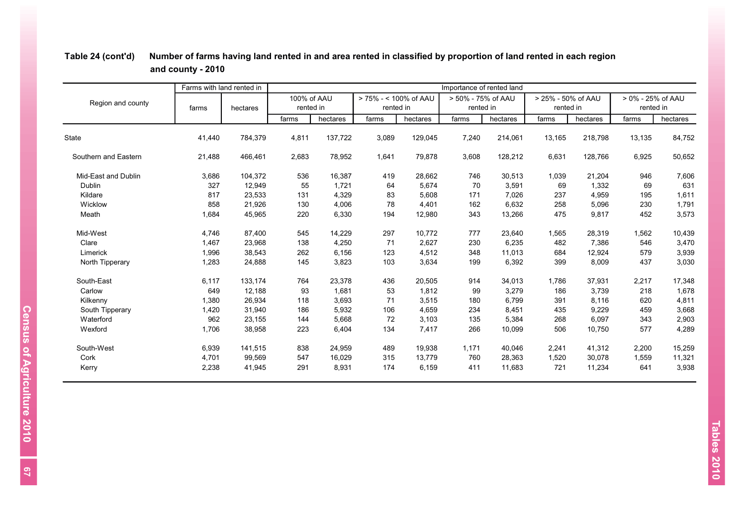**Table 24 (cont'd) Number of farms having land rented in and area rented in classified by proportion of land rented in each region and county - 2010**

| Region and county | Farms with land rented in | | Importance of rented land | | | | | | | | | |
|---|---|---|---|---|---|---|---|---|---|---|---|---|
| | | | 100% of AAU rented in | | > 75% - < 100% of AAU rented in | | > 50% - 75% of AAU rented in | | > 25% - 50% of AAU rented in | | > 0% - 25% of AAU rented in | |
| | farms | hectares | farms | hectares | farms | hectares | farms | hectares | farms | hectares | farms | hectares |
| State | 41,440 | 784,379 | 4,811 | 137,722 | 3,089 | 129,045 | 7,240 | 214,061 | 13,165 | 218,798 | 13,135 | 84,752 |
| Southern and Eastern | 21,488 | 466,461 | 2,683 | 78,952 | 1,641 | 79,878 | 3,608 | 128,212 | 6,631 | 128,766 | 6,925 | 50,652 |
| Mid-East and Dublin | 3,686 | 104,372 | 536 | 16,387 | 419 | 28,662 | 746 | 30,513 | 1,039 | 21,204 | 946 | 7,606 |
| Dublin | 327 | 12,949 | 55 | 1,721 | 64 | 5,674 | 70 | 3,591 | 69 | 1,332 | 69 | 631 |
| Kildare | 817 | 23,533 | 131 | 4,329 | 83 | 5,608 | 171 | 7,026 | 237 | 4,959 | 195 | 1,611 |
| Wicklow | 858 | 21,926 | 130 | 4,006 | 78 | 4,401 | 162 | 6,632 | 258 | 5,096 | 230 | 1,791 |
| Meath | 1,684 | 45,965 | 220 | 6,330 | 194 | 12,980 | 343 | 13,266 | 475 | 9,817 | 452 | 3,573 |
| Mid-West | 4,746 | 87,400 | 545 | 14,229 | 297 | 10,772 | 777 | 23,640 | 1,565 | 28,319 | 1,562 | 10,439 |
| Clare | 1,467 | 23,968 | 138 | 4,250 | 71 | 2,627 | 230 | 6,235 | 482 | 7,386 | 546 | 3,470 |
| Limerick | 1,996 | 38,543 | 262 | 6,156 | 123 | 4,512 | 348 | 11,013 | 684 | 12,924 | 579 | 3,939 |
| North Tipperary | 1,283 | 24,888 | 145 | 3,823 | 103 | 3,634 | 199 | 6,392 | 399 | 8,009 | 437 | 3,030 |
| South-East | 6,117 | 133,174 | 764 | 23,378 | 436 | 20,505 | 914 | 34,013 | 1,786 | 37,931 | 2,217 | 17,348 |
| Carlow | 649 | 12,188 | 93 | 1,681 | 53 | 1,812 | 99 | 3,279 | 186 | 3,739 | 218 | 1,678 |
| Kilkenny | 1,380 | 26,934 | 118 | 3,693 | 71 | 3,515 | 180 | 6,799 | 391 | 8,116 | 620 | 4,811 |
| South Tipperary | 1,420 | 31,940 | 186 | 5,932 | 106 | 4,659 | 234 | 8,451 | 435 | 9,229 | 459 | 3,668 |
| Waterford | 962 | 23,155 | 144 | 5,668 | 72 | 3,103 | 135 | 5,384 | 268 | 6,097 | 343 | 2,903 |
| Wexford | 1,706 | 38,958 | 223 | 6,404 | 134 | 7,417 | 266 | 10,099 | 506 | 10,750 | 577 | 4,289 |
| South-West | 6,939 | 141,515 | 838 | 24,959 | 489 | 19,938 | 1,171 | 40,046 | 2,241 | 41,312 | 2,200 | 15,259 |
| Cork | 4,701 | 99,569 | 547 | 16,029 | 315 | 13,779 | 760 | 28,363 | 1,520 | 30,078 | 1,559 | 11,321 |
| Kerry | 2,238 | 41,945 | 291 | 8,931 | 174 | 6,159 | 411 | 11,683 | 721 | 11,234 | 641 | 3,938 |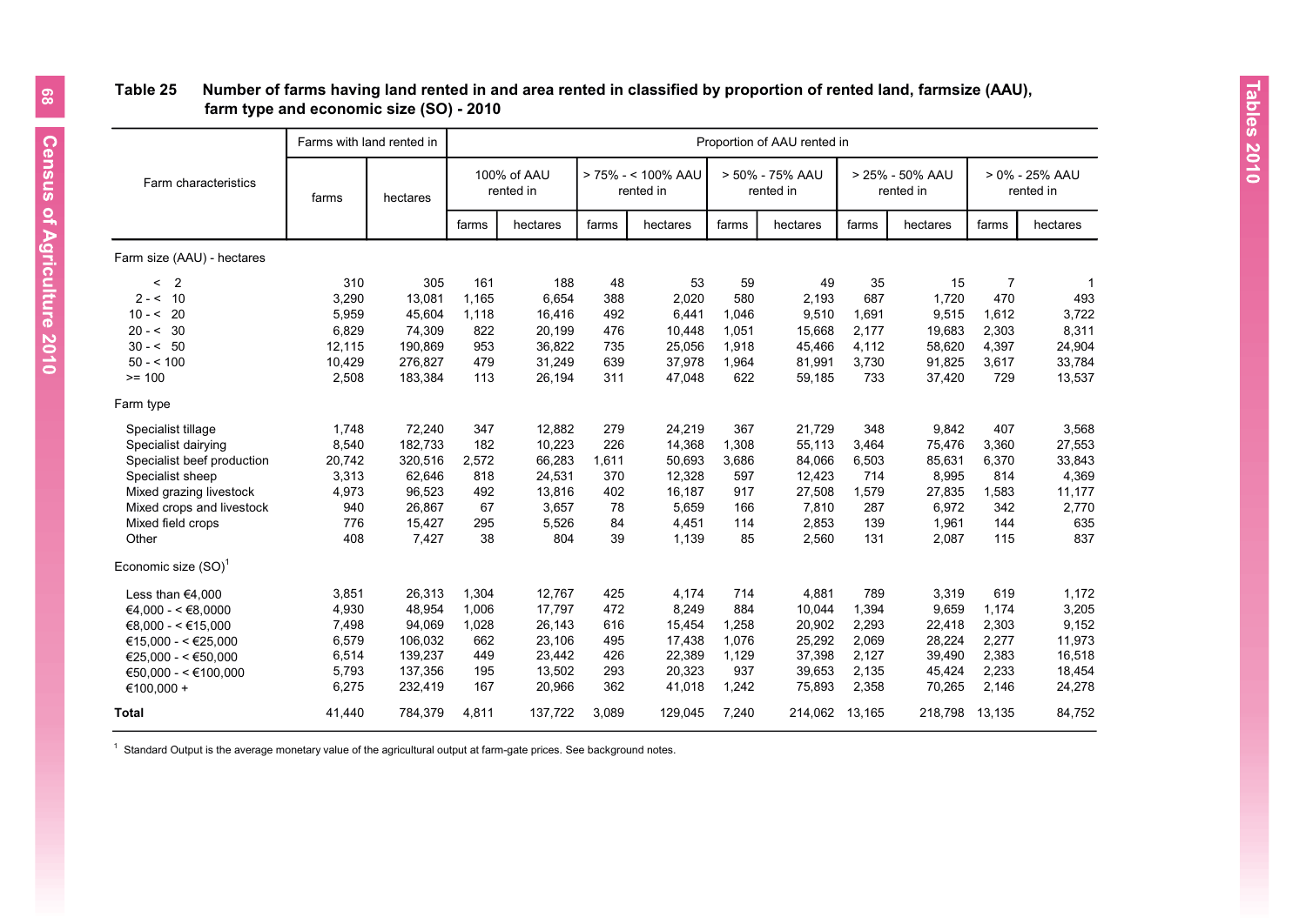## Table 25 Number of farms having land rented in and area rented in classified by proportion of rented land, farmsize (AAU), farm type and economic size (SO) - 2010

| Farm characteristics | Farms with land rented in | | Proportion of AAU rented in | | | | | | | | | |
|---|---|---|---|---|---|---|---|---|---|---|---|---|
| | farms | hectares | 100% of AAU rented in | | > 75% - < 100% AAU rented in | | > 50% - 75% AAU rented in | | > 25% - 50% AAU rented in | | > 0% - 25% AAU rented in | |
| | | | farms | hectares | farms | hectares | farms | hectares | farms | hectares | farms | hectares |
| **Farm size (AAU) - hectares** | | | | | | | | | | | | |
| < 2 | 310 | 305 | 161 | 188 | 48 | 53 | 59 | 49 | 35 | 15 | 7 | 1 |
| 2 - < 10 | 3,290 | 13,081 | 1,165 | 6,654 | 388 | 2,020 | 580 | 2,193 | 687 | 1,720 | 470 | 493 |
| 10 - < 20 | 5,959 | 45,604 | 1,118 | 16,416 | 492 | 6,441 | 1,046 | 9,510 | 1,691 | 9,515 | 1,612 | 3,722 |
| 20 - < 30 | 6,829 | 74,309 | 822 | 20,199 | 476 | 10,448 | 1,051 | 15,668 | 2,177 | 19,683 | 2,303 | 8,311 |
| 30 - < 50 | 12,115 | 190,869 | 953 | 36,822 | 735 | 25,056 | 1,918 | 45,466 | 4,112 | 58,620 | 4,397 | 24,904 |
| 50 - < 100 | 10,429 | 276,827 | 479 | 31,249 | 639 | 37,978 | 1,964 | 81,991 | 3,730 | 91,825 | 3,617 | 33,784 |
| >= 100 | 2,508 | 183,384 | 113 | 26,194 | 311 | 47,048 | 622 | 59,185 | 733 | 37,420 | 729 | 13,537 |
| **Farm type** | | | | | | | | | | | | |
| Specialist tillage | 1,748 | 72,240 | 347 | 12,882 | 279 | 24,219 | 367 | 21,729 | 348 | 9,842 | 407 | 3,568 |
| Specialist dairying | 8,540 | 182,733 | 182 | 10,223 | 226 | 14,368 | 1,308 | 55,113 | 3,464 | 75,476 | 3,360 | 27,553 |
| Specialist beef production | 20,742 | 320,516 | 2,572 | 66,283 | 1,611 | 50,693 | 3,686 | 84,066 | 6,503 | 85,631 | 6,370 | 33,843 |
| Specialist sheep | 3,313 | 62,646 | 818 | 24,531 | 370 | 12,328 | 597 | 12,423 | 714 | 8,995 | 814 | 4,369 |
| Mixed grazing livestock | 4,973 | 96,523 | 492 | 13,816 | 402 | 16,187 | 917 | 27,508 | 1,579 | 27,835 | 1,583 | 11,177 |
| Mixed crops and livestock | 940 | 26,867 | 67 | 3,657 | 78 | 5,659 | 166 | 7,810 | 287 | 6,972 | 342 | 2,770 |
| Mixed field crops | 776 | 15,427 | 295 | 5,526 | 84 | 4,451 | 114 | 2,853 | 139 | 1,961 | 144 | 635 |
| Other | 408 | 7,427 | 38 | 804 | 39 | 1,139 | 85 | 2,560 | 131 | 2,087 | 115 | 837 |
| **Economic size (SO)[1]** | | | | | | | | | | | | |
| Less than €4,000 | 3,851 | 26,313 | 1,304 | 12,767 | 425 | 4,174 | 714 | 4,881 | 789 | 3,319 | 619 | 1,172 |
| €4,000 - < €8,0000 | 4,930 | 48,954 | 1,006 | 17,797 | 472 | 8,249 | 884 | 10,044 | 1,394 | 9,659 | 1,174 | 3,205 |
| €8,000 - < €15,000 | 7,498 | 94,069 | 1,028 | 26,143 | 616 | 15,454 | 1,258 | 20,902 | 2,293 | 22,418 | 2,303 | 9,152 |
| €15,000 - < €25,000 | 6,579 | 106,032 | 662 | 23,106 | 495 | 17,438 | 1,076 | 25,292 | 2,069 | 28,224 | 2,277 | 11,973 |
| €25,000 - < €50,000 | 6,514 | 139,237 | 449 | 23,442 | 426 | 22,389 | 1,129 | 37,398 | 2,127 | 39,490 | 2,383 | 16,518 |
| €50,000 - < €100,000 | 5,793 | 137,356 | 195 | 13,502 | 293 | 20,323 | 937 | 39,653 | 2,135 | 45,424 | 2,233 | 18,454 |
| €100,000 + | 6,275 | 232,419 | 167 | 20,966 | 362 | 41,018 | 1,242 | 75,893 | 2,358 | 70,265 | 2,146 | 24,278 |
| **Total** | 41,440 | 784,379 | 4,811 | 137,722 | 3,089 | 129,045 | 7,240 | 214,062 | 13,165 | 218,798 | 13,135 | 84,752 |

[1] Standard Output is the average monetary value of the agricultural output at farm-gate prices. See background notes.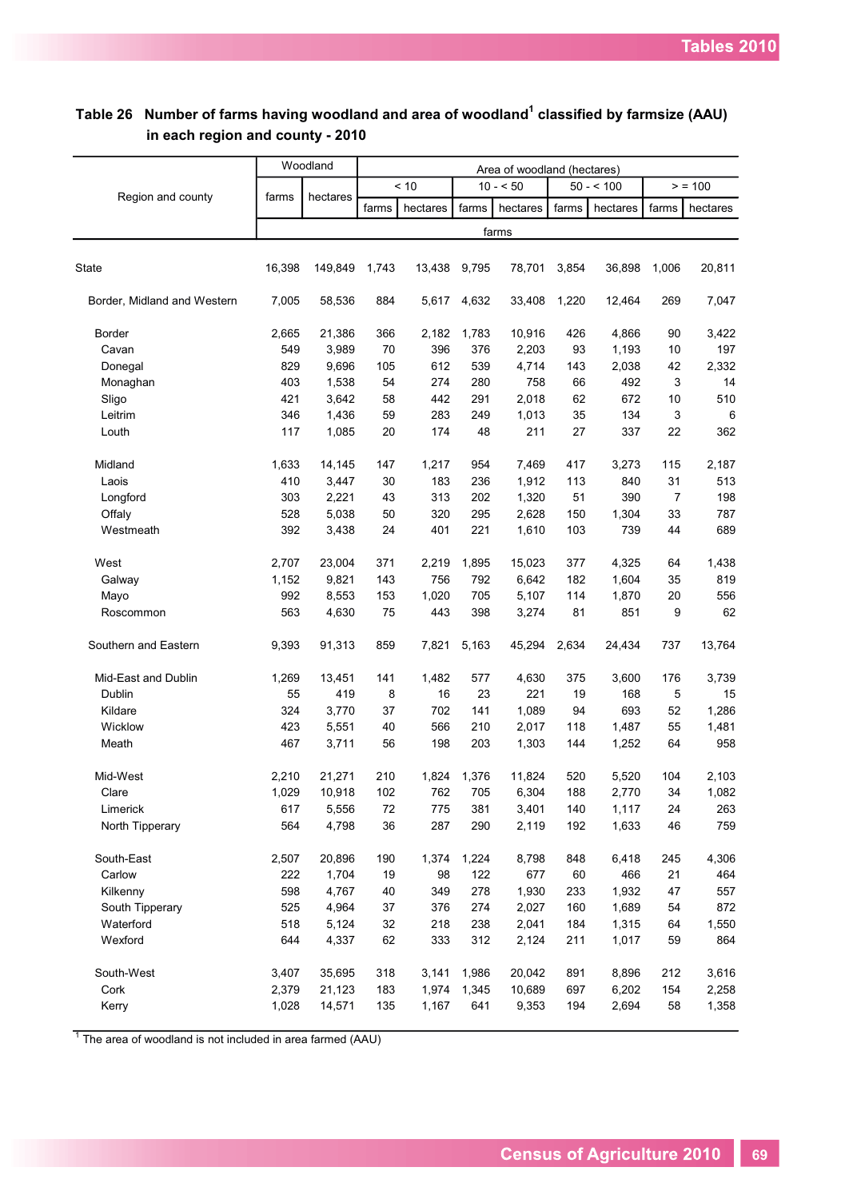**Table 26 Number of farms having woodland and area of woodland[1] classified by farmsize (AAU) in each region and county - 2010**

| Region and county | Woodland | | Area of woodland (hectares) | | | | | | | |
|---|---|---|---|---|---|---|---|---|---|---|
| | | | < 10 | | 10 - < 50 | | 50 - < 100 | | > = 100 | |
| | farms | hectares | farms | hectares | farms | hectares | farms | hectares | farms | hectares |
| | farms | | | | | | | | | |
| State | 16,398 | 149,849 | 1,743 | 13,438 | 9,795 | 78,701 | 3,854 | 36,898 | 1,006 | 20,811 |
| Border, Midland and Western | 7,005 | 58,536 | 884 | 5,617 | 4,632 | 33,408 | 1,220 | 12,464 | 269 | 7,047 |
| Border | 2,665 | 21,386 | 366 | 2,182 | 1,783 | 10,916 | 426 | 4,866 | 90 | 3,422 |
| Cavan | 549 | 3,989 | 70 | 396 | 376 | 2,203 | 93 | 1,193 | 10 | 197 |
| Donegal | 829 | 9,696 | 105 | 612 | 539 | 4,714 | 143 | 2,038 | 42 | 2,332 |
| Monaghan | 403 | 1,538 | 54 | 274 | 280 | 758 | 66 | 492 | 3 | 14 |
| Sligo | 421 | 3,642 | 58 | 442 | 291 | 2,018 | 62 | 672 | 10 | 510 |
| Leitrim | 346 | 1,436 | 59 | 283 | 249 | 1,013 | 35 | 134 | 3 | 6 |
| Louth | 117 | 1,085 | 20 | 174 | 48 | 211 | 27 | 337 | 22 | 362 |
| Midland | 1,633 | 14,145 | 147 | 1,217 | 954 | 7,469 | 417 | 3,273 | 115 | 2,187 |
| Laois | 410 | 3,447 | 30 | 183 | 236 | 1,912 | 113 | 840 | 31 | 513 |
| Longford | 303 | 2,221 | 43 | 313 | 202 | 1,320 | 51 | 390 | 7 | 198 |
| Offaly | 528 | 5,038 | 50 | 320 | 295 | 2,628 | 150 | 1,304 | 33 | 787 |
| Westmeath | 392 | 3,438 | 24 | 401 | 221 | 1,610 | 103 | 739 | 44 | 689 |
| West | 2,707 | 23,004 | 371 | 2,219 | 1,895 | 15,023 | 377 | 4,325 | 64 | 1,438 |
| Galway | 1,152 | 9,821 | 143 | 756 | 792 | 6,642 | 182 | 1,604 | 35 | 819 |
| Mayo | 992 | 8,553 | 153 | 1,020 | 705 | 5,107 | 114 | 1,870 | 20 | 556 |
| Roscommon | 563 | 4,630 | 75 | 443 | 398 | 3,274 | 81 | 851 | 9 | 62 |
| Southern and Eastern | 9,393 | 91,313 | 859 | 7,821 | 5,163 | 45,294 | 2,634 | 24,434 | 737 | 13,764 |
| Mid-East and Dublin | 1,269 | 13,451 | 141 | 1,482 | 577 | 4,630 | 375 | 3,600 | 176 | 3,739 |
| Dublin | 55 | 419 | 8 | 16 | 23 | 221 | 19 | 168 | 5 | 15 |
| Kildare | 324 | 3,770 | 37 | 702 | 141 | 1,089 | 94 | 693 | 52 | 1,286 |
| Wicklow | 423 | 5,551 | 40 | 566 | 210 | 2,017 | 118 | 1,487 | 55 | 1,481 |
| Meath | 467 | 3,711 | 56 | 198 | 203 | 1,303 | 144 | 1,252 | 64 | 958 |
| Mid-West | 2,210 | 21,271 | 210 | 1,824 | 1,376 | 11,824 | 520 | 5,520 | 104 | 2,103 |
| Clare | 1,029 | 10,918 | 102 | 762 | 705 | 6,304 | 188 | 2,770 | 34 | 1,082 |
| Limerick | 617 | 5,556 | 72 | 775 | 381 | 3,401 | 140 | 1,117 | 24 | 263 |
| North Tipperary | 564 | 4,798 | 36 | 287 | 290 | 2,119 | 192 | 1,633 | 46 | 759 |
| South-East | 2,507 | 20,896 | 190 | 1,374 | 1,224 | 8,798 | 848 | 6,418 | 245 | 4,306 |
| Carlow | 222 | 1,704 | 19 | 98 | 122 | 677 | 60 | 466 | 21 | 464 |
| Kilkenny | 598 | 4,767 | 40 | 349 | 278 | 1,930 | 233 | 1,932 | 47 | 557 |
| South Tipperary | 525 | 4,964 | 37 | 376 | 274 | 2,027 | 160 | 1,689 | 54 | 872 |
| Waterford | 518 | 5,124 | 32 | 218 | 238 | 2,041 | 184 | 1,315 | 64 | 1,550 |
| Wexford | 644 | 4,337 | 62 | 333 | 312 | 2,124 | 211 | 1,017 | 59 | 864 |
| South-West | 3,407 | 35,695 | 318 | 3,141 | 1,986 | 20,042 | 891 | 8,896 | 212 | 3,616 |
| Cork | 2,379 | 21,123 | 183 | 1,974 | 1,345 | 10,689 | 697 | 6,202 | 154 | 2,258 |
| Kerry | 1,028 | 14,571 | 135 | 1,167 | 641 | 9,353 | 194 | 2,694 | 58 | 1,358 |

[1] The area of woodland is not included in area farmed (AAU)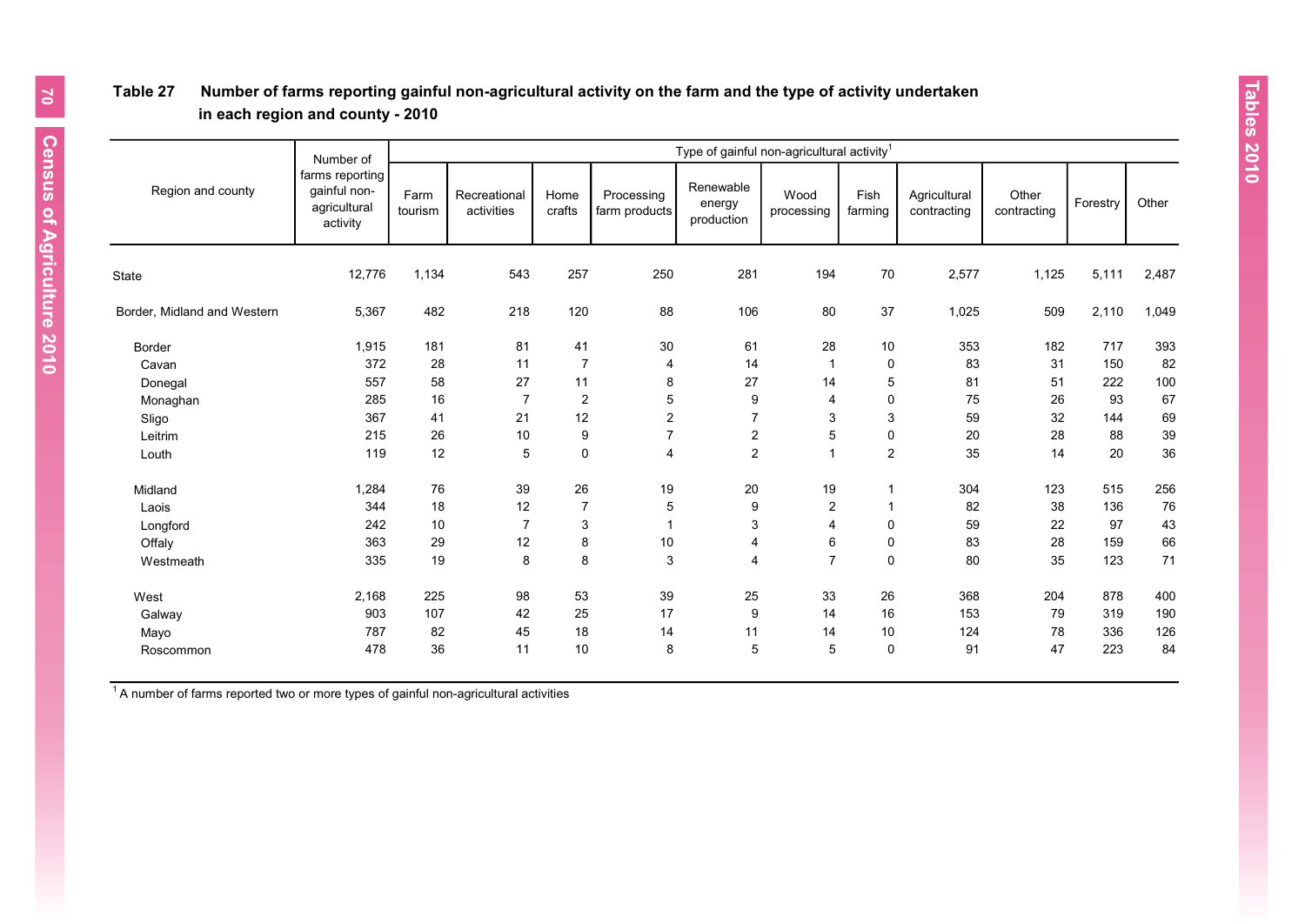**Table 27 Number of farms reporting gainful non-agricultural activity on the farm and the type of activity undertaken in each region and county - 2010**

| Region and county | Number of farms reporting gainful non-agricultural activity | Type of gainful non-agricultural activity[1] | | | | | | | | | | |
|---|---|---|---|---|---|---|---|---|---|---|---|---|
| | | Farm tourism | Recreational activities | Home crafts | Processing farm products | Renewable energy production | Wood processing | Fish farming | Agricultural contracting | Other contracting | Forestry | Other |
| State | 12,776 | 1,134 | 543 | 257 | 250 | 281 | 194 | 70 | 2,577 | 1,125 | 5,111 | 2,487 |
| Border, Midland and Western | 5,367 | 482 | 218 | 120 | 88 | 106 | 80 | 37 | 1,025 | 509 | 2,110 | 1,049 |
| Border | 1,915 | 181 | 81 | 41 | 30 | 61 | 28 | 10 | 353 | 182 | 717 | 393 |
| Cavan | 372 | 28 | 11 | 7 | 4 | 14 | 1 | 0 | 83 | 31 | 150 | 82 |
| Donegal | 557 | 58 | 27 | 11 | 8 | 27 | 14 | 5 | 81 | 51 | 222 | 100 |
| Monaghan | 285 | 16 | 7 | 2 | 5 | 9 | 4 | 0 | 75 | 26 | 93 | 67 |
| Sligo | 367 | 41 | 21 | 12 | 2 | 7 | 3 | 3 | 59 | 32 | 144 | 69 |
| Leitrim | 215 | 26 | 10 | 9 | 7 | 2 | 5 | 0 | 20 | 28 | 88 | 39 |
| Louth | 119 | 12 | 5 | 0 | 4 | 2 | 1 | 2 | 35 | 14 | 20 | 36 |
| Midland | 1,284 | 76 | 39 | 26 | 19 | 20 | 19 | 1 | 304 | 123 | 515 | 256 |
| Laois | 344 | 18 | 12 | 7 | 5 | 9 | 2 | 1 | 82 | 38 | 136 | 76 |
| Longford | 242 | 10 | 7 | 3 | 1 | 3 | 4 | 0 | 59 | 22 | 97 | 43 |
| Offaly | 363 | 29 | 12 | 8 | 10 | 4 | 6 | 0 | 83 | 28 | 159 | 66 |
| Westmeath | 335 | 19 | 8 | 8 | 3 | 4 | 7 | 0 | 80 | 35 | 123 | 71 |
| West | 2,168 | 225 | 98 | 53 | 39 | 25 | 33 | 26 | 368 | 204 | 878 | 400 |
| Galway | 903 | 107 | 42 | 25 | 17 | 9 | 14 | 16 | 153 | 79 | 319 | 190 |
| Mayo | 787 | 82 | 45 | 18 | 14 | 11 | 14 | 10 | 124 | 78 | 336 | 126 |
| Roscommon | 478 | 36 | 11 | 10 | 8 | 5 | 5 | 0 | 91 | 47 | 223 | 84 |

[1] A number of farms reported two or more types of gainful non-agricultural activities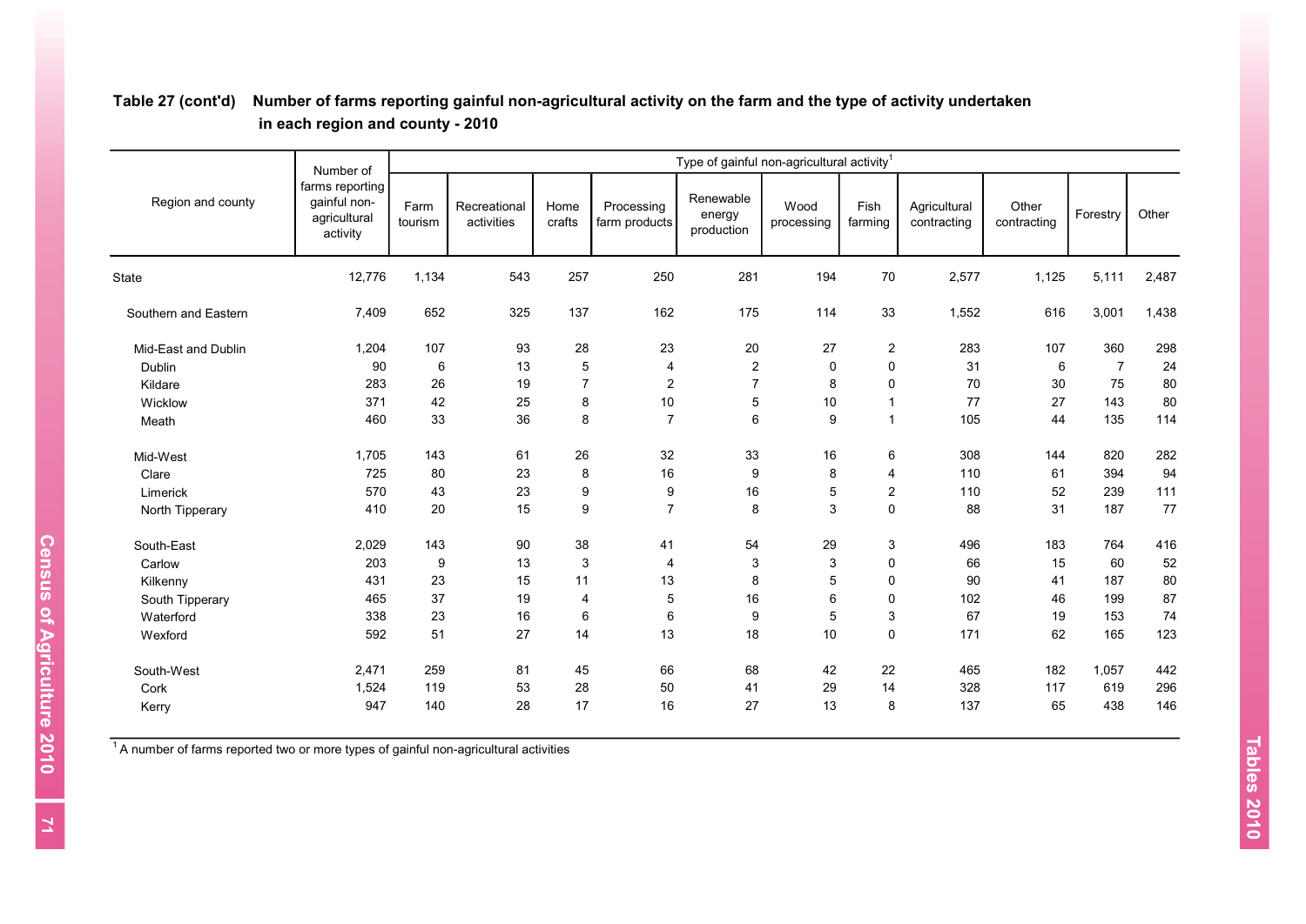**Table 27 (cont'd) Number of farms reporting gainful non-agricultural activity on the farm and the type of activity undertaken in each region and county - 2010**

| Region and county | Number of farms reporting gainful non-agricultural activity | Type of gainful non-agricultural activity[1] | | | | | | | | | | |
|---|---|---|---|---|---|---|---|---|---|---|---|---|
| | | Farm tourism | Recreational activities | Home crafts | Processing farm products | Renewable energy production | Wood processing | Fish farming | Agricultural contracting | Other contracting | Forestry | Other |
| State | 12,776 | 1,134 | 543 | 257 | 250 | 281 | 194 | 70 | 2,577 | 1,125 | 5,111 | 2,487 |
| Southern and Eastern | 7,409 | 652 | 325 | 137 | 162 | 175 | 114 | 33 | 1,552 | 616 | 3,001 | 1,438 |
| Mid-East and Dublin | 1,204 | 107 | 93 | 28 | 23 | 20 | 27 | 2 | 283 | 107 | 360 | 298 |
| Dublin | 90 | 6 | 13 | 5 | 4 | 2 | 0 | 0 | 31 | 6 | 7 | 24 |
| Kildare | 283 | 26 | 19 | 7 | 2 | 7 | 8 | 0 | 70 | 30 | 75 | 80 |
| Wicklow | 371 | 42 | 25 | 8 | 10 | 5 | 10 | 1 | 77 | 27 | 143 | 80 |
| Meath | 460 | 33 | 36 | 8 | 7 | 6 | 9 | 1 | 105 | 44 | 135 | 114 |
| Mid-West | 1,705 | 143 | 61 | 26 | 32 | 33 | 16 | 6 | 308 | 144 | 820 | 282 |
| Clare | 725 | 80 | 23 | 8 | 16 | 9 | 8 | 4 | 110 | 61 | 394 | 94 |
| Limerick | 570 | 43 | 23 | 9 | 9 | 16 | 5 | 2 | 110 | 52 | 239 | 111 |
| North Tipperary | 410 | 20 | 15 | 9 | 7 | 8 | 3 | 0 | 88 | 31 | 187 | 77 |
| South-East | 2,029 | 143 | 90 | 38 | 41 | 54 | 29 | 3 | 496 | 183 | 764 | 416 |
| Carlow | 203 | 9 | 13 | 3 | 4 | 3 | 3 | 0 | 66 | 15 | 60 | 52 |
| Kilkenny | 431 | 23 | 15 | 11 | 13 | 8 | 5 | 0 | 90 | 41 | 187 | 80 |
| South Tipperary | 465 | 37 | 19 | 4 | 5 | 16 | 6 | 0 | 102 | 46 | 199 | 87 |
| Waterford | 338 | 23 | 16 | 6 | 6 | 9 | 5 | 3 | 67 | 19 | 153 | 74 |
| Wexford | 592 | 51 | 27 | 14 | 13 | 18 | 10 | 0 | 171 | 62 | 165 | 123 |
| South-West | 2,471 | 259 | 81 | 45 | 66 | 68 | 42 | 22 | 465 | 182 | 1,057 | 442 |
| Cork | 1,524 | 119 | 53 | 28 | 50 | 41 | 29 | 14 | 328 | 117 | 619 | 296 |
| Kerry | 947 | 140 | 28 | 17 | 16 | 27 | 13 | 8 | 137 | 65 | 438 | 146 |

[1] A number of farms reported two or more types of gainful non-agricultural activities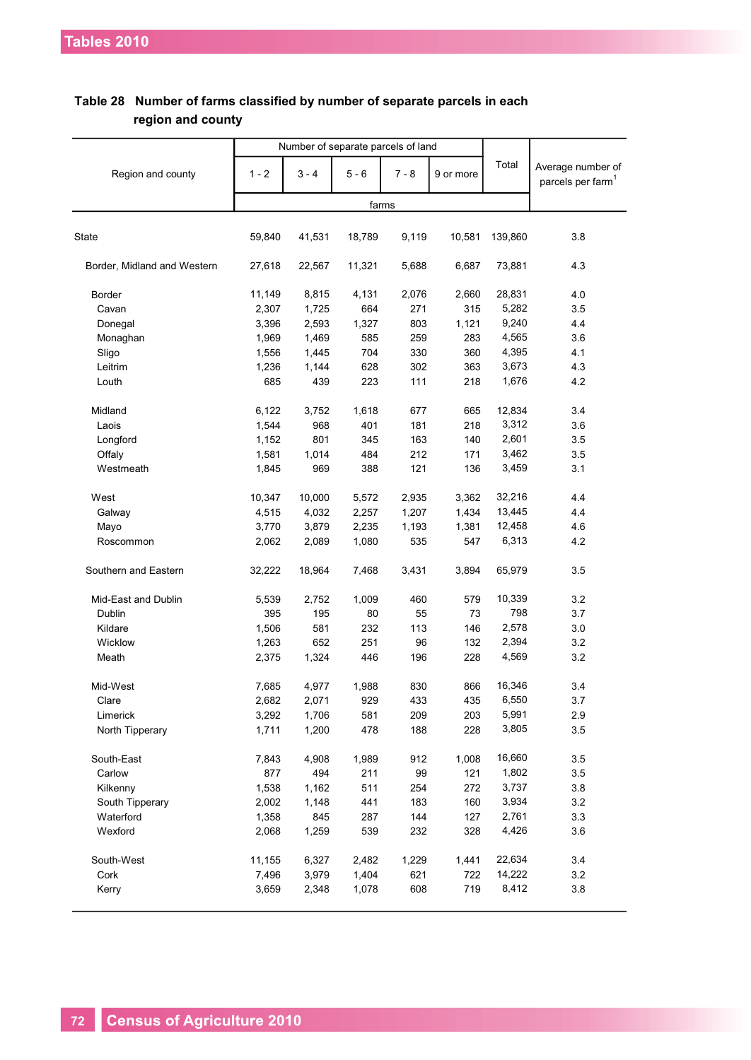**Table 28 Number of farms classified by number of separate parcels in each region and county**

| Region and county | Number of separate parcels of land | | | | | Total | Average number of parcels per farm[1] |
|---|---|---|---|---|---|---|---|
| | 1 - 2 | 3 - 4 | 5 - 6 | 7 - 8 | 9 or more | | |
| | farms | | | | | | |
| State | 59,840 | 41,531 | 18,789 | 9,119 | 10,581 | 139,860 | 3.8 |
| Border, Midland and Western | 27,618 | 22,567 | 11,321 | 5,688 | 6,687 | 73,881 | 4.3 |
| Border | 11,149 | 8,815 | 4,131 | 2,076 | 2,660 | 28,831 | 4.0 |
| Cavan | 2,307 | 1,725 | 664 | 271 | 315 | 5,282 | 3.5 |
| Donegal | 3,396 | 2,593 | 1,327 | 803 | 1,121 | 9,240 | 4.4 |
| Monaghan | 1,969 | 1,469 | 585 | 259 | 283 | 4,565 | 3.6 |
| Sligo | 1,556 | 1,445 | 704 | 330 | 360 | 4,395 | 4.1 |
| Leitrim | 1,236 | 1,144 | 628 | 302 | 363 | 3,673 | 4.3 |
| Louth | 685 | 439 | 223 | 111 | 218 | 1,676 | 4.2 |
| Midland | 6,122 | 3,752 | 1,618 | 677 | 665 | 12,834 | 3.4 |
| Laois | 1,544 | 968 | 401 | 181 | 218 | 3,312 | 3.6 |
| Longford | 1,152 | 801 | 345 | 163 | 140 | 2,601 | 3.5 |
| Offaly | 1,581 | 1,014 | 484 | 212 | 171 | 3,462 | 3.5 |
| Westmeath | 1,845 | 969 | 388 | 121 | 136 | 3,459 | 3.1 |
| West | 10,347 | 10,000 | 5,572 | 2,935 | 3,362 | 32,216 | 4.4 |
| Galway | 4,515 | 4,032 | 2,257 | 1,207 | 1,434 | 13,445 | 4.4 |
| Mayo | 3,770 | 3,879 | 2,235 | 1,193 | 1,381 | 12,458 | 4.6 |
| Roscommon | 2,062 | 2,089 | 1,080 | 535 | 547 | 6,313 | 4.2 |
| Southern and Eastern | 32,222 | 18,964 | 7,468 | 3,431 | 3,894 | 65,979 | 3.5 |
| Mid-East and Dublin | 5,539 | 2,752 | 1,009 | 460 | 579 | 10,339 | 3.2 |
| Dublin | 395 | 195 | 80 | 55 | 73 | 798 | 3.7 |
| Kildare | 1,506 | 581 | 232 | 113 | 146 | 2,578 | 3.0 |
| Wicklow | 1,263 | 652 | 251 | 96 | 132 | 2,394 | 3.2 |
| Meath | 2,375 | 1,324 | 446 | 196 | 228 | 4,569 | 3.2 |
| Mid-West | 7,685 | 4,977 | 1,988 | 830 | 866 | 16,346 | 3.4 |
| Clare | 2,682 | 2,071 | 929 | 433 | 435 | 6,550 | 3.7 |
| Limerick | 3,292 | 1,706 | 581 | 209 | 203 | 5,991 | 2.9 |
| North Tipperary | 1,711 | 1,200 | 478 | 188 | 228 | 3,805 | 3.5 |
| South-East | 7,843 | 4,908 | 1,989 | 912 | 1,008 | 16,660 | 3.5 |
| Carlow | 877 | 494 | 211 | 99 | 121 | 1,802 | 3.5 |
| Kilkenny | 1,538 | 1,162 | 511 | 254 | 272 | 3,737 | 3.8 |
| South Tipperary | 2,002 | 1,148 | 441 | 183 | 160 | 3,934 | 3.2 |
| Waterford | 1,358 | 845 | 287 | 144 | 127 | 2,761 | 3.3 |
| Wexford | 2,068 | 1,259 | 539 | 232 | 328 | 4,426 | 3.6 |
| South-West | 11,155 | 6,327 | 2,482 | 1,229 | 1,441 | 22,634 | 3.4 |
| Cork | 7,496 | 3,979 | 1,404 | 621 | 722 | 14,222 | 3.2 |
| Kerry | 3,659 | 2,348 | 1,078 | 608 | 719 | 8,412 | 3.8 |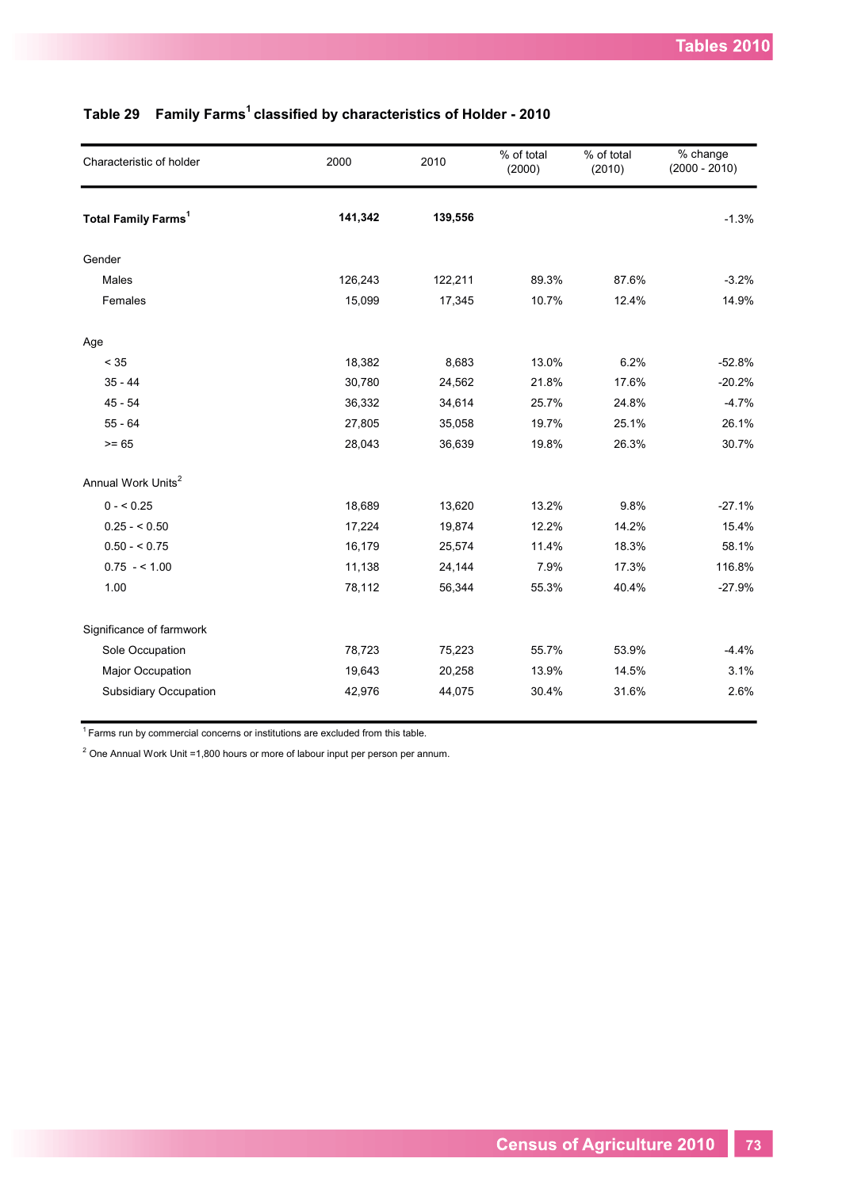## Table 29 Family Farms[1] classified by characteristics of Holder - 2010

| Characteristic of holder | 2000 | 2010 | % of total (2000) | % of total (2010) | % change (2000 - 2010) |
|---|---|---|---|---|---|
| **Total Family Farms[1]** | **141,342** | **139,556** | | | -1.3% |
| Gender | | | | | |
| Males | 126,243 | 122,211 | 89.3% | 87.6% | -3.2% |
| Females | 15,099 | 17,345 | 10.7% | 12.4% | 14.9% |
| Age | | | | | |
| < 35 | 18,382 | 8,683 | 13.0% | 6.2% | -52.8% |
| 35 - 44 | 30,780 | 24,562 | 21.8% | 17.6% | -20.2% |
| 45 - 54 | 36,332 | 34,614 | 25.7% | 24.8% | -4.7% |
| 55 - 64 | 27,805 | 35,058 | 19.7% | 25.1% | 26.1% |
| >= 65 | 28,043 | 36,639 | 19.8% | 26.3% | 30.7% |
| Annual Work Units[2] | | | | | |
| 0 - < 0.25 | 18,689 | 13,620 | 13.2% | 9.8% | -27.1% |
| 0.25 - < 0.50 | 17,224 | 19,874 | 12.2% | 14.2% | 15.4% |
| 0.50 - < 0.75 | 16,179 | 25,574 | 11.4% | 18.3% | 58.1% |
| 0.75 - < 1.00 | 11,138 | 24,144 | 7.9% | 17.3% | 116.8% |
| 1.00 | 78,112 | 56,344 | 55.3% | 40.4% | -27.9% |
| Significance of farmwork | | | | | |
| Sole Occupation | 78,723 | 75,223 | 55.7% | 53.9% | -4.4% |
| Major Occupation | 19,643 | 20,258 | 13.9% | 14.5% | 3.1% |
| Subsidiary Occupation | 42,976 | 44,075 | 30.4% | 31.6% | 2.6% |

[1] Farms run by commercial concerns or institutions are excluded from this table.

[2] One Annual Work Unit =1,800 hours or more of labour input per person per annum.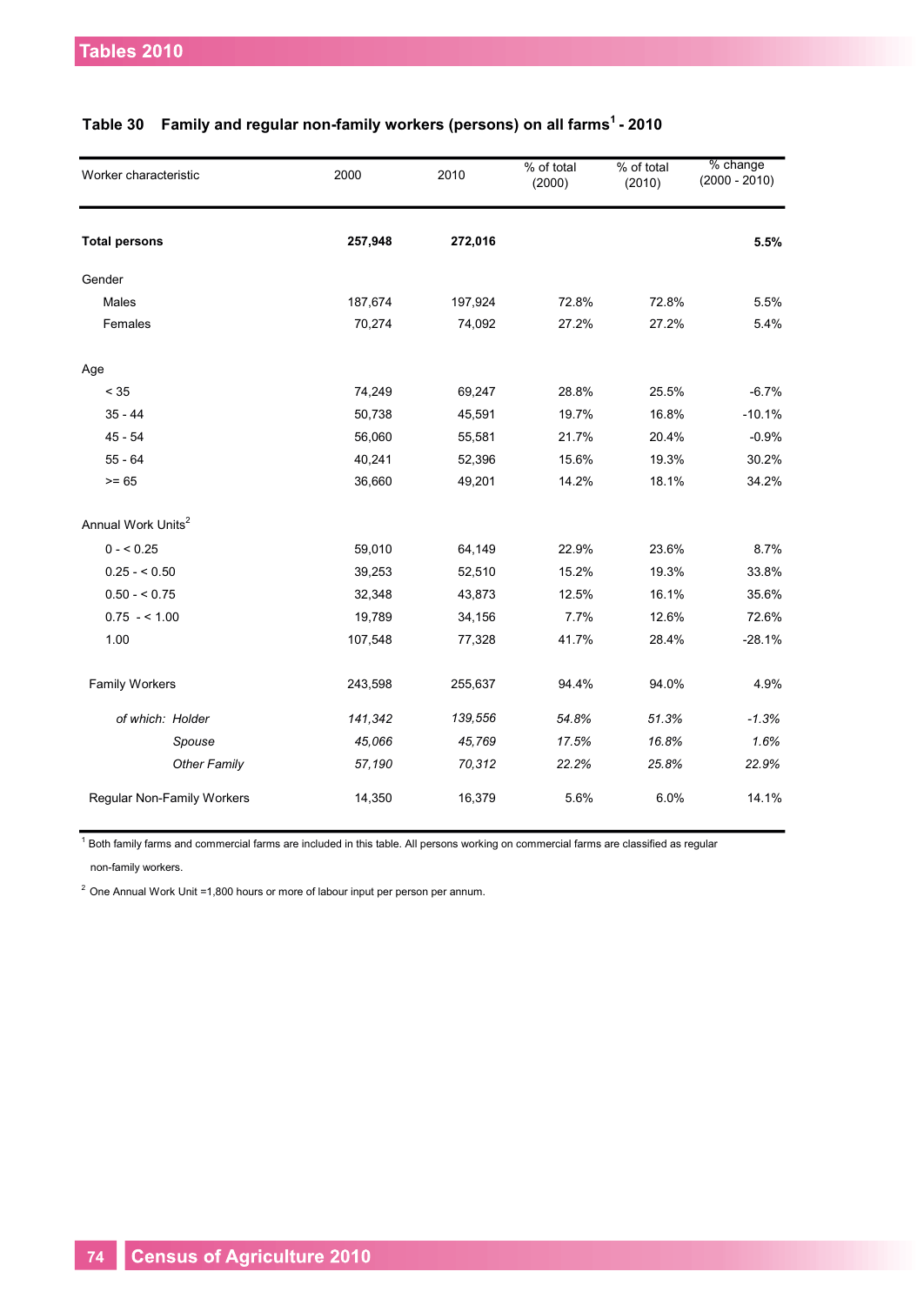## Table 30 Family and regular non-family workers (persons) on all farms[1] - 2010

| Worker characteristic | 2000 | 2010 | % of total (2000) | % of total (2010) | % change (2000 - 2010) |
|---|---|---|---|---|---|
| **Total persons** | **257,948** | **272,016** | | | **5.5%** |
| Gender | | | | | |
| Males | 187,674 | 197,924 | 72.8% | 72.8% | 5.5% |
| Females | 70,274 | 74,092 | 27.2% | 27.2% | 5.4% |
| Age | | | | | |
| < 35 | 74,249 | 69,247 | 28.8% | 25.5% | -6.7% |
| 35 - 44 | 50,738 | 45,591 | 19.7% | 16.8% | -10.1% |
| 45 - 54 | 56,060 | 55,581 | 21.7% | 20.4% | -0.9% |
| 55 - 64 | 40,241 | 52,396 | 15.6% | 19.3% | 30.2% |
| >= 65 | 36,660 | 49,201 | 14.2% | 18.1% | 34.2% |
| Annual Work Units[2] | | | | | |
| 0 - < 0.25 | 59,010 | 64,149 | 22.9% | 23.6% | 8.7% |
| 0.25 - < 0.50 | 39,253 | 52,510 | 15.2% | 19.3% | 33.8% |
| 0.50 - < 0.75 | 32,348 | 43,873 | 12.5% | 16.1% | 35.6% |
| 0.75 - < 1.00 | 19,789 | 34,156 | 7.7% | 12.6% | 72.6% |
| 1.00 | 107,548 | 77,328 | 41.7% | 28.4% | -28.1% |
| Family Workers | 243,598 | 255,637 | 94.4% | 94.0% | 4.9% |
| *of which: Holder* | *141,342* | *139,556* | *54.8%* | *51.3%* | *-1.3%* |
| *Spouse* | *45,066* | *45,769* | *17.5%* | *16.8%* | *1.6%* |
| *Other Family* | *57,190* | *70,312* | *22.2%* | *25.8%* | *22.9%* |
| Regular Non-Family Workers | 14,350 | 16,379 | 5.6% | 6.0% | 14.1% |

[1] Both family farms and commercial farms are included in this table. All persons working on commercial farms are classified as regular non-family workers.

[2] One Annual Work Unit =1,800 hours or more of labour input per person per annum.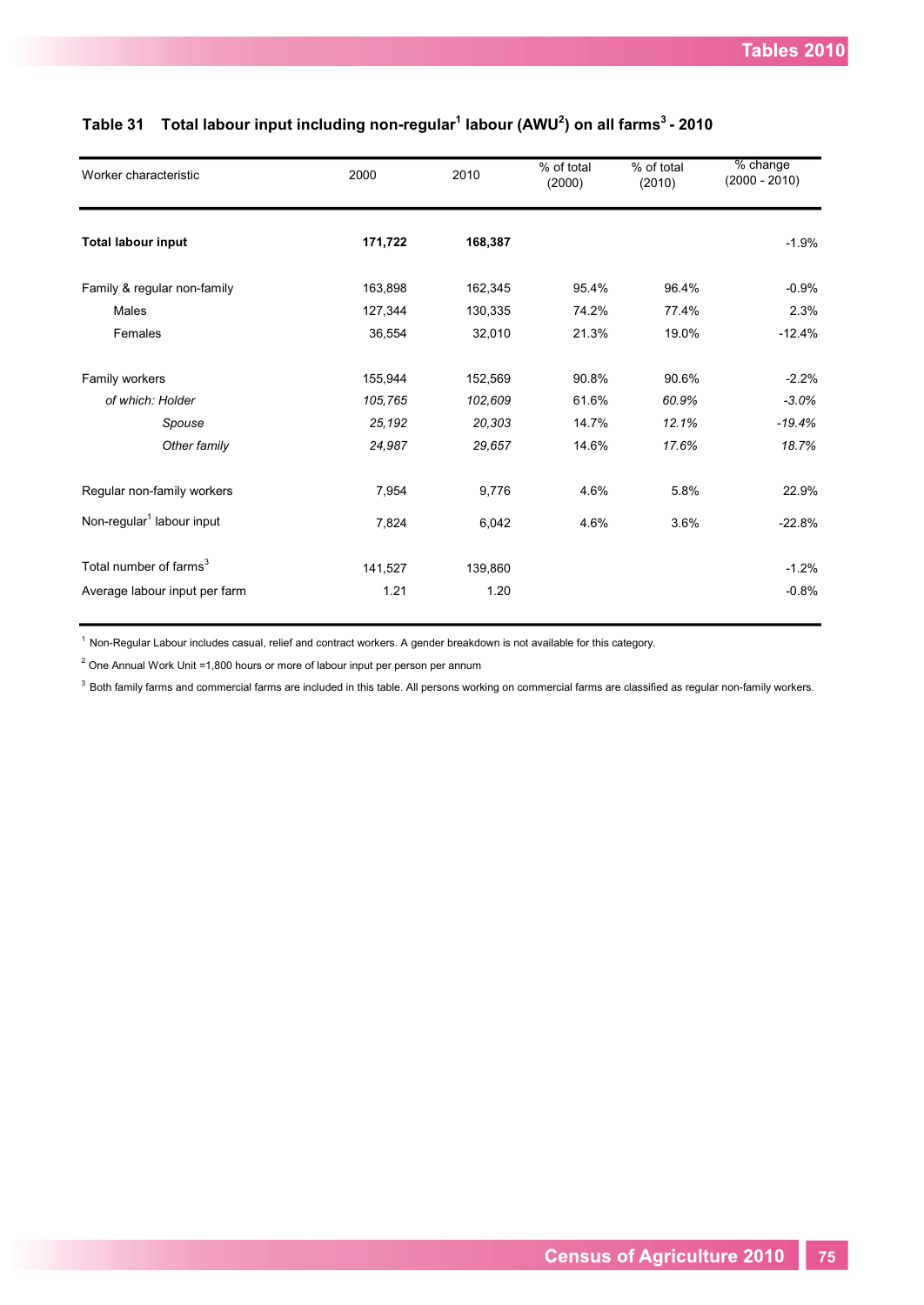### Table 31 Total labour input including non-regular[1] labour (AWU[2]) on all farms[3] - 2010

| Worker characteristic | 2000 | 2010 | % of total (2000) | % of total (2010) | % change (2000 - 2010) |
|---|---|---|---|---|---|
| **Total labour input** | **171,722** | **168,387** | | | -1.9% |
| Family & regular non-family | 163,898 | 162,345 | 95.4% | 96.4% | -0.9% |
| Males | 127,344 | 130,335 | 74.2% | 77.4% | 2.3% |
| Females | 36,554 | 32,010 | 21.3% | 19.0% | -12.4% |
| Family workers | 155,944 | 152,569 | 90.8% | 90.6% | -2.2% |
| *of which: Holder* | *105,765* | *102,609* | 61.6% | *60.9%* | *-3.0%* |
| *Spouse* | *25,192* | *20,303* | 14.7% | *12.1%* | *-19.4%* |
| *Other family* | *24,987* | *29,657* | 14.6% | *17.6%* | *18.7%* |
| Regular non-family workers | 7,954 | 9,776 | 4.6% | 5.8% | 22.9% |
| Non-regular[1] labour input | 7,824 | 6,042 | 4.6% | 3.6% | -22.8% |
| Total number of farms[3] | 141,527 | 139,860 | | | -1.2% |
| Average labour input per farm | 1.21 | 1.20 | | | -0.8% |

[1] Non-Regular Labour includes casual, relief and contract workers. A gender breakdown is not available for this category.

[2] One Annual Work Unit =1,800 hours or more of labour input per person per annum

[3] Both family farms and commercial farms are included in this table. All persons working on commercial farms are classified as regular non-family workers.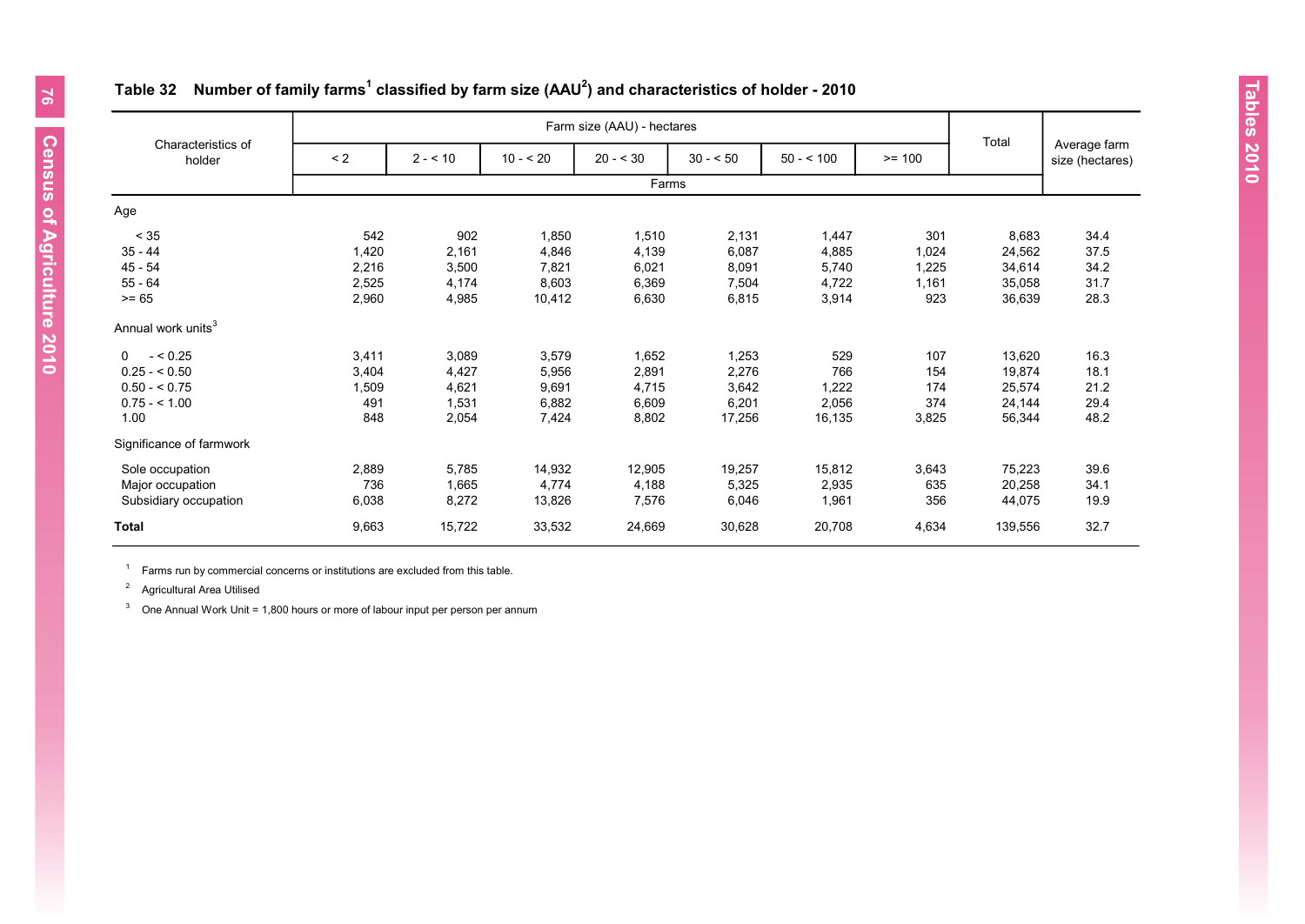## Table 32 Number of family farms[1] classified by farm size (AAU[2]) and characteristics of holder - 2010

| Characteristics of holder | Farm size (AAU) - hectares | | | | | | | Total | Average farm size (hectares) |
|---|---|---|---|---|---|---|---|---|---|
| | < 2 | 2 - < 10 | 10 - < 20 | 20 - < 30 | 30 - < 50 | 50 - < 100 | >= 100 | | |
| | Farms | | | | | | | | |
| **Age** | | | | | | | | | |
| < 35 | 542 | 902 | 1,850 | 1,510 | 2,131 | 1,447 | 301 | 8,683 | 34.4 |
| 35 - 44 | 1,420 | 2,161 | 4,846 | 4,139 | 6,087 | 4,885 | 1,024 | 24,562 | 37.5 |
| 45 - 54 | 2,216 | 3,500 | 7,821 | 6,021 | 8,091 | 5,740 | 1,225 | 34,614 | 34.2 |
| 55 - 64 | 2,525 | 4,174 | 8,603 | 6,369 | 7,504 | 4,722 | 1,161 | 35,058 | 31.7 |
| >= 65 | 2,960 | 4,985 | 10,412 | 6,630 | 6,815 | 3,914 | 923 | 36,639 | 28.3 |
| **Annual work units[3]** | | | | | | | | | |
| 0 - < 0.25 | 3,411 | 3,089 | 3,579 | 1,652 | 1,253 | 529 | 107 | 13,620 | 16.3 |
| 0.25 - < 0.50 | 3,404 | 4,427 | 5,956 | 2,891 | 2,276 | 766 | 154 | 19,874 | 18.1 |
| 0.50 - < 0.75 | 1,509 | 4,621 | 9,691 | 4,715 | 3,642 | 1,222 | 174 | 25,574 | 21.2 |
| 0.75 - < 1.00 | 491 | 1,531 | 6,882 | 6,609 | 6,201 | 2,056 | 374 | 24,144 | 29.4 |
| 1.00 | 848 | 2,054 | 7,424 | 8,802 | 17,256 | 16,135 | 3,825 | 56,344 | 48.2 |
| **Significance of farmwork** | | | | | | | | | |
| Sole occupation | 2,889 | 5,785 | 14,932 | 12,905 | 19,257 | 15,812 | 3,643 | 75,223 | 39.6 |
| Major occupation | 736 | 1,665 | 4,774 | 4,188 | 5,325 | 2,935 | 635 | 20,258 | 34.1 |
| Subsidiary occupation | 6,038 | 8,272 | 13,826 | 7,576 | 6,046 | 1,961 | 356 | 44,075 | 19.9 |
| **Total** | 9,663 | 15,722 | 33,532 | 24,669 | 30,628 | 20,708 | 4,634 | 139,556 | 32.7 |

[1] Farms run by commercial concerns or institutions are excluded from this table.

[2] Agricultural Area Utilised

[3] One Annual Work Unit = 1,800 hours or more of labour input per person per annum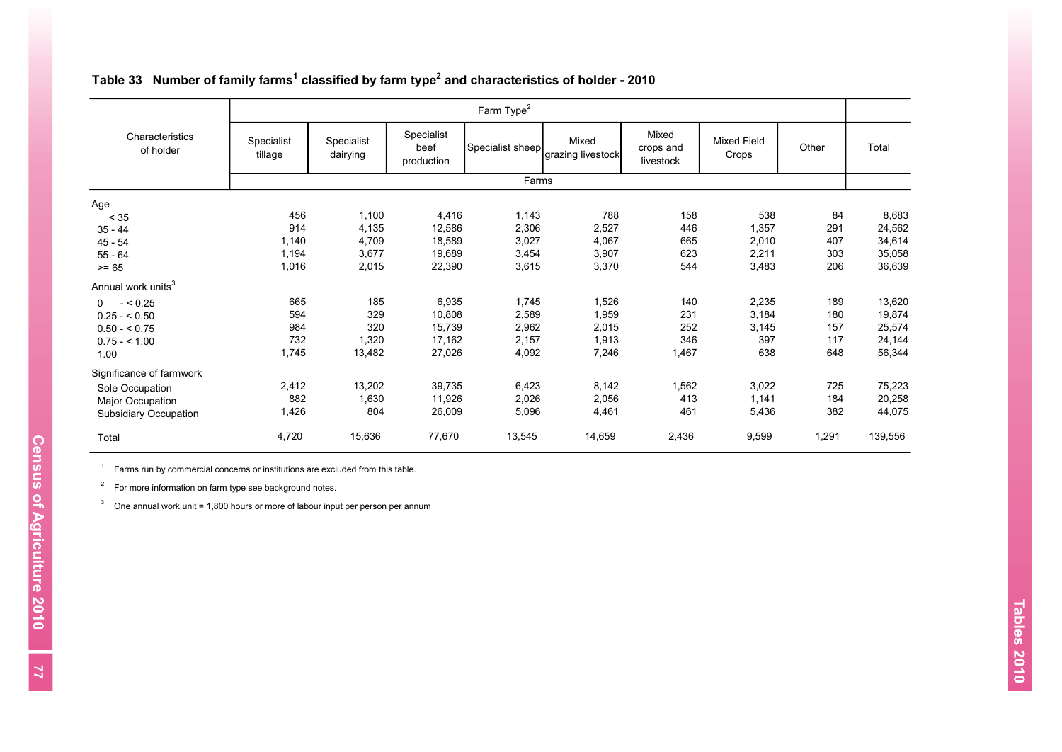### Table 33 Number of family farms[1] classified by farm type[2] and characteristics of holder - 2010

| Characteristics of holder | Farm Type[2] | | | | | | | | Total |
|---|---|---|---|---|---|---|---|---|---|
| | Specialist tillage | Specialist dairying | Specialist beef production | Specialist sheep | Mixed grazing livestock | Mixed crops and livestock | Mixed Field Crops | Other | Total |
| | Farms | | | | | | | | |
| **Age** | | | | | | | | | |
| < 35 | 456 | 1,100 | 4,416 | 1,143 | 788 | 158 | 538 | 84 | 8,683 |
| 35 - 44 | 914 | 4,135 | 12,586 | 2,306 | 2,527 | 446 | 1,357 | 291 | 24,562 |
| 45 - 54 | 1,140 | 4,709 | 18,589 | 3,027 | 4,067 | 665 | 2,010 | 407 | 34,614 |
| 55 - 64 | 1,194 | 3,677 | 19,689 | 3,454 | 3,907 | 623 | 2,211 | 303 | 35,058 |
| >= 65 | 1,016 | 2,015 | 22,390 | 3,615 | 3,370 | 544 | 3,483 | 206 | 36,639 |
| **Annual work units[3]** | | | | | | | | | |
| 0 - < 0.25 | 665 | 185 | 6,935 | 1,745 | 1,526 | 140 | 2,235 | 189 | 13,620 |
| 0.25 - < 0.50 | 594 | 329 | 10,808 | 2,589 | 1,959 | 231 | 3,184 | 180 | 19,874 |
| 0.50 - < 0.75 | 984 | 320 | 15,739 | 2,962 | 2,015 | 252 | 3,145 | 157 | 25,574 |
| 0.75 - < 1.00 | 732 | 1,320 | 17,162 | 2,157 | 1,913 | 346 | 397 | 117 | 24,144 |
| 1.00 | 1,745 | 13,482 | 27,026 | 4,092 | 7,246 | 1,467 | 638 | 648 | 56,344 |
| **Significance of farmwork** | | | | | | | | | |
| Sole Occupation | 2,412 | 13,202 | 39,735 | 6,423 | 8,142 | 1,562 | 3,022 | 725 | 75,223 |
| Major Occupation | 882 | 1,630 | 11,926 | 2,026 | 2,056 | 413 | 1,141 | 184 | 20,258 |
| Subsidiary Occupation | 1,426 | 804 | 26,009 | 5,096 | 4,461 | 461 | 5,436 | 382 | 44,075 |
| Total | 4,720 | 15,636 | 77,670 | 13,545 | 14,659 | 2,436 | 9,599 | 1,291 | 139,556 |

[1] Farms run by commercial concerns or institutions are excluded from this table.

[2] For more information on farm type see background notes.

[3] One annual work unit = 1,800 hours or more of labour input per person per annum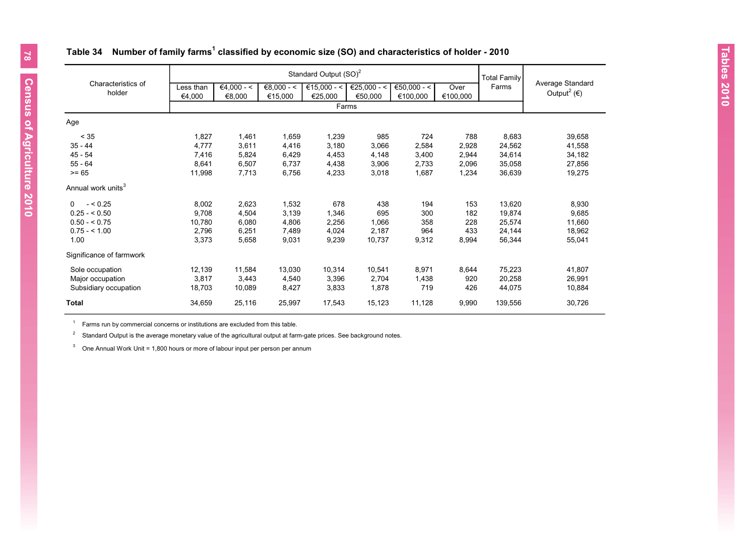## Table 34 Number of family farms[1] classified by economic size (SO) and characteristics of holder - 2010

| Characteristics of holder | Standard Output (SO)[2] | | | | | | | Total Family Farms | Average Standard Output[2] (€) |
|---|---|---|---|---|---|---|---|---|---|
| | Less than €4,000 | €4,000 - < €8,000 | €8,000 - < €15,000 | €15,000 - < €25,000 | €25,000 - < €50,000 | €50,000 - < €100,000 | Over €100,000 | | |
| | Farms | | | | | | | | |
| **Age** | | | | | | | | | |
| < 35 | 1,827 | 1,461 | 1,659 | 1,239 | 985 | 724 | 788 | 8,683 | 39,658 |
| 35 - 44 | 4,777 | 3,611 | 4,416 | 3,180 | 3,066 | 2,584 | 2,928 | 24,562 | 41,558 |
| 45 - 54 | 7,416 | 5,824 | 6,429 | 4,453 | 4,148 | 3,400 | 2,944 | 34,614 | 34,182 |
| 55 - 64 | 8,641 | 6,507 | 6,737 | 4,438 | 3,906 | 2,733 | 2,096 | 35,058 | 27,856 |
| >= 65 | 11,998 | 7,713 | 6,756 | 4,233 | 3,018 | 1,687 | 1,234 | 36,639 | 19,275 |
| **Annual work units[3]** | | | | | | | | | |
| 0 - < 0.25 | 8,002 | 2,623 | 1,532 | 678 | 438 | 194 | 153 | 13,620 | 8,930 |
| 0.25 - < 0.50 | 9,708 | 4,504 | 3,139 | 1,346 | 695 | 300 | 182 | 19,874 | 9,685 |
| 0.50 - < 0.75 | 10,780 | 6,080 | 4,806 | 2,256 | 1,066 | 358 | 228 | 25,574 | 11,660 |
| 0.75 - < 1.00 | 2,796 | 6,251 | 7,489 | 4,024 | 2,187 | 964 | 433 | 24,144 | 18,962 |
| 1.00 | 3,373 | 5,658 | 9,031 | 9,239 | 10,737 | 9,312 | 8,994 | 56,344 | 55,041 |
| **Significance of farmwork** | | | | | | | | | |
| Sole occupation | 12,139 | 11,584 | 13,030 | 10,314 | 10,541 | 8,971 | 8,644 | 75,223 | 41,807 |
| Major occupation | 3,817 | 3,443 | 4,540 | 3,396 | 2,704 | 1,438 | 920 | 20,258 | 26,991 |
| Subsidiary occupation | 18,703 | 10,089 | 8,427 | 3,833 | 1,878 | 719 | 426 | 44,075 | 10,884 |
| **Total** | 34,659 | 25,116 | 25,997 | 17,543 | 15,123 | 11,128 | 9,990 | 139,556 | 30,726 |

[1] Farms run by commercial concerns or institutions are excluded from this table.

[2] Standard Output is the average monetary value of the agricultural output at farm-gate prices. See background notes.

[3] One Annual Work Unit = 1,800 hours or more of labour input per person per annum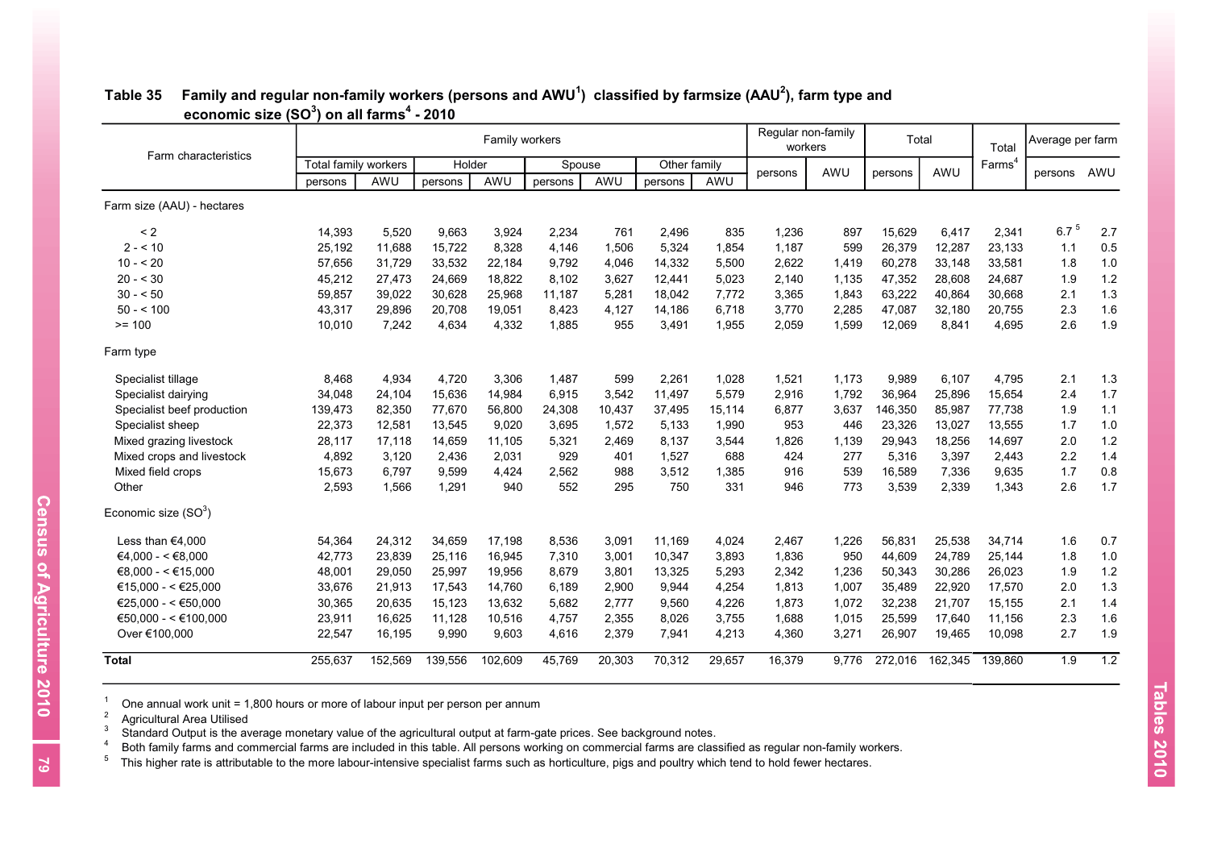## Table 35 Family and regular non-family workers (persons and AWU[1]) classified by farmsize (AAU[2]), farm type and economic size (SO[3]) on all farms[4] - 2010

| Farm characteristics | Family workers | | | | | | | | Regular non-family workers | | Total | | Total Farms[4] | Average per farm | |
|---|---|---|---|---|---|---|---|---|---|---|---|---|---|---|---|
| | Total family workers | | Holder | | Spouse | | Other family | | | | | | | | |
| | persons | AWU | persons | AWU | persons | AWU | persons | AWU | persons | AWU | persons | AWU | | persons | AWU |
| **Farm size (AAU) - hectares** | | | | | | | | | | | | | | | |
| < 2 | 14,393 | 5,520 | 9,663 | 3,924 | 2,234 | 761 | 2,496 | 835 | 1,236 | 897 | 15,629 | 6,417 | 2,341 | 6.7 [5] | 2.7 |
| 2 - < 10 | 25,192 | 11,688 | 15,722 | 8,328 | 4,146 | 1,506 | 5,324 | 1,854 | 1,187 | 599 | 26,379 | 12,287 | 23,133 | 1.1 | 0.5 |
| 10 - < 20 | 57,656 | 31,729 | 33,532 | 22,184 | 9,792 | 4,046 | 14,332 | 5,500 | 2,622 | 1,419 | 60,278 | 33,148 | 33,581 | 1.8 | 1.0 |
| 20 - < 30 | 45,212 | 27,473 | 24,669 | 18,822 | 8,102 | 3,627 | 12,441 | 5,023 | 2,140 | 1,135 | 47,352 | 28,608 | 24,687 | 1.9 | 1.2 |
| 30 - < 50 | 59,857 | 39,022 | 30,628 | 25,968 | 11,187 | 5,281 | 18,042 | 7,772 | 3,365 | 1,843 | 63,222 | 40,864 | 30,668 | 2.1 | 1.3 |
| 50 - < 100 | 43,317 | 29,896 | 20,708 | 19,051 | 8,423 | 4,127 | 14,186 | 6,718 | 3,770 | 2,285 | 47,087 | 32,180 | 20,755 | 2.3 | 1.6 |
| >= 100 | 10,010 | 7,242 | 4,634 | 4,332 | 1,885 | 955 | 3,491 | 1,955 | 2,059 | 1,599 | 12,069 | 8,841 | 4,695 | 2.6 | 1.9 |
| **Farm type** | | | | | | | | | | | | | | | |
| Specialist tillage | 8,468 | 4,934 | 4,720 | 3,306 | 1,487 | 599 | 2,261 | 1,028 | 1,521 | 1,173 | 9,989 | 6,107 | 4,795 | 2.1 | 1.3 |
| Specialist dairying | 34,048 | 24,104 | 15,636 | 14,984 | 6,915 | 3,542 | 11,497 | 5,579 | 2,916 | 1,792 | 36,964 | 25,896 | 15,654 | 2.4 | 1.7 |
| Specialist beef production | 139,473 | 82,350 | 77,670 | 56,800 | 24,308 | 10,437 | 37,495 | 15,114 | 6,877 | 3,637 | 146,350 | 85,987 | 77,738 | 1.9 | 1.1 |
| Specialist sheep | 22,373 | 12,581 | 13,545 | 9,020 | 3,695 | 1,572 | 5,133 | 1,990 | 953 | 446 | 23,326 | 13,027 | 13,555 | 1.7 | 1.0 |
| Mixed grazing livestock | 28,117 | 17,118 | 14,659 | 11,105 | 5,321 | 2,469 | 8,137 | 3,544 | 1,826 | 1,139 | 29,943 | 18,256 | 14,697 | 2.0 | 1.2 |
| Mixed crops and livestock | 4,892 | 3,120 | 2,436 | 2,031 | 929 | 401 | 1,527 | 688 | 424 | 277 | 5,316 | 3,397 | 2,443 | 2.2 | 1.4 |
| Mixed field crops | 15,673 | 6,797 | 9,599 | 4,424 | 2,562 | 988 | 3,512 | 1,385 | 916 | 539 | 16,589 | 7,336 | 9,635 | 1.7 | 0.8 |
| Other | 2,593 | 1,566 | 1,291 | 940 | 552 | 295 | 750 | 331 | 946 | 773 | 3,539 | 2,339 | 1,343 | 2.6 | 1.7 |
| **Economic size (SO[3])** | | | | | | | | | | | | | | | |
| Less than €4,000 | 54,364 | 24,312 | 34,659 | 17,198 | 8,536 | 3,091 | 11,169 | 4,024 | 2,467 | 1,226 | 56,831 | 25,538 | 34,714 | 1.6 | 0.7 |
| €4,000 - < €8,000 | 42,773 | 23,839 | 25,116 | 16,945 | 7,310 | 3,001 | 10,347 | 3,893 | 1,836 | 950 | 44,609 | 24,789 | 25,144 | 1.8 | 1.0 |
| €8,000 - < €15,000 | 48,001 | 29,050 | 25,997 | 19,956 | 8,679 | 3,801 | 13,325 | 5,293 | 2,342 | 1,236 | 50,343 | 30,286 | 26,023 | 1.9 | 1.2 |
| €15,000 - < €25,000 | 33,676 | 21,913 | 17,543 | 14,760 | 6,189 | 2,900 | 9,944 | 4,254 | 1,813 | 1,007 | 35,489 | 22,920 | 17,570 | 2.0 | 1.3 |
| €25,000 - < €50,000 | 30,365 | 20,635 | 15,123 | 13,632 | 5,682 | 2,777 | 9,560 | 4,226 | 1,873 | 1,072 | 32,238 | 21,707 | 15,155 | 2.1 | 1.4 |
| €50,000 - < €100,000 | 23,911 | 16,625 | 11,128 | 10,516 | 4,757 | 2,355 | 8,026 | 3,755 | 1,688 | 1,015 | 25,599 | 17,640 | 11,156 | 2.3 | 1.6 |
| Over €100,000 | 22,547 | 16,195 | 9,990 | 9,603 | 4,616 | 2,379 | 7,941 | 4,213 | 4,360 | 3,271 | 26,907 | 19,465 | 10,098 | 2.7 | 1.9 |
| **Total** | 255,637 | 152,569 | 139,556 | 102,609 | 45,769 | 20,303 | 70,312 | 29,657 | 16,379 | 9,776 | 272,016 | 162,345 | 139,860 | 1.9 | 1.2 |

[1] One annual work unit = 1,800 hours or more of labour input per person per annum

[2] Agricultural Area Utilised

[3] Standard Output is the average monetary value of the agricultural output at farm-gate prices. See background notes.

[4] Both family farms and commercial farms are included in this table. All persons working on commercial farms are classified as regular non-family workers.

[5] This higher rate is attributable to the more labour-intensive specialist farms such as horticulture, pigs and poultry which tend to hold fewer hectares.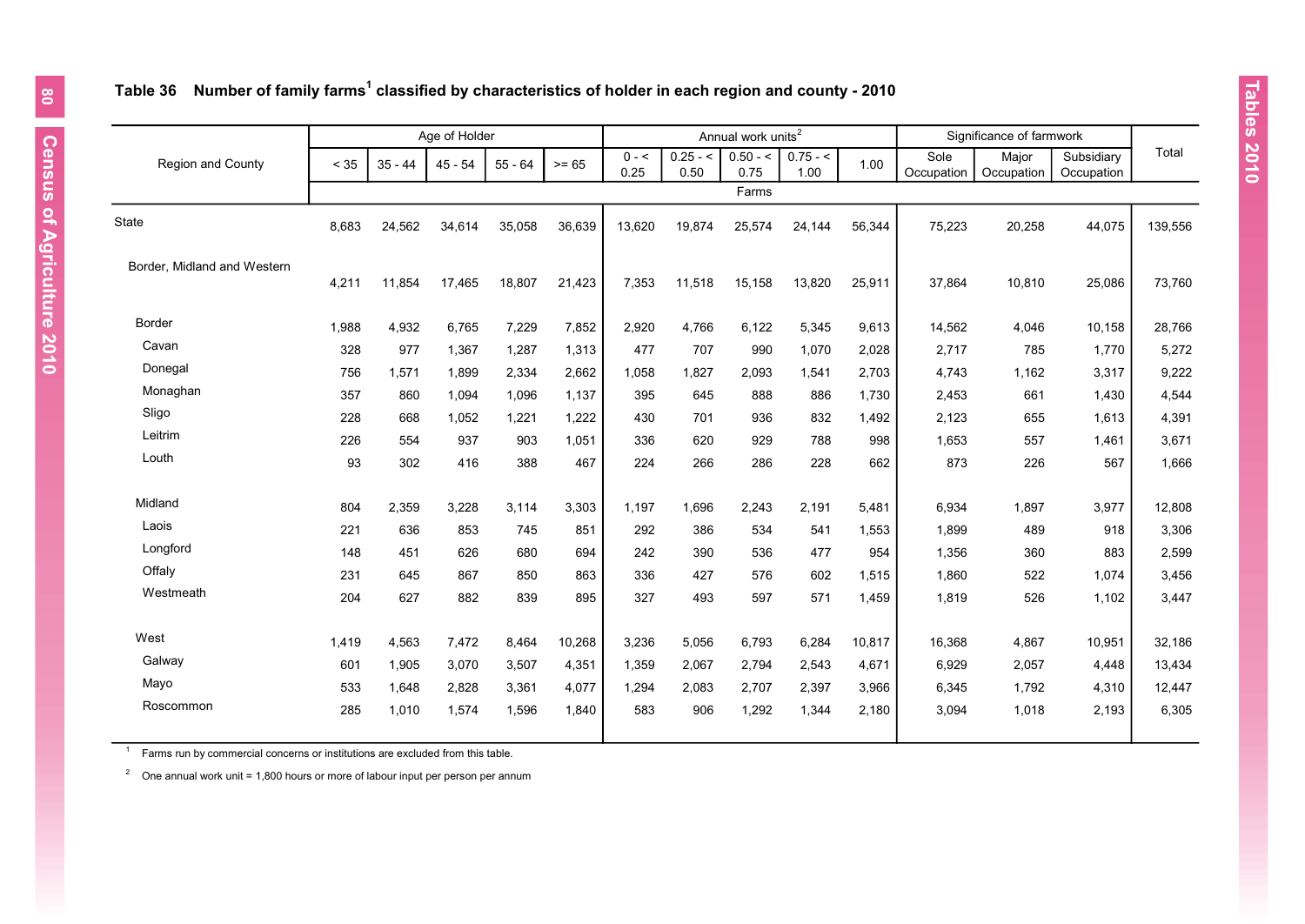## Table 36 Number of family farms[1] classified by characteristics of holder in each region and county - 2010

| Region and County | Age of Holder | | | | | Annual work units[2] | | | | | Significance of farmwork | | | Total |
|---|---|---|---|---|---|---|---|---|---|---|---|---|---|---|
| | < 35 | 35 - 44 | 45 - 54 | 55 - 64 | >= 65 | 0 - < 0.25 | 0.25 - < 0.50 | 0.50 - < 0.75 | 0.75 - < 1.00 | 1.00 | Sole Occupation | Major Occupation | Subsidiary Occupation | |
| | Farms | | | | | | | | | | | | | |
| State | 8,683 | 24,562 | 34,614 | 35,058 | 36,639 | 13,620 | 19,874 | 25,574 | 24,144 | 56,344 | 75,223 | 20,258 | 44,075 | 139,556 |
| Border, Midland and Western | 4,211 | 11,854 | 17,465 | 18,807 | 21,423 | 7,353 | 11,518 | 15,158 | 13,820 | 25,911 | 37,864 | 10,810 | 25,086 | 73,760 |
| Border | 1,988 | 4,932 | 6,765 | 7,229 | 7,852 | 2,920 | 4,766 | 6,122 | 5,345 | 9,613 | 14,562 | 4,046 | 10,158 | 28,766 |
| Cavan | 328 | 977 | 1,367 | 1,287 | 1,313 | 477 | 707 | 990 | 1,070 | 2,028 | 2,717 | 785 | 1,770 | 5,272 |
| Donegal | 756 | 1,571 | 1,899 | 2,334 | 2,662 | 1,058 | 1,827 | 2,093 | 1,541 | 2,703 | 4,743 | 1,162 | 3,317 | 9,222 |
| Monaghan | 357 | 860 | 1,094 | 1,096 | 1,137 | 395 | 645 | 888 | 886 | 1,730 | 2,453 | 661 | 1,430 | 4,544 |
| Sligo | 228 | 668 | 1,052 | 1,221 | 1,222 | 430 | 701 | 936 | 832 | 1,492 | 2,123 | 655 | 1,613 | 4,391 |
| Leitrim | 226 | 554 | 937 | 903 | 1,051 | 336 | 620 | 929 | 788 | 998 | 1,653 | 557 | 1,461 | 3,671 |
| Louth | 93 | 302 | 416 | 388 | 467 | 224 | 266 | 286 | 228 | 662 | 873 | 226 | 567 | 1,666 |
| Midland | 804 | 2,359 | 3,228 | 3,114 | 3,303 | 1,197 | 1,696 | 2,243 | 2,191 | 5,481 | 6,934 | 1,897 | 3,977 | 12,808 |
| Laois | 221 | 636 | 853 | 745 | 851 | 292 | 386 | 534 | 541 | 1,553 | 1,899 | 489 | 918 | 3,306 |
| Longford | 148 | 451 | 626 | 680 | 694 | 242 | 390 | 536 | 477 | 954 | 1,356 | 360 | 883 | 2,599 |
| Offaly | 231 | 645 | 867 | 850 | 863 | 336 | 427 | 576 | 602 | 1,515 | 1,860 | 522 | 1,074 | 3,456 |
| Westmeath | 204 | 627 | 882 | 839 | 895 | 327 | 493 | 597 | 571 | 1,459 | 1,819 | 526 | 1,102 | 3,447 |
| West | 1,419 | 4,563 | 7,472 | 8,464 | 10,268 | 3,236 | 5,056 | 6,793 | 6,284 | 10,817 | 16,368 | 4,867 | 10,951 | 32,186 |
| Galway | 601 | 1,905 | 3,070 | 3,507 | 4,351 | 1,359 | 2,067 | 2,794 | 2,543 | 4,671 | 6,929 | 2,057 | 4,448 | 13,434 |
| Mayo | 533 | 1,648 | 2,828 | 3,361 | 4,077 | 1,294 | 2,083 | 2,707 | 2,397 | 3,966 | 6,345 | 1,792 | 4,310 | 12,447 |
| Roscommon | 285 | 1,010 | 1,574 | 1,596 | 1,840 | 583 | 906 | 1,292 | 1,344 | 2,180 | 3,094 | 1,018 | 2,193 | 6,305 |

[1] Farms run by commercial concerns or institutions are excluded from this table.

[2] One annual work unit = 1,800 hours or more of labour input per person per annum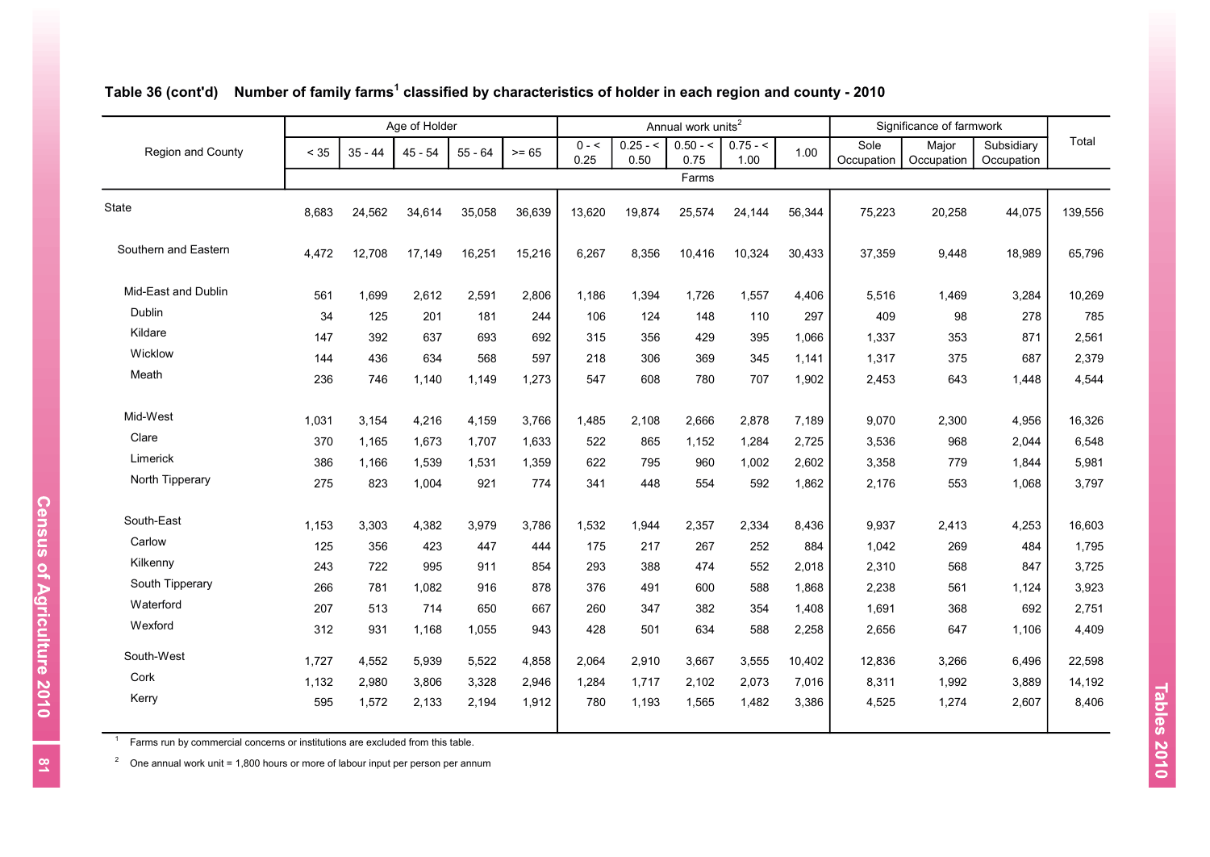## Table 36 (cont'd) Number of family farms[1] classified by characteristics of holder in each region and county - 2010

| Region and County | Age of Holder | | | | | Annual work units[2] | | | | | Significance of farmwork | | | Total |
|---|---|---|---|---|---|---|---|---|---|---|---|---|---|---|
| | < 35 | 35 - 44 | 45 - 54 | 55 - 64 | >= 65 | 0 - < 0.25 | 0.25 - < 0.50 | 0.50 - < 0.75 | 0.75 - < 1.00 | 1.00 | Sole Occupation | Major Occupation | Subsidiary Occupation | |
| | Farms | | | | | | | | | | | | | |
| State | 8,683 | 24,562 | 34,614 | 35,058 | 36,639 | 13,620 | 19,874 | 25,574 | 24,144 | 56,344 | 75,223 | 20,258 | 44,075 | 139,556 |
| Southern and Eastern | 4,472 | 12,708 | 17,149 | 16,251 | 15,216 | 6,267 | 8,356 | 10,416 | 10,324 | 30,433 | 37,359 | 9,448 | 18,989 | 65,796 |
| Mid-East and Dublin | 561 | 1,699 | 2,612 | 2,591 | 2,806 | 1,186 | 1,394 | 1,726 | 1,557 | 4,406 | 5,516 | 1,469 | 3,284 | 10,269 |
| Dublin | 34 | 125 | 201 | 181 | 244 | 106 | 124 | 148 | 110 | 297 | 409 | 98 | 278 | 785 |
| Kildare | 147 | 392 | 637 | 693 | 692 | 315 | 356 | 429 | 395 | 1,066 | 1,337 | 353 | 871 | 2,561 |
| Wicklow | 144 | 436 | 634 | 568 | 597 | 218 | 306 | 369 | 345 | 1,141 | 1,317 | 375 | 687 | 2,379 |
| Meath | 236 | 746 | 1,140 | 1,149 | 1,273 | 547 | 608 | 780 | 707 | 1,902 | 2,453 | 643 | 1,448 | 4,544 |
| Mid-West | 1,031 | 3,154 | 4,216 | 4,159 | 3,766 | 1,485 | 2,108 | 2,666 | 2,878 | 7,189 | 9,070 | 2,300 | 4,956 | 16,326 |
| Clare | 370 | 1,165 | 1,673 | 1,707 | 1,633 | 522 | 865 | 1,152 | 1,284 | 2,725 | 3,536 | 968 | 2,044 | 6,548 |
| Limerick | 386 | 1,166 | 1,539 | 1,531 | 1,359 | 622 | 795 | 960 | 1,002 | 2,602 | 3,358 | 779 | 1,844 | 5,981 |
| North Tipperary | 275 | 823 | 1,004 | 921 | 774 | 341 | 448 | 554 | 592 | 1,862 | 2,176 | 553 | 1,068 | 3,797 |
| South-East | 1,153 | 3,303 | 4,382 | 3,979 | 3,786 | 1,532 | 1,944 | 2,357 | 2,334 | 8,436 | 9,937 | 2,413 | 4,253 | 16,603 |
| Carlow | 125 | 356 | 423 | 447 | 444 | 175 | 217 | 267 | 252 | 884 | 1,042 | 269 | 484 | 1,795 |
| Kilkenny | 243 | 722 | 995 | 911 | 854 | 293 | 388 | 474 | 552 | 2,018 | 2,310 | 568 | 847 | 3,725 |
| South Tipperary | 266 | 781 | 1,082 | 916 | 878 | 376 | 491 | 600 | 588 | 1,868 | 2,238 | 561 | 1,124 | 3,923 |
| Waterford | 207 | 513 | 714 | 650 | 667 | 260 | 347 | 382 | 354 | 1,408 | 1,691 | 368 | 692 | 2,751 |
| Wexford | 312 | 931 | 1,168 | 1,055 | 943 | 428 | 501 | 634 | 588 | 2,258 | 2,656 | 647 | 1,106 | 4,409 |
| South-West | 1,727 | 4,552 | 5,939 | 5,522 | 4,858 | 2,064 | 2,910 | 3,667 | 3,555 | 10,402 | 12,836 | 3,266 | 6,496 | 22,598 |
| Cork | 1,132 | 2,980 | 3,806 | 3,328 | 2,946 | 1,284 | 1,717 | 2,102 | 2,073 | 7,016 | 8,311 | 1,992 | 3,889 | 14,192 |
| Kerry | 595 | 1,572 | 2,133 | 2,194 | 1,912 | 780 | 1,193 | 1,565 | 1,482 | 3,386 | 4,525 | 1,274 | 2,607 | 8,406 |

[1] Farms run by commercial concerns or institutions are excluded from this table.

[2] One annual work unit = 1,800 hours or more of labour input per person per annum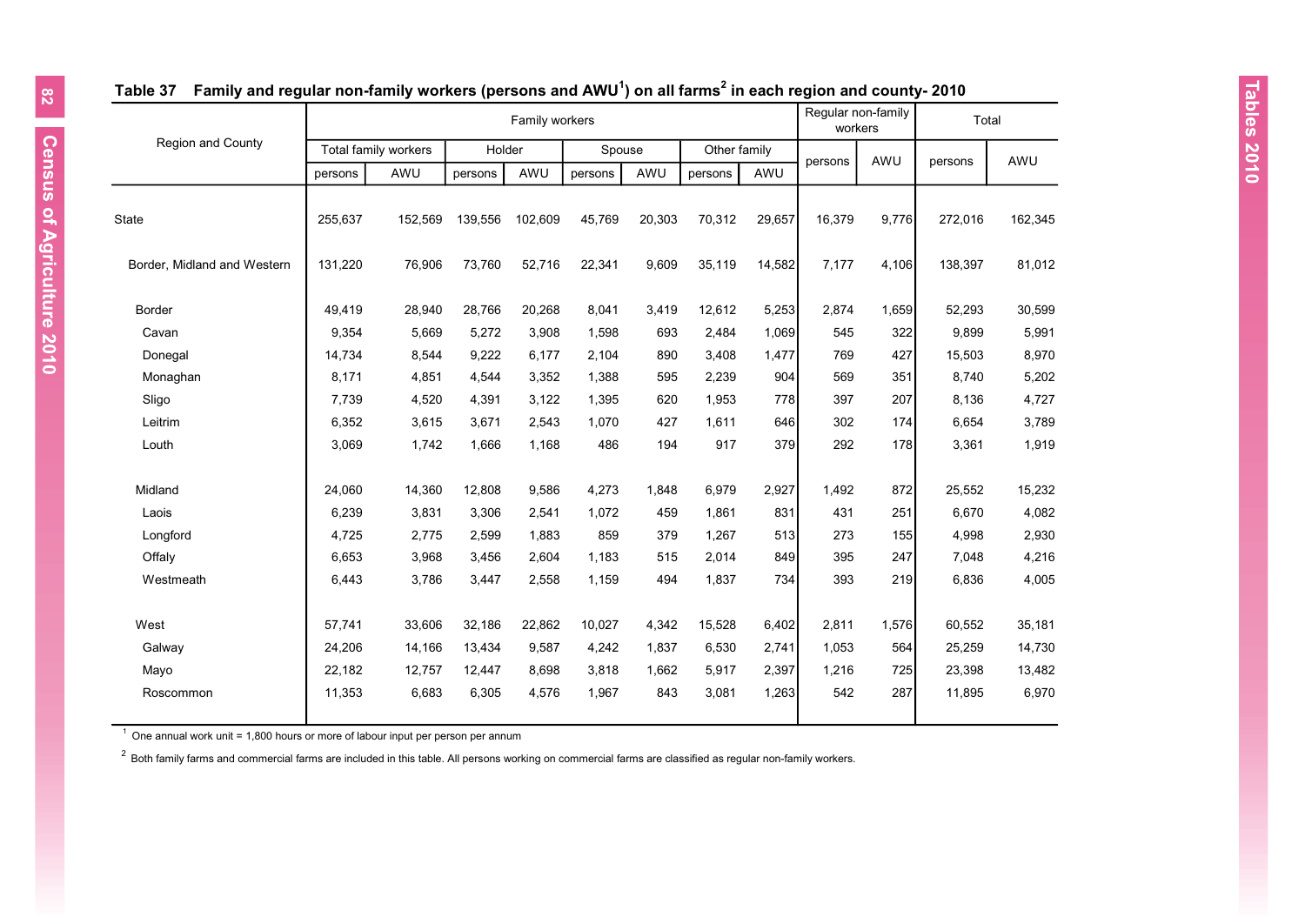## Table 37 Family and regular non-family workers (persons and AWU[1]) on all farms[2] in each region and county- 2010

| Region and County | Family workers | | | | | | | | Regular non-family workers | | Total | |
|---|---|---|---|---|---|---|---|---|---|---|---|---|
| | Total family workers | | Holder | | Spouse | | Other family | | | | | |
| | persons | AWU | persons | AWU | persons | AWU | persons | AWU | persons | AWU | persons | AWU |
| State | 255,637 | 152,569 | 139,556 | 102,609 | 45,769 | 20,303 | 70,312 | 29,657 | 16,379 | 9,776 | 272,016 | 162,345 |
| Border, Midland and Western | 131,220 | 76,906 | 73,760 | 52,716 | 22,341 | 9,609 | 35,119 | 14,582 | 7,177 | 4,106 | 138,397 | 81,012 |
| Border | 49,419 | 28,940 | 28,766 | 20,268 | 8,041 | 3,419 | 12,612 | 5,253 | 2,874 | 1,659 | 52,293 | 30,599 |
| Cavan | 9,354 | 5,669 | 5,272 | 3,908 | 1,598 | 693 | 2,484 | 1,069 | 545 | 322 | 9,899 | 5,991 |
| Donegal | 14,734 | 8,544 | 9,222 | 6,177 | 2,104 | 890 | 3,408 | 1,477 | 769 | 427 | 15,503 | 8,970 |
| Monaghan | 8,171 | 4,851 | 4,544 | 3,352 | 1,388 | 595 | 2,239 | 904 | 569 | 351 | 8,740 | 5,202 |
| Sligo | 7,739 | 4,520 | 4,391 | 3,122 | 1,395 | 620 | 1,953 | 778 | 397 | 207 | 8,136 | 4,727 |
| Leitrim | 6,352 | 3,615 | 3,671 | 2,543 | 1,070 | 427 | 1,611 | 646 | 302 | 174 | 6,654 | 3,789 |
| Louth | 3,069 | 1,742 | 1,666 | 1,168 | 486 | 194 | 917 | 379 | 292 | 178 | 3,361 | 1,919 |
| Midland | 24,060 | 14,360 | 12,808 | 9,586 | 4,273 | 1,848 | 6,979 | 2,927 | 1,492 | 872 | 25,552 | 15,232 |
| Laois | 6,239 | 3,831 | 3,306 | 2,541 | 1,072 | 459 | 1,861 | 831 | 431 | 251 | 6,670 | 4,082 |
| Longford | 4,725 | 2,775 | 2,599 | 1,883 | 859 | 379 | 1,267 | 513 | 273 | 155 | 4,998 | 2,930 |
| Offaly | 6,653 | 3,968 | 3,456 | 2,604 | 1,183 | 515 | 2,014 | 849 | 395 | 247 | 7,048 | 4,216 |
| Westmeath | 6,443 | 3,786 | 3,447 | 2,558 | 1,159 | 494 | 1,837 | 734 | 393 | 219 | 6,836 | 4,005 |
| West | 57,741 | 33,606 | 32,186 | 22,862 | 10,027 | 4,342 | 15,528 | 6,402 | 2,811 | 1,576 | 60,552 | 35,181 |
| Galway | 24,206 | 14,166 | 13,434 | 9,587 | 4,242 | 1,837 | 6,530 | 2,741 | 1,053 | 564 | 25,259 | 14,730 |
| Mayo | 22,182 | 12,757 | 12,447 | 8,698 | 3,818 | 1,662 | 5,917 | 2,397 | 1,216 | 725 | 23,398 | 13,482 |
| Roscommon | 11,353 | 6,683 | 6,305 | 4,576 | 1,967 | 843 | 3,081 | 1,263 | 542 | 287 | 11,895 | 6,970 |

[1] One annual work unit = 1,800 hours or more of labour input per person per annum

[2] Both family farms and commercial farms are included in this table. All persons working on commercial farms are classified as regular non-family workers.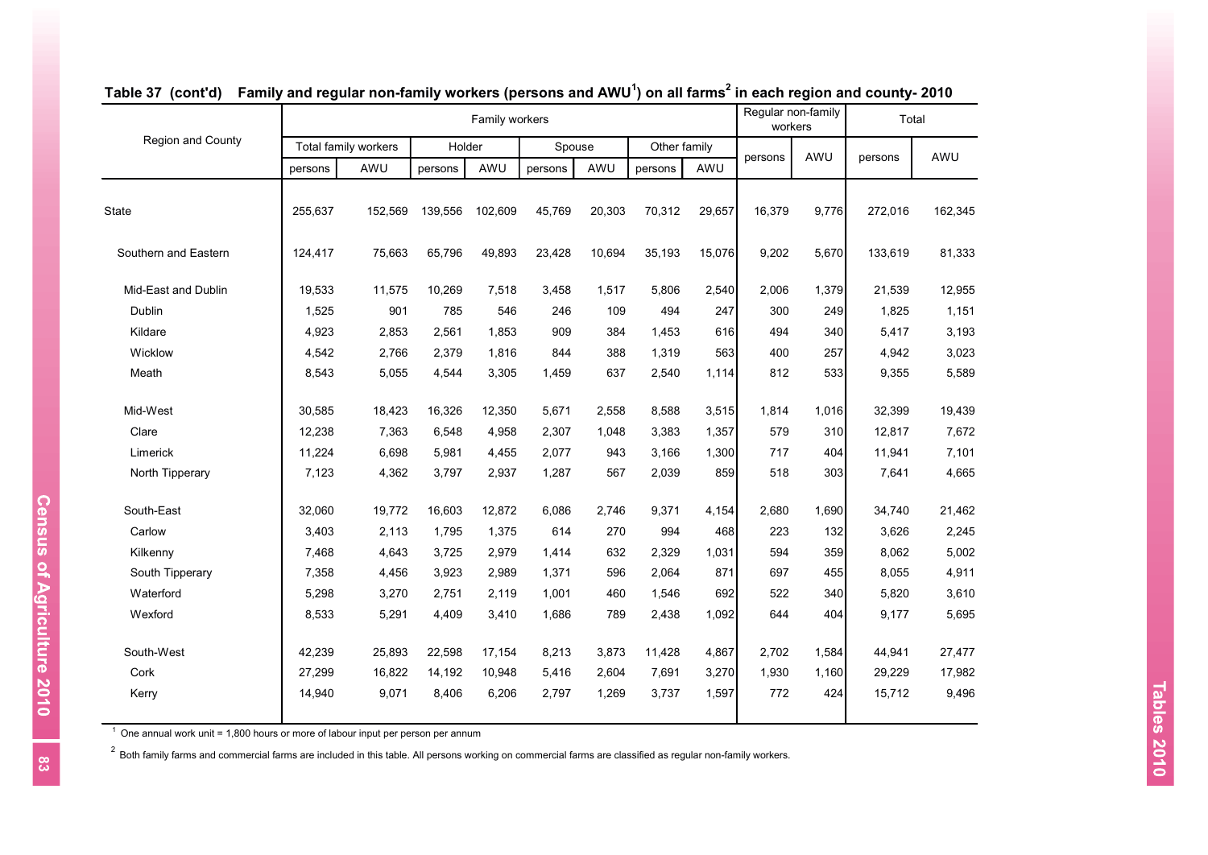## Table 37 (cont'd) Family and regular non-family workers (persons and AWU[1]) on all farms[2] in each region and county- 2010

| Region and County | Family workers | | | | | | | | Regular non-family workers | | Total | |
|---|---|---|---|---|---|---|---|---|---|---|---|---|
| | Total family workers | | Holder | | Spouse | | Other family | | | | | |
| | persons | AWU | persons | AWU | persons | AWU | persons | AWU | persons | AWU | persons | AWU |
| State | 255,637 | 152,569 | 139,556 | 102,609 | 45,769 | 20,303 | 70,312 | 29,657 | 16,379 | 9,776 | 272,016 | 162,345 |
| Southern and Eastern | 124,417 | 75,663 | 65,796 | 49,893 | 23,428 | 10,694 | 35,193 | 15,076 | 9,202 | 5,670 | 133,619 | 81,333 |
| Mid-East and Dublin | 19,533 | 11,575 | 10,269 | 7,518 | 3,458 | 1,517 | 5,806 | 2,540 | 2,006 | 1,379 | 21,539 | 12,955 |
| Dublin | 1,525 | 901 | 785 | 546 | 246 | 109 | 494 | 247 | 300 | 249 | 1,825 | 1,151 |
| Kildare | 4,923 | 2,853 | 2,561 | 1,853 | 909 | 384 | 1,453 | 616 | 494 | 340 | 5,417 | 3,193 |
| Wicklow | 4,542 | 2,766 | 2,379 | 1,816 | 844 | 388 | 1,319 | 563 | 400 | 257 | 4,942 | 3,023 |
| Meath | 8,543 | 5,055 | 4,544 | 3,305 | 1,459 | 637 | 2,540 | 1,114 | 812 | 533 | 9,355 | 5,589 |
| Mid-West | 30,585 | 18,423 | 16,326 | 12,350 | 5,671 | 2,558 | 8,588 | 3,515 | 1,814 | 1,016 | 32,399 | 19,439 |
| Clare | 12,238 | 7,363 | 6,548 | 4,958 | 2,307 | 1,048 | 3,383 | 1,357 | 579 | 310 | 12,817 | 7,672 |
| Limerick | 11,224 | 6,698 | 5,981 | 4,455 | 2,077 | 943 | 3,166 | 1,300 | 717 | 404 | 11,941 | 7,101 |
| North Tipperary | 7,123 | 4,362 | 3,797 | 2,937 | 1,287 | 567 | 2,039 | 859 | 518 | 303 | 7,641 | 4,665 |
| South-East | 32,060 | 19,772 | 16,603 | 12,872 | 6,086 | 2,746 | 9,371 | 4,154 | 2,680 | 1,690 | 34,740 | 21,462 |
| Carlow | 3,403 | 2,113 | 1,795 | 1,375 | 614 | 270 | 994 | 468 | 223 | 132 | 3,626 | 2,245 |
| Kilkenny | 7,468 | 4,643 | 3,725 | 2,979 | 1,414 | 632 | 2,329 | 1,031 | 594 | 359 | 8,062 | 5,002 |
| South Tipperary | 7,358 | 4,456 | 3,923 | 2,989 | 1,371 | 596 | 2,064 | 871 | 697 | 455 | 8,055 | 4,911 |
| Waterford | 5,298 | 3,270 | 2,751 | 2,119 | 1,001 | 460 | 1,546 | 692 | 522 | 340 | 5,820 | 3,610 |
| Wexford | 8,533 | 5,291 | 4,409 | 3,410 | 1,686 | 789 | 2,438 | 1,092 | 644 | 404 | 9,177 | 5,695 |
| South-West | 42,239 | 25,893 | 22,598 | 17,154 | 8,213 | 3,873 | 11,428 | 4,867 | 2,702 | 1,584 | 44,941 | 27,477 |
| Cork | 27,299 | 16,822 | 14,192 | 10,948 | 5,416 | 2,604 | 7,691 | 3,270 | 1,930 | 1,160 | 29,229 | 17,982 |
| Kerry | 14,940 | 9,071 | 8,406 | 6,206 | 2,797 | 1,269 | 3,737 | 1,597 | 772 | 424 | 15,712 | 9,496 |

[1] One annual work unit = 1,800 hours or more of labour input per person per annum

[2] Both family farms and commercial farms are included in this table. All persons working on commercial farms are classified as regular non-family workers.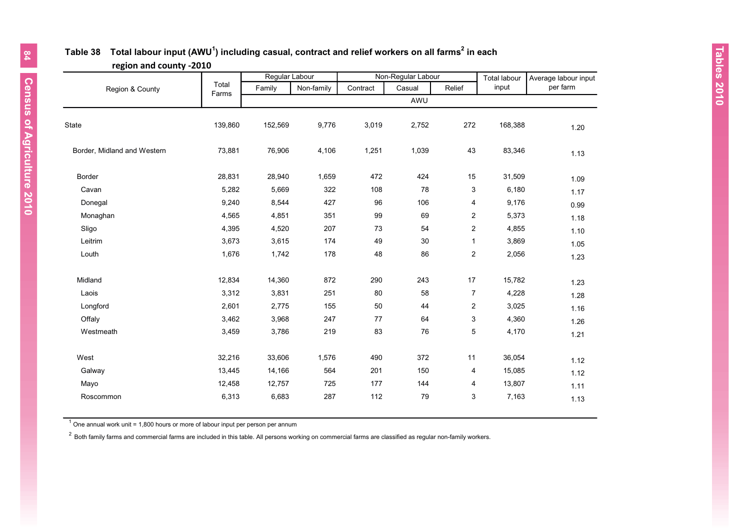## Table 38 Total labour input (AWU[1]) including casual, contract and relief workers on all farms[2] in each region and county -2010

| Region & County | Total Farms | Regular Labour | | Non-Regular Labour | | | Total labour input | Average labour input per farm |
|---|---|---|---|---|---|---|---|---|
| | | Family | Non-family | Contract | Casual | Relief | | |
| | | AWU | | | | | | |
| State | 139,860 | 152,569 | 9,776 | 3,019 | 2,752 | 272 | 168,388 | 1.20 |
| Border, Midland and Western | 73,881 | 76,906 | 4,106 | 1,251 | 1,039 | 43 | 83,346 | 1.13 |
| Border | 28,831 | 28,940 | 1,659 | 472 | 424 | 15 | 31,509 | 1.09 |
| Cavan | 5,282 | 5,669 | 322 | 108 | 78 | 3 | 6,180 | 1.17 |
| Donegal | 9,240 | 8,544 | 427 | 96 | 106 | 4 | 9,176 | 0.99 |
| Monaghan | 4,565 | 4,851 | 351 | 99 | 69 | 2 | 5,373 | 1.18 |
| Sligo | 4,395 | 4,520 | 207 | 73 | 54 | 2 | 4,855 | 1.10 |
| Leitrim | 3,673 | 3,615 | 174 | 49 | 30 | 1 | 3,869 | 1.05 |
| Louth | 1,676 | 1,742 | 178 | 48 | 86 | 2 | 2,056 | 1.23 |
| Midland | 12,834 | 14,360 | 872 | 290 | 243 | 17 | 15,782 | 1.23 |
| Laois | 3,312 | 3,831 | 251 | 80 | 58 | 7 | 4,228 | 1.28 |
| Longford | 2,601 | 2,775 | 155 | 50 | 44 | 2 | 3,025 | 1.16 |
| Offaly | 3,462 | 3,968 | 247 | 77 | 64 | 3 | 4,360 | 1.26 |
| Westmeath | 3,459 | 3,786 | 219 | 83 | 76 | 5 | 4,170 | 1.21 |
| West | 32,216 | 33,606 | 1,576 | 490 | 372 | 11 | 36,054 | 1.12 |
| Galway | 13,445 | 14,166 | 564 | 201 | 150 | 4 | 15,085 | 1.12 |
| Mayo | 12,458 | 12,757 | 725 | 177 | 144 | 4 | 13,807 | 1.11 |
| Roscommon | 6,313 | 6,683 | 287 | 112 | 79 | 3 | 7,163 | 1.13 |

[1] One annual work unit = 1,800 hours or more of labour input per person per annum

[2] Both family farms and commercial farms are included in this table. All persons working on commercial farms are classified as regular non-family workers.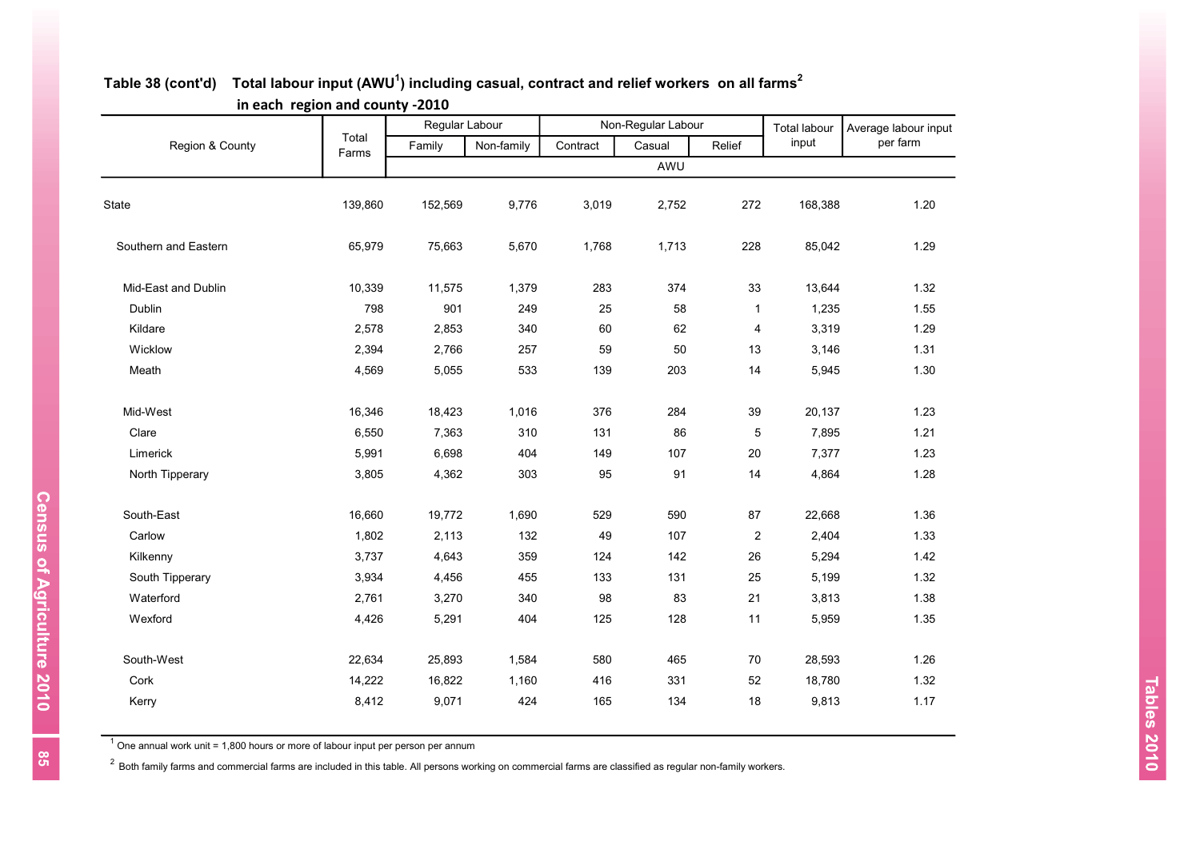**Table 38 (cont'd) Total labour input (AWU[1]) including casual, contract and relief workers on all farms[2] in each region and county -2010**

| Region & County | Total Farms | Regular Labour | | Non-Regular Labour | | | Total labour input | Average labour input per farm |
|---|---|---|---|---|---|---|---|---|
| | | Family | Non-family | Contract | Casual | Relief | | |
| | | AWU | | | | | | |
| State | 139,860 | 152,569 | 9,776 | 3,019 | 2,752 | 272 | 168,388 | 1.20 |
| Southern and Eastern | 65,979 | 75,663 | 5,670 | 1,768 | 1,713 | 228 | 85,042 | 1.29 |
| Mid-East and Dublin | 10,339 | 11,575 | 1,379 | 283 | 374 | 33 | 13,644 | 1.32 |
| Dublin | 798 | 901 | 249 | 25 | 58 | 1 | 1,235 | 1.55 |
| Kildare | 2,578 | 2,853 | 340 | 60 | 62 | 4 | 3,319 | 1.29 |
| Wicklow | 2,394 | 2,766 | 257 | 59 | 50 | 13 | 3,146 | 1.31 |
| Meath | 4,569 | 5,055 | 533 | 139 | 203 | 14 | 5,945 | 1.30 |
| Mid-West | 16,346 | 18,423 | 1,016 | 376 | 284 | 39 | 20,137 | 1.23 |
| Clare | 6,550 | 7,363 | 310 | 131 | 86 | 5 | 7,895 | 1.21 |
| Limerick | 5,991 | 6,698 | 404 | 149 | 107 | 20 | 7,377 | 1.23 |
| North Tipperary | 3,805 | 4,362 | 303 | 95 | 91 | 14 | 4,864 | 1.28 |
| South-East | 16,660 | 19,772 | 1,690 | 529 | 590 | 87 | 22,668 | 1.36 |
| Carlow | 1,802 | 2,113 | 132 | 49 | 107 | 2 | 2,404 | 1.33 |
| Kilkenny | 3,737 | 4,643 | 359 | 124 | 142 | 26 | 5,294 | 1.42 |
| South Tipperary | 3,934 | 4,456 | 455 | 133 | 131 | 25 | 5,199 | 1.32 |
| Waterford | 2,761 | 3,270 | 340 | 98 | 83 | 21 | 3,813 | 1.38 |
| Wexford | 4,426 | 5,291 | 404 | 125 | 128 | 11 | 5,959 | 1.35 |
| South-West | 22,634 | 25,893 | 1,584 | 580 | 465 | 70 | 28,593 | 1.26 |
| Cork | 14,222 | 16,822 | 1,160 | 416 | 331 | 52 | 18,780 | 1.32 |
| Kerry | 8,412 | 9,071 | 424 | 165 | 134 | 18 | 9,813 | 1.17 |

[1] One annual work unit = 1,800 hours or more of labour input per person per annum

[2] Both family farms and commercial farms are included in this table. All persons working on commercial farms are classified as regular non-family workers.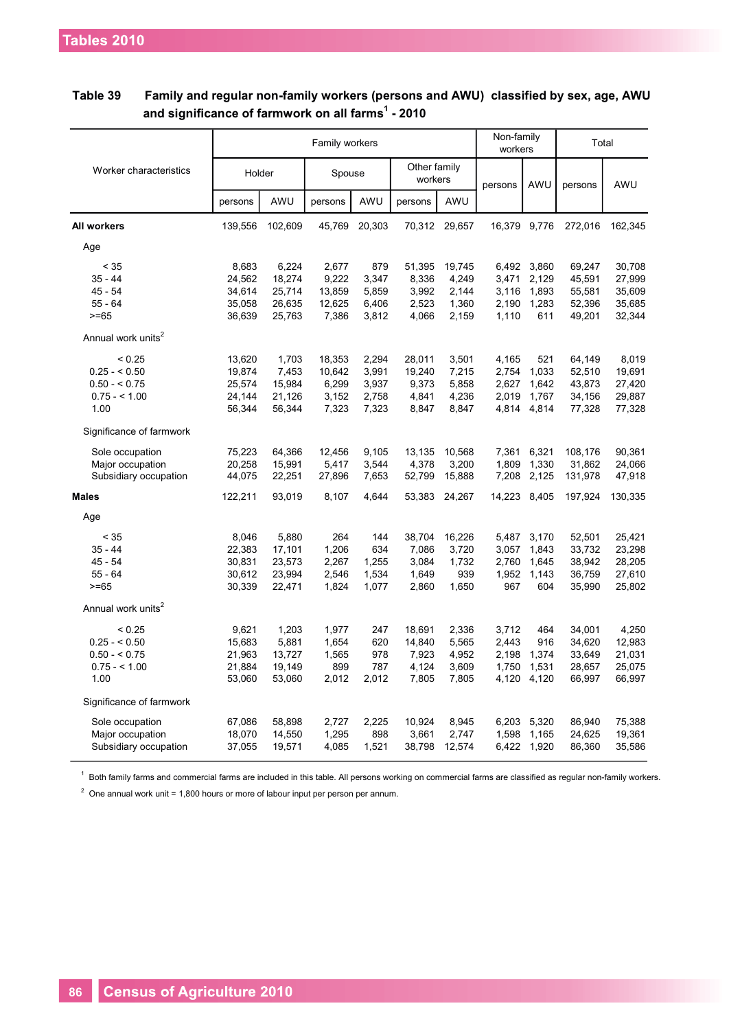**Table 39 Family and regular non-family workers (persons and AWU) classified by sex, age, AWU and significance of farmwork on all farms[1] - 2010**

| Worker characteristics | Family workers | | | | | | Non-family workers | | Total | |
|---|---|---|---|---|---|---|---|---|---|---|
| | Holder | | Spouse | | Other family workers | | | | | |
| | persons | AWU | persons | AWU | persons | AWU | persons | AWU | persons | AWU |
| **All workers** | 139,556 | 102,609 | 45,769 | 20,303 | 70,312 | 29,657 | 16,379 | 9,776 | 272,016 | 162,345 |
| Age | | | | | | | | | | |
| < 35 | 8,683 | 6,224 | 2,677 | 879 | 51,395 | 19,745 | 6,492 | 3,860 | 69,247 | 30,708 |
| 35 - 44 | 24,562 | 18,274 | 9,222 | 3,347 | 8,336 | 4,249 | 3,471 | 2,129 | 45,591 | 27,999 |
| 45 - 54 | 34,614 | 25,714 | 13,859 | 5,859 | 3,992 | 2,144 | 3,116 | 1,893 | 55,581 | 35,609 |
| 55 - 64 | 35,058 | 26,635 | 12,625 | 6,406 | 2,523 | 1,360 | 2,190 | 1,283 | 52,396 | 35,685 |
| >=65 | 36,639 | 25,763 | 7,386 | 3,812 | 4,066 | 2,159 | 1,110 | 611 | 49,201 | 32,344 |
| Annual work units[2] | | | | | | | | | | |
| < 0.25 | 13,620 | 1,703 | 18,353 | 2,294 | 28,011 | 3,501 | 4,165 | 521 | 64,149 | 8,019 |
| 0.25 - < 0.50 | 19,874 | 7,453 | 10,642 | 3,991 | 19,240 | 7,215 | 2,754 | 1,033 | 52,510 | 19,691 |
| 0.50 - < 0.75 | 25,574 | 15,984 | 6,299 | 3,937 | 9,373 | 5,858 | 2,627 | 1,642 | 43,873 | 27,420 |
| 0.75 - < 1.00 | 24,144 | 21,126 | 3,152 | 2,758 | 4,841 | 4,236 | 2,019 | 1,767 | 34,156 | 29,887 |
| 1.00 | 56,344 | 56,344 | 7,323 | 7,323 | 8,847 | 8,847 | 4,814 | 4,814 | 77,328 | 77,328 |
| Significance of farmwork | | | | | | | | | | |
| Sole occupation | 75,223 | 64,366 | 12,456 | 9,105 | 13,135 | 10,568 | 7,361 | 6,321 | 108,176 | 90,361 |
| Major occupation | 20,258 | 15,991 | 5,417 | 3,544 | 4,378 | 3,200 | 1,809 | 1,330 | 31,862 | 24,066 |
| Subsidiary occupation | 44,075 | 22,251 | 27,896 | 7,653 | 52,799 | 15,888 | 7,208 | 2,125 | 131,978 | 47,918 |
| **Males** | 122,211 | 93,019 | 8,107 | 4,644 | 53,383 | 24,267 | 14,223 | 8,405 | 197,924 | 130,335 |
| Age | | | | | | | | | | |
| < 35 | 8,046 | 5,880 | 264 | 144 | 38,704 | 16,226 | 5,487 | 3,170 | 52,501 | 25,421 |
| 35 - 44 | 22,383 | 17,101 | 1,206 | 634 | 7,086 | 3,720 | 3,057 | 1,843 | 33,732 | 23,298 |
| 45 - 54 | 30,831 | 23,573 | 2,267 | 1,255 | 3,084 | 1,732 | 2,760 | 1,645 | 38,942 | 28,205 |
| 55 - 64 | 30,612 | 23,994 | 2,546 | 1,534 | 1,649 | 939 | 1,952 | 1,143 | 36,759 | 27,610 |
| >=65 | 30,339 | 22,471 | 1,824 | 1,077 | 2,860 | 1,650 | 967 | 604 | 35,990 | 25,802 |
| Annual work units[2] | | | | | | | | | | |
| < 0.25 | 9,621 | 1,203 | 1,977 | 247 | 18,691 | 2,336 | 3,712 | 464 | 34,001 | 4,250 |
| 0.25 - < 0.50 | 15,683 | 5,881 | 1,654 | 620 | 14,840 | 5,565 | 2,443 | 916 | 34,620 | 12,983 |
| 0.50 - < 0.75 | 21,963 | 13,727 | 1,565 | 978 | 7,923 | 4,952 | 2,198 | 1,374 | 33,649 | 21,031 |
| 0.75 - < 1.00 | 21,884 | 19,149 | 899 | 787 | 4,124 | 3,609 | 1,750 | 1,531 | 28,657 | 25,075 |
| 1.00 | 53,060 | 53,060 | 2,012 | 2,012 | 7,805 | 7,805 | 4,120 | 4,120 | 66,997 | 66,997 |
| Significance of farmwork | | | | | | | | | | |
| Sole occupation | 67,086 | 58,898 | 2,727 | 2,225 | 10,924 | 8,945 | 6,203 | 5,320 | 86,940 | 75,388 |
| Major occupation | 18,070 | 14,550 | 1,295 | 898 | 3,661 | 2,747 | 1,598 | 1,165 | 24,625 | 19,361 |
| Subsidiary occupation | 37,055 | 19,571 | 4,085 | 1,521 | 38,798 | 12,574 | 6,422 | 1,920 | 86,360 | 35,586 |

[1] Both family farms and commercial farms are included in this table. All persons working on commercial farms are classified as regular non-family workers.

[2] One annual work unit = 1,800 hours or more of labour input per person per annum.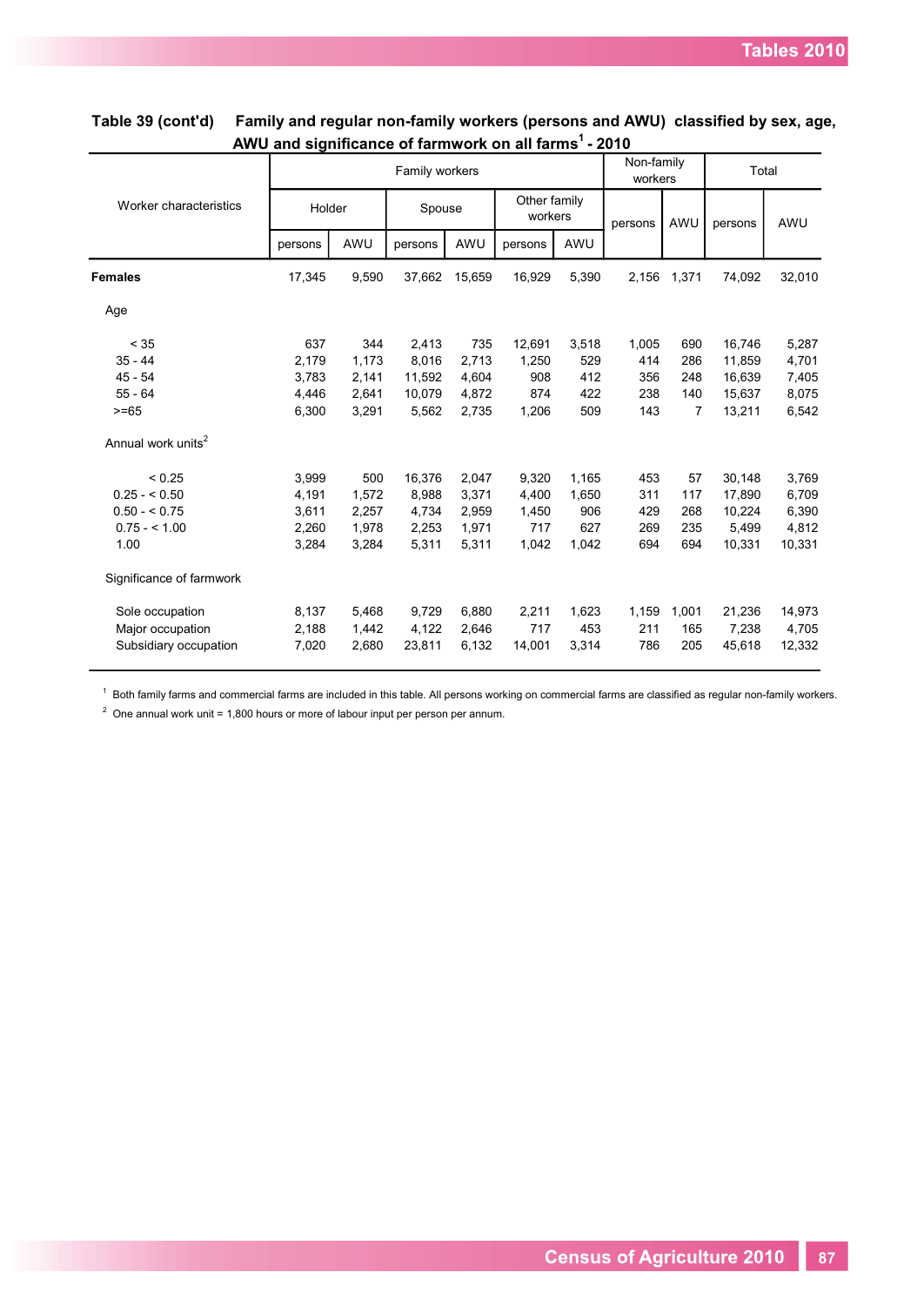**Table 39 (cont'd) Family and regular non-family workers (persons and AWU) classified by sex, age, AWU and significance of farmwork on all farms[1] - 2010**

| Worker characteristics | Family workers | | | | | | Non-family workers | | Total | |
|---|---|---|---|---|---|---|---|---|---|---|
| | Holder | | Spouse | | Other family workers | | persons | AWU | persons | AWU |
| | persons | AWU | persons | AWU | persons | AWU | | | | |
| **Females** | 17,345 | 9,590 | 37,662 | 15,659 | 16,929 | 5,390 | 2,156 | 1,371 | 74,092 | 32,010 |
| Age | | | | | | | | | | |
| < 35 | 637 | 344 | 2,413 | 735 | 12,691 | 3,518 | 1,005 | 690 | 16,746 | 5,287 |
| 35 - 44 | 2,179 | 1,173 | 8,016 | 2,713 | 1,250 | 529 | 414 | 286 | 11,859 | 4,701 |
| 45 - 54 | 3,783 | 2,141 | 11,592 | 4,604 | 908 | 412 | 356 | 248 | 16,639 | 7,405 |
| 55 - 64 | 4,446 | 2,641 | 10,079 | 4,872 | 874 | 422 | 238 | 140 | 15,637 | 8,075 |
| >=65 | 6,300 | 3,291 | 5,562 | 2,735 | 1,206 | 509 | 143 | 7 | 13,211 | 6,542 |
| Annual work units[2] | | | | | | | | | | |
| < 0.25 | 3,999 | 500 | 16,376 | 2,047 | 9,320 | 1,165 | 453 | 57 | 30,148 | 3,769 |
| 0.25 - < 0.50 | 4,191 | 1,572 | 8,988 | 3,371 | 4,400 | 1,650 | 311 | 117 | 17,890 | 6,709 |
| 0.50 - < 0.75 | 3,611 | 2,257 | 4,734 | 2,959 | 1,450 | 906 | 429 | 268 | 10,224 | 6,390 |
| 0.75 - < 1.00 | 2,260 | 1,978 | 2,253 | 1,971 | 717 | 627 | 269 | 235 | 5,499 | 4,812 |
| 1.00 | 3,284 | 3,284 | 5,311 | 5,311 | 1,042 | 1,042 | 694 | 694 | 10,331 | 10,331 |
| Significance of farmwork | | | | | | | | | | |
| Sole occupation | 8,137 | 5,468 | 9,729 | 6,880 | 2,211 | 1,623 | 1,159 | 1,001 | 21,236 | 14,973 |
| Major occupation | 2,188 | 1,442 | 4,122 | 2,646 | 717 | 453 | 211 | 165 | 7,238 | 4,705 |
| Subsidiary occupation | 7,020 | 2,680 | 23,811 | 6,132 | 14,001 | 3,314 | 786 | 205 | 45,618 | 12,332 |

[1] Both family farms and commercial farms are included in this table. All persons working on commercial farms are classified as regular non-family workers.

[2] One annual work unit = 1,800 hours or more of labour input per person per annum.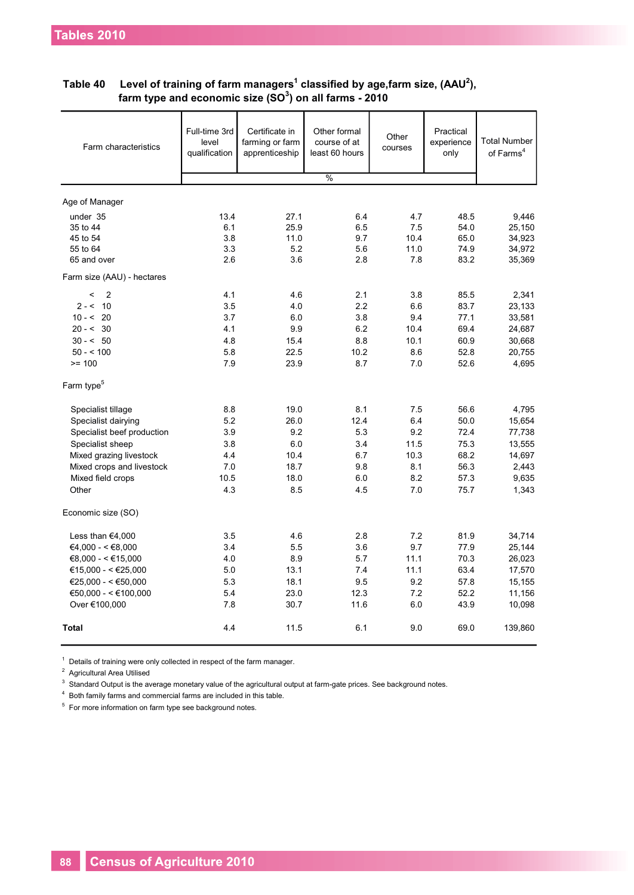**Table 40 Level of training of farm managers[1] classified by age, farm size, (AAU[2]), farm type and economic size (SO[3]) on all farms - 2010**

| Farm characteristics | Full-time 3rd level qualification | Certificate in farming or farm apprenticeship | Other formal course of at least 60 hours | Other courses | Practical experience only | Total Number of Farms[4] |
|---|---|---|---|---|---|---|
| | % | | | | | |
| **Age of Manager** | | | | | | |
| under 35 | 13.4 | 27.1 | 6.4 | 4.7 | 48.5 | 9,446 |
| 35 to 44 | 6.1 | 25.9 | 6.5 | 7.5 | 54.0 | 25,150 |
| 45 to 54 | 3.8 | 11.0 | 9.7 | 10.4 | 65.0 | 34,923 |
| 55 to 64 | 3.3 | 5.2 | 5.6 | 11.0 | 74.9 | 34,972 |
| 65 and over | 2.6 | 3.6 | 2.8 | 7.8 | 83.2 | 35,369 |
| **Farm size (AAU) - hectares** | | | | | | |
| < 2 | 4.1 | 4.6 | 2.1 | 3.8 | 85.5 | 2,341 |
| 2 - < 10 | 3.5 | 4.0 | 2.2 | 6.6 | 83.7 | 23,133 |
| 10 - < 20 | 3.7 | 6.0 | 3.8 | 9.4 | 77.1 | 33,581 |
| 20 - < 30 | 4.1 | 9.9 | 6.2 | 10.4 | 69.4 | 24,687 |
| 30 - < 50 | 4.8 | 15.4 | 8.8 | 10.1 | 60.9 | 30,668 |
| 50 - < 100 | 5.8 | 22.5 | 10.2 | 8.6 | 52.8 | 20,755 |
| >= 100 | 7.9 | 23.9 | 8.7 | 7.0 | 52.6 | 4,695 |
| **Farm type[5]** | | | | | | |
| Specialist tillage | 8.8 | 19.0 | 8.1 | 7.5 | 56.6 | 4,795 |
| Specialist dairying | 5.2 | 26.0 | 12.4 | 6.4 | 50.0 | 15,654 |
| Specialist beef production | 3.9 | 9.2 | 5.3 | 9.2 | 72.4 | 77,738 |
| Specialist sheep | 3.8 | 6.0 | 3.4 | 11.5 | 75.3 | 13,555 |
| Mixed grazing livestock | 4.4 | 10.4 | 6.7 | 10.3 | 68.2 | 14,697 |
| Mixed crops and livestock | 7.0 | 18.7 | 9.8 | 8.1 | 56.3 | 2,443 |
| Mixed field crops | 10.5 | 18.0 | 6.0 | 8.2 | 57.3 | 9,635 |
| Other | 4.3 | 8.5 | 4.5 | 7.0 | 75.7 | 1,343 |
| **Economic size (SO)** | | | | | | |
| Less than €4,000 | 3.5 | 4.6 | 2.8 | 7.2 | 81.9 | 34,714 |
| €4,000 - < €8,000 | 3.4 | 5.5 | 3.6 | 9.7 | 77.9 | 25,144 |
| €8,000 - < €15,000 | 4.0 | 8.9 | 5.7 | 11.1 | 70.3 | 26,023 |
| €15,000 - < €25,000 | 5.0 | 13.1 | 7.4 | 11.1 | 63.4 | 17,570 |
| €25,000 - < €50,000 | 5.3 | 18.1 | 9.5 | 9.2 | 57.8 | 15,155 |
| €50,000 - < €100,000 | 5.4 | 23.0 | 12.3 | 7.2 | 52.2 | 11,156 |
| Over €100,000 | 7.8 | 30.7 | 11.6 | 6.0 | 43.9 | 10,098 |
| **Total** | 4.4 | 11.5 | 6.1 | 9.0 | 69.0 | 139,860 |

[1] Details of training were only collected in respect of the farm manager.

[2] Agricultural Area Utilised

[3] Standard Output is the average monetary value of the agricultural output at farm-gate prices. See background notes.

[4] Both family farms and commercial farms are included in this table.

[5] For more information on farm type see background notes.